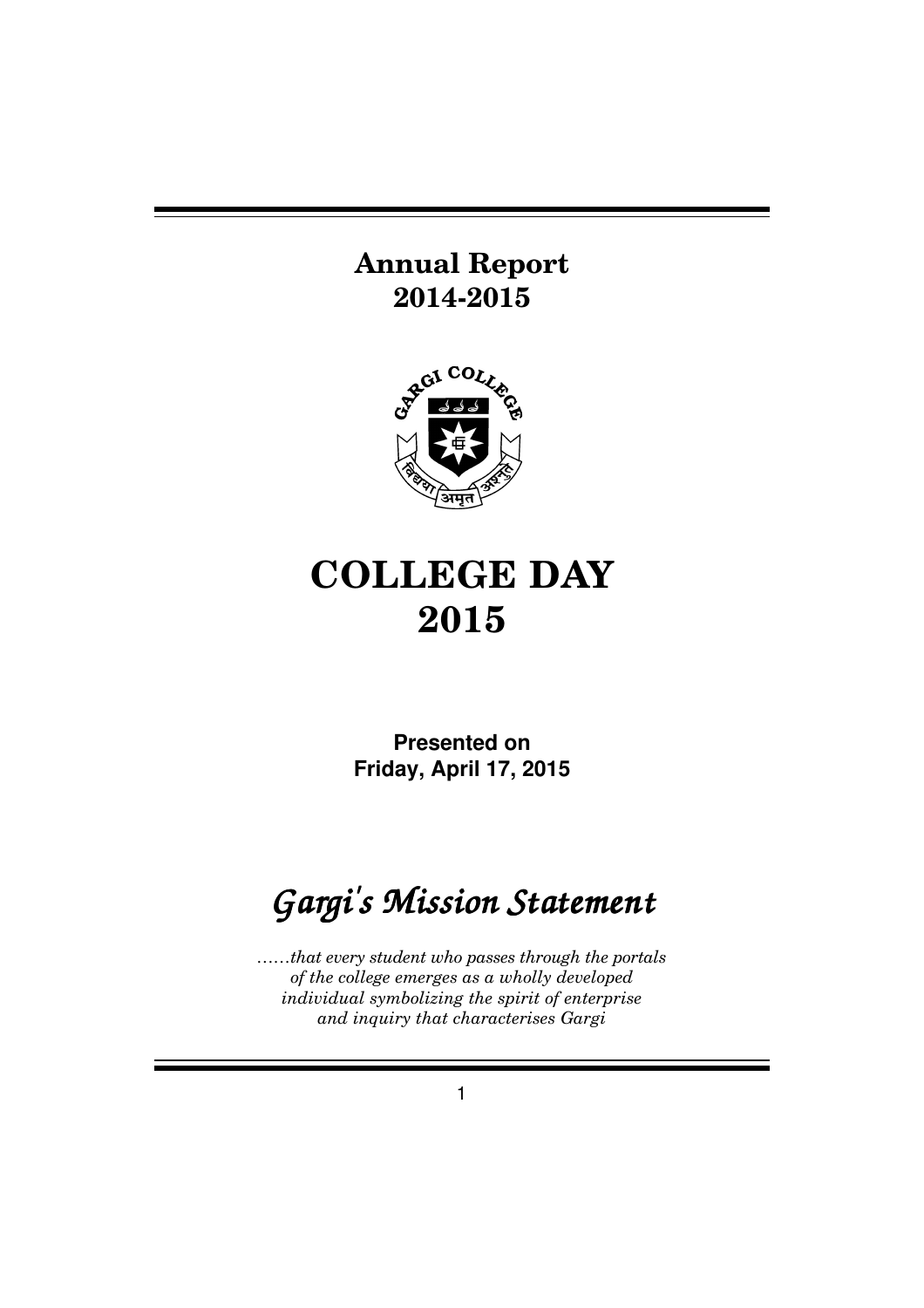# Annual Report 2014-2015

# COLLEGE DAY 2015

**Presented on**
**Friday, April 17, 2015**

## *Gargi's Mission Statement*

*......that every student who passes through the portals of the college emerges as a wholly developed individual symbolizing the spirit of enterprise and inquiry that characterises Gargi*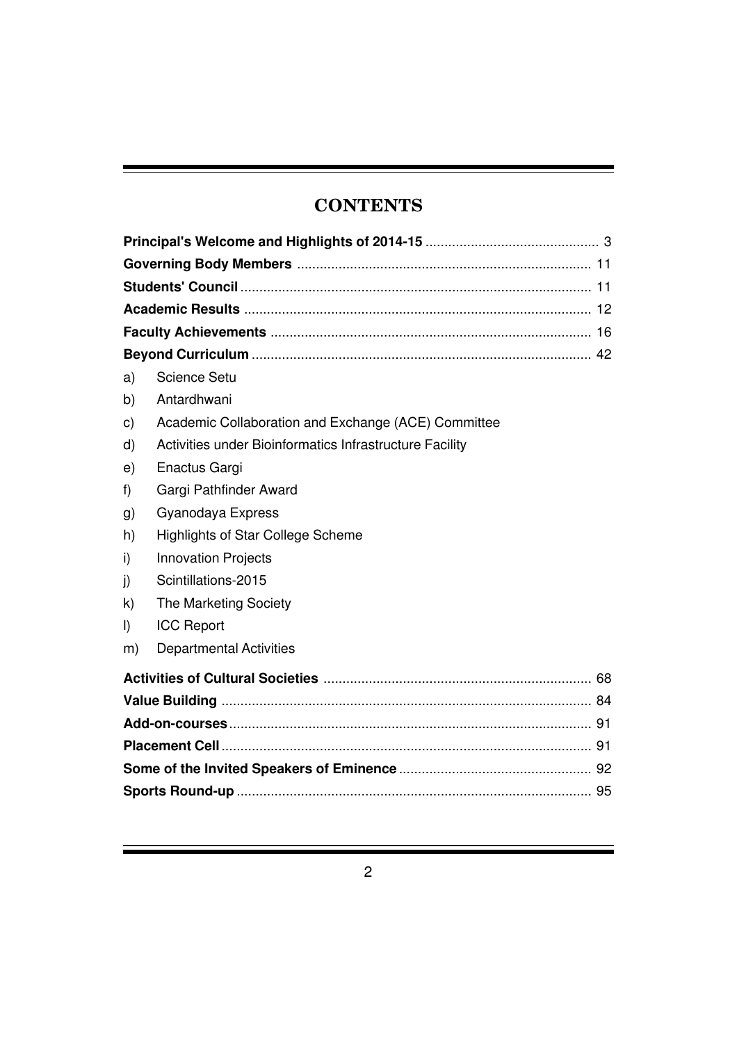# CONTENTS

**Principal's Welcome and Highlights of 2014-15** ............................................. 3

**Governing Body Members** ............................................................................ 11

**Students' Council** ........................................................................................... 11

**Academic Results** .......................................................................................... 12

**Faculty Achievements** .................................................................................. 16

**Beyond Curriculum** ....................................................................................... 42

a) Science Setu
b) Antardhwani
c) Academic Collaboration and Exchange (ACE) Committee
d) Activities under Bioinformatics Infrastructure Facility
e) Enactus Gargi
f) Gargi Pathfinder Award
g) Gyanodaya Express
h) Highlights of Star College Scheme
i) Innovation Projects
j) Scintillations-2015
k) The Marketing Society
l) ICC Report
m) Departmental Activities

**Activities of Cultural Societies** ...................................................................... 68

**Value Building** ................................................................................................ 84

**Add-on-courses** .............................................................................................. 91

**Placement Cell** ................................................................................................ 91

**Some of the Invited Speakers of Eminence** .................................................. 92

**Sports Round-up** ............................................................................................ 95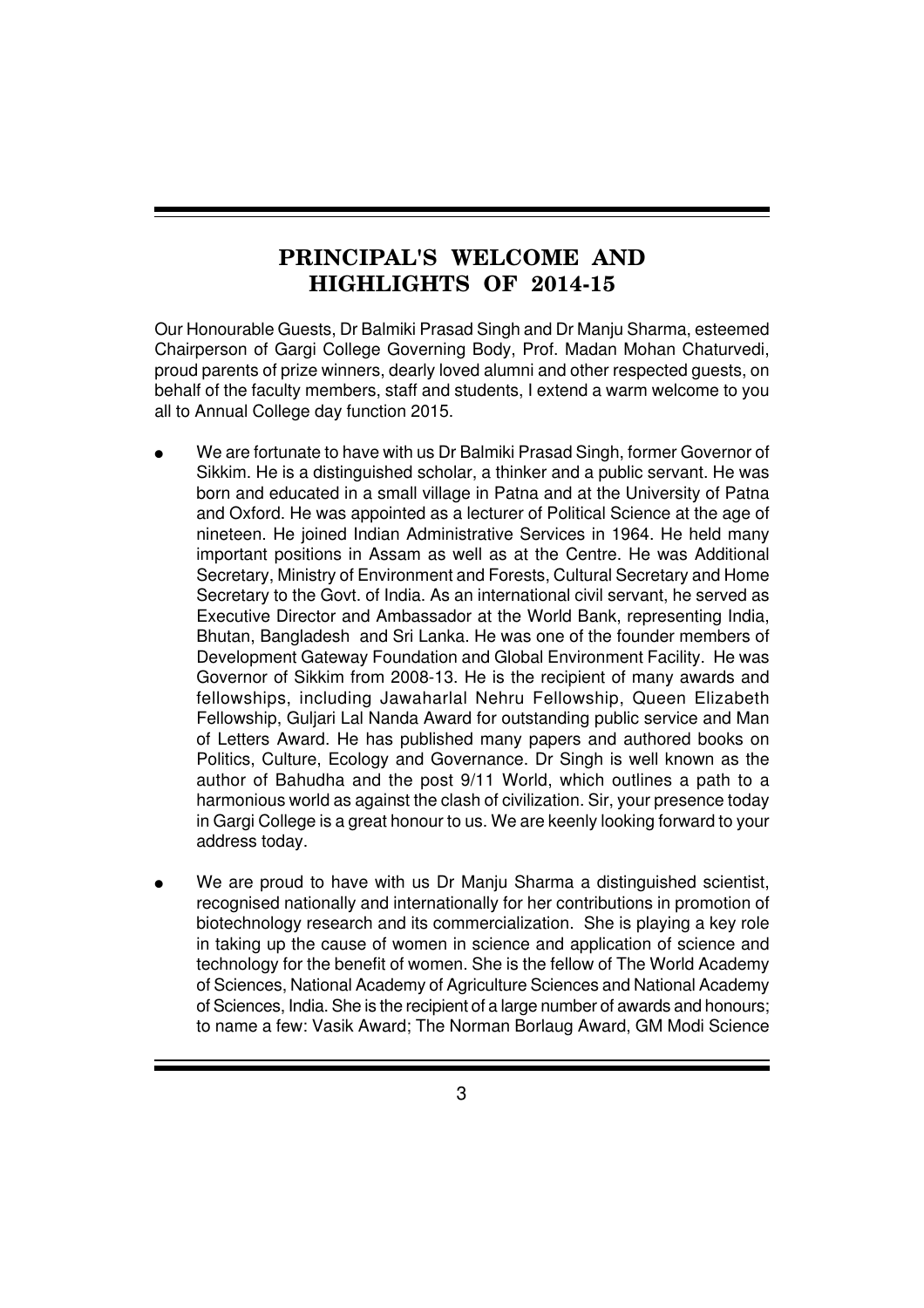# PRINCIPAL'S WELCOME AND HIGHLIGHTS OF 2014-15

Our Honourable Guests, Dr Balmiki Prasad Singh and Dr Manju Sharma, esteemed Chairperson of Gargi College Governing Body, Prof. Madan Mohan Chaturvedi, proud parents of prize winners, dearly loved alumni and other respected guests, on behalf of the faculty members, staff and students, I extend a warm welcome to you all to Annual College day function 2015.

- We are fortunate to have with us Dr Balmiki Prasad Singh, former Governor of Sikkim. He is a distinguished scholar, a thinker and a public servant. He was born and educated in a small village in Patna and at the University of Patna and Oxford. He was appointed as a lecturer of Political Science at the age of nineteen. He joined Indian Administrative Services in 1964. He held many important positions in Assam as well as at the Centre. He was Additional Secretary, Ministry of Environment and Forests, Cultural Secretary and Home Secretary to the Govt. of India. As an international civil servant, he served as Executive Director and Ambassador at the World Bank, representing India, Bhutan, Bangladesh and Sri Lanka. He was one of the founder members of Development Gateway Foundation and Global Environment Facility. He was Governor of Sikkim from 2008-13. He is the recipient of many awards and fellowships, including Jawaharlal Nehru Fellowship, Queen Elizabeth Fellowship, Guljari Lal Nanda Award for outstanding public service and Man of Letters Award. He has published many papers and authored books on Politics, Culture, Ecology and Governance. Dr Singh is well known as the author of Bahudha and the post 9/11 World, which outlines a path to a harmonious world as against the clash of civilization. Sir, your presence today in Gargi College is a great honour to us. We are keenly looking forward to your address today.

- We are proud to have with us Dr Manju Sharma a distinguished scientist, recognised nationally and internationally for her contributions in promotion of biotechnology research and its commercialization. She is playing a key role in taking up the cause of women in science and application of science and technology for the benefit of women. She is the fellow of The World Academy of Sciences, National Academy of Agriculture Sciences and National Academy of Sciences, India. She is the recipient of a large number of awards and honours; to name a few: Vasik Award; The Norman Borlaug Award, GM Modi Science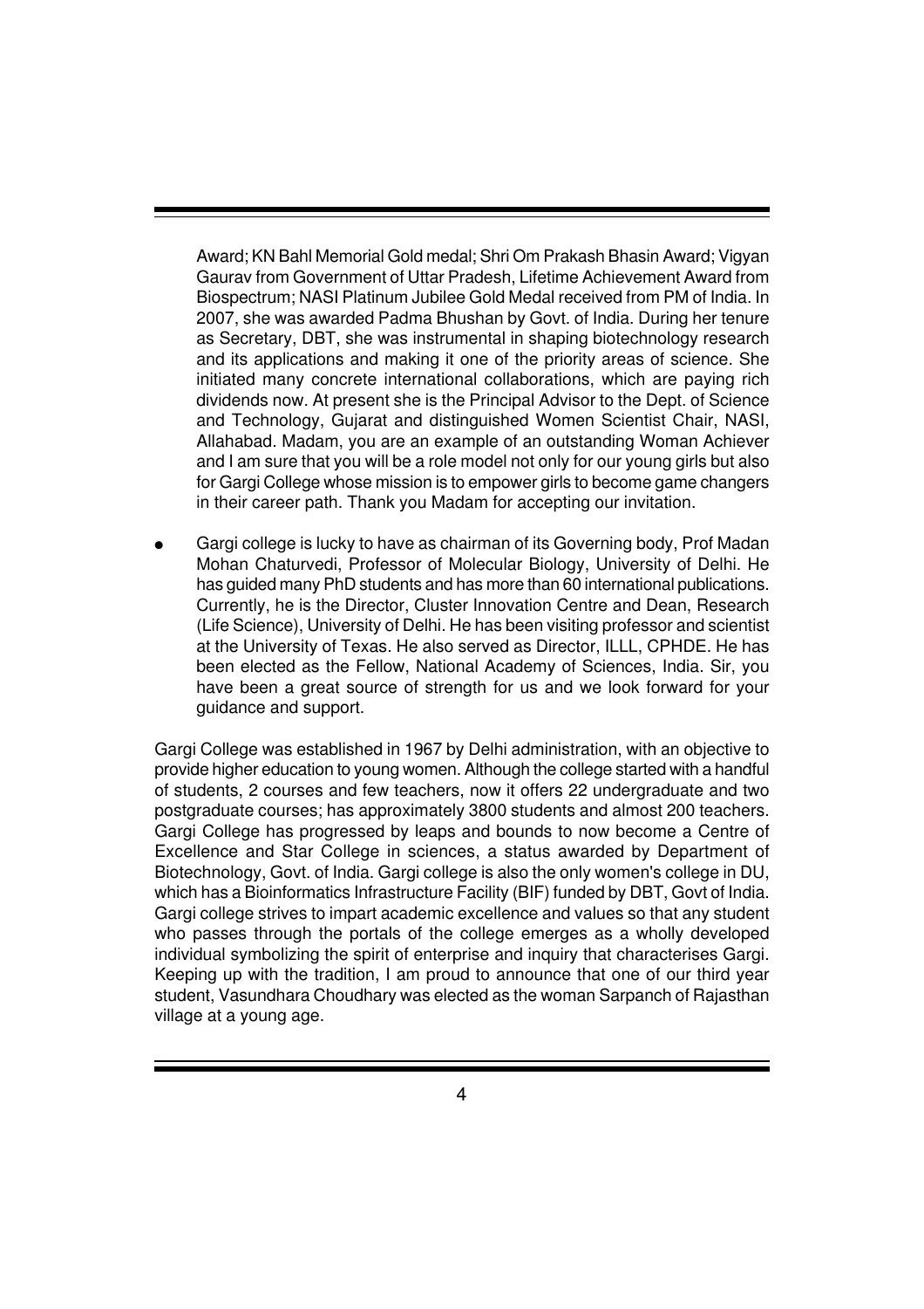Award; KN Bahl Memorial Gold medal; Shri Om Prakash Bhasin Award; Vigyan Gaurav from Government of Uttar Pradesh, Lifetime Achievement Award from Biospectrum; NASI Platinum Jubilee Gold Medal received from PM of India. In 2007, she was awarded Padma Bhushan by Govt. of India. During her tenure as Secretary, DBT, she was instrumental in shaping biotechnology research and its applications and making it one of the priority areas of science. She initiated many concrete international collaborations, which are paying rich dividends now. At present she is the Principal Advisor to the Dept. of Science and Technology, Gujarat and distinguished Women Scientist Chair, NASI, Allahabad. Madam, you are an example of an outstanding Woman Achiever and I am sure that you will be a role model not only for our young girls but also for Gargi College whose mission is to empower girls to become game changers in their career path. Thank you Madam for accepting our invitation.

- Gargi college is lucky to have as chairman of its Governing body, Prof Madan Mohan Chaturvedi, Professor of Molecular Biology, University of Delhi. He has guided many PhD students and has more than 60 international publications. Currently, he is the Director, Cluster Innovation Centre and Dean, Research (Life Science), University of Delhi. He has been visiting professor and scientist at the University of Texas. He also served as Director, ILLL, CPHDE. He has been elected as the Fellow, National Academy of Sciences, India. Sir, you have been a great source of strength for us and we look forward for your guidance and support.

Gargi College was established in 1967 by Delhi administration, with an objective to provide higher education to young women. Although the college started with a handful of students, 2 courses and few teachers, now it offers 22 undergraduate and two postgraduate courses; has approximately 3800 students and almost 200 teachers. Gargi College has progressed by leaps and bounds to now become a Centre of Excellence and Star College in sciences, a status awarded by Department of Biotechnology, Govt. of India. Gargi college is also the only women's college in DU, which has a Bioinformatics Infrastructure Facility (BIF) funded by DBT, Govt of India. Gargi college strives to impart academic excellence and values so that any student who passes through the portals of the college emerges as a wholly developed individual symbolizing the spirit of enterprise and inquiry that characterises Gargi. Keeping up with the tradition, I am proud to announce that one of our third year student, Vasundhara Choudhary was elected as the woman Sarpanch of Rajasthan village at a young age.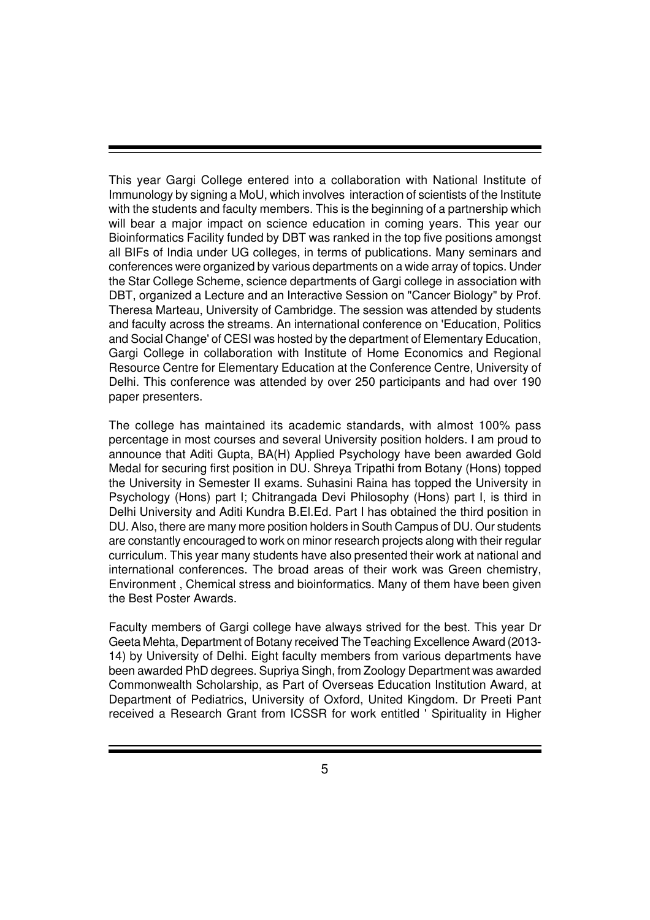This year Gargi College entered into a collaboration with National Institute of Immunology by signing a MoU, which involves interaction of scientists of the Institute with the students and faculty members. This is the beginning of a partnership which will bear a major impact on science education in coming years. This year our Bioinformatics Facility funded by DBT was ranked in the top five positions amongst all BIFs of India under UG colleges, in terms of publications. Many seminars and conferences were organized by various departments on a wide array of topics. Under the Star College Scheme, science departments of Gargi college in association with DBT, organized a Lecture and an Interactive Session on "Cancer Biology" by Prof. Theresa Marteau, University of Cambridge. The session was attended by students and faculty across the streams. An international conference on 'Education, Politics and Social Change' of CESI was hosted by the department of Elementary Education, Gargi College in collaboration with Institute of Home Economics and Regional Resource Centre for Elementary Education at the Conference Centre, University of Delhi. This conference was attended by over 250 participants and had over 190 paper presenters.

The college has maintained its academic standards, with almost 100% pass percentage in most courses and several University position holders. I am proud to announce that Aditi Gupta, BA(H) Applied Psychology have been awarded Gold Medal for securing first position in DU. Shreya Tripathi from Botany (Hons) topped the University in Semester II exams. Suhasini Raina has topped the University in Psychology (Hons) part I; Chitrangada Devi Philosophy (Hons) part I, is third in Delhi University and Aditi Kundra B.El.Ed. Part I has obtained the third position in DU. Also, there are many more position holders in South Campus of DU. Our students are constantly encouraged to work on minor research projects along with their regular curriculum. This year many students have also presented their work at national and international conferences. The broad areas of their work was Green chemistry, Environment , Chemical stress and bioinformatics. Many of them have been given the Best Poster Awards.

Faculty members of Gargi college have always strived for the best. This year Dr Geeta Mehta, Department of Botany received The Teaching Excellence Award (2013-14) by University of Delhi. Eight faculty members from various departments have been awarded PhD degrees. Supriya Singh, from Zoology Department was awarded Commonwealth Scholarship, as Part of Overseas Education Institution Award, at Department of Pediatrics, University of Oxford, United Kingdom. Dr Preeti Pant received a Research Grant from ICSSR for work entitled ' Spirituality in Higher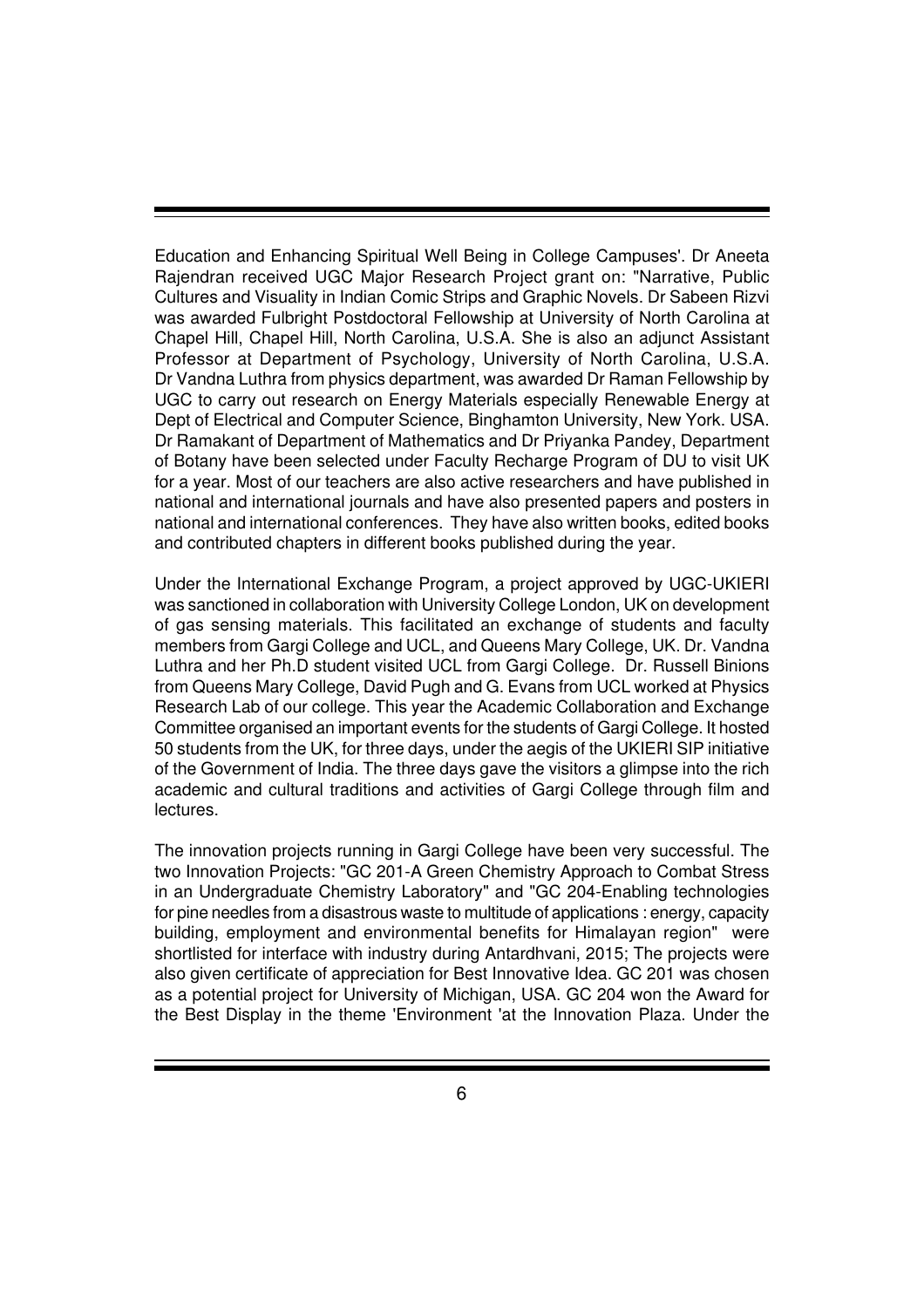Education and Enhancing Spiritual Well Being in College Campuses'. Dr Aneeta Rajendran received UGC Major Research Project grant on: "Narrative, Public Cultures and Visuality in Indian Comic Strips and Graphic Novels. Dr Sabeen Rizvi was awarded Fulbright Postdoctoral Fellowship at University of North Carolina at Chapel Hill, Chapel Hill, North Carolina, U.S.A. She is also an adjunct Assistant Professor at Department of Psychology, University of North Carolina, U.S.A. Dr Vandna Luthra from physics department, was awarded Dr Raman Fellowship by UGC to carry out research on Energy Materials especially Renewable Energy at Dept of Electrical and Computer Science, Binghamton University, New York. USA. Dr Ramakant of Department of Mathematics and Dr Priyanka Pandey, Department of Botany have been selected under Faculty Recharge Program of DU to visit UK for a year. Most of our teachers are also active researchers and have published in national and international journals and have also presented papers and posters in national and international conferences. They have also written books, edited books and contributed chapters in different books published during the year.

Under the International Exchange Program, a project approved by UGC-UKIERI was sanctioned in collaboration with University College London, UK on development of gas sensing materials. This facilitated an exchange of students and faculty members from Gargi College and UCL, and Queens Mary College, UK. Dr. Vandna Luthra and her Ph.D student visited UCL from Gargi College. Dr. Russell Binions from Queens Mary College, David Pugh and G. Evans from UCL worked at Physics Research Lab of our college. This year the Academic Collaboration and Exchange Committee organised an important events for the students of Gargi College. It hosted 50 students from the UK, for three days, under the aegis of the UKIERI SIP initiative of the Government of India. The three days gave the visitors a glimpse into the rich academic and cultural traditions and activities of Gargi College through film and lectures.

The innovation projects running in Gargi College have been very successful. The two Innovation Projects: "GC 201-A Green Chemistry Approach to Combat Stress in an Undergraduate Chemistry Laboratory" and "GC 204-Enabling technologies for pine needles from a disastrous waste to multitude of applications : energy, capacity building, employment and environmental benefits for Himalayan region" were shortlisted for interface with industry during Antardhvani, 2015; The projects were also given certificate of appreciation for Best Innovative Idea. GC 201 was chosen as a potential project for University of Michigan, USA. GC 204 won the Award for the Best Display in the theme 'Environment 'at the Innovation Plaza. Under the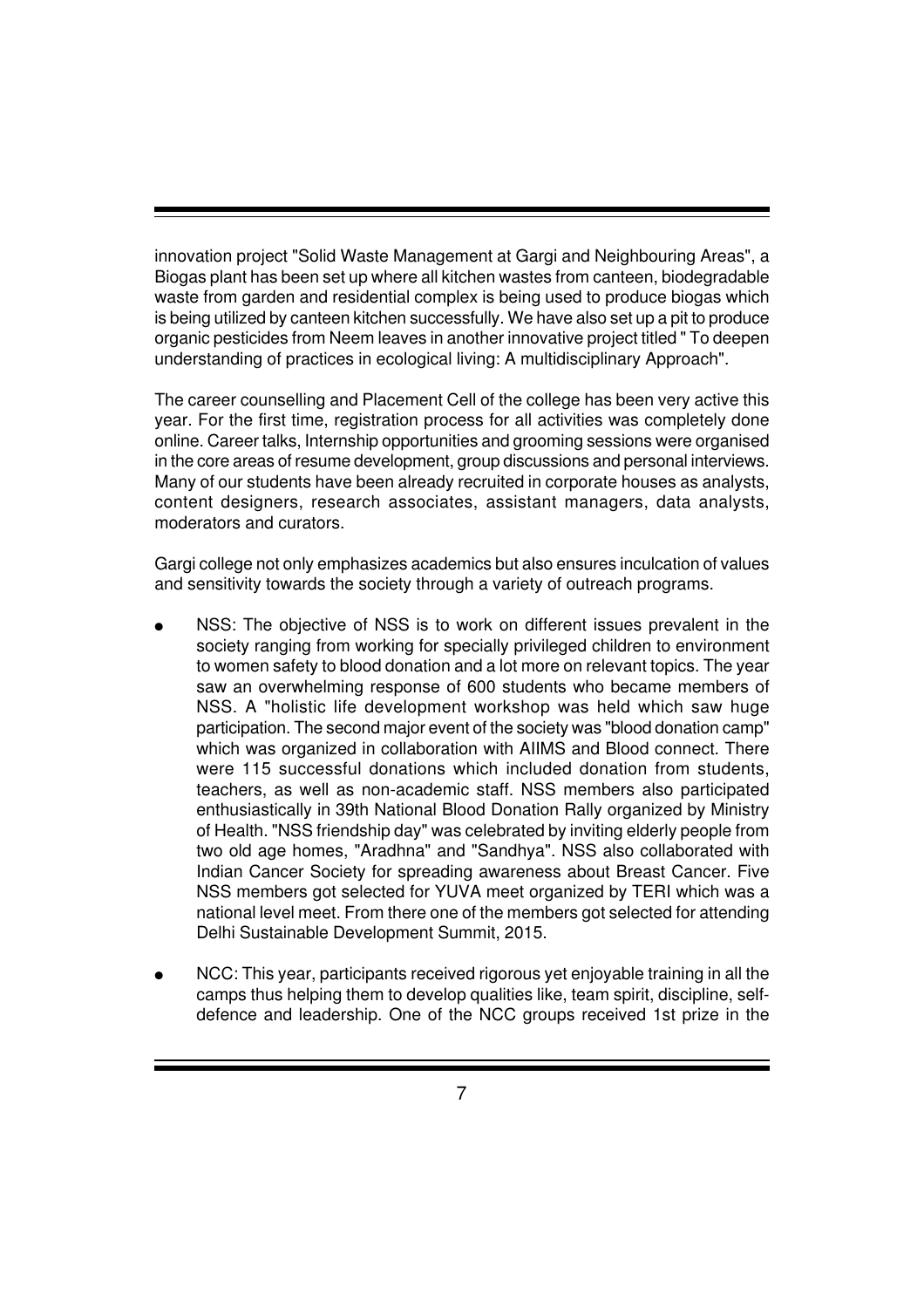innovation project "Solid Waste Management at Gargi and Neighbouring Areas", a Biogas plant has been set up where all kitchen wastes from canteen, biodegradable waste from garden and residential complex is being used to produce biogas which is being utilized by canteen kitchen successfully. We have also set up a pit to produce organic pesticides from Neem leaves in another innovative project titled " To deepen understanding of practices in ecological living: A multidisciplinary Approach".

The career counselling and Placement Cell of the college has been very active this year. For the first time, registration process for all activities was completely done online. Career talks, Internship opportunities and grooming sessions were organised in the core areas of resume development, group discussions and personal interviews. Many of our students have been already recruited in corporate houses as analysts, content designers, research associates, assistant managers, data analysts, moderators and curators.

Gargi college not only emphasizes academics but also ensures inculcation of values and sensitivity towards the society through a variety of outreach programs.

- NSS: The objective of NSS is to work on different issues prevalent in the society ranging from working for specially privileged children to environment to women safety to blood donation and a lot more on relevant topics. The year saw an overwhelming response of 600 students who became members of NSS. A "holistic life development workshop was held which saw huge participation. The second major event of the society was "blood donation camp" which was organized in collaboration with AIIMS and Blood connect. There were 115 successful donations which included donation from students, teachers, as well as non-academic staff. NSS members also participated enthusiastically in 39th National Blood Donation Rally organized by Ministry of Health. "NSS friendship day" was celebrated by inviting elderly people from two old age homes, "Aradhna" and "Sandhya". NSS also collaborated with Indian Cancer Society for spreading awareness about Breast Cancer. Five NSS members got selected for YUVA meet organized by TERI which was a national level meet. From there one of the members got selected for attending Delhi Sustainable Development Summit, 2015.

- NCC: This year, participants received rigorous yet enjoyable training in all the camps thus helping them to develop qualities like, team spirit, discipline, self-defence and leadership. One of the NCC groups received 1st prize in the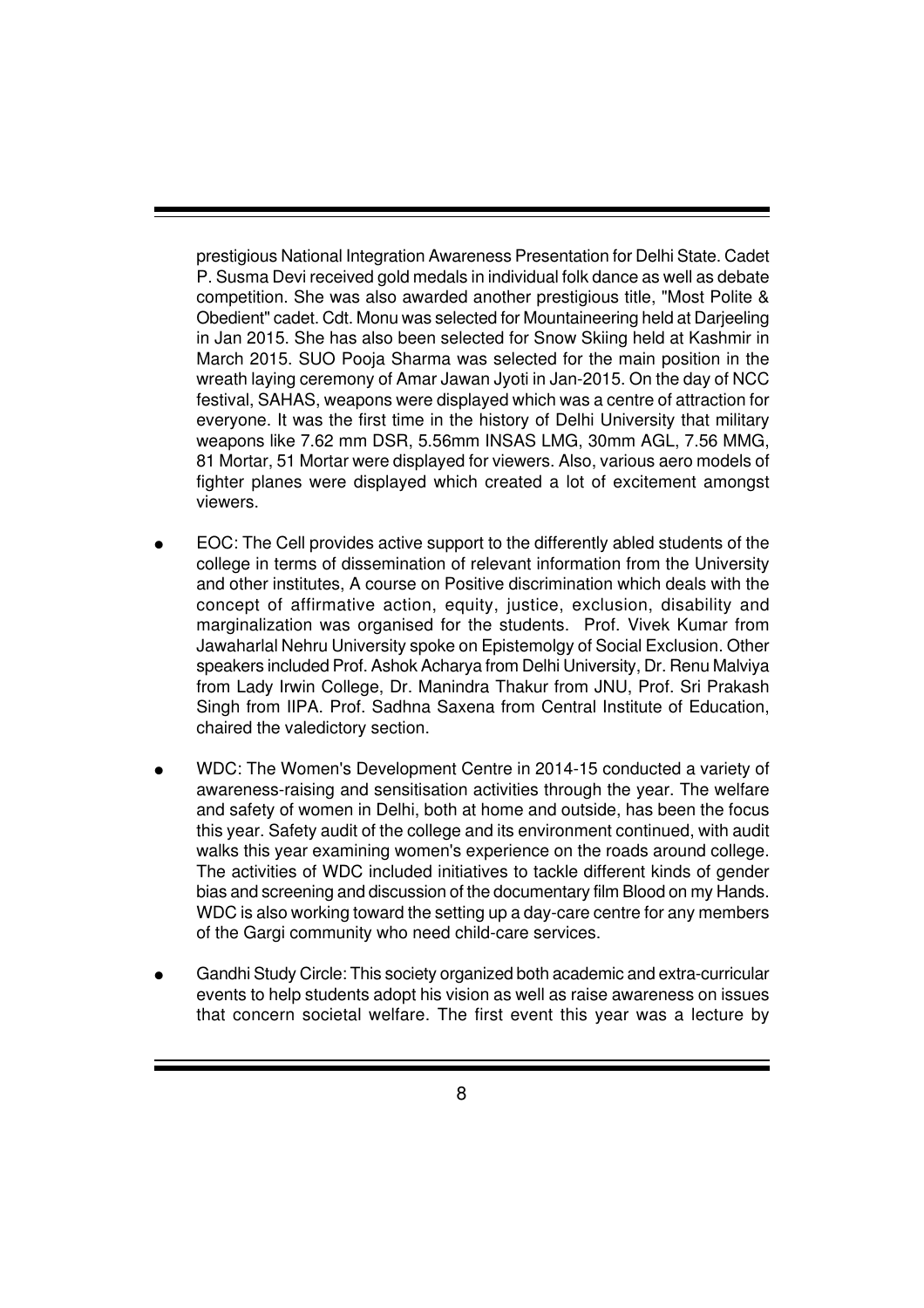prestigious National Integration Awareness Presentation for Delhi State. Cadet P. Susma Devi received gold medals in individual folk dance as well as debate competition. She was also awarded another prestigious title, "Most Polite & Obedient" cadet. Cdt. Monu was selected for Mountaineering held at Darjeeling in Jan 2015. She has also been selected for Snow Skiing held at Kashmir in March 2015. SUO Pooja Sharma was selected for the main position in the wreath laying ceremony of Amar Jawan Jyoti in Jan-2015. On the day of NCC festival, SAHAS, weapons were displayed which was a centre of attraction for everyone. It was the first time in the history of Delhi University that military weapons like 7.62 mm DSR, 5.56mm INSAS LMG, 30mm AGL, 7.56 MMG, 81 Mortar, 51 Mortar were displayed for viewers. Also, various aero models of fighter planes were displayed which created a lot of excitement amongst viewers.

- EOC: The Cell provides active support to the differently abled students of the college in terms of dissemination of relevant information from the University and other institutes, A course on Positive discrimination which deals with the concept of affirmative action, equity, justice, exclusion, disability and marginalization was organised for the students. Prof. Vivek Kumar from Jawaharlal Nehru University spoke on Epistemolgy of Social Exclusion. Other speakers included Prof. Ashok Acharya from Delhi University, Dr. Renu Malviya from Lady Irwin College, Dr. Manindra Thakur from JNU, Prof. Sri Prakash Singh from IIPA. Prof. Sadhna Saxena from Central Institute of Education, chaired the valedictory section.

- WDC: The Women's Development Centre in 2014-15 conducted a variety of awareness-raising and sensitisation activities through the year. The welfare and safety of women in Delhi, both at home and outside, has been the focus this year. Safety audit of the college and its environment continued, with audit walks this year examining women's experience on the roads around college. The activities of WDC included initiatives to tackle different kinds of gender bias and screening and discussion of the documentary film Blood on my Hands. WDC is also working toward the setting up a day-care centre for any members of the Gargi community who need child-care services.

- Gandhi Study Circle: This society organized both academic and extra-curricular events to help students adopt his vision as well as raise awareness on issues that concern societal welfare. The first event this year was a lecture by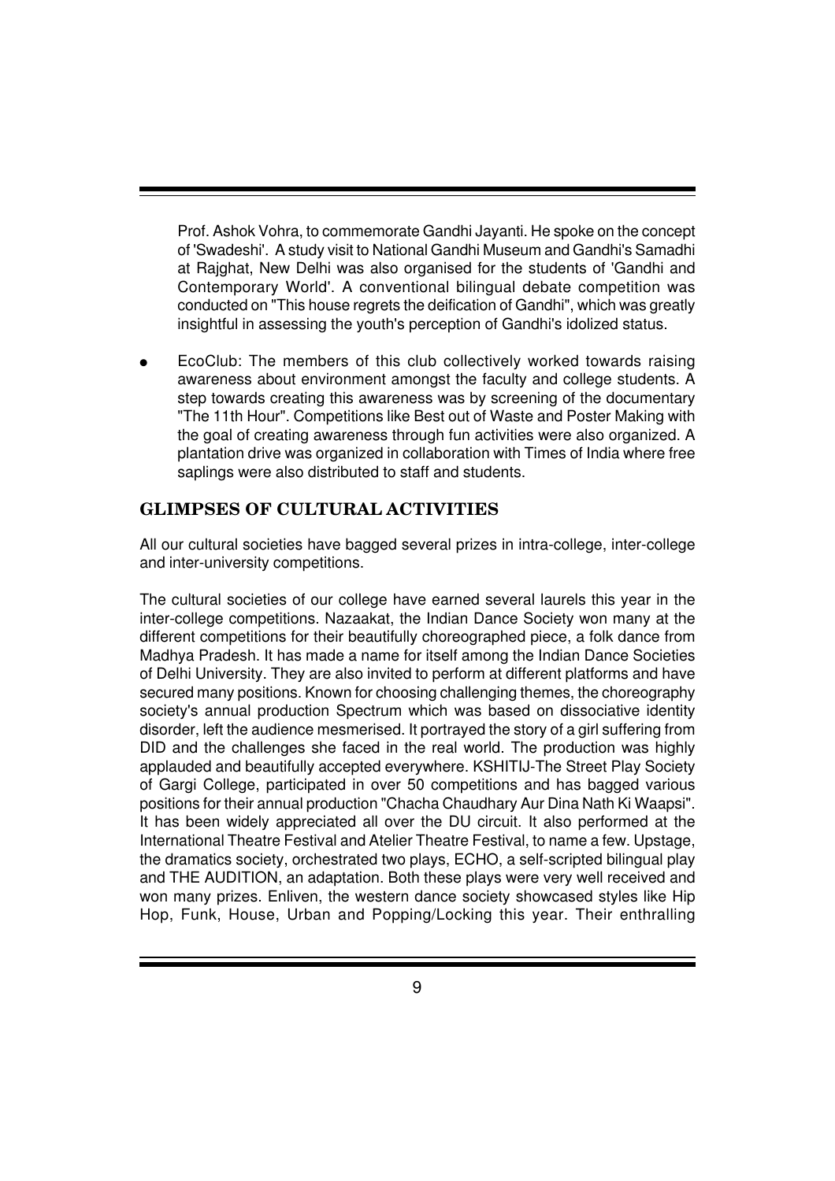Prof. Ashok Vohra, to commemorate Gandhi Jayanti. He spoke on the concept of 'Swadeshi'. A study visit to National Gandhi Museum and Gandhi's Samadhi at Rajghat, New Delhi was also organised for the students of 'Gandhi and Contemporary World'. A conventional bilingual debate competition was conducted on "This house regrets the deification of Gandhi", which was greatly insightful in assessing the youth's perception of Gandhi's idolized status.

- EcoClub: The members of this club collectively worked towards raising awareness about environment amongst the faculty and college students. A step towards creating this awareness was by screening of the documentary "The 11th Hour". Competitions like Best out of Waste and Poster Making with the goal of creating awareness through fun activities were also organized. A plantation drive was organized in collaboration with Times of India where free saplings were also distributed to staff and students.

## GLIMPSES OF CULTURAL ACTIVITIES

All our cultural societies have bagged several prizes in intra-college, inter-college and inter-university competitions.

The cultural societies of our college have earned several laurels this year in the inter-college competitions. Nazaakat, the Indian Dance Society won many at the different competitions for their beautifully choreographed piece, a folk dance from Madhya Pradesh. It has made a name for itself among the Indian Dance Societies of Delhi University. They are also invited to perform at different platforms and have secured many positions. Known for choosing challenging themes, the choreography society's annual production Spectrum which was based on dissociative identity disorder, left the audience mesmerised. It portrayed the story of a girl suffering from DID and the challenges she faced in the real world. The production was highly applauded and beautifully accepted everywhere. KSHITIJ-The Street Play Society of Gargi College, participated in over 50 competitions and has bagged various positions for their annual production "Chacha Chaudhary Aur Dina Nath Ki Waapsi". It has been widely appreciated all over the DU circuit. It also performed at the International Theatre Festival and Atelier Theatre Festival, to name a few. Upstage, the dramatics society, orchestrated two plays, ECHO, a self-scripted bilingual play and THE AUDITION, an adaptation. Both these plays were very well received and won many prizes. Enliven, the western dance society showcased styles like Hip Hop, Funk, House, Urban and Popping/Locking this year. Their enthralling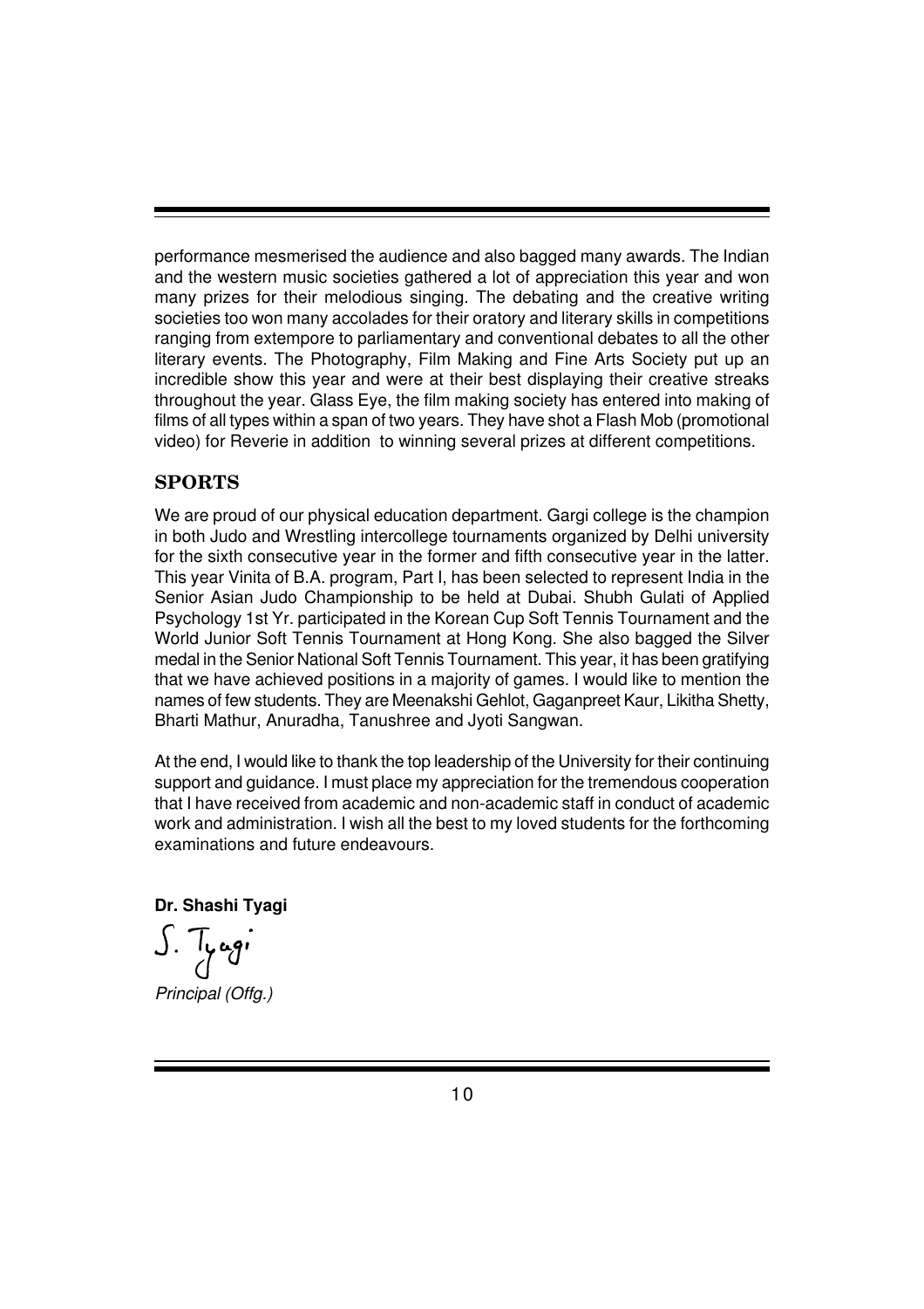performance mesmerised the audience and also bagged many awards. The Indian and the western music societies gathered a lot of appreciation this year and won many prizes for their melodious singing. The debating and the creative writing societies too won many accolades for their oratory and literary skills in competitions ranging from extempore to parliamentary and conventional debates to all the other literary events. The Photography, Film Making and Fine Arts Society put up an incredible show this year and were at their best displaying their creative streaks throughout the year. Glass Eye, the film making society has entered into making of films of all types within a span of two years. They have shot a Flash Mob (promotional video) for Reverie in addition to winning several prizes at different competitions.

## SPORTS

We are proud of our physical education department. Gargi college is the champion in both Judo and Wrestling intercollege tournaments organized by Delhi university for the sixth consecutive year in the former and fifth consecutive year in the latter. This year Vinita of B.A. program, Part I, has been selected to represent India in the Senior Asian Judo Championship to be held at Dubai. Shubh Gulati of Applied Psychology 1st Yr. participated in the Korean Cup Soft Tennis Tournament and the World Junior Soft Tennis Tournament at Hong Kong. She also bagged the Silver medal in the Senior National Soft Tennis Tournament. This year, it has been gratifying that we have achieved positions in a majority of games. I would like to mention the names of few students. They are Meenakshi Gehlot, Gaganpreet Kaur, Likitha Shetty, Bharti Mathur, Anuradha, Tanushree and Jyoti Sangwan.

At the end, I would like to thank the top leadership of the University for their continuing support and guidance. I must place my appreciation for the tremendous cooperation that I have received from academic and non-academic staff in conduct of academic work and administration. I wish all the best to my loved students for the forthcoming examinations and future endeavours.

**Dr. Shashi Tyagi**

S. Tyagi

*Principal (Offg.)*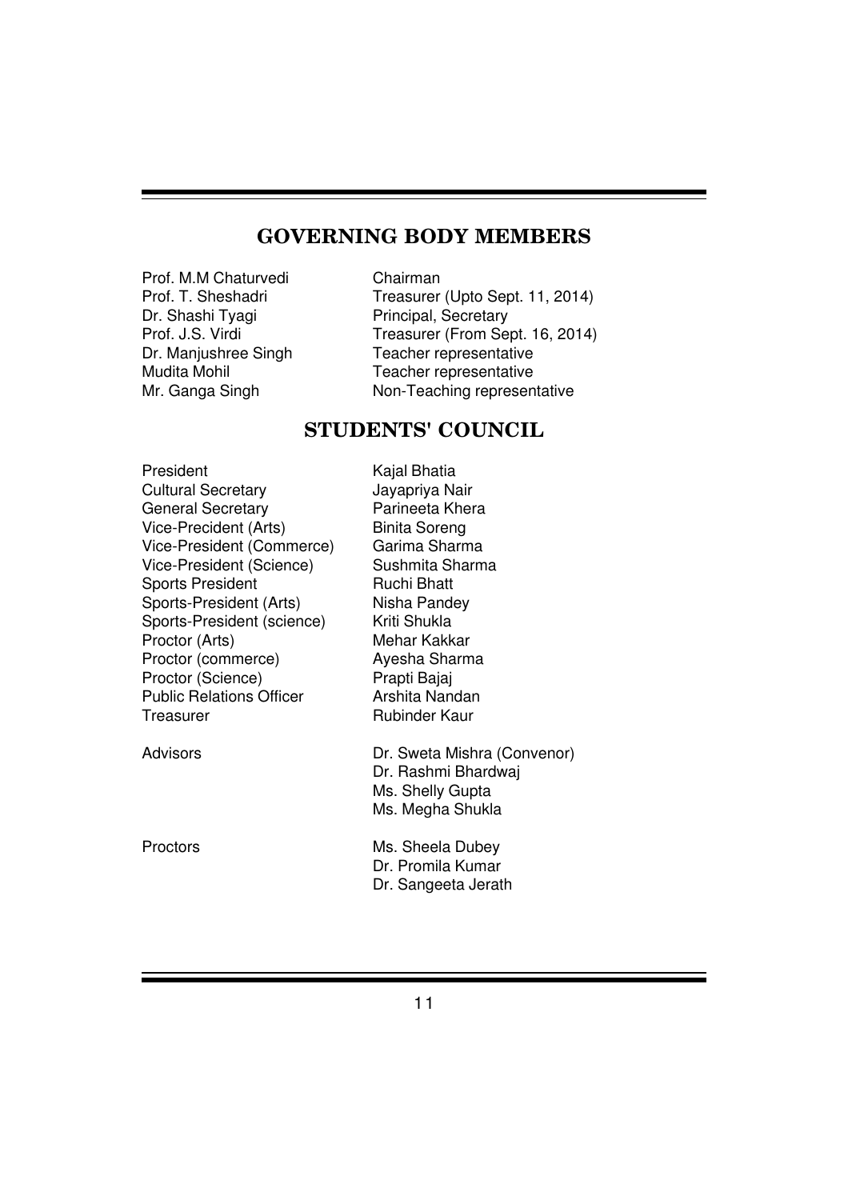## GOVERNING BODY MEMBERS

| | |
|---|---|
| Prof. M.M Chaturvedi | Chairman |
| Prof. T. Sheshadri | Treasurer (Upto Sept. 11, 2014) |
| Dr. Shashi Tyagi | Principal, Secretary |
| Prof. J.S. Virdi | Treasurer (From Sept. 16, 2014) |
| Dr. Manjushree Singh | Teacher representative |
| Mudita Mohil | Teacher representative |
| Mr. Ganga Singh | Non-Teaching representative |

## STUDENTS' COUNCIL

| | |
|---|---|
| President | Kajal Bhatia |
| Cultural Secretary | Jayapriya Nair |
| General Secretary | Parineeta Khera |
| Vice-Precident (Arts) | Binita Soreng |
| Vice-President (Commerce) | Garima Sharma |
| Vice-President (Science) | Sushmita Sharma |
| Sports President | Ruchi Bhatt |
| Sports-President (Arts) | Nisha Pandey |
| Sports-President (science) | Kriti Shukla |
| Proctor (Arts) | Mehar Kakkar |
| Proctor (commerce) | Ayesha Sharma |
| Proctor (Science) | Prapti Bajaj |
| Public Relations Officer | Arshita Nandan |
| Treasurer | Rubinder Kaur |
| Advisors | Dr. Sweta Mishra (Convenor) |
| | Dr. Rashmi Bhardwaj |
| | Ms. Shelly Gupta |
| | Ms. Megha Shukla |
| Proctors | Ms. Sheela Dubey |
| | Dr. Promila Kumar |
| | Dr. Sangeeta Jerath |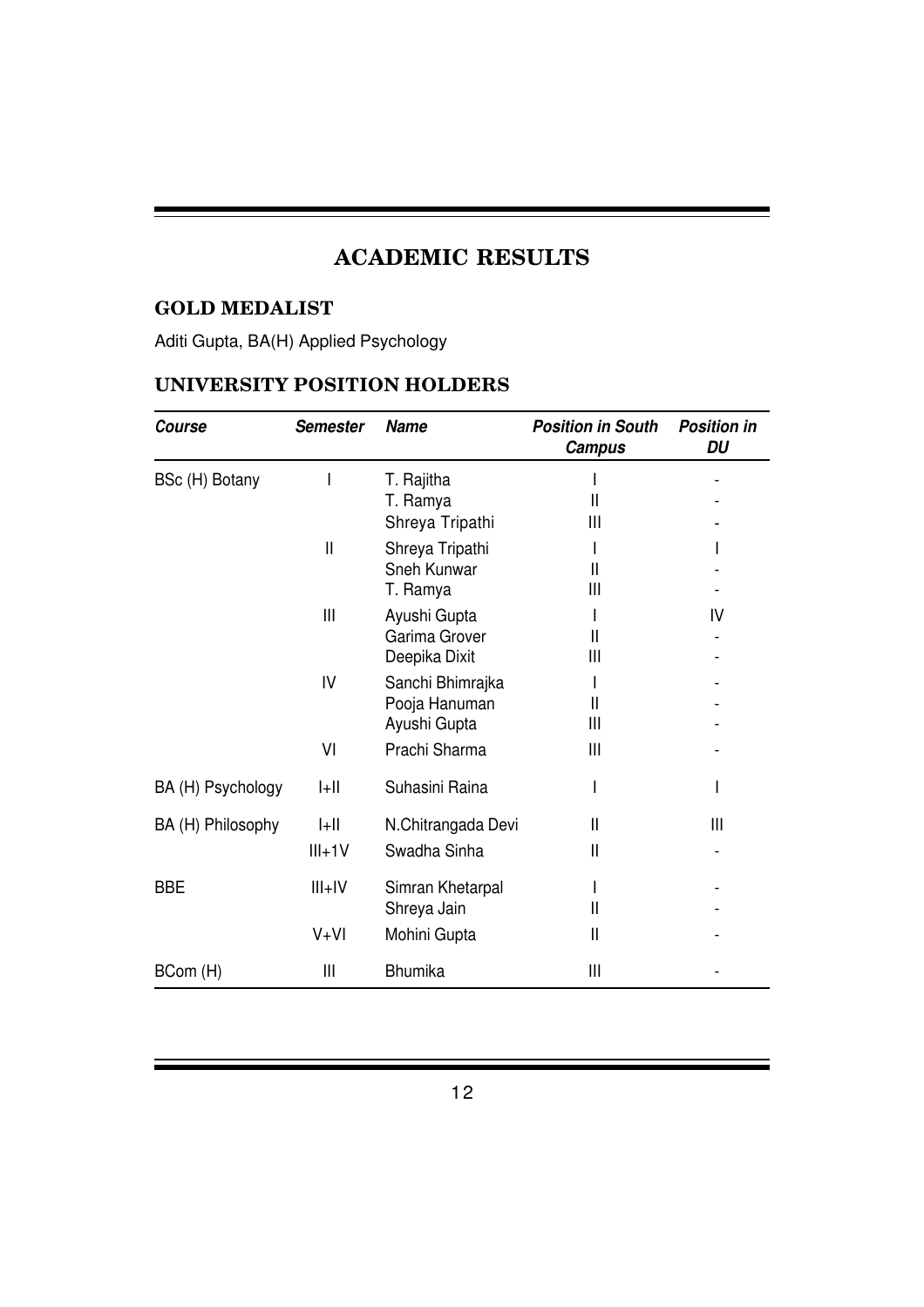## ACADEMIC RESULTS

### GOLD MEDALIST

Aditi Gupta, BA(H) Applied Psychology

### UNIVERSITY POSITION HOLDERS

| *Course* | *Semester* | *Name* | *Position in South Campus* | *Position in DU* |
|---|---|---|---|---|
| BSc (H) Botany | I | T. Rajitha | I | - |
| | | T. Ramya | II | - |
| | | Shreya Tripathi | III | - |
| | II | Shreya Tripathi | I | I |
| | | Sneh Kunwar | II | - |
| | | T. Ramya | III | - |
| | III | Ayushi Gupta | I | IV |
| | | Garima Grover | II | - |
| | | Deepika Dixit | III | - |
| | IV | Sanchi Bhimrajka | I | - |
| | | Pooja Hanuman | II | - |
| | | Ayushi Gupta | III | - |
| | VI | Prachi Sharma | III | - |
| BA (H) Psychology | I+II | Suhasini Raina | I | I |
| BA (H) Philosophy | I+II | N.Chitrangada Devi | II | III |
| | III+1V | Swadha Sinha | II | - |
| BBE | III+IV | Simran Khetarpal | I | - |
| | | Shreya Jain | II | - |
| | V+VI | Mohini Gupta | II | - |
| BCom (H) | III | Bhumika | III | - |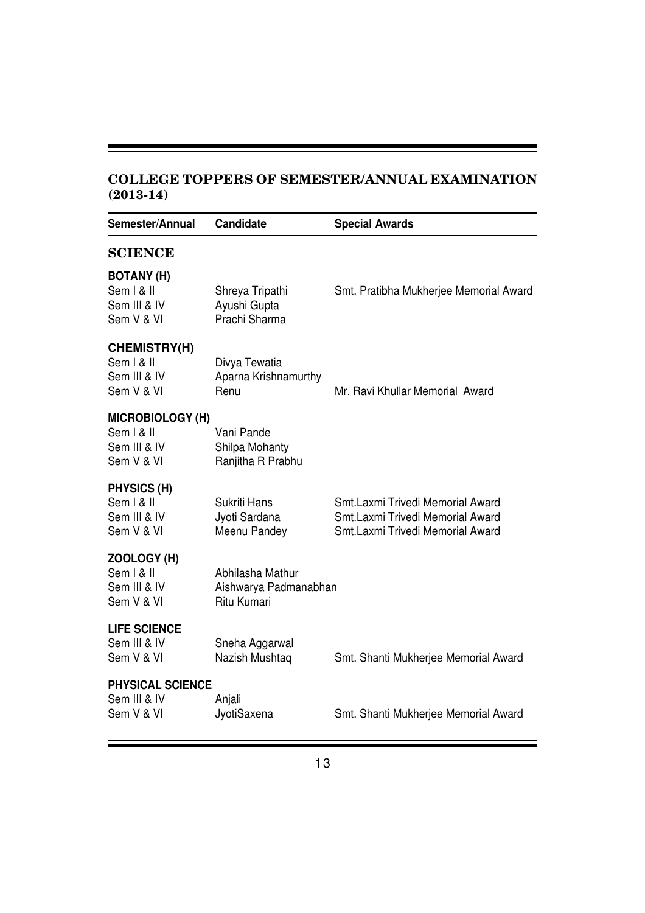## COLLEGE TOPPERS OF SEMESTER/ANNUAL EXAMINATION (2013-14)

| Semester/Annual | Candidate | Special Awards |
|---|---|---|
| **SCIENCE** | | |
| **BOTANY (H)** | | |
| Sem I & II | Shreya Tripathi | Smt. Pratibha Mukherjee Memorial Award |
| Sem III & IV | Ayushi Gupta | |
| Sem V & VI | Prachi Sharma | |
| **CHEMISTRY(H)** | | |
| Sem I & II | Divya Tewatia | |
| Sem III & IV | Aparna Krishnamurthy | |
| Sem V & VI | Renu | Mr. Ravi Khullar Memorial Award |
| **MICROBIOLOGY (H)** | | |
| Sem I & II | Vani Pande | |
| Sem III & IV | Shilpa Mohanty | |
| Sem V & VI | Ranjitha R Prabhu | |
| **PHYSICS (H)** | | |
| Sem I & II | Sukriti Hans | Smt.Laxmi Trivedi Memorial Award |
| Sem III & IV | Jyoti Sardana | Smt.Laxmi Trivedi Memorial Award |
| Sem V & VI | Meenu Pandey | Smt.Laxmi Trivedi Memorial Award |
| **ZOOLOGY (H)** | | |
| Sem I & II | Abhilasha Mathur | |
| Sem III & IV | Aishwarya Padmanabhan | |
| Sem V & VI | Ritu Kumari | |
| **LIFE SCIENCE** | | |
| Sem III & IV | Sneha Aggarwal | |
| Sem V & VI | Nazish Mushtaq | Smt. Shanti Mukherjee Memorial Award |
| **PHYSICAL SCIENCE** | | |
| Sem III & IV | Anjali | |
| Sem V & VI | JyotiSaxena | Smt. Shanti Mukherjee Memorial Award |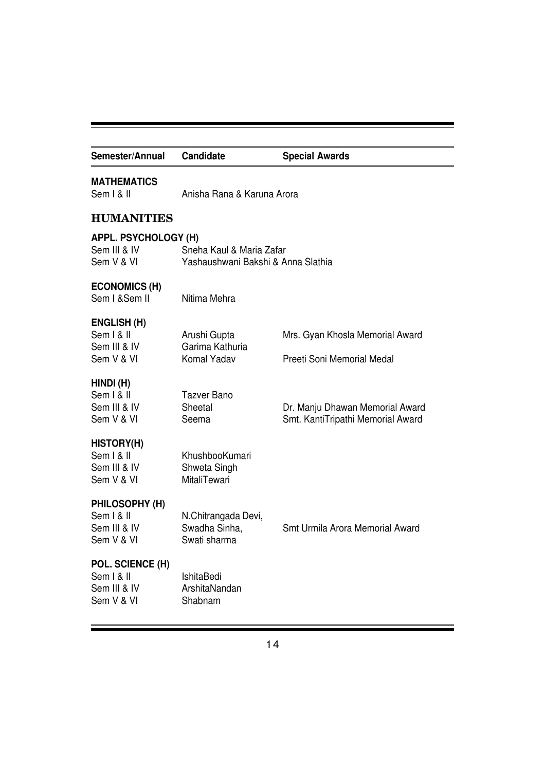| Semester/Annual | Candidate | Special Awards |
|---|---|---|
| **MATHEMATICS** | | |
| Sem I & II | Anisha Rana & Karuna Arora | |
| **HUMANITIES** | | |
| **APPL. PSYCHOLOGY (H)** | | |
| Sem III & IV | Sneha Kaul & Maria Zafar | |
| Sem V & VI | Yashaushwani Bakshi & Anna Slathia | |
| **ECONOMICS (H)** | | |
| Sem I &Sem II | Nitima Mehra | |
| **ENGLISH (H)** | | |
| Sem I & II | Arushi Gupta | Mrs. Gyan Khosla Memorial Award |
| Sem III & IV | Garima Kathuria | |
| Sem V & VI | Komal Yadav | Preeti Soni Memorial Medal |
| **HINDI (H)** | | |
| Sem I & II | Tazver Bano | |
| Sem III & IV | Sheetal | Dr. Manju Dhawan Memorial Award |
| Sem V & VI | Seema | Smt. KantiTripathi Memorial Award |
| **HISTORY(H)** | | |
| Sem I & II | KhushbooKumari | |
| Sem III & IV | Shweta Singh | |
| Sem V & VI | MitaliTewari | |
| **PHILOSOPHY (H)** | | |
| Sem I & II | N.Chitrangada Devi, | |
| Sem III & IV | Swadha Sinha, | Smt Urmila Arora Memorial Award |
| Sem V & VI | Swati sharma | |
| **POL. SCIENCE (H)** | | |
| Sem I & II | IshitaBedi | |
| Sem III & IV | ArshitaNandan | |
| Sem V & VI | Shabnam | |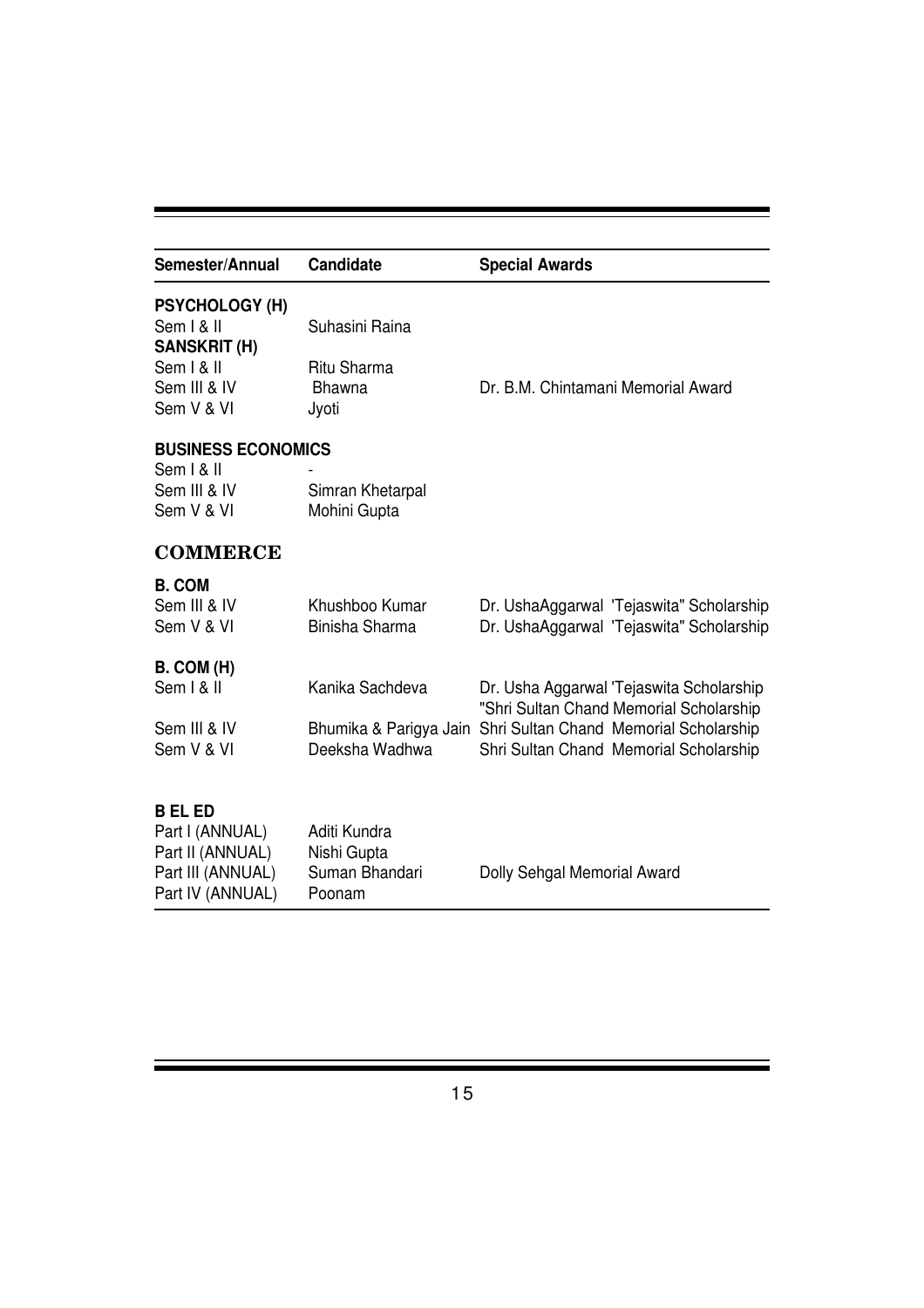| Semester/Annual | Candidate | Special Awards |
| --- | --- | --- |
| **PSYCHOLOGY (H)** | | |
| Sem I & II | Suhasini Raina | |
| **SANSKRIT (H)** | | |
| Sem I & II | Ritu Sharma | |
| Sem III & IV | Bhawna | Dr. B.M. Chintamani Memorial Award |
| Sem V & VI | Jyoti | |
| **BUSINESS ECONOMICS** | | |
| Sem I & II | - | |
| Sem III & IV | Simran Khetarpal | |
| Sem V & VI | Mohini Gupta | |

## COMMERCE

| Semester/Annual | Candidate | Special Awards |
| --- | --- | --- |
| **B. COM** | | |
| Sem III & IV | Khushboo Kumar | Dr. UshaAggarwal 'Tejaswita" Scholarship |
| Sem V & VI | Binisha Sharma | Dr. UshaAggarwal 'Tejaswita" Scholarship |
| **B. COM (H)** | | |
| Sem I & II | Kanika Sachdeva | Dr. Usha Aggarwal 'Tejaswita Scholarship "Shri Sultan Chand Memorial Scholarship |
| Sem III & IV | Bhumika & Parigya Jain | Shri Sultan Chand Memorial Scholarship |
| Sem V & VI | Deeksha Wadhwa | Shri Sultan Chand Memorial Scholarship |
| **B EL ED** | | |
| Part I (ANNUAL) | Aditi Kundra | |
| Part II (ANNUAL) | Nishi Gupta | |
| Part III (ANNUAL) | Suman Bhandari | Dolly Sehgal Memorial Award |
| Part IV (ANNUAL) | Poonam | |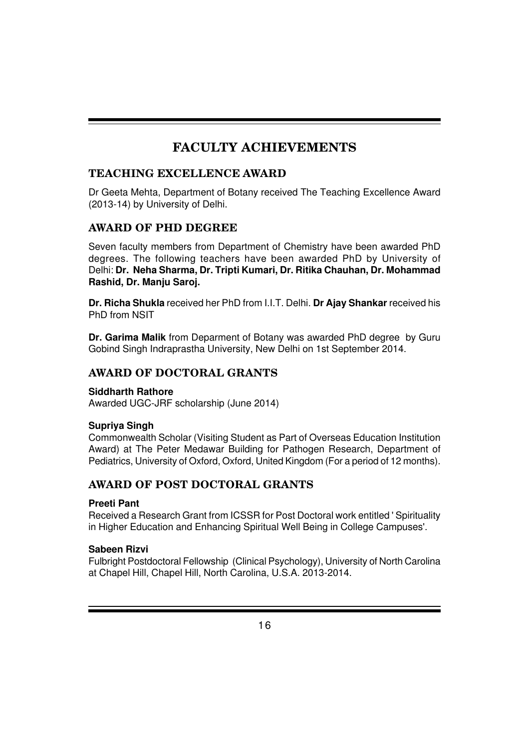# FACULTY ACHIEVEMENTS

## TEACHING EXCELLENCE AWARD

Dr Geeta Mehta, Department of Botany received The Teaching Excellence Award (2013-14) by University of Delhi.

## AWARD OF PHD DEGREE

Seven faculty members from Department of Chemistry have been awarded PhD degrees. The following teachers have been awarded PhD by University of Delhi: **Dr. Neha Sharma, Dr. Tripti Kumari, Dr. Ritika Chauhan, Dr. Mohammad Rashid, Dr. Manju Saroj.**

**Dr. Richa Shukla** received her PhD from I.I.T. Delhi. **Dr Ajay Shankar** received his PhD from NSIT

**Dr. Garima Malik** from Deparment of Botany was awarded PhD degree by Guru Gobind Singh Indraprastha University, New Delhi on 1st September 2014.

## AWARD OF DOCTORAL GRANTS

**Siddharth Rathore**
Awarded UGC-JRF scholarship (June 2014)

**Supriya Singh**
Commonwealth Scholar (Visiting Student as Part of Overseas Education Institution Award) at The Peter Medawar Building for Pathogen Research, Department of Pediatrics, University of Oxford, Oxford, United Kingdom (For a period of 12 months).

## AWARD OF POST DOCTORAL GRANTS

**Preeti Pant**
Received a Research Grant from ICSSR for Post Doctoral work entitled ' Spirituality in Higher Education and Enhancing Spiritual Well Being in College Campuses'.

**Sabeen Rizvi**
Fulbright Postdoctoral Fellowship (Clinical Psychology), University of North Carolina at Chapel Hill, Chapel Hill, North Carolina, U.S.A. 2013-2014.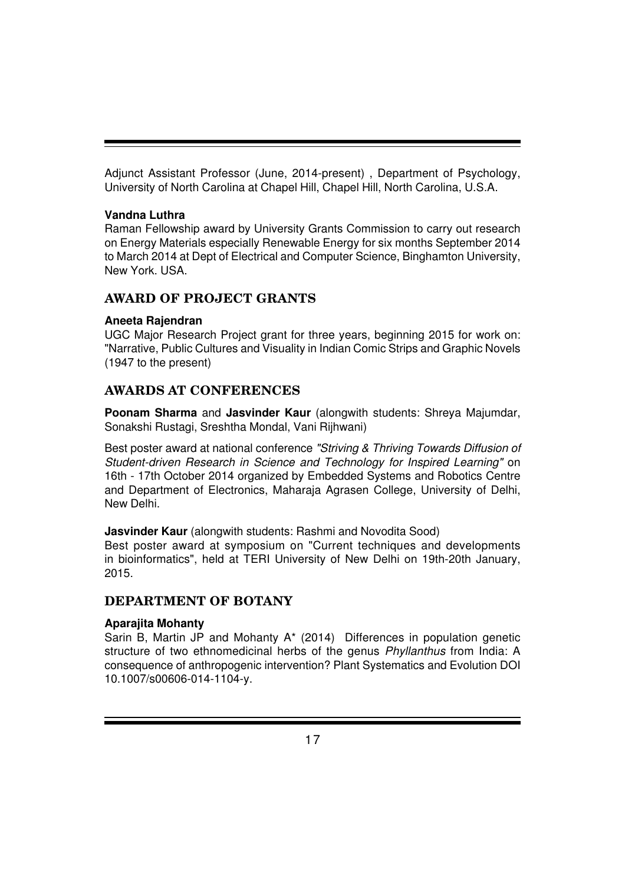Adjunct Assistant Professor (June, 2014-present) , Department of Psychology, University of North Carolina at Chapel Hill, Chapel Hill, North Carolina, U.S.A.

**Vandna Luthra**
Raman Fellowship award by University Grants Commission to carry out research on Energy Materials especially Renewable Energy for six months September 2014 to March 2014 at Dept of Electrical and Computer Science, Binghamton University, New York. USA.

## AWARD OF PROJECT GRANTS

**Aneeta Rajendran**
UGC Major Research Project grant for three years, beginning 2015 for work on: "Narrative, Public Cultures and Visuality in Indian Comic Strips and Graphic Novels (1947 to the present)

## AWARDS AT CONFERENCES

**Poonam Sharma** and **Jasvinder Kaur** (alongwith students: Shreya Majumdar, Sonakshi Rustagi, Sreshtha Mondal, Vani Rijhwani)

Best poster award at national conference *"Striving & Thriving Towards Diffusion of Student-driven Research in Science and Technology for Inspired Learning"* on 16th - 17th October 2014 organized by Embedded Systems and Robotics Centre and Department of Electronics, Maharaja Agrasen College, University of Delhi, New Delhi.

**Jasvinder Kaur** (alongwith students: Rashmi and Novodita Sood)
Best poster award at symposium on "Current techniques and developments in bioinformatics", held at TERI University of New Delhi on 19th-20th January, 2015.

## DEPARTMENT OF BOTANY

**Aparajita Mohanty**
Sarin B, Martin JP and Mohanty A* (2014) Differences in population genetic structure of two ethnomedicinal herbs of the genus *Phyllanthus* from India: A consequence of anthropogenic intervention? Plant Systematics and Evolution DOI 10.1007/s00606-014-1104-y.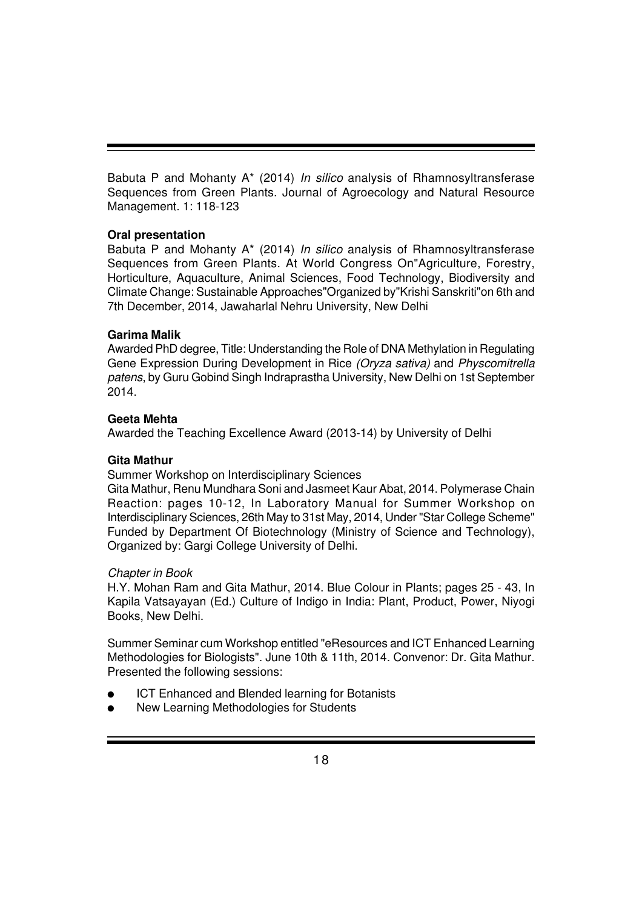Babuta P and Mohanty A* (2014) *In silico* analysis of Rhamnosyltransferase Sequences from Green Plants. Journal of Agroecology and Natural Resource Management. 1: 118-123

**Oral presentation**

Babuta P and Mohanty A* (2014) *In silico* analysis of Rhamnosyltransferase Sequences from Green Plants. At World Congress On"Agriculture, Forestry, Horticulture, Aquaculture, Animal Sciences, Food Technology, Biodiversity and Climate Change: Sustainable Approaches"Organized by"Krishi Sanskriti"on 6th and 7th December, 2014, Jawaharlal Nehru University, New Delhi

**Garima Malik**

Awarded PhD degree, Title: Understanding the Role of DNA Methylation in Regulating Gene Expression During Development in Rice *(Oryza sativa)* and *Physcomitrella patens*, by Guru Gobind Singh Indraprastha University, New Delhi on 1st September 2014.

**Geeta Mehta**

Awarded the Teaching Excellence Award (2013-14) by University of Delhi

**Gita Mathur**

Summer Workshop on Interdisciplinary Sciences

Gita Mathur, Renu Mundhara Soni and Jasmeet Kaur Abat, 2014. Polymerase Chain Reaction: pages 10-12, In Laboratory Manual for Summer Workshop on Interdisciplinary Sciences, 26th May to 31st May, 2014, Under "Star College Scheme" Funded by Department Of Biotechnology (Ministry of Science and Technology), Organized by: Gargi College University of Delhi.

*Chapter in Book*

H.Y. Mohan Ram and Gita Mathur, 2014. Blue Colour in Plants; pages 25 - 43, In Kapila Vatsayayan (Ed.) Culture of Indigo in India: Plant, Product, Power, Niyogi Books, New Delhi.

Summer Seminar cum Workshop entitled "eResources and ICT Enhanced Learning Methodologies for Biologists". June 10th & 11th, 2014. Convenor: Dr. Gita Mathur. Presented the following sessions:

- ICT Enhanced and Blended learning for Botanists
- New Learning Methodologies for Students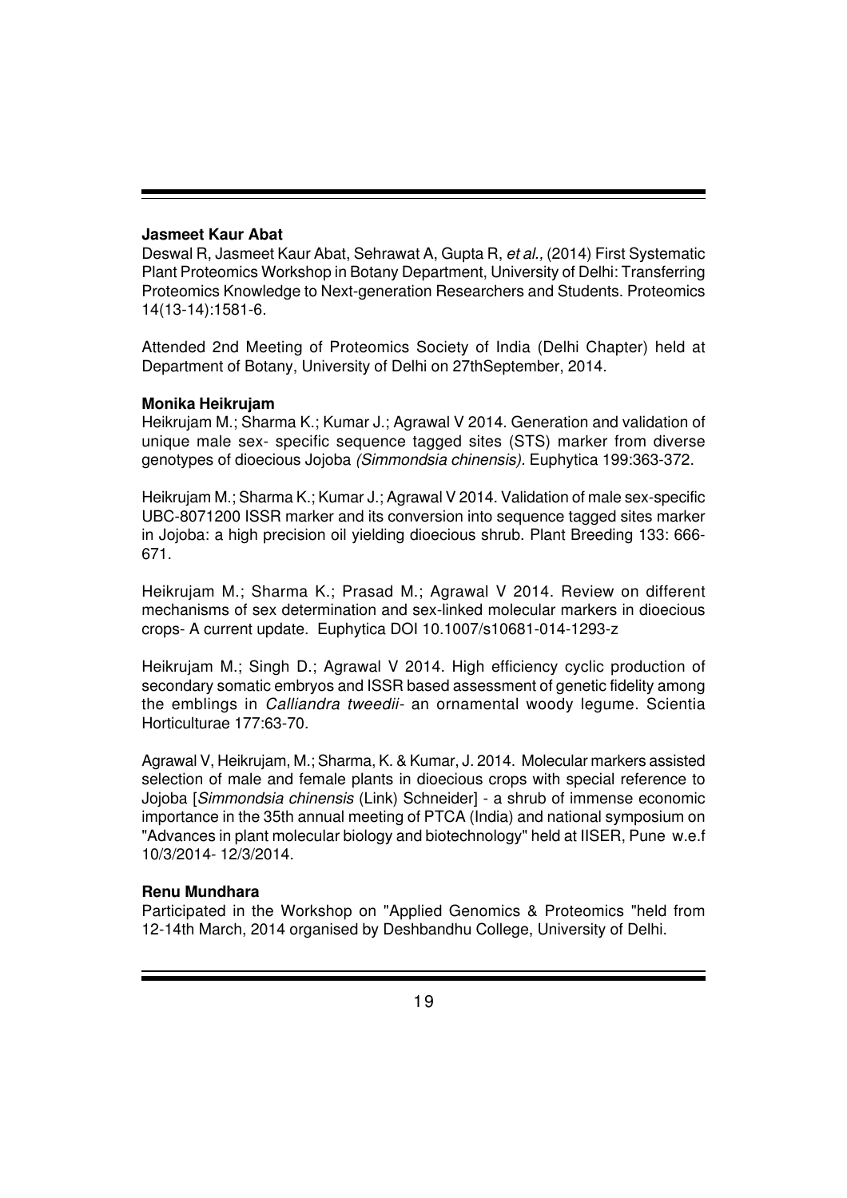**Jasmeet Kaur Abat**

Deswal R, Jasmeet Kaur Abat, Sehrawat A, Gupta R, *et al.,* (2014) First Systematic Plant Proteomics Workshop in Botany Department, University of Delhi: Transferring Proteomics Knowledge to Next-generation Researchers and Students. Proteomics 14(13-14):1581-6.

Attended 2nd Meeting of Proteomics Society of India (Delhi Chapter) held at Department of Botany, University of Delhi on 27thSeptember, 2014.

**Monika Heikrujam**

Heikrujam M.; Sharma K.; Kumar J.; Agrawal V 2014. Generation and validation of unique male sex- specific sequence tagged sites (STS) marker from diverse genotypes of dioecious Jojoba *(Simmondsia chinensis).* Euphytica 199:363-372.

Heikrujam M.; Sharma K.; Kumar J.; Agrawal V 2014. Validation of male sex-specific UBC-8071200 ISSR marker and its conversion into sequence tagged sites marker in Jojoba: a high precision oil yielding dioecious shrub. Plant Breeding 133: 666-671.

Heikrujam M.; Sharma K.; Prasad M.; Agrawal V 2014. Review on different mechanisms of sex determination and sex-linked molecular markers in dioecious crops- A current update. Euphytica DOI 10.1007/s10681-014-1293-z

Heikrujam M.; Singh D.; Agrawal V 2014. High efficiency cyclic production of secondary somatic embryos and ISSR based assessment of genetic fidelity among the emblings in *Calliandra tweedii*- an ornamental woody legume. Scientia Horticulturae 177:63-70.

Agrawal V, Heikrujam, M.; Sharma, K. & Kumar, J. 2014. Molecular markers assisted selection of male and female plants in dioecious crops with special reference to Jojoba [*Simmondsia chinensis* (Link) Schneider] - a shrub of immense economic importance in the 35th annual meeting of PTCA (India) and national symposium on "Advances in plant molecular biology and biotechnology" held at IISER, Pune w.e.f 10/3/2014- 12/3/2014.

**Renu Mundhara**

Participated in the Workshop on "Applied Genomics & Proteomics "held from 12-14th March, 2014 organised by Deshbandhu College, University of Delhi.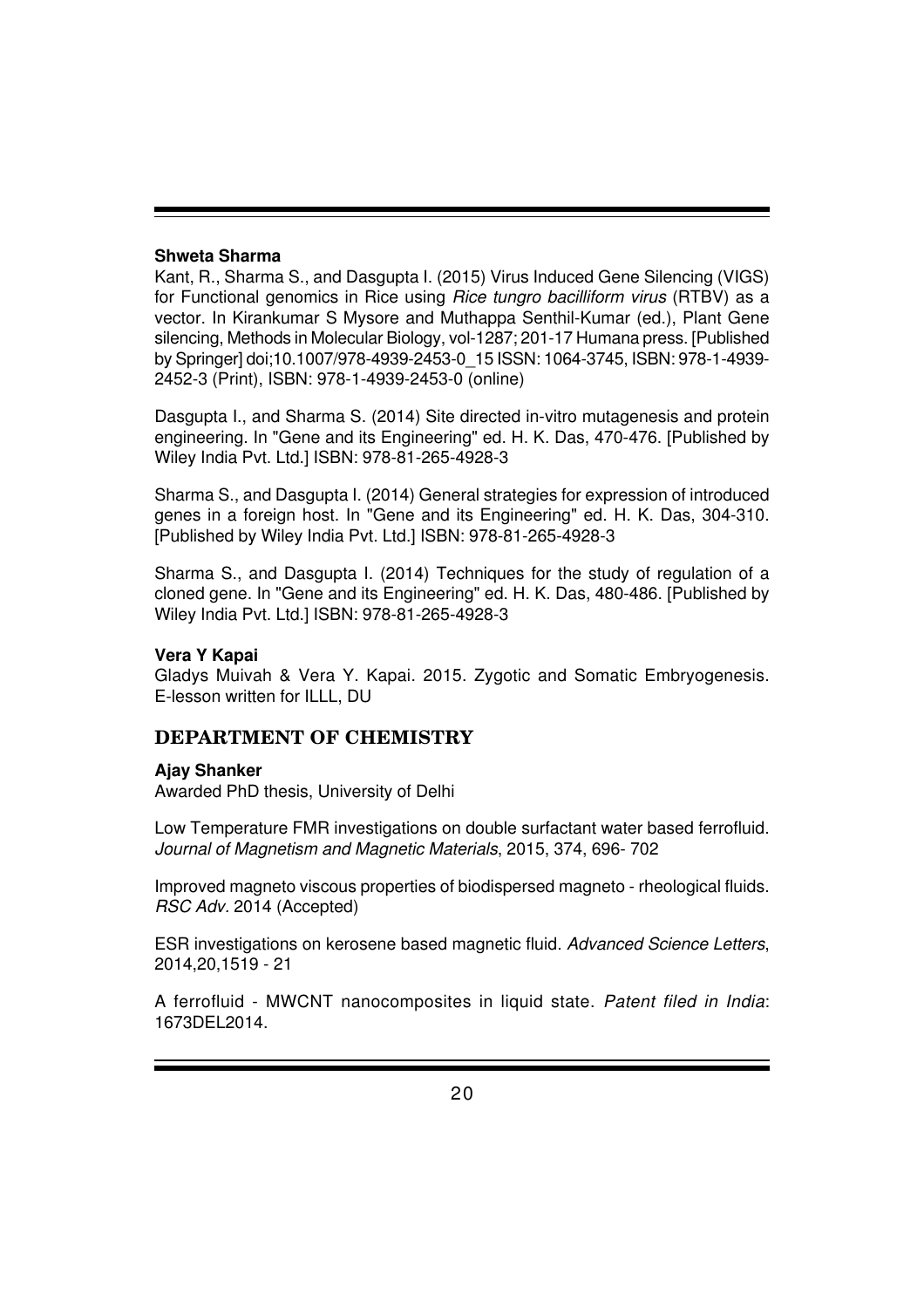**Shweta Sharma**

Kant, R., Sharma S., and Dasgupta I. (2015) Virus Induced Gene Silencing (VIGS) for Functional genomics in Rice using *Rice tungro bacilliform virus* (RTBV) as a vector. In Kirankumar S Mysore and Muthappa Senthil-Kumar (ed.), Plant Gene silencing, Methods in Molecular Biology, vol-1287; 201-17 Humana press. [Published by Springer] doi;10.1007/978-4939-2453-0_15 ISSN: 1064-3745, ISBN: 978-1-4939-2452-3 (Print), ISBN: 978-1-4939-2453-0 (online)

Dasgupta I., and Sharma S. (2014) Site directed in-vitro mutagenesis and protein engineering. In "Gene and its Engineering" ed. H. K. Das, 470-476. [Published by Wiley India Pvt. Ltd.] ISBN: 978-81-265-4928-3

Sharma S., and Dasgupta I. (2014) General strategies for expression of introduced genes in a foreign host. In "Gene and its Engineering" ed. H. K. Das, 304-310. [Published by Wiley India Pvt. Ltd.] ISBN: 978-81-265-4928-3

Sharma S., and Dasgupta I. (2014) Techniques for the study of regulation of a cloned gene. In "Gene and its Engineering" ed. H. K. Das, 480-486. [Published by Wiley India Pvt. Ltd.] ISBN: 978-81-265-4928-3

**Vera Y Kapai**

Gladys Muivah & Vera Y. Kapai. 2015. Zygotic and Somatic Embryogenesis. E-lesson written for ILLL, DU

## DEPARTMENT OF CHEMISTRY

**Ajay Shanker**

Awarded PhD thesis, University of Delhi

Low Temperature FMR investigations on double surfactant water based ferrofluid. *Journal of Magnetism and Magnetic Materials*, 2015, 374, 696- 702

Improved magneto viscous properties of biodispersed magneto - rheological fluids. *RSC Adv*. 2014 (Accepted)

ESR investigations on kerosene based magnetic fluid. *Advanced Science Letters*, 2014,20,1519 - 21

A ferrofluid - MWCNT nanocomposites in liquid state. *Patent filed in India*: 1673DEL2014.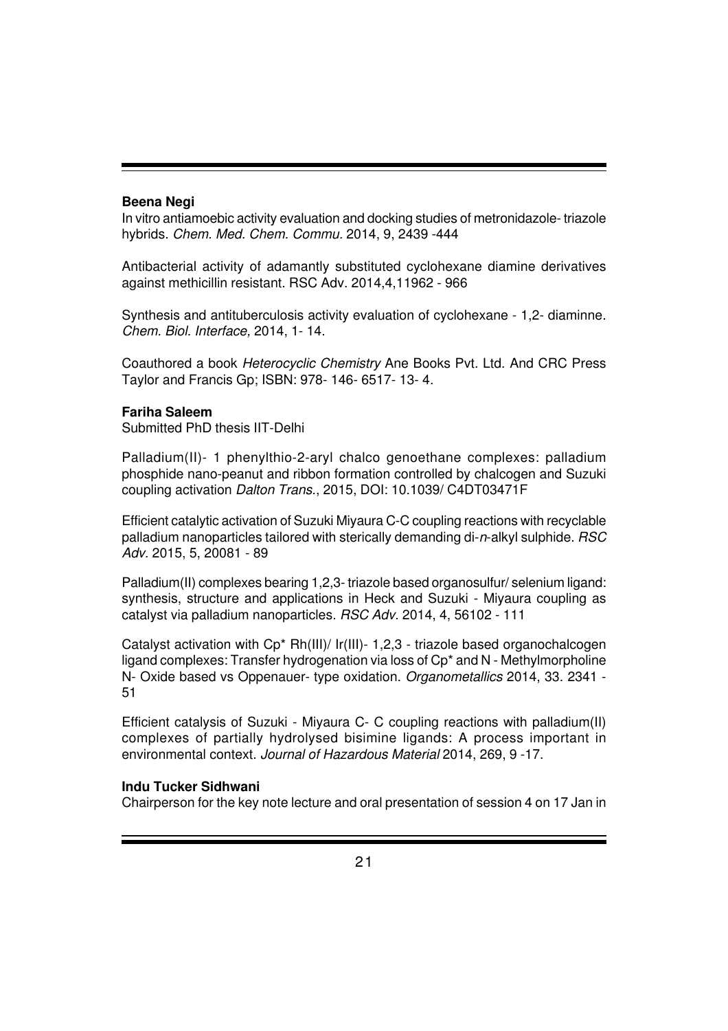**Beena Negi**

In vitro antiamoebic activity evaluation and docking studies of metronidazole- triazole hybrids. *Chem. Med. Chem. Commu.* 2014, 9, 2439 -444

Antibacterial activity of adamantly substituted cyclohexane diamine derivatives against methicillin resistant. RSC Adv. 2014,4,11962 - 966

Synthesis and antituberculosis activity evaluation of cyclohexane - 1,2- diaminne. *Chem. Biol. Interface,* 2014, 1- 14.

Coauthored a book *Heterocyclic Chemistry* Ane Books Pvt. Ltd. And CRC Press Taylor and Francis Gp; ISBN: 978- 146- 6517- 13- 4.

**Fariha Saleem**

Submitted PhD thesis IIT-Delhi

Palladium(II)- 1 phenylthio-2-aryl chalco genoethane complexes: palladium phosphide nano-peanut and ribbon formation controlled by chalcogen and Suzuki coupling activation *Dalton Trans.*, 2015, DOI: 10.1039/ C4DT03471F

Efficient catalytic activation of Suzuki Miyaura C-C coupling reactions with recyclable palladium nanoparticles tailored with sterically demanding di-*n*-alkyl sulphide. *RSC Adv.* 2015, 5, 20081 - 89

Palladium(II) complexes bearing 1,2,3- triazole based organosulfur/ selenium ligand: synthesis, structure and applications in Heck and Suzuki - Miyaura coupling as catalyst via palladium nanoparticles. *RSC Adv.* 2014, 4, 56102 - 111

Catalyst activation with Cp* Rh(III)/ Ir(III)- 1,2,3 - triazole based organochalcogen ligand complexes: Transfer hydrogenation via loss of Cp* and N - Methylmorpholine N- Oxide based vs Oppenauer- type oxidation. *Organometallics* 2014, 33. 2341 - 51

Efficient catalysis of Suzuki - Miyaura C- C coupling reactions with palladium(II) complexes of partially hydrolysed bisimine ligands: A process important in environmental context. *Journal of Hazardous Material* 2014, 269, 9 -17.

**Indu Tucker Sidhwani**

Chairperson for the key note lecture and oral presentation of session 4 on 17 Jan in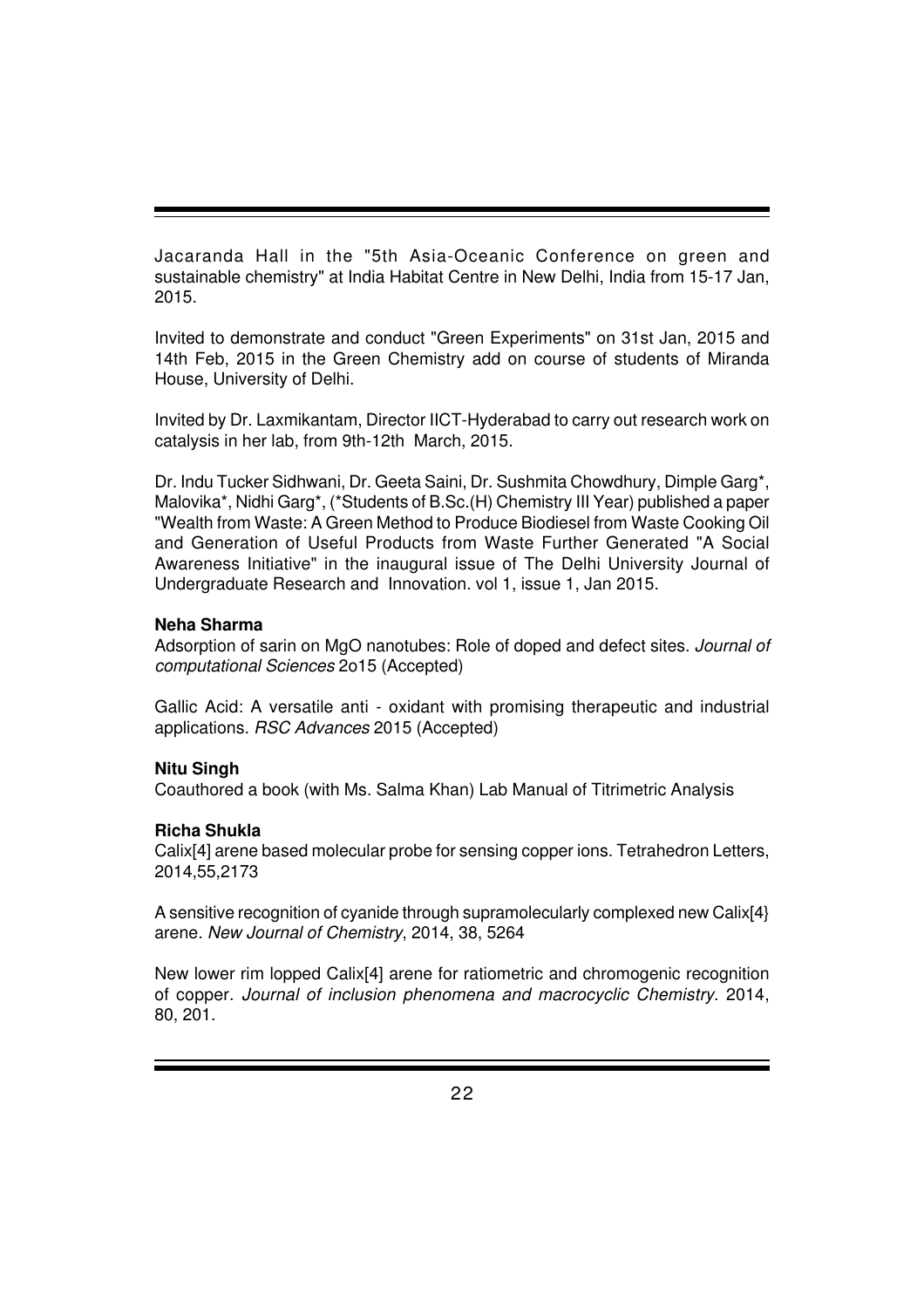Jacaranda Hall in the "5th Asia-Oceanic Conference on green and sustainable chemistry" at India Habitat Centre in New Delhi, India from 15-17 Jan, 2015.

Invited to demonstrate and conduct "Green Experiments" on 31st Jan, 2015 and 14th Feb, 2015 in the Green Chemistry add on course of students of Miranda House, University of Delhi.

Invited by Dr. Laxmikantam, Director IICT-Hyderabad to carry out research work on catalysis in her lab, from 9th-12th March, 2015.

Dr. Indu Tucker Sidhwani, Dr. Geeta Saini, Dr. Sushmita Chowdhury, Dimple Garg*, Malovika*, Nidhi Garg*, (*Students of B.Sc.(H) Chemistry III Year) published a paper "Wealth from Waste: A Green Method to Produce Biodiesel from Waste Cooking Oil and Generation of Useful Products from Waste Further Generated "A Social Awareness Initiative" in the inaugural issue of The Delhi University Journal of Undergraduate Research and Innovation. vol 1, issue 1, Jan 2015.

**Neha Sharma**

Adsorption of sarin on MgO nanotubes: Role of doped and defect sites. *Journal of computational Sciences* 2o15 (Accepted)

Gallic Acid: A versatile anti - oxidant with promising therapeutic and industrial applications. *RSC Advances* 2015 (Accepted)

**Nitu Singh**

Coauthored a book (with Ms. Salma Khan) Lab Manual of Titrimetric Analysis

**Richa Shukla**

Calix[4] arene based molecular probe for sensing copper ions. Tetrahedron Letters, 2014,55,2173

A sensitive recognition of cyanide through supramolecularly complexed new Calix[4} arene. *New Journal of Chemistry*, 2014, 38, 5264

New lower rim lopped Calix[4] arene for ratiometric and chromogenic recognition of copper. *Journal of inclusion phenomena and macrocyclic Chemistry*. 2014, 80, 201.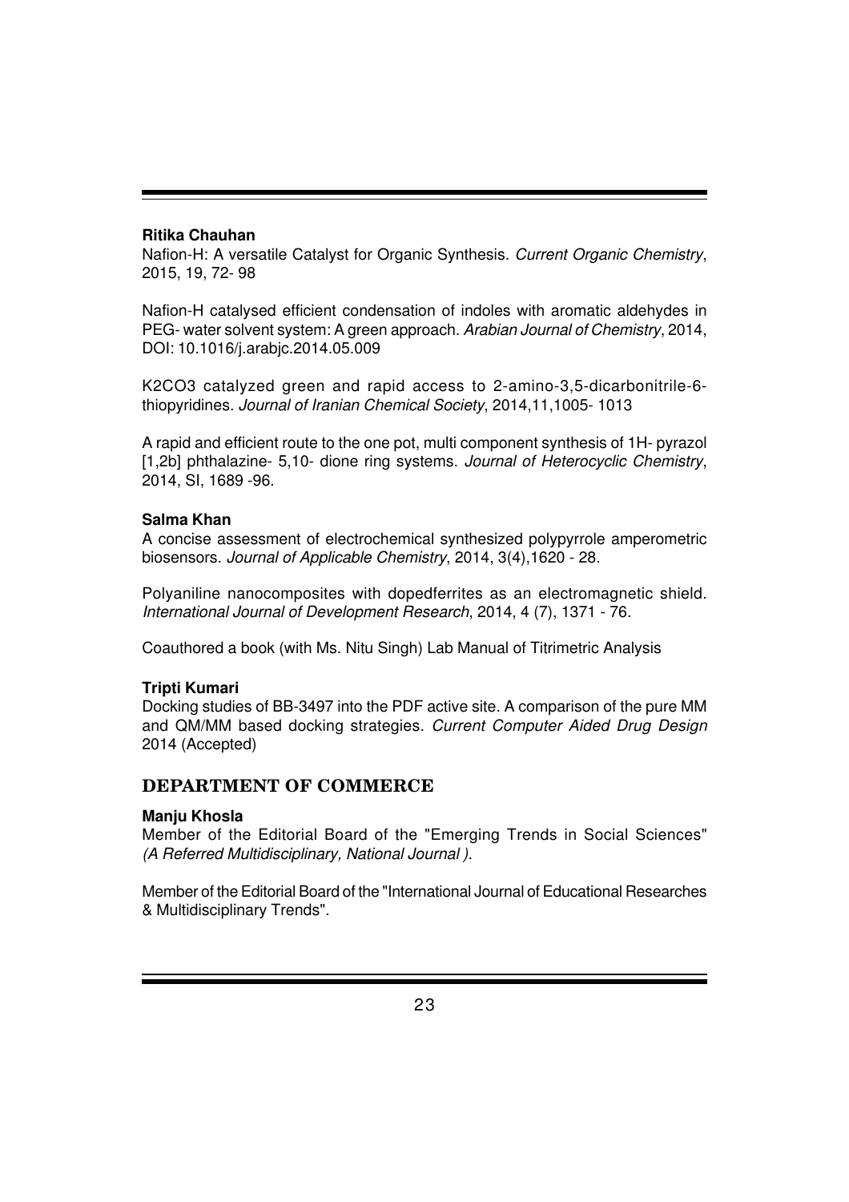**Ritika Chauhan**

Nafion-H: A versatile Catalyst for Organic Synthesis. *Current Organic Chemistry*, 2015, 19, 72- 98

Nafion-H catalysed efficient condensation of indoles with aromatic aldehydes in PEG- water solvent system: A green approach. *Arabian Journal of Chemistry*, 2014, DOI: 10.1016/j.arabjc.2014.05.009

K2CO3 catalyzed green and rapid access to 2-amino-3,5-dicarbonitrile-6-thiopyridines. *Journal of Iranian Chemical Society*, 2014,11,1005- 1013

A rapid and efficient route to the one pot, multi component synthesis of 1H- pyrazol [1,2b] phthalazine- 5,10- dione ring systems. *Journal of Heterocyclic Chemistry*, 2014, SI, 1689 -96.

**Salma Khan**

A concise assessment of electrochemical synthesized polypyrrole amperometric biosensors. *Journal of Applicable Chemistry*, 2014, 3(4),1620 - 28.

Polyaniline nanocomposites with dopedferrites as an electromagnetic shield. *International Journal of Development Research*, 2014, 4 (7), 1371 - 76.

Coauthored a book (with Ms. Nitu Singh) Lab Manual of Titrimetric Analysis

**Tripti Kumari**

Docking studies of BB-3497 into the PDF active site. A comparison of the pure MM and QM/MM based docking strategies. *Current Computer Aided Drug Design* 2014 (Accepted)

## DEPARTMENT OF COMMERCE

**Manju Khosla**

Member of the Editorial Board of the "Emerging Trends in Social Sciences" *(A Referred Multidisciplinary, National Journal ).*

Member of the Editorial Board of the "International Journal of Educational Researches & Multidisciplinary Trends".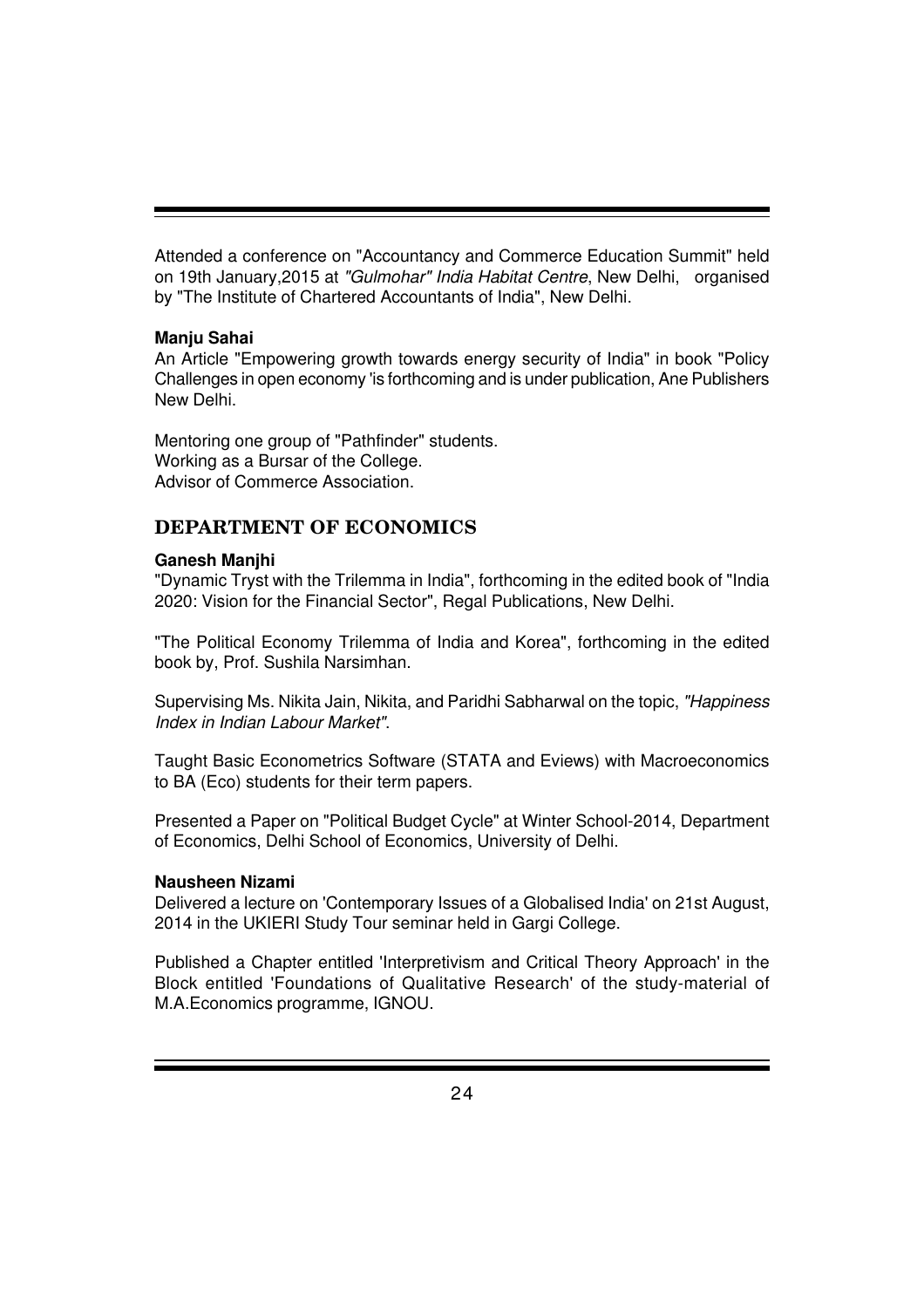Attended a conference on "Accountancy and Commerce Education Summit" held on 19th January,2015 at *"Gulmohar" India Habitat Centre*, New Delhi, organised by "The Institute of Chartered Accountants of India", New Delhi.

**Manju Sahai**

An Article "Empowering growth towards energy security of India" in book "Policy Challenges in open economy 'is forthcoming and is under publication, Ane Publishers New Delhi.

Mentoring one group of "Pathfinder" students.
Working as a Bursar of the College.
Advisor of Commerce Association.

## DEPARTMENT OF ECONOMICS

**Ganesh Manjhi**

"Dynamic Tryst with the Trilemma in India", forthcoming in the edited book of "India 2020: Vision for the Financial Sector", Regal Publications, New Delhi.

"The Political Economy Trilemma of India and Korea", forthcoming in the edited book by, Prof. Sushila Narsimhan.

Supervising Ms. Nikita Jain, Nikita, and Paridhi Sabharwal on the topic, *"Happiness Index in Indian Labour Market"*.

Taught Basic Econometrics Software (STATA and Eviews) with Macroeconomics to BA (Eco) students for their term papers.

Presented a Paper on "Political Budget Cycle" at Winter School-2014, Department of Economics, Delhi School of Economics, University of Delhi.

**Nausheen Nizami**

Delivered a lecture on 'Contemporary Issues of a Globalised India' on 21st August, 2014 in the UKIERI Study Tour seminar held in Gargi College.

Published a Chapter entitled 'Interpretivism and Critical Theory Approach' in the Block entitled 'Foundations of Qualitative Research' of the study-material of M.A.Economics programme, IGNOU.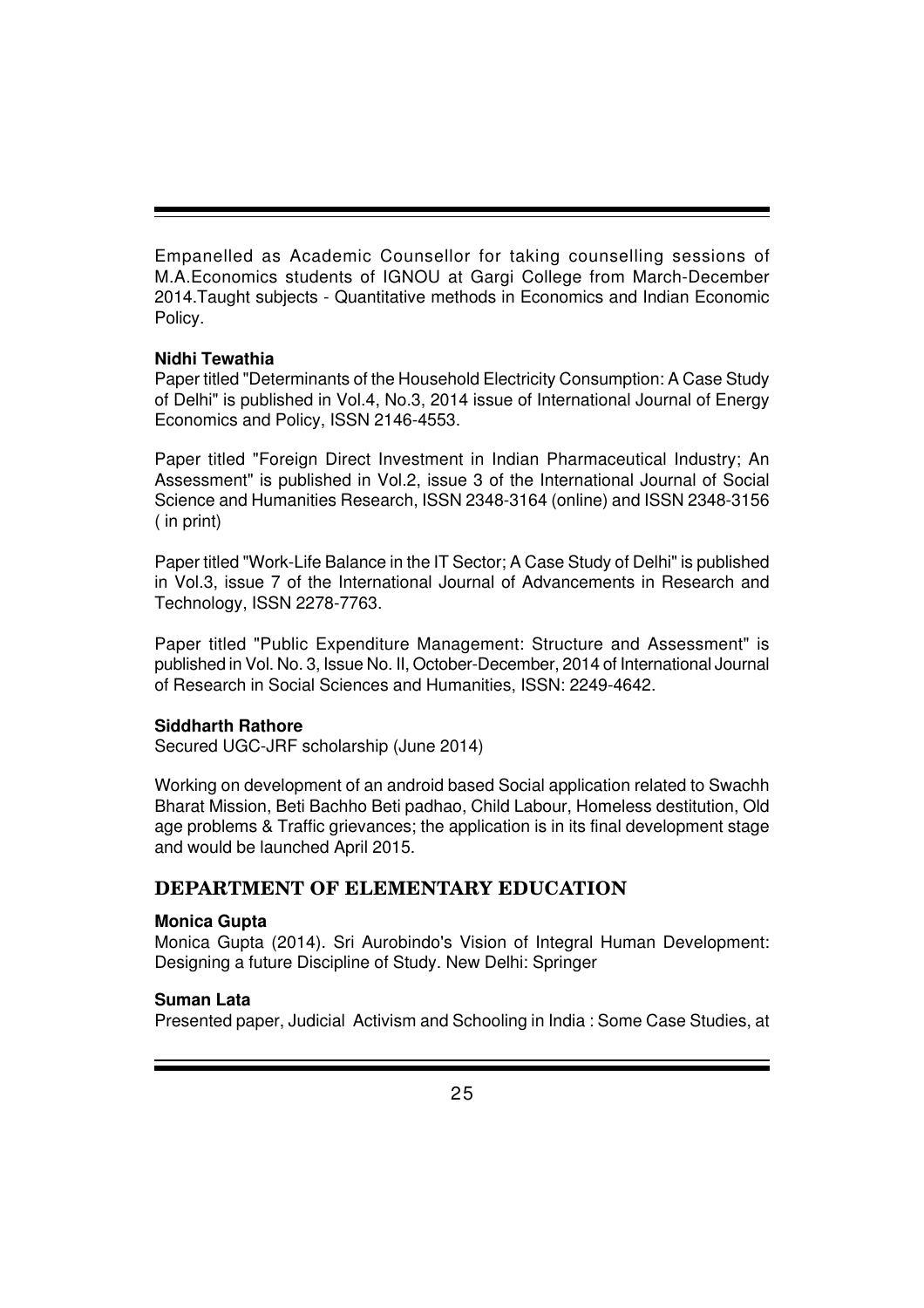Empanelled as Academic Counsellor for taking counselling sessions of M.A.Economics students of IGNOU at Gargi College from March-December 2014.Taught subjects - Quantitative methods in Economics and Indian Economic Policy.

**Nidhi Tewathia**

Paper titled "Determinants of the Household Electricity Consumption: A Case Study of Delhi" is published in Vol.4, No.3, 2014 issue of International Journal of Energy Economics and Policy, ISSN 2146-4553.

Paper titled "Foreign Direct Investment in Indian Pharmaceutical Industry; An Assessment" is published in Vol.2, issue 3 of the International Journal of Social Science and Humanities Research, ISSN 2348-3164 (online) and ISSN 2348-3156 ( in print)

Paper titled "Work-Life Balance in the IT Sector; A Case Study of Delhi" is published in Vol.3, issue 7 of the International Journal of Advancements in Research and Technology, ISSN 2278-7763.

Paper titled "Public Expenditure Management: Structure and Assessment" is published in Vol. No. 3, Issue No. II, October-December, 2014 of International Journal of Research in Social Sciences and Humanities, ISSN: 2249-4642.

**Siddharth Rathore**

Secured UGC-JRF scholarship (June 2014)

Working on development of an android based Social application related to Swachh Bharat Mission, Beti Bachho Beti padhao, Child Labour, Homeless destitution, Old age problems & Traffic grievances; the application is in its final development stage and would be launched April 2015.

## DEPARTMENT OF ELEMENTARY EDUCATION

**Monica Gupta**

Monica Gupta (2014). Sri Aurobindo's Vision of Integral Human Development: Designing a future Discipline of Study. New Delhi: Springer

**Suman Lata**

Presented paper, Judicial Activism and Schooling in India : Some Case Studies, at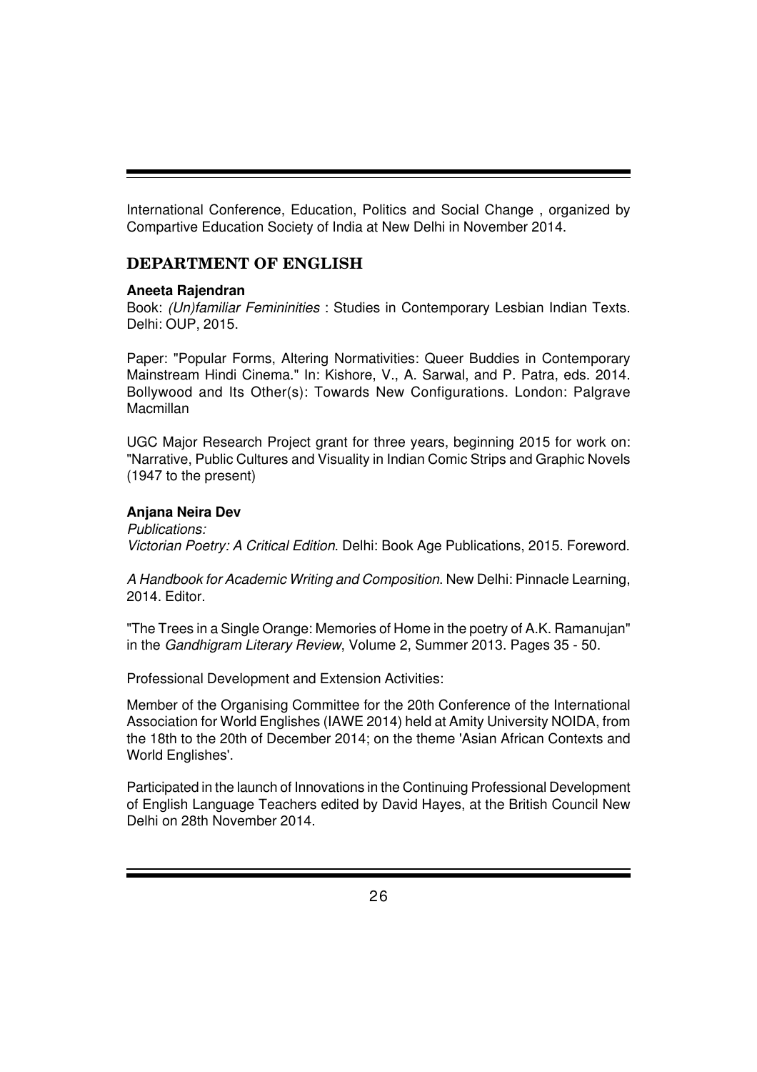International Conference, Education, Politics and Social Change , organized by Compartive Education Society of India at New Delhi in November 2014.

## DEPARTMENT OF ENGLISH

**Aneeta Rajendran**

Book: *(Un)familiar Femininities* : Studies in Contemporary Lesbian Indian Texts. Delhi: OUP, 2015.

Paper: "Popular Forms, Altering Normativities: Queer Buddies in Contemporary Mainstream Hindi Cinema." In: Kishore, V., A. Sarwal, and P. Patra, eds. 2014. Bollywood and Its Other(s): Towards New Configurations. London: Palgrave Macmillan

UGC Major Research Project grant for three years, beginning 2015 for work on: "Narrative, Public Cultures and Visuality in Indian Comic Strips and Graphic Novels (1947 to the present)

**Anjana Neira Dev**

*Publications:*

*Victorian Poetry: A Critical Edition*. Delhi: Book Age Publications, 2015. Foreword.

*A Handbook for Academic Writing and Composition*. New Delhi: Pinnacle Learning, 2014. Editor.

"The Trees in a Single Orange: Memories of Home in the poetry of A.K. Ramanujan" in the *Gandhigram Literary Review*, Volume 2, Summer 2013. Pages 35 - 50.

Professional Development and Extension Activities:

Member of the Organising Committee for the 20th Conference of the International Association for World Englishes (IAWE 2014) held at Amity University NOIDA, from the 18th to the 20th of December 2014; on the theme 'Asian African Contexts and World Englishes'.

Participated in the launch of Innovations in the Continuing Professional Development of English Language Teachers edited by David Hayes, at the British Council New Delhi on 28th November 2014.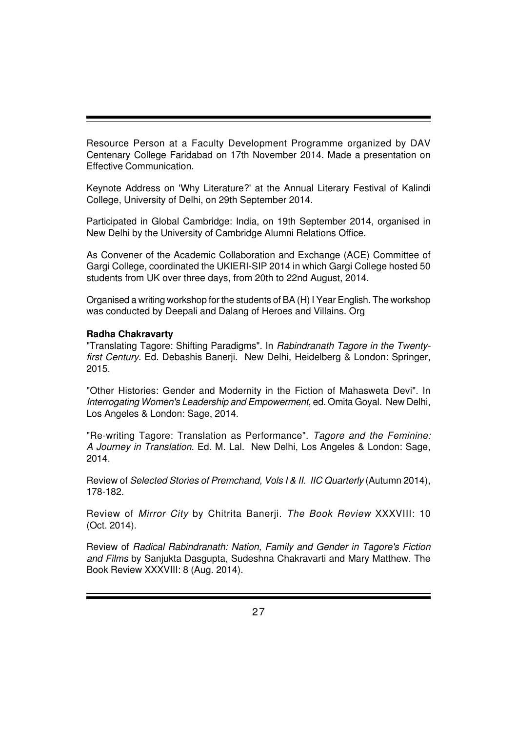Resource Person at a Faculty Development Programme organized by DAV Centenary College Faridabad on 17th November 2014. Made a presentation on Effective Communication.

Keynote Address on 'Why Literature?' at the Annual Literary Festival of Kalindi College, University of Delhi, on 29th September 2014.

Participated in Global Cambridge: India, on 19th September 2014, organised in New Delhi by the University of Cambridge Alumni Relations Office.

As Convener of the Academic Collaboration and Exchange (ACE) Committee of Gargi College, coordinated the UKIERI-SIP 2014 in which Gargi College hosted 50 students from UK over three days, from 20th to 22nd August, 2014.

Organised a writing workshop for the students of BA (H) I Year English. The workshop was conducted by Deepali and Dalang of Heroes and Villains. Org

**Radha Chakravarty**

"Translating Tagore: Shifting Paradigms". In *Rabindranath Tagore in the Twenty-first Century*. Ed. Debashis Banerji. New Delhi, Heidelberg & London: Springer, 2015.

"Other Histories: Gender and Modernity in the Fiction of Mahasweta Devi". In *Interrogating Women's Leadership and Empowerment*, ed. Omita Goyal. New Delhi, Los Angeles & London: Sage, 2014.

"Re-writing Tagore: Translation as Performance". *Tagore and the Feminine: A Journey in Translation*. Ed. M. Lal. New Delhi, Los Angeles & London: Sage, 2014.

Review of *Selected Stories of Premchand, Vols I & II. IIC Quarterly* (Autumn 2014), 178-182.

Review of *Mirror City* by Chitrita Banerji. *The Book Review* XXXVIII: 10 (Oct. 2014).

Review of *Radical Rabindranath: Nation, Family and Gender in Tagore's Fiction and Films* by Sanjukta Dasgupta, Sudeshna Chakravarti and Mary Matthew. The Book Review XXXVIII: 8 (Aug. 2014).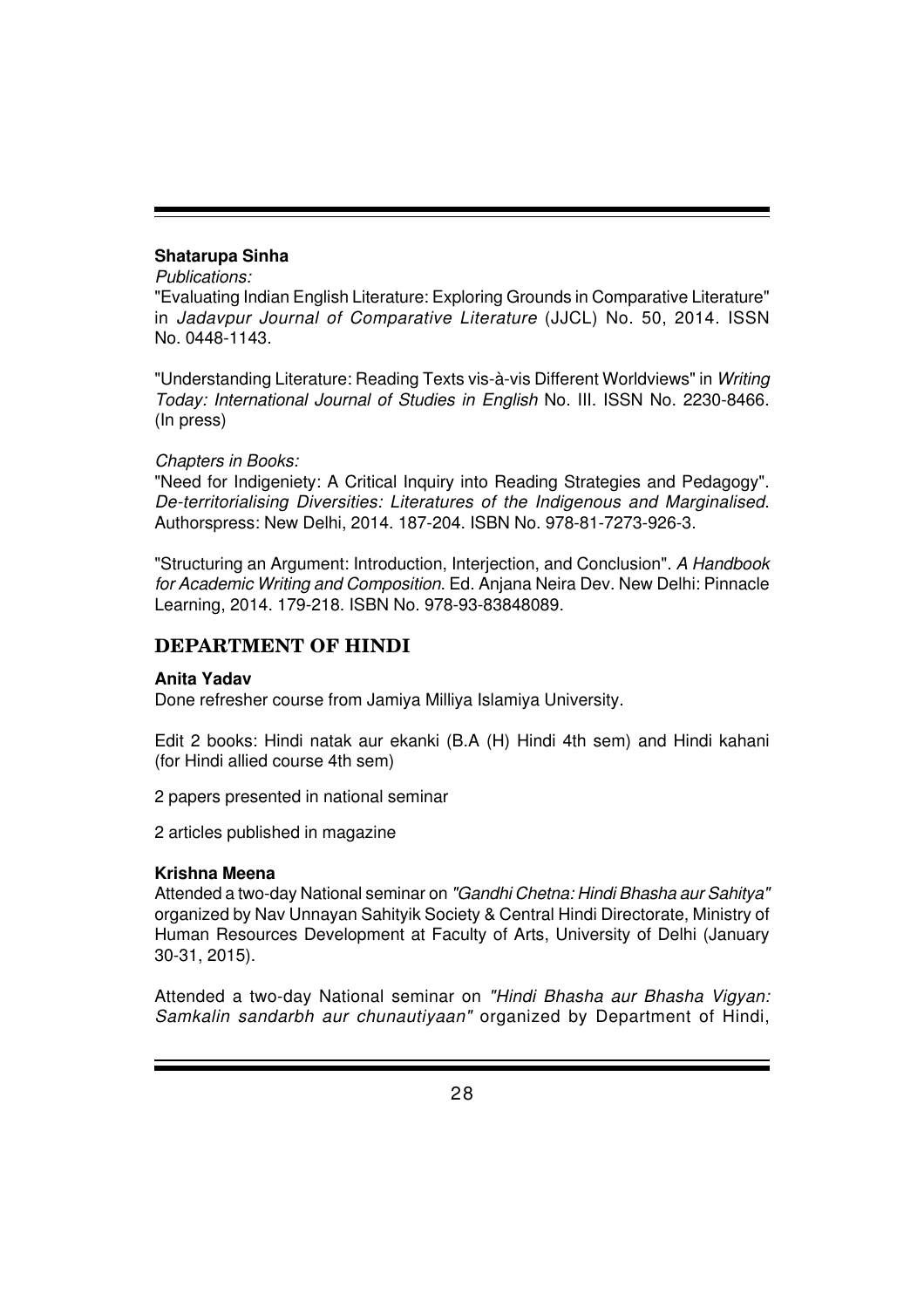**Shatarupa Sinha**

*Publications:*

"Evaluating Indian English Literature: Exploring Grounds in Comparative Literature" in *Jadavpur Journal of Comparative Literature* (JJCL) No. 50, 2014. ISSN No. 0448-1143.

"Understanding Literature: Reading Texts vis-à-vis Different Worldviews" in *Writing Today: International Journal of Studies in English* No. III. ISSN No. 2230-8466. (In press)

*Chapters in Books:*

"Need for Indigeniety: A Critical Inquiry into Reading Strategies and Pedagogy". *De-territorialising Diversities: Literatures of the Indigenous and Marginalised*. Authorspress: New Delhi, 2014. 187-204. ISBN No. 978-81-7273-926-3.

"Structuring an Argument: Introduction, Interjection, and Conclusion". *A Handbook for Academic Writing and Composition*. Ed. Anjana Neira Dev. New Delhi: Pinnacle Learning, 2014. 179-218. ISBN No. 978-93-83848089.

## DEPARTMENT OF HINDI

**Anita Yadav**

Done refresher course from Jamiya Milliya Islamiya University.

Edit 2 books: Hindi natak aur ekanki (B.A (H) Hindi 4th sem) and Hindi kahani (for Hindi allied course 4th sem)

2 papers presented in national seminar

2 articles published in magazine

**Krishna Meena**

Attended a two-day National seminar on *"Gandhi Chetna: Hindi Bhasha aur Sahitya"* organized by Nav Unnayan Sahityik Society & Central Hindi Directorate, Ministry of Human Resources Development at Faculty of Arts, University of Delhi (January 30-31, 2015).

Attended a two-day National seminar on *"Hindi Bhasha aur Bhasha Vigyan: Samkalin sandarbh aur chunautiyaan"* organized by Department of Hindi,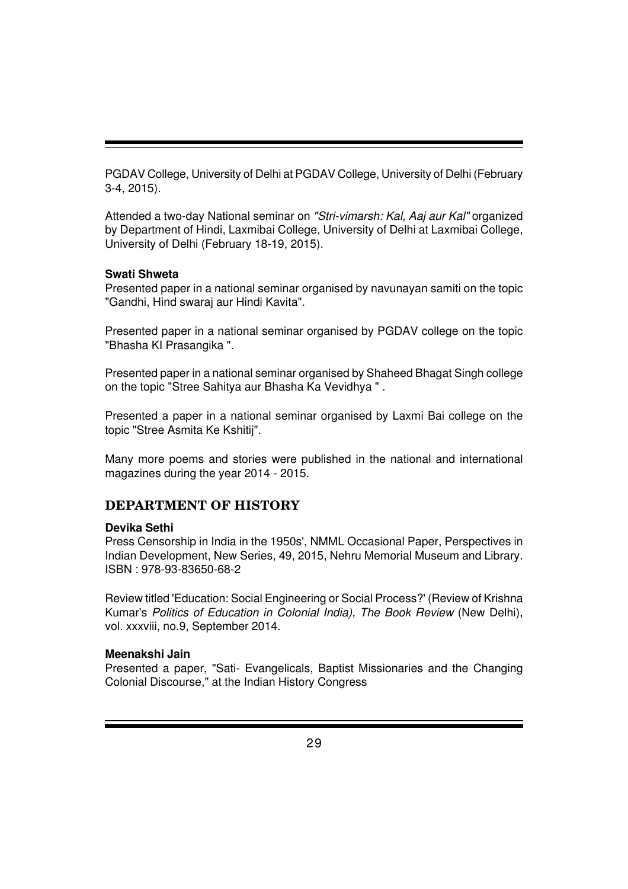PGDAV College, University of Delhi at PGDAV College, University of Delhi (February 3-4, 2015).

Attended a two-day National seminar on *"Stri-vimarsh: Kal, Aaj aur Kal"* organized by Department of Hindi, Laxmibai College, University of Delhi at Laxmibai College, University of Delhi (February 18-19, 2015).

**Swati Shweta**

Presented paper in a national seminar organised by navunayan samiti on the topic "Gandhi, Hind swaraj aur Hindi Kavita".

Presented paper in a national seminar organised by PGDAV college on the topic "Bhasha KI Prasangika ".

Presented paper in a national seminar organised by Shaheed Bhagat Singh college on the topic "Stree Sahitya aur Bhasha Ka Vevidhya " .

Presented a paper in a national seminar organised by Laxmi Bai college on the topic "Stree Asmita Ke Kshitij".

Many more poems and stories were published in the national and international magazines during the year 2014 - 2015.

## DEPARTMENT OF HISTORY

**Devika Sethi**

Press Censorship in India in the 1950s', NMML Occasional Paper, Perspectives in Indian Development, New Series, 49, 2015, Nehru Memorial Museum and Library. ISBN : 978-93-83650-68-2

Review titled 'Education: Social Engineering or Social Process?' (Review of Krishna Kumar's *Politics of Education in Colonial India), The Book Review* (New Delhi), vol. xxxviii, no.9, September 2014.

**Meenakshi Jain**

Presented a paper, "Sati- Evangelicals, Baptist Missionaries and the Changing Colonial Discourse," at the Indian History Congress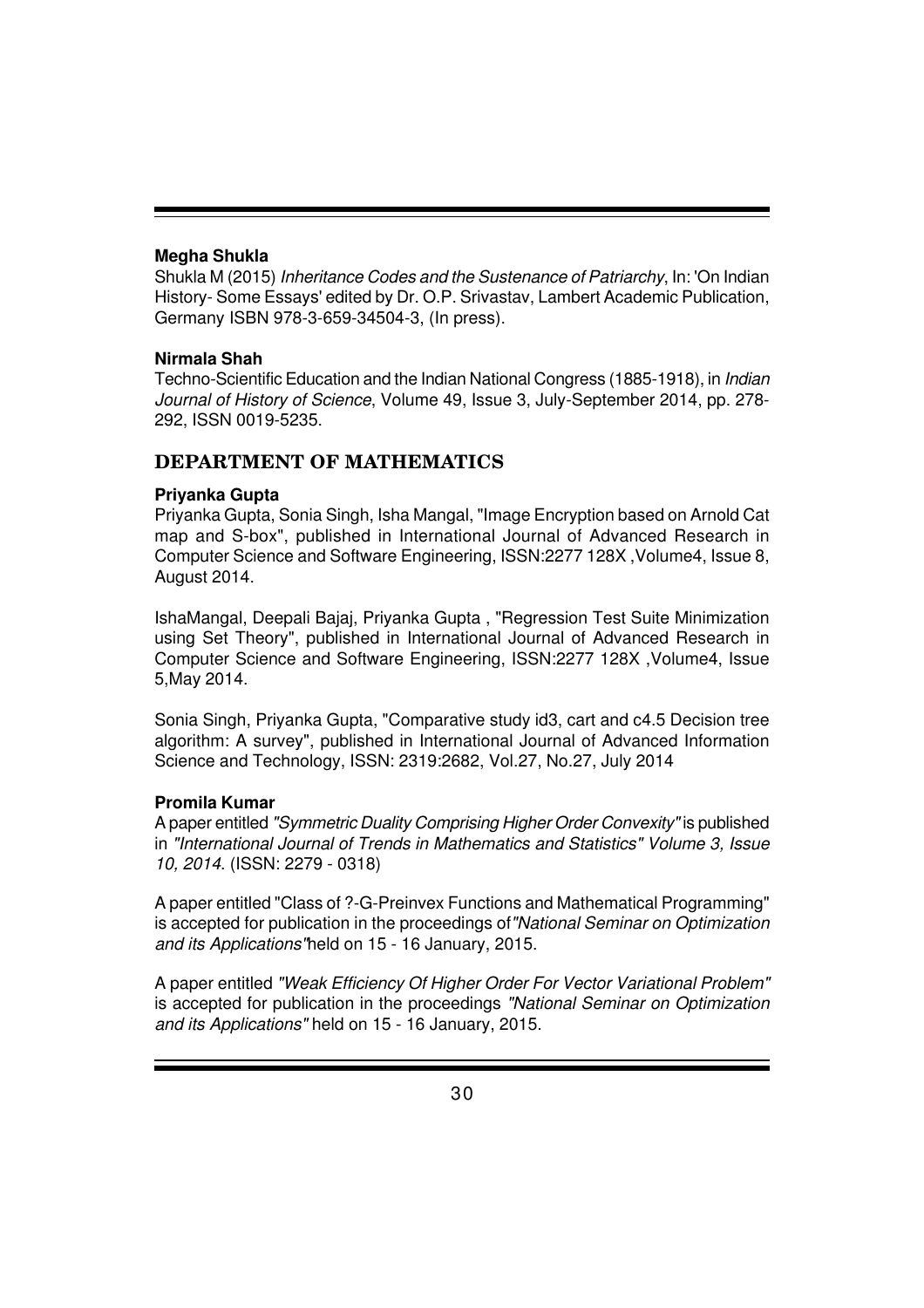**Megha Shukla**

Shukla M (2015) *Inheritance Codes and the Sustenance of Patriarchy*, In: 'On Indian History- Some Essays' edited by Dr. O.P. Srivastav, Lambert Academic Publication, Germany ISBN 978-3-659-34504-3, (In press).

**Nirmala Shah**

Techno-Scientific Education and the Indian National Congress (1885-1918), in *Indian Journal of History of Science*, Volume 49, Issue 3, July-September 2014, pp. 278-292, ISSN 0019-5235.

## DEPARTMENT OF MATHEMATICS

**Priyanka Gupta**

Priyanka Gupta, Sonia Singh, Isha Mangal, "Image Encryption based on Arnold Cat map and S-box", published in International Journal of Advanced Research in Computer Science and Software Engineering, ISSN:2277 128X ,Volume4, Issue 8, August 2014.

IshaMangal, Deepali Bajaj, Priyanka Gupta , "Regression Test Suite Minimization using Set Theory", published in International Journal of Advanced Research in Computer Science and Software Engineering, ISSN:2277 128X ,Volume4, Issue 5,May 2014.

Sonia Singh, Priyanka Gupta, "Comparative study id3, cart and c4.5 Decision tree algorithm: A survey", published in International Journal of Advanced Information Science and Technology, ISSN: 2319:2682, Vol.27, No.27, July 2014

**Promila Kumar**

A paper entitled *"Symmetric Duality Comprising Higher Order Convexity"* is published in *"International Journal of Trends in Mathematics and Statistics" Volume 3, Issue 10, 2014*. (ISSN: 2279 - 0318)

A paper entitled "Class of ?-G-Preinvex Functions and Mathematical Programming" is accepted for publication in the proceedings of *"National Seminar on Optimization and its Applications"* held on 15 - 16 January, 2015.

A paper entitled *"Weak Efficiency Of Higher Order For Vector Variational Problem"* is accepted for publication in the proceedings *"National Seminar on Optimization and its Applications"* held on 15 - 16 January, 2015.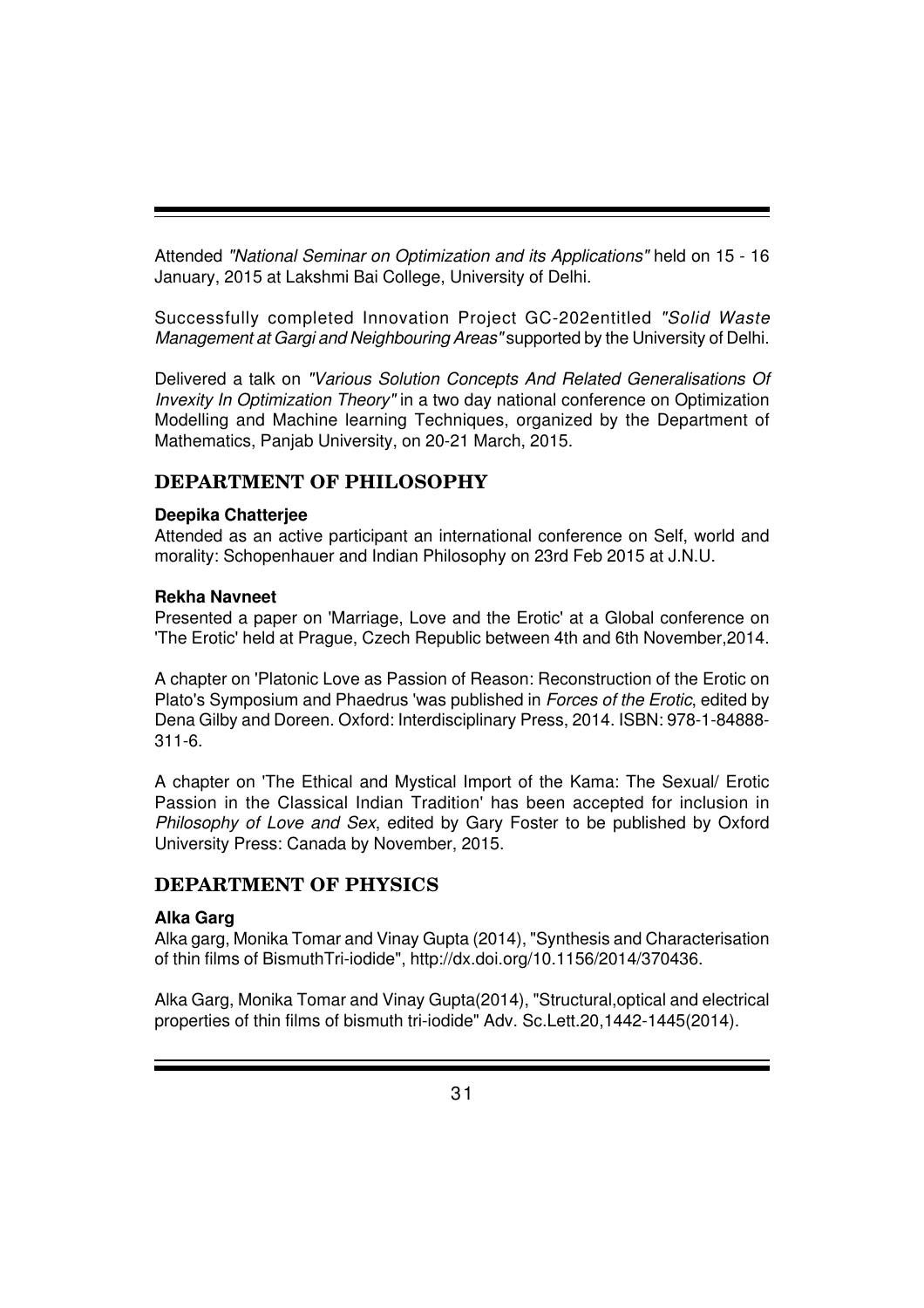Attended *"National Seminar on Optimization and its Applications"* held on 15 - 16 January, 2015 at Lakshmi Bai College, University of Delhi.

Successfully completed Innovation Project GC-202entitled *"Solid Waste Management at Gargi and Neighbouring Areas"* supported by the University of Delhi.

Delivered a talk on *"Various Solution Concepts And Related Generalisations Of Invexity In Optimization Theory"* in a two day national conference on Optimization Modelling and Machine learning Techniques, organized by the Department of Mathematics, Panjab University, on 20-21 March, 2015.

## DEPARTMENT OF PHILOSOPHY

**Deepika Chatterjee**

Attended as an active participant an international conference on Self, world and morality: Schopenhauer and Indian Philosophy on 23rd Feb 2015 at J.N.U.

**Rekha Navneet**

Presented a paper on 'Marriage, Love and the Erotic' at a Global conference on 'The Erotic' held at Prague, Czech Republic between 4th and 6th November,2014.

A chapter on 'Platonic Love as Passion of Reason: Reconstruction of the Erotic on Plato's Symposium and Phaedrus 'was published in *Forces of the Erotic*, edited by Dena Gilby and Doreen. Oxford: Interdisciplinary Press, 2014. ISBN: 978-1-84888-311-6.

A chapter on 'The Ethical and Mystical Import of the Kama: The Sexual/ Erotic Passion in the Classical Indian Tradition' has been accepted for inclusion in *Philosophy of Love and Sex*, edited by Gary Foster to be published by Oxford University Press: Canada by November, 2015.

## DEPARTMENT OF PHYSICS

**Alka Garg**

Alka garg, Monika Tomar and Vinay Gupta (2014), "Synthesis and Characterisation of thin films of BismuthTri-iodide", http://dx.doi.org/10.1156/2014/370436.

Alka Garg, Monika Tomar and Vinay Gupta(2014), "Structural,optical and electrical properties of thin films of bismuth tri-iodide" Adv. Sc.Lett.20,1442-1445(2014).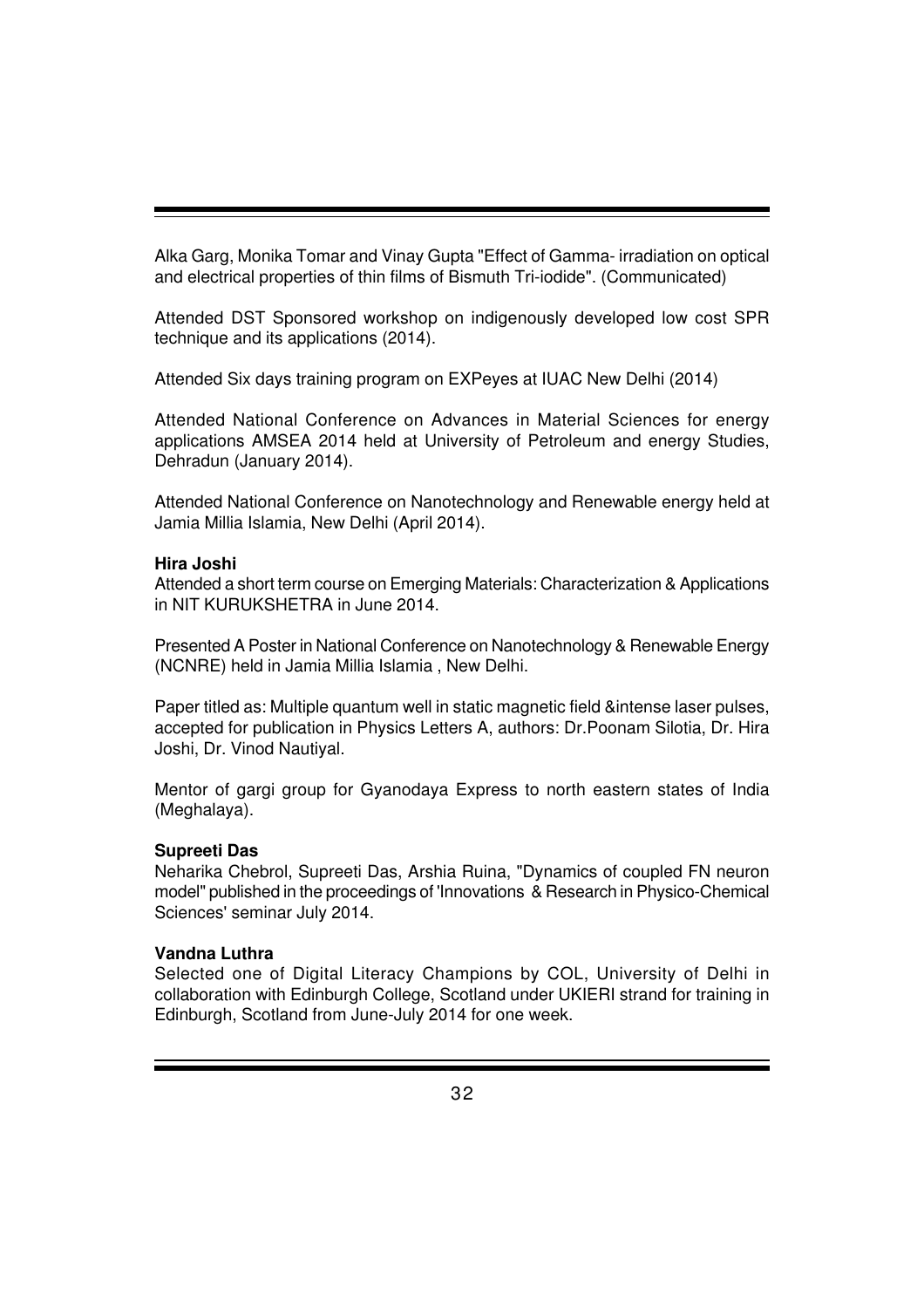Alka Garg, Monika Tomar and Vinay Gupta "Effect of Gamma- irradiation on optical and electrical properties of thin films of Bismuth Tri-iodide". (Communicated)

Attended DST Sponsored workshop on indigenously developed low cost SPR technique and its applications (2014).

Attended Six days training program on EXPeyes at IUAC New Delhi (2014)

Attended National Conference on Advances in Material Sciences for energy applications AMSEA 2014 held at University of Petroleum and energy Studies, Dehradun (January 2014).

Attended National Conference on Nanotechnology and Renewable energy held at Jamia Millia Islamia, New Delhi (April 2014).

**Hira Joshi**

Attended a short term course on Emerging Materials: Characterization & Applications in NIT KURUKSHETRA in June 2014.

Presented A Poster in National Conference on Nanotechnology & Renewable Energy (NCNRE) held in Jamia Millia Islamia , New Delhi.

Paper titled as: Multiple quantum well in static magnetic field &intense laser pulses, accepted for publication in Physics Letters A, authors: Dr.Poonam Silotia, Dr. Hira Joshi, Dr. Vinod Nautiyal.

Mentor of gargi group for Gyanodaya Express to north eastern states of India (Meghalaya).

**Supreeti Das**

Neharika Chebrol, Supreeti Das, Arshia Ruina, "Dynamics of coupled FN neuron model" published in the proceedings of 'Innovations & Research in Physico-Chemical Sciences' seminar July 2014.

**Vandna Luthra**

Selected one of Digital Literacy Champions by COL, University of Delhi in collaboration with Edinburgh College, Scotland under UKIERI strand for training in Edinburgh, Scotland from June-July 2014 for one week.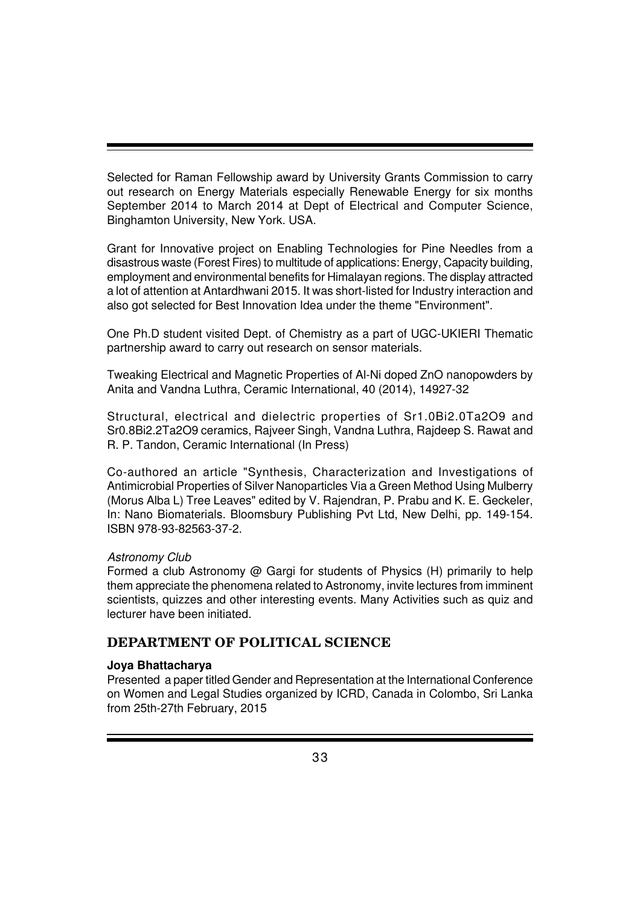Selected for Raman Fellowship award by University Grants Commission to carry out research on Energy Materials especially Renewable Energy for six months September 2014 to March 2014 at Dept of Electrical and Computer Science, Binghamton University, New York. USA.

Grant for Innovative project on Enabling Technologies for Pine Needles from a disastrous waste (Forest Fires) to multitude of applications: Energy, Capacity building, employment and environmental benefits for Himalayan regions. The display attracted a lot of attention at Antardhwani 2015. It was short-listed for Industry interaction and also got selected for Best Innovation Idea under the theme "Environment".

One Ph.D student visited Dept. of Chemistry as a part of UGC-UKIERI Thematic partnership award to carry out research on sensor materials.

Tweaking Electrical and Magnetic Properties of Al-Ni doped ZnO nanopowders by Anita and Vandna Luthra, Ceramic International, 40 (2014), 14927-32

Structural, electrical and dielectric properties of $Sr_{1.0}Bi_{2.0}Ta_2O_9$ and $Sr_{0.8}Bi_{2.2}Ta_2O_9$ ceramics, Rajveer Singh, Vandna Luthra, Rajdeep S. Rawat and R. P. Tandon, Ceramic International (In Press)

Co-authored an article "Synthesis, Characterization and Investigations of Antimicrobial Properties of Silver Nanoparticles Via a Green Method Using Mulberry (Morus Alba L) Tree Leaves" edited by V. Rajendran, P. Prabu and K. E. Geckeler, In: Nano Biomaterials. Bloomsbury Publishing Pvt Ltd, New Delhi, pp. 149-154. ISBN 978-93-82563-37-2.

*Astronomy Club*

Formed a club Astronomy @ Gargi for students of Physics (H) primarily to help them appreciate the phenomena related to Astronomy, invite lectures from imminent scientists, quizzes and other interesting events. Many Activities such as quiz and lecturer have been initiated.

## DEPARTMENT OF POLITICAL SCIENCE

**Joya Bhattacharya**

Presented a paper titled Gender and Representation at the International Conference on Women and Legal Studies organized by ICRD, Canada in Colombo, Sri Lanka from 25th-27th February, 2015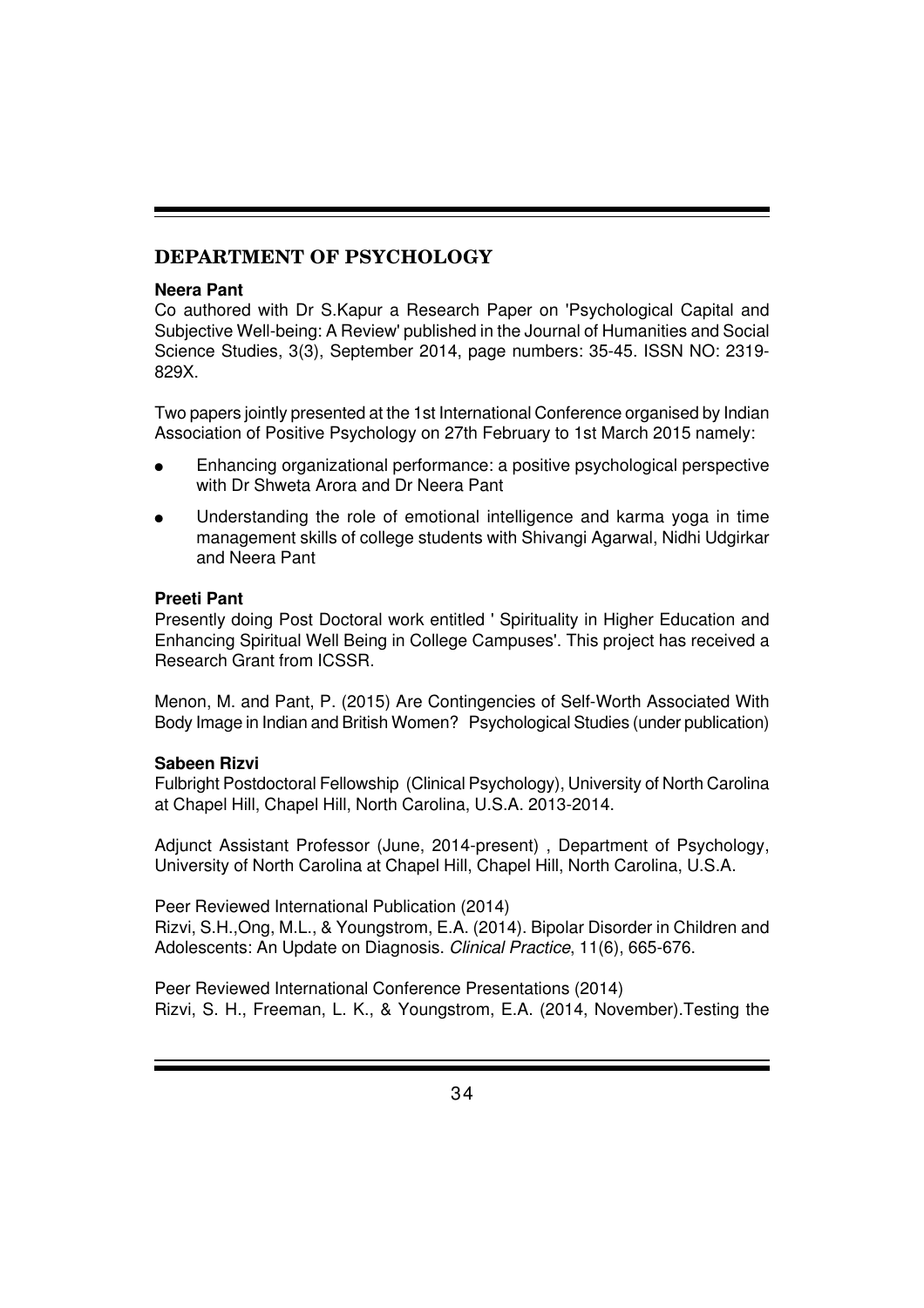## DEPARTMENT OF PSYCHOLOGY

**Neera Pant**

Co authored with Dr S.Kapur a Research Paper on 'Psychological Capital and Subjective Well-being: A Review' published in the Journal of Humanities and Social Science Studies, 3(3), September 2014, page numbers: 35-45. ISSN NO: 2319-829X.

Two papers jointly presented at the 1st International Conference organised by Indian Association of Positive Psychology on 27th February to 1st March 2015 namely:

- Enhancing organizational performance: a positive psychological perspective with Dr Shweta Arora and Dr Neera Pant
- Understanding the role of emotional intelligence and karma yoga in time management skills of college students with Shivangi Agarwal, Nidhi Udgirkar and Neera Pant

**Preeti Pant**

Presently doing Post Doctoral work entitled ' Spirituality in Higher Education and Enhancing Spiritual Well Being in College Campuses'. This project has received a Research Grant from ICSSR.

Menon, M. and Pant, P. (2015) Are Contingencies of Self-Worth Associated With Body Image in Indian and British Women? Psychological Studies (under publication)

**Sabeen Rizvi**

Fulbright Postdoctoral Fellowship (Clinical Psychology), University of North Carolina at Chapel Hill, Chapel Hill, North Carolina, U.S.A. 2013-2014.

Adjunct Assistant Professor (June, 2014-present) , Department of Psychology, University of North Carolina at Chapel Hill, Chapel Hill, North Carolina, U.S.A.

Peer Reviewed International Publication (2014)
Rizvi, S.H.,Ong, M.L., & Youngstrom, E.A. (2014). Bipolar Disorder in Children and Adolescents: An Update on Diagnosis. *Clinical Practice*, 11(6), 665-676.

Peer Reviewed International Conference Presentations (2014)
Rizvi, S. H., Freeman, L. K., & Youngstrom, E.A. (2014, November).Testing the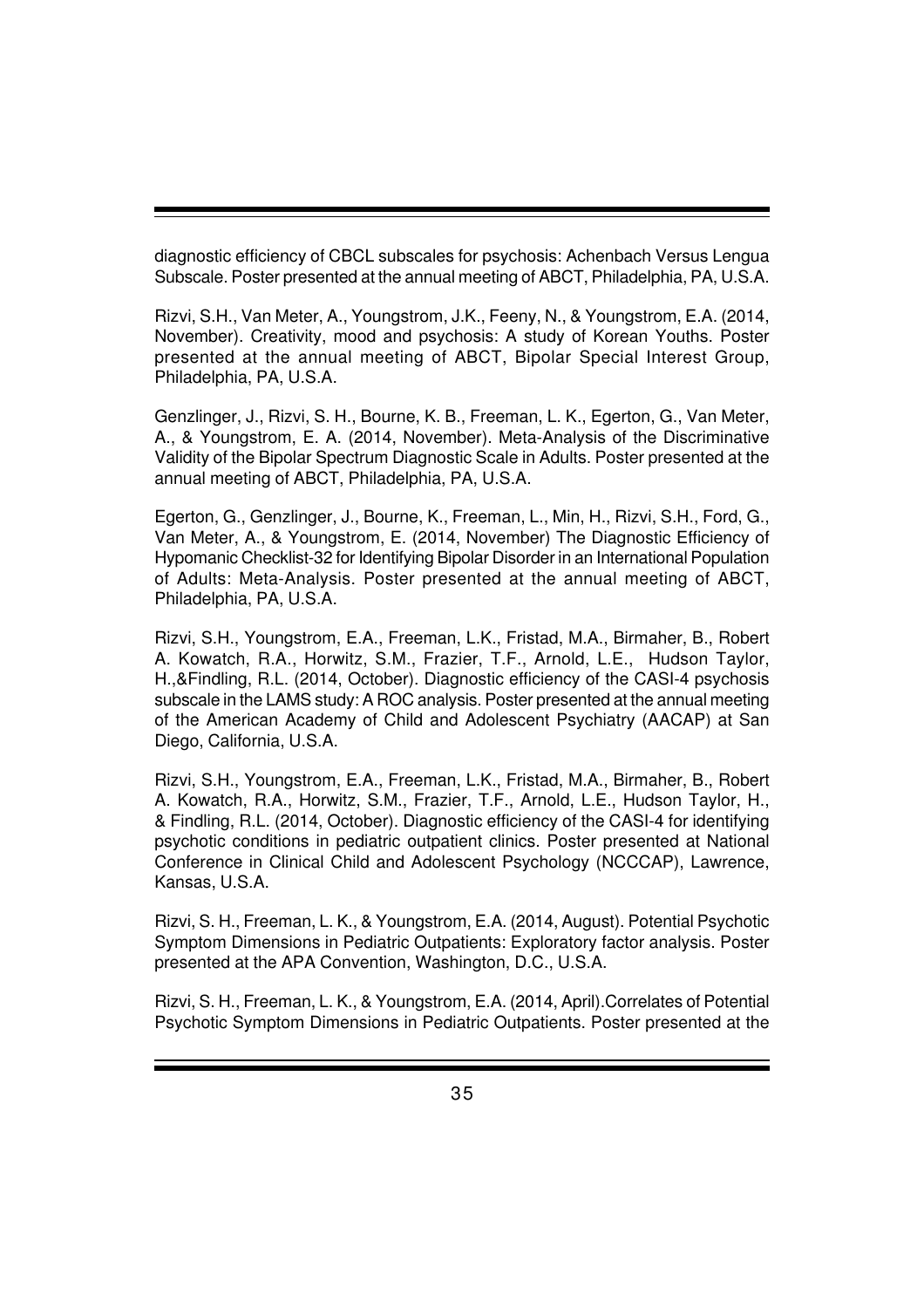diagnostic efficiency of CBCL subscales for psychosis: Achenbach Versus Lengua Subscale. Poster presented at the annual meeting of ABCT, Philadelphia, PA, U.S.A.

Rizvi, S.H., Van Meter, A., Youngstrom, J.K., Feeny, N., & Youngstrom, E.A. (2014, November). Creativity, mood and psychosis: A study of Korean Youths. Poster presented at the annual meeting of ABCT, Bipolar Special Interest Group, Philadelphia, PA, U.S.A.

Genzlinger, J., Rizvi, S. H., Bourne, K. B., Freeman, L. K., Egerton, G., Van Meter, A., & Youngstrom, E. A. (2014, November). Meta-Analysis of the Discriminative Validity of the Bipolar Spectrum Diagnostic Scale in Adults. Poster presented at the annual meeting of ABCT, Philadelphia, PA, U.S.A.

Egerton, G., Genzlinger, J., Bourne, K., Freeman, L., Min, H., Rizvi, S.H., Ford, G., Van Meter, A., & Youngstrom, E. (2014, November) The Diagnostic Efficiency of Hypomanic Checklist-32 for Identifying Bipolar Disorder in an International Population of Adults: Meta-Analysis. Poster presented at the annual meeting of ABCT, Philadelphia, PA, U.S.A.

Rizvi, S.H., Youngstrom, E.A., Freeman, L.K., Fristad, M.A., Birmaher, B., Robert A. Kowatch, R.A., Horwitz, S.M., Frazier, T.F., Arnold, L.E., Hudson Taylor, H.,&Findling, R.L. (2014, October). Diagnostic efficiency of the CASI-4 psychosis subscale in the LAMS study: A ROC analysis. Poster presented at the annual meeting of the American Academy of Child and Adolescent Psychiatry (AACAP) at San Diego, California, U.S.A.

Rizvi, S.H., Youngstrom, E.A., Freeman, L.K., Fristad, M.A., Birmaher, B., Robert A. Kowatch, R.A., Horwitz, S.M., Frazier, T.F., Arnold, L.E., Hudson Taylor, H., & Findling, R.L. (2014, October). Diagnostic efficiency of the CASI-4 for identifying psychotic conditions in pediatric outpatient clinics. Poster presented at National Conference in Clinical Child and Adolescent Psychology (NCCCAP), Lawrence, Kansas, U.S.A.

Rizvi, S. H., Freeman, L. K., & Youngstrom, E.A. (2014, August). Potential Psychotic Symptom Dimensions in Pediatric Outpatients: Exploratory factor analysis. Poster presented at the APA Convention, Washington, D.C., U.S.A.

Rizvi, S. H., Freeman, L. K., & Youngstrom, E.A. (2014, April).Correlates of Potential Psychotic Symptom Dimensions in Pediatric Outpatients. Poster presented at the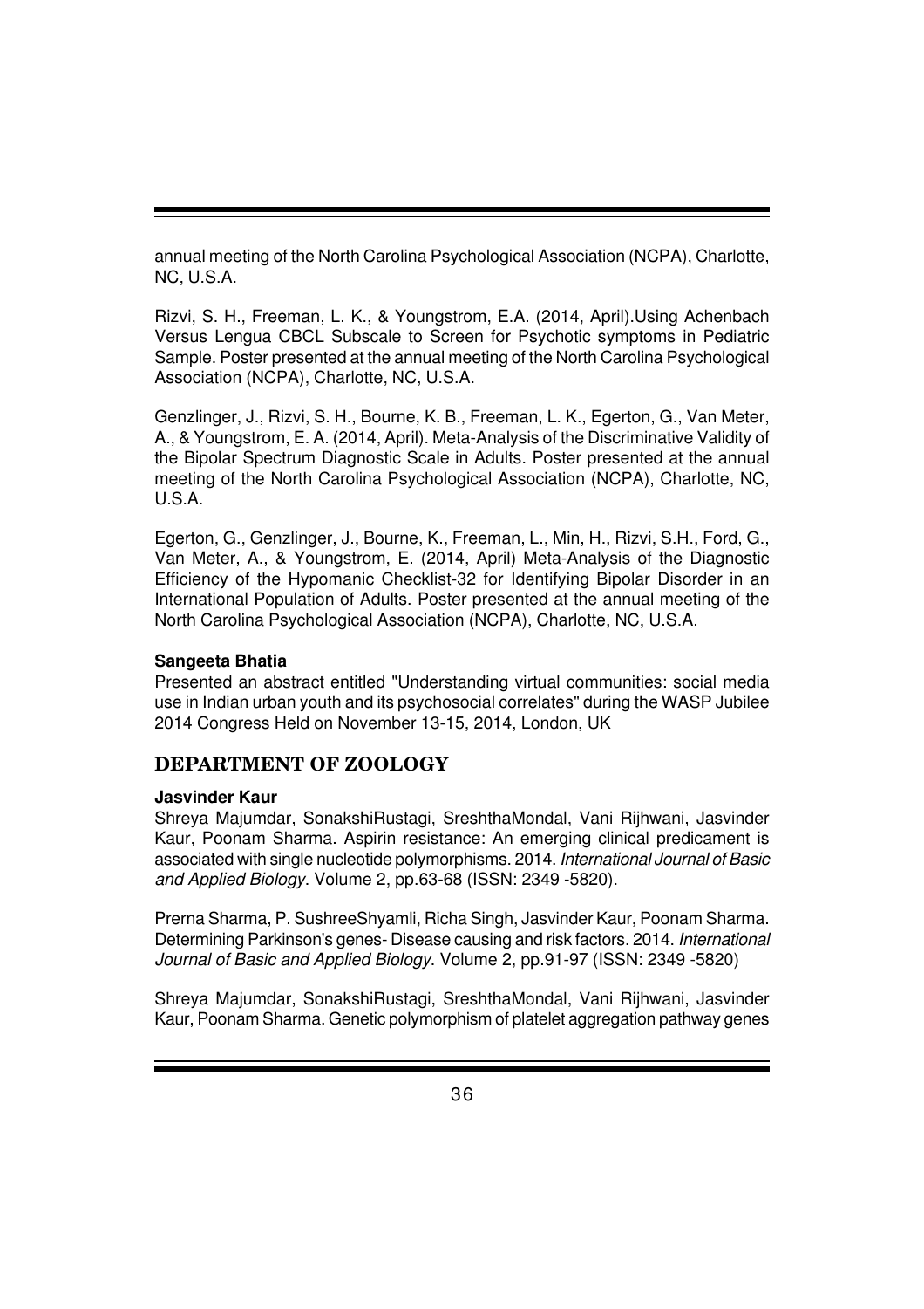annual meeting of the North Carolina Psychological Association (NCPA), Charlotte, NC, U.S.A.

Rizvi, S. H., Freeman, L. K., & Youngstrom, E.A. (2014, April).Using Achenbach Versus Lengua CBCL Subscale to Screen for Psychotic symptoms in Pediatric Sample. Poster presented at the annual meeting of the North Carolina Psychological Association (NCPA), Charlotte, NC, U.S.A.

Genzlinger, J., Rizvi, S. H., Bourne, K. B., Freeman, L. K., Egerton, G., Van Meter, A., & Youngstrom, E. A. (2014, April). Meta-Analysis of the Discriminative Validity of the Bipolar Spectrum Diagnostic Scale in Adults. Poster presented at the annual meeting of the North Carolina Psychological Association (NCPA), Charlotte, NC, U.S.A.

Egerton, G., Genzlinger, J., Bourne, K., Freeman, L., Min, H., Rizvi, S.H., Ford, G., Van Meter, A., & Youngstrom, E. (2014, April) Meta-Analysis of the Diagnostic Efficiency of the Hypomanic Checklist-32 for Identifying Bipolar Disorder in an International Population of Adults. Poster presented at the annual meeting of the North Carolina Psychological Association (NCPA), Charlotte, NC, U.S.A.

**Sangeeta Bhatia**

Presented an abstract entitled "Understanding virtual communities: social media use in Indian urban youth and its psychosocial correlates" during the WASP Jubilee 2014 Congress Held on November 13-15, 2014, London, UK

## DEPARTMENT OF ZOOLOGY

**Jasvinder Kaur**

Shreya Majumdar, SonakshiRustagi, SreshthaMondal, Vani Rijhwani, Jasvinder Kaur, Poonam Sharma. Aspirin resistance: An emerging clinical predicament is associated with single nucleotide polymorphisms. 2014. *International Journal of Basic and Applied Biology*. Volume 2, pp.63-68 (ISSN: 2349 -5820).

Prerna Sharma, P. SushreeShyamli, Richa Singh, Jasvinder Kaur, Poonam Sharma. Determining Parkinson's genes- Disease causing and risk factors. 2014. *International Journal of Basic and Applied Biology*. Volume 2, pp.91-97 (ISSN: 2349 -5820)

Shreya Majumdar, SonakshiRustagi, SreshthaMondal, Vani Rijhwani, Jasvinder Kaur, Poonam Sharma. Genetic polymorphism of platelet aggregation pathway genes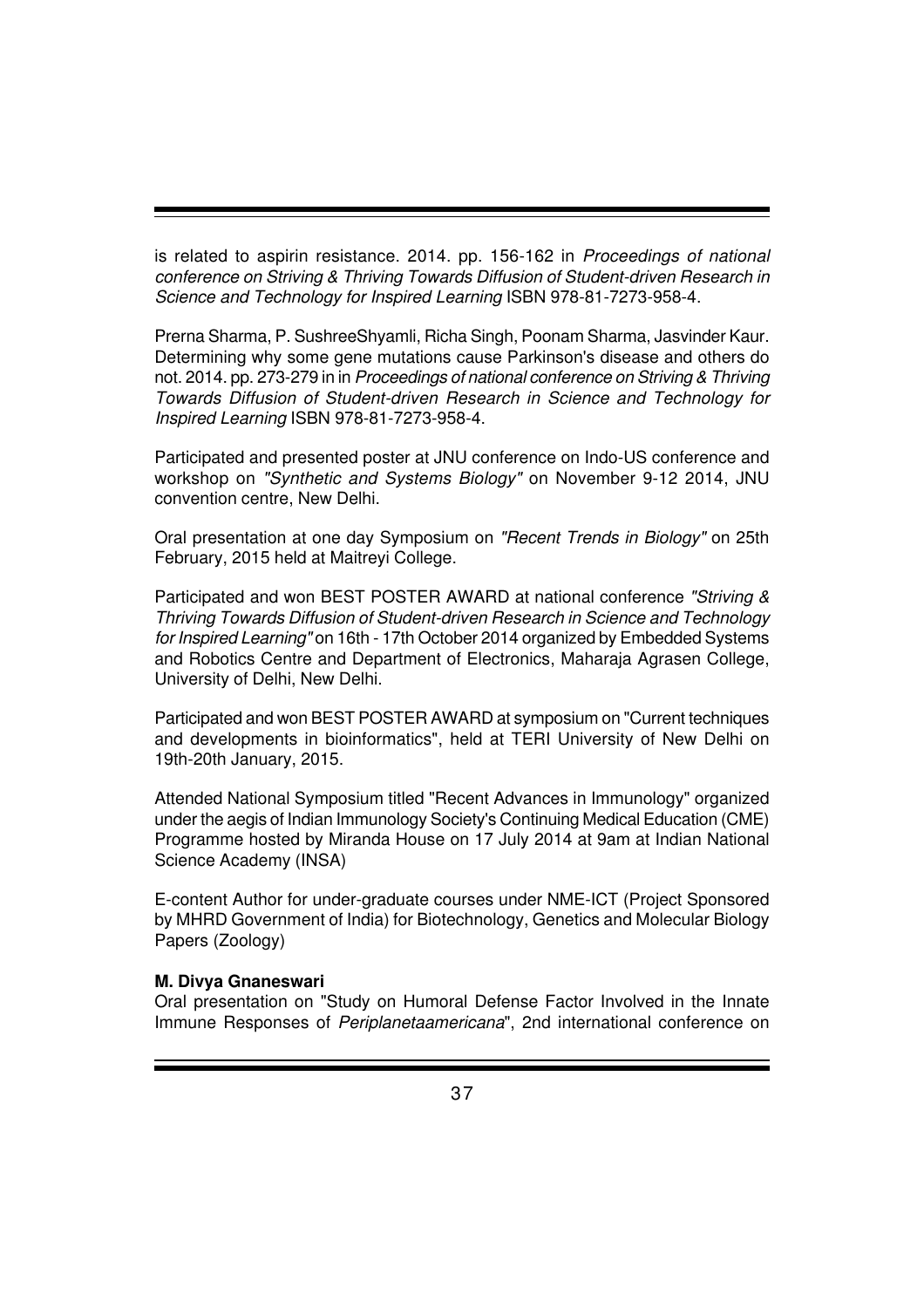is related to aspirin resistance. 2014. pp. 156-162 in *Proceedings of national conference on Striving & Thriving Towards Diffusion of Student-driven Research in Science and Technology for Inspired Learning* ISBN 978-81-7273-958-4.

Prerna Sharma, P. SushreeShyamli, Richa Singh, Poonam Sharma, Jasvinder Kaur. Determining why some gene mutations cause Parkinson's disease and others do not. 2014. pp. 273-279 in in *Proceedings of national conference on Striving & Thriving Towards Diffusion of Student-driven Research in Science and Technology for Inspired Learning* ISBN 978-81-7273-958-4.

Participated and presented poster at JNU conference on Indo-US conference and workshop on *"Synthetic and Systems Biology"* on November 9-12 2014, JNU convention centre, New Delhi.

Oral presentation at one day Symposium on *"Recent Trends in Biology"* on 25th February, 2015 held at Maitreyi College.

Participated and won BEST POSTER AWARD at national conference *"Striving & Thriving Towards Diffusion of Student-driven Research in Science and Technology for Inspired Learning"* on 16th - 17th October 2014 organized by Embedded Systems and Robotics Centre and Department of Electronics, Maharaja Agrasen College, University of Delhi, New Delhi.

Participated and won BEST POSTER AWARD at symposium on "Current techniques and developments in bioinformatics", held at TERI University of New Delhi on 19th-20th January, 2015.

Attended National Symposium titled "Recent Advances in Immunology" organized under the aegis of Indian Immunology Society's Continuing Medical Education (CME) Programme hosted by Miranda House on 17 July 2014 at 9am at Indian National Science Academy (INSA)

E-content Author for under-graduate courses under NME-ICT (Project Sponsored by MHRD Government of India) for Biotechnology, Genetics and Molecular Biology Papers (Zoology)

**M. Divya Gnaneswari**

Oral presentation on "Study on Humoral Defense Factor Involved in the Innate Immune Responses of *Periplanetaamericana*", 2nd international conference on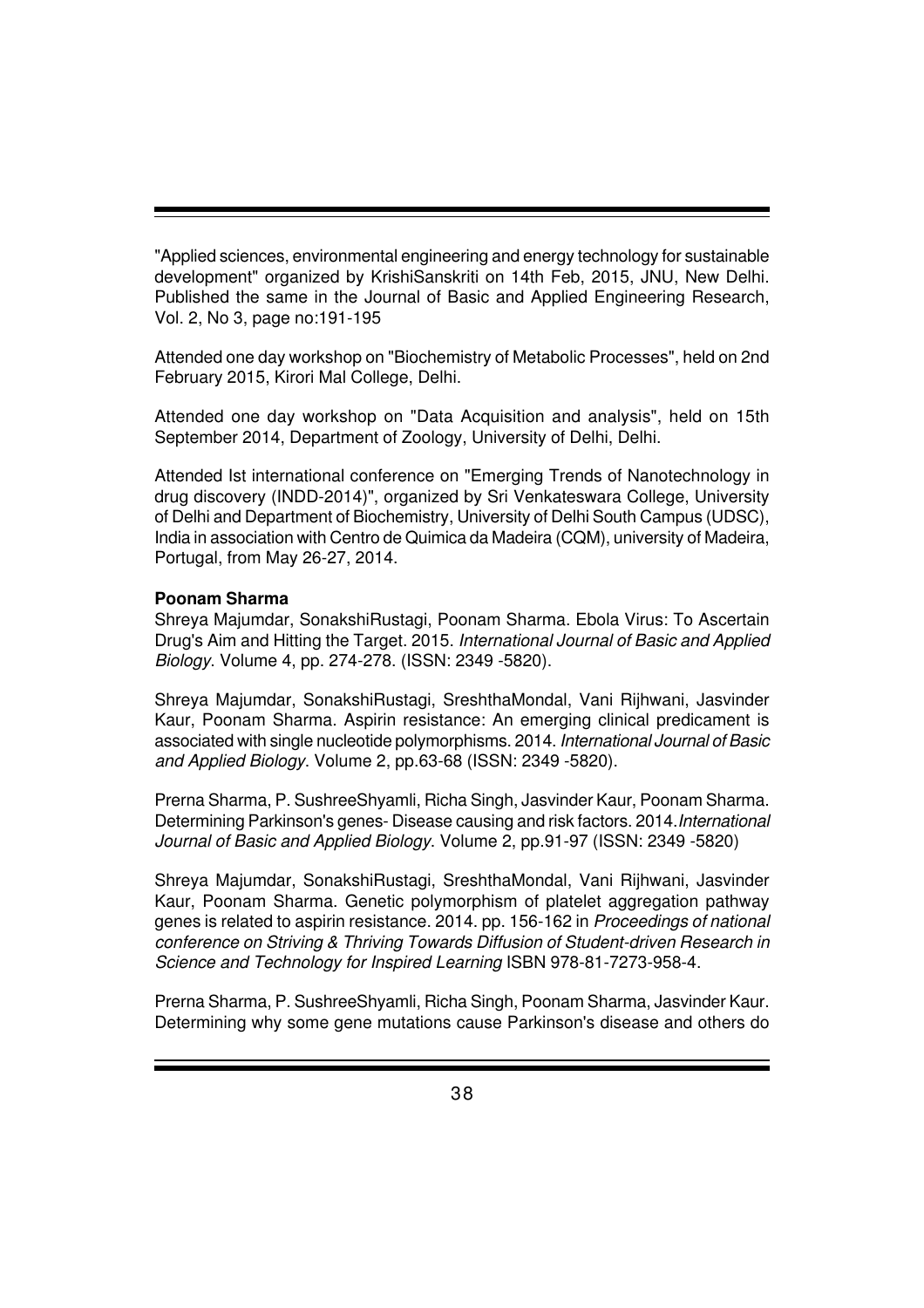"Applied sciences, environmental engineering and energy technology for sustainable development" organized by KrishiSanskriti on 14th Feb, 2015, JNU, New Delhi. Published the same in the Journal of Basic and Applied Engineering Research, Vol. 2, No 3, page no:191-195

Attended one day workshop on "Biochemistry of Metabolic Processes", held on 2nd February 2015, Kirori Mal College, Delhi.

Attended one day workshop on "Data Acquisition and analysis", held on 15th September 2014, Department of Zoology, University of Delhi, Delhi.

Attended Ist international conference on "Emerging Trends of Nanotechnology in drug discovery (INDD-2014)", organized by Sri Venkateswara College, University of Delhi and Department of Biochemistry, University of Delhi South Campus (UDSC), India in association with Centro de Quimica da Madeira (CQM), university of Madeira, Portugal, from May 26-27, 2014.

**Poonam Sharma**

Shreya Majumdar, SonakshiRustagi, Poonam Sharma. Ebola Virus: To Ascertain Drug's Aim and Hitting the Target. 2015. *International Journal of Basic and Applied Biology*. Volume 4, pp. 274-278. (ISSN: 2349 -5820).

Shreya Majumdar, SonakshiRustagi, SreshthaMondal, Vani Rijhwani, Jasvinder Kaur, Poonam Sharma. Aspirin resistance: An emerging clinical predicament is associated with single nucleotide polymorphisms. 2014. *International Journal of Basic and Applied Biology*. Volume 2, pp.63-68 (ISSN: 2349 -5820).

Prerna Sharma, P. SushreeShyamli, Richa Singh, Jasvinder Kaur, Poonam Sharma. Determining Parkinson's genes- Disease causing and risk factors. 2014.*International Journal of Basic and Applied Biology*. Volume 2, pp.91-97 (ISSN: 2349 -5820)

Shreya Majumdar, SonakshiRustagi, SreshthaMondal, Vani Rijhwani, Jasvinder Kaur, Poonam Sharma. Genetic polymorphism of platelet aggregation pathway genes is related to aspirin resistance. 2014. pp. 156-162 in *Proceedings of national conference on Striving & Thriving Towards Diffusion of Student-driven Research in Science and Technology for Inspired Learning* ISBN 978-81-7273-958-4.

Prerna Sharma, P. SushreeShyamli, Richa Singh, Poonam Sharma, Jasvinder Kaur. Determining why some gene mutations cause Parkinson's disease and others do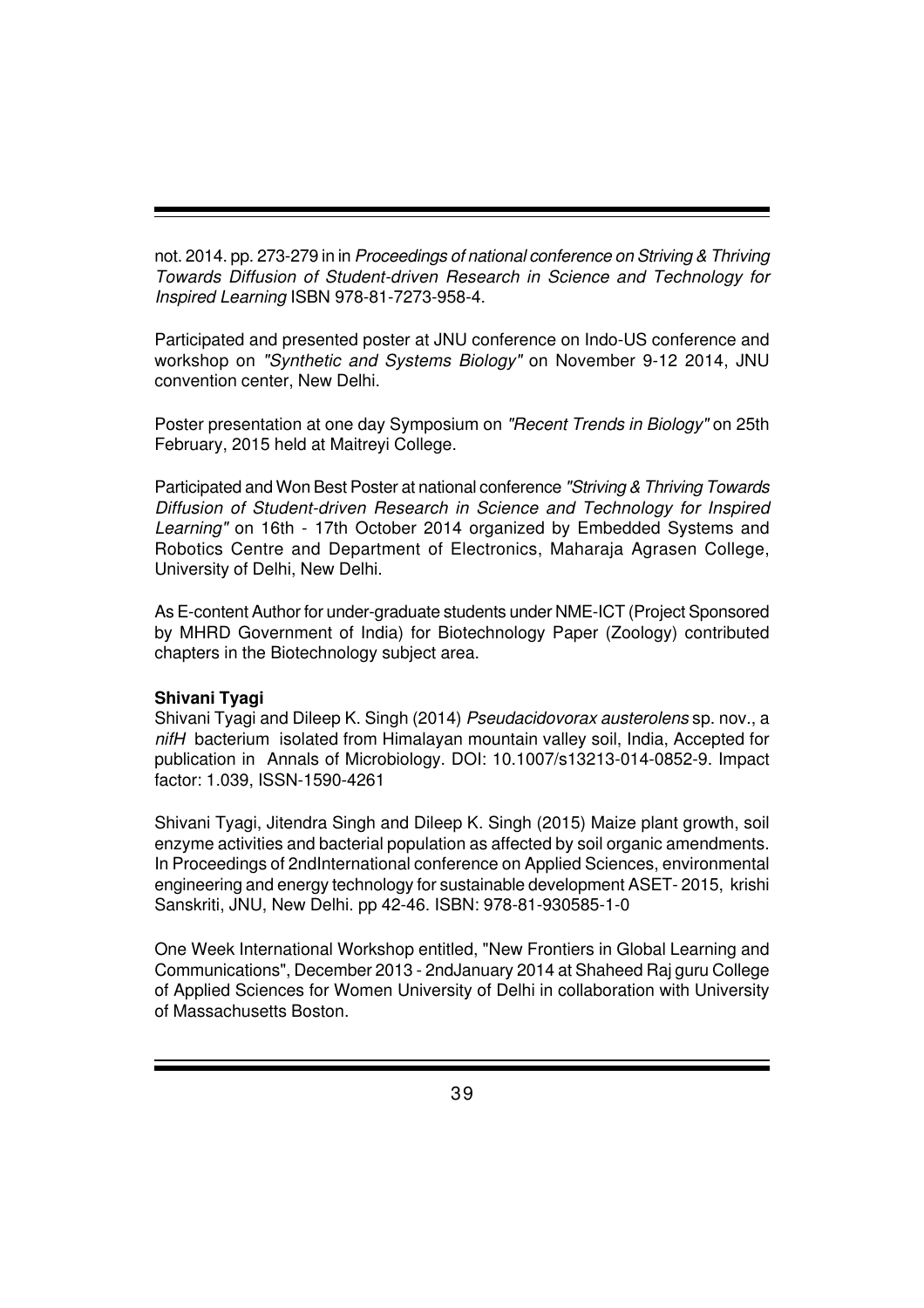not. 2014. pp. 273-279 in in *Proceedings of national conference on Striving & Thriving Towards Diffusion of Student-driven Research in Science and Technology for Inspired Learning* ISBN 978-81-7273-958-4.

Participated and presented poster at JNU conference on Indo-US conference and workshop on *"Synthetic and Systems Biology"* on November 9-12 2014, JNU convention center, New Delhi.

Poster presentation at one day Symposium on *"Recent Trends in Biology"* on 25th February, 2015 held at Maitreyi College.

Participated and Won Best Poster at national conference *"Striving & Thriving Towards Diffusion of Student-driven Research in Science and Technology for Inspired Learning"* on 16th - 17th October 2014 organized by Embedded Systems and Robotics Centre and Department of Electronics, Maharaja Agrasen College, University of Delhi, New Delhi.

As E-content Author for under-graduate students under NME-ICT (Project Sponsored by MHRD Government of India) for Biotechnology Paper (Zoology) contributed chapters in the Biotechnology subject area.

**Shivani Tyagi**

Shivani Tyagi and Dileep K. Singh (2014) *Pseudacidovorax austerolens* sp. nov., a *nifH* bacterium isolated from Himalayan mountain valley soil, India, Accepted for publication in Annals of Microbiology. DOI: 10.1007/s13213-014-0852-9. Impact factor: 1.039, ISSN-1590-4261

Shivani Tyagi, Jitendra Singh and Dileep K. Singh (2015) Maize plant growth, soil enzyme activities and bacterial population as affected by soil organic amendments. In Proceedings of 2ndInternational conference on Applied Sciences, environmental engineering and energy technology for sustainable development ASET- 2015, krishi Sanskriti, JNU, New Delhi. pp 42-46. ISBN: 978-81-930585-1-0

One Week International Workshop entitled, "New Frontiers in Global Learning and Communications", December 2013 - 2ndJanuary 2014 at Shaheed Raj guru College of Applied Sciences for Women University of Delhi in collaboration with University of Massachusetts Boston.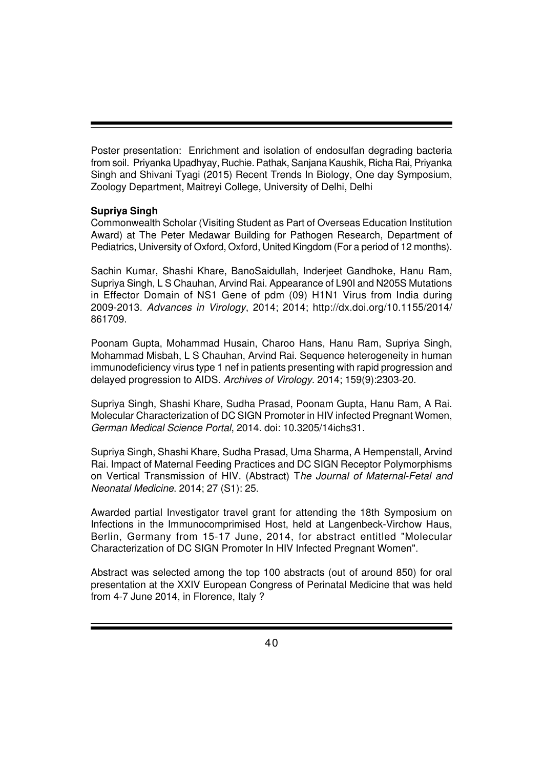Poster presentation: Enrichment and isolation of endosulfan degrading bacteria from soil. Priyanka Upadhyay, Ruchie. Pathak, Sanjana Kaushik, Richa Rai, Priyanka Singh and Shivani Tyagi (2015) Recent Trends In Biology, One day Symposium, Zoology Department, Maitreyi College, University of Delhi, Delhi

**Supriya Singh**

Commonwealth Scholar (Visiting Student as Part of Overseas Education Institution Award) at The Peter Medawar Building for Pathogen Research, Department of Pediatrics, University of Oxford, Oxford, United Kingdom (For a period of 12 months).

Sachin Kumar, Shashi Khare, BanoSaidullah, Inderjeet Gandhoke, Hanu Ram, Supriya Singh, L S Chauhan, Arvind Rai. Appearance of L90I and N205S Mutations in Effector Domain of NS1 Gene of pdm (09) H1N1 Virus from India during 2009-2013. *Advances in Virology*, 2014; 2014; http://dx.doi.org/10.1155/2014/861709.

Poonam Gupta, Mohammad Husain, Charoo Hans, Hanu Ram, Supriya Singh, Mohammad Misbah, L S Chauhan, Arvind Rai. Sequence heterogeneity in human immunodeficiency virus type 1 nef in patients presenting with rapid progression and delayed progression to AIDS. *Archives of Virology*. 2014; 159(9):2303-20.

Supriya Singh, Shashi Khare, Sudha Prasad, Poonam Gupta, Hanu Ram, A Rai. Molecular Characterization of DC SIGN Promoter in HIV infected Pregnant Women, *German Medical Science Portal*, 2014. doi: 10.3205/14ichs31.

Supriya Singh, Shashi Khare, Sudha Prasad, Uma Sharma, A Hempenstall, Arvind Rai. Impact of Maternal Feeding Practices and DC SIGN Receptor Polymorphisms on Vertical Transmission of HIV. (Abstract) T*he Journal of Maternal-Fetal and Neonatal Medicine*. 2014; 27 (S1): 25.

Awarded partial Investigator travel grant for attending the 18th Symposium on Infections in the Immunocomprimised Host, held at Langenbeck-Virchow Haus, Berlin, Germany from 15-17 June, 2014, for abstract entitled "Molecular Characterization of DC SIGN Promoter In HIV Infected Pregnant Women".

Abstract was selected among the top 100 abstracts (out of around 850) for oral presentation at the XXIV European Congress of Perinatal Medicine that was held from 4-7 June 2014, in Florence, Italy ?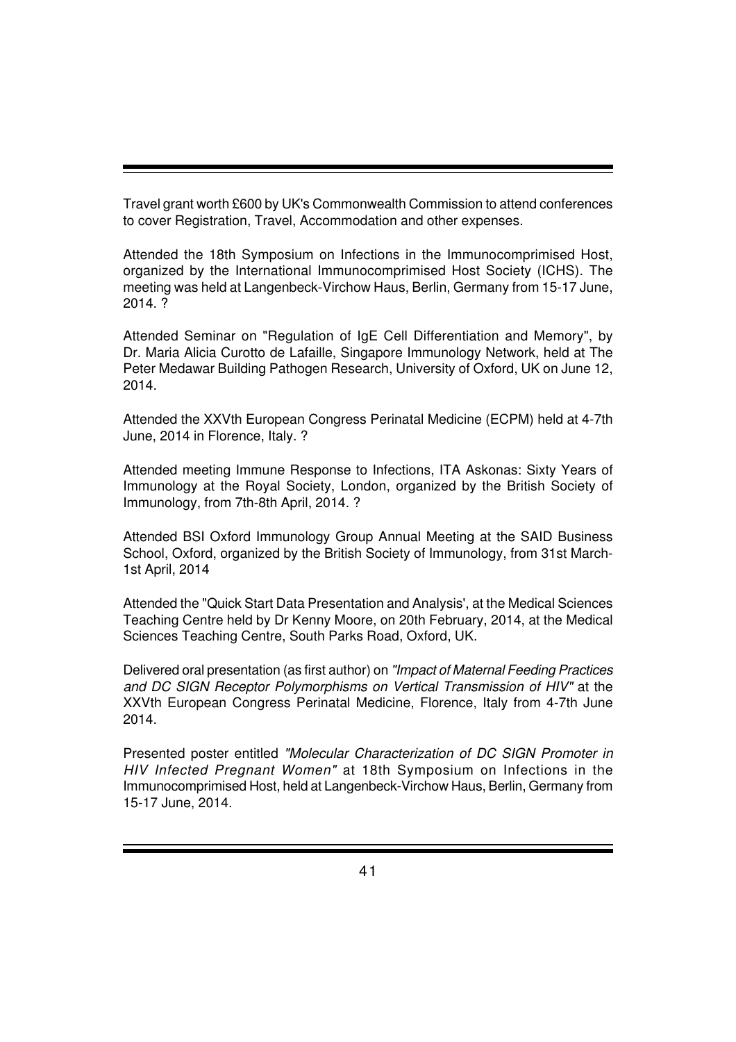Travel grant worth £600 by UK's Commonwealth Commission to attend conferences to cover Registration, Travel, Accommodation and other expenses.

Attended the 18th Symposium on Infections in the Immunocomprimised Host, organized by the International Immunocomprimised Host Society (ICHS). The meeting was held at Langenbeck-Virchow Haus, Berlin, Germany from 15-17 June, 2014. ?

Attended Seminar on "Regulation of IgE Cell Differentiation and Memory", by Dr. Maria Alicia Curotto de Lafaille, Singapore Immunology Network, held at The Peter Medawar Building Pathogen Research, University of Oxford, UK on June 12, 2014.

Attended the XXVth European Congress Perinatal Medicine (ECPM) held at 4-7th June, 2014 in Florence, Italy. ?

Attended meeting Immune Response to Infections, ITA Askonas: Sixty Years of Immunology at the Royal Society, London, organized by the British Society of Immunology, from 7th-8th April, 2014. ?

Attended BSI Oxford Immunology Group Annual Meeting at the SAID Business School, Oxford, organized by the British Society of Immunology, from 31st March-1st April, 2014

Attended the "Quick Start Data Presentation and Analysis', at the Medical Sciences Teaching Centre held by Dr Kenny Moore, on 20th February, 2014, at the Medical Sciences Teaching Centre, South Parks Road, Oxford, UK.

Delivered oral presentation (as first author) on *"Impact of Maternal Feeding Practices and DC SIGN Receptor Polymorphisms on Vertical Transmission of HIV"* at the XXVth European Congress Perinatal Medicine, Florence, Italy from 4-7th June 2014.

Presented poster entitled *"Molecular Characterization of DC SIGN Promoter in HIV Infected Pregnant Women"* at 18th Symposium on Infections in the Immunocomprimised Host, held at Langenbeck-Virchow Haus, Berlin, Germany from 15-17 June, 2014.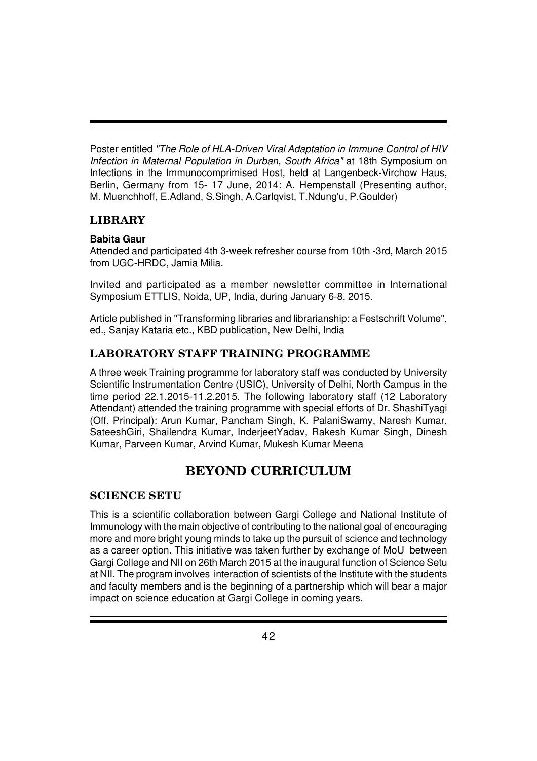Poster entitled *"The Role of HLA-Driven Viral Adaptation in Immune Control of HIV Infection in Maternal Population in Durban, South Africa"* at 18th Symposium on Infections in the Immunocomprimised Host, held at Langenbeck-Virchow Haus, Berlin, Germany from 15- 17 June, 2014: A. Hempenstall (Presenting author, M. Muenchhoff, E.Adland, S.Singh, A.Carlqvist, T.Ndung'u, P.Goulder)

## LIBRARY

**Babita Gaur**

Attended and participated 4th 3-week refresher course from 10th -3rd, March 2015 from UGC-HRDC, Jamia Milia.

Invited and participated as a member newsletter committee in International Symposium ETTLIS, Noida, UP, India, during January 6-8, 2015.

Article published in "Transforming libraries and librarianship: a Festschrift Volume", ed., Sanjay Kataria etc., KBD publication, New Delhi, India

## LABORATORY STAFF TRAINING PROGRAMME

A three week Training programme for laboratory staff was conducted by University Scientific Instrumentation Centre (USIC), University of Delhi, North Campus in the time period 22.1.2015-11.2.2015. The following laboratory staff (12 Laboratory Attendant) attended the training programme with special efforts of Dr. ShashiTyagi (Off. Principal): Arun Kumar, Pancham Singh, K. PalaniSwamy, Naresh Kumar, SateeshGiri, Shailendra Kumar, InderjeetYadav, Rakesh Kumar Singh, Dinesh Kumar, Parveen Kumar, Arvind Kumar, Mukesh Kumar Meena

# BEYOND CURRICULUM

## SCIENCE SETU

This is a scientific collaboration between Gargi College and National Institute of Immunology with the main objective of contributing to the national goal of encouraging more and more bright young minds to take up the pursuit of science and technology as a career option. This initiative was taken further by exchange of MoU between Gargi College and NII on 26th March 2015 at the inaugural function of Science Setu at NII. The program involves interaction of scientists of the Institute with the students and faculty members and is the beginning of a partnership which will bear a major impact on science education at Gargi College in coming years.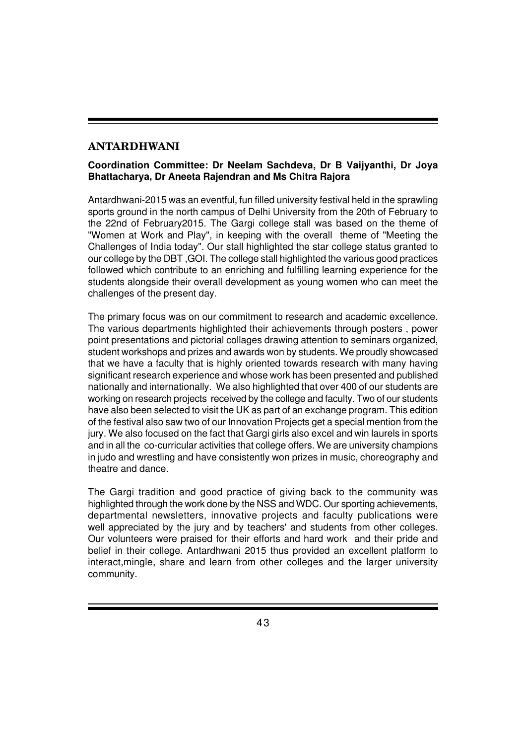## ANTARDHWANI

**Coordination Committee: Dr Neelam Sachdeva, Dr B Vaijyanthi, Dr Joya Bhattacharya, Dr Aneeta Rajendran and Ms Chitra Rajora**

Antardhwani-2015 was an eventful, fun filled university festival held in the sprawling sports ground in the north campus of Delhi University from the 20th of February to the 22nd of February2015. The Gargi college stall was based on the theme of "Women at Work and Play", in keeping with the overall theme of "Meeting the Challenges of India today". Our stall highlighted the star college status granted to our college by the DBT ,GOI. The college stall highlighted the various good practices followed which contribute to an enriching and fulfilling learning experience for the students alongside their overall development as young women who can meet the challenges of the present day.

The primary focus was on our commitment to research and academic excellence. The various departments highlighted their achievements through posters , power point presentations and pictorial collages drawing attention to seminars organized, student workshops and prizes and awards won by students. We proudly showcased that we have a faculty that is highly oriented towards research with many having significant research experience and whose work has been presented and published nationally and internationally. We also highlighted that over 400 of our students are working on research projects received by the college and faculty. Two of our students have also been selected to visit the UK as part of an exchange program. This edition of the festival also saw two of our Innovation Projects get a special mention from the jury. We also focused on the fact that Gargi girls also excel and win laurels in sports and in all the co-curricular activities that college offers. We are university champions in judo and wrestling and have consistently won prizes in music, choreography and theatre and dance.

The Gargi tradition and good practice of giving back to the community was highlighted through the work done by the NSS and WDC. Our sporting achievements, departmental newsletters, innovative projects and faculty publications were well appreciated by the jury and by teachers' and students from other colleges. Our volunteers were praised for their efforts and hard work and their pride and belief in their college. Antardhwani 2015 thus provided an excellent platform to interact,mingle, share and learn from other colleges and the larger university community.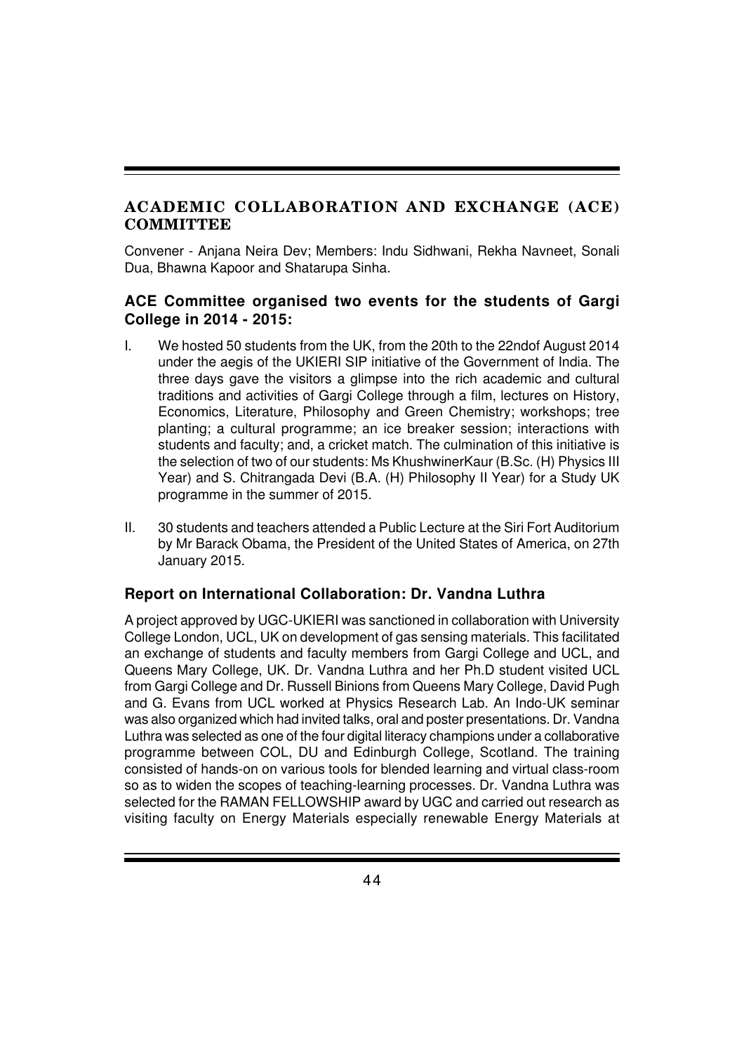## ACADEMIC COLLABORATION AND EXCHANGE (ACE) COMMITTEE

Convener - Anjana Neira Dev; Members: Indu Sidhwani, Rekha Navneet, Sonali Dua, Bhawna Kapoor and Shatarupa Sinha.

### ACE Committee organised two events for the students of Gargi College in 2014 - 2015:

I. We hosted 50 students from the UK, from the 20th to the 22ndof August 2014 under the aegis of the UKIERI SIP initiative of the Government of India. The three days gave the visitors a glimpse into the rich academic and cultural traditions and activities of Gargi College through a film, lectures on History, Economics, Literature, Philosophy and Green Chemistry; workshops; tree planting; a cultural programme; an ice breaker session; interactions with students and faculty; and, a cricket match. The culmination of this initiative is the selection of two of our students: Ms KhushwinerKaur (B.Sc. (H) Physics III Year) and S. Chitrangada Devi (B.A. (H) Philosophy II Year) for a Study UK programme in the summer of 2015.

II. 30 students and teachers attended a Public Lecture at the Siri Fort Auditorium by Mr Barack Obama, the President of the United States of America, on 27th January 2015.

### Report on International Collaboration: Dr. Vandna Luthra

A project approved by UGC-UKIERI was sanctioned in collaboration with University College London, UCL, UK on development of gas sensing materials. This facilitated an exchange of students and faculty members from Gargi College and UCL, and Queens Mary College, UK. Dr. Vandna Luthra and her Ph.D student visited UCL from Gargi College and Dr. Russell Binions from Queens Mary College, David Pugh and G. Evans from UCL worked at Physics Research Lab. An Indo-UK seminar was also organized which had invited talks, oral and poster presentations. Dr. Vandna Luthra was selected as one of the four digital literacy champions under a collaborative programme between COL, DU and Edinburgh College, Scotland. The training consisted of hands-on on various tools for blended learning and virtual class-room so as to widen the scopes of teaching-learning processes. Dr. Vandna Luthra was selected for the RAMAN FELLOWSHIP award by UGC and carried out research as visiting faculty on Energy Materials especially renewable Energy Materials at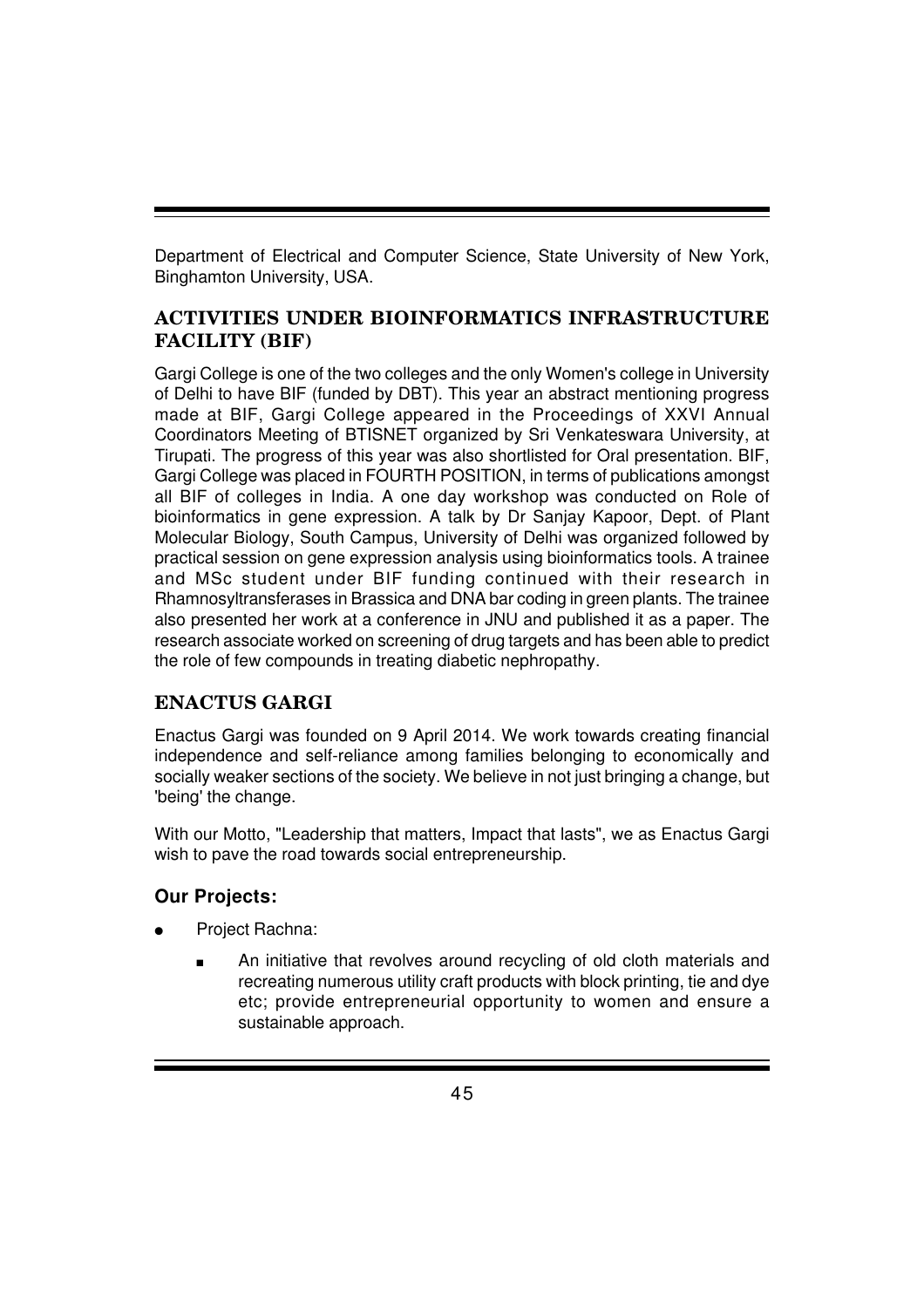Department of Electrical and Computer Science, State University of New York, Binghamton University, USA.

## ACTIVITIES UNDER BIOINFORMATICS INFRASTRUCTURE FACILITY (BIF)

Gargi College is one of the two colleges and the only Women's college in University of Delhi to have BIF (funded by DBT). This year an abstract mentioning progress made at BIF, Gargi College appeared in the Proceedings of XXVI Annual Coordinators Meeting of BTISNET organized by Sri Venkateswara University, at Tirupati. The progress of this year was also shortlisted for Oral presentation. BIF, Gargi College was placed in FOURTH POSITION, in terms of publications amongst all BIF of colleges in India. A one day workshop was conducted on Role of bioinformatics in gene expression. A talk by Dr Sanjay Kapoor, Dept. of Plant Molecular Biology, South Campus, University of Delhi was organized followed by practical session on gene expression analysis using bioinformatics tools. A trainee and MSc student under BIF funding continued with their research in Rhamnosyltransferases in Brassica and DNA bar coding in green plants. The trainee also presented her work at a conference in JNU and published it as a paper. The research associate worked on screening of drug targets and has been able to predict the role of few compounds in treating diabetic nephropathy.

## ENACTUS GARGI

Enactus Gargi was founded on 9 April 2014. We work towards creating financial independence and self-reliance among families belonging to economically and socially weaker sections of the society. We believe in not just bringing a change, but 'being' the change.

With our Motto, "Leadership that matters, Impact that lasts", we as Enactus Gargi wish to pave the road towards social entrepreneurship.

### Our Projects:

- Project Rachna:
  - An initiative that revolves around recycling of old cloth materials and recreating numerous utility craft products with block printing, tie and dye etc; provide entrepreneurial opportunity to women and ensure a sustainable approach.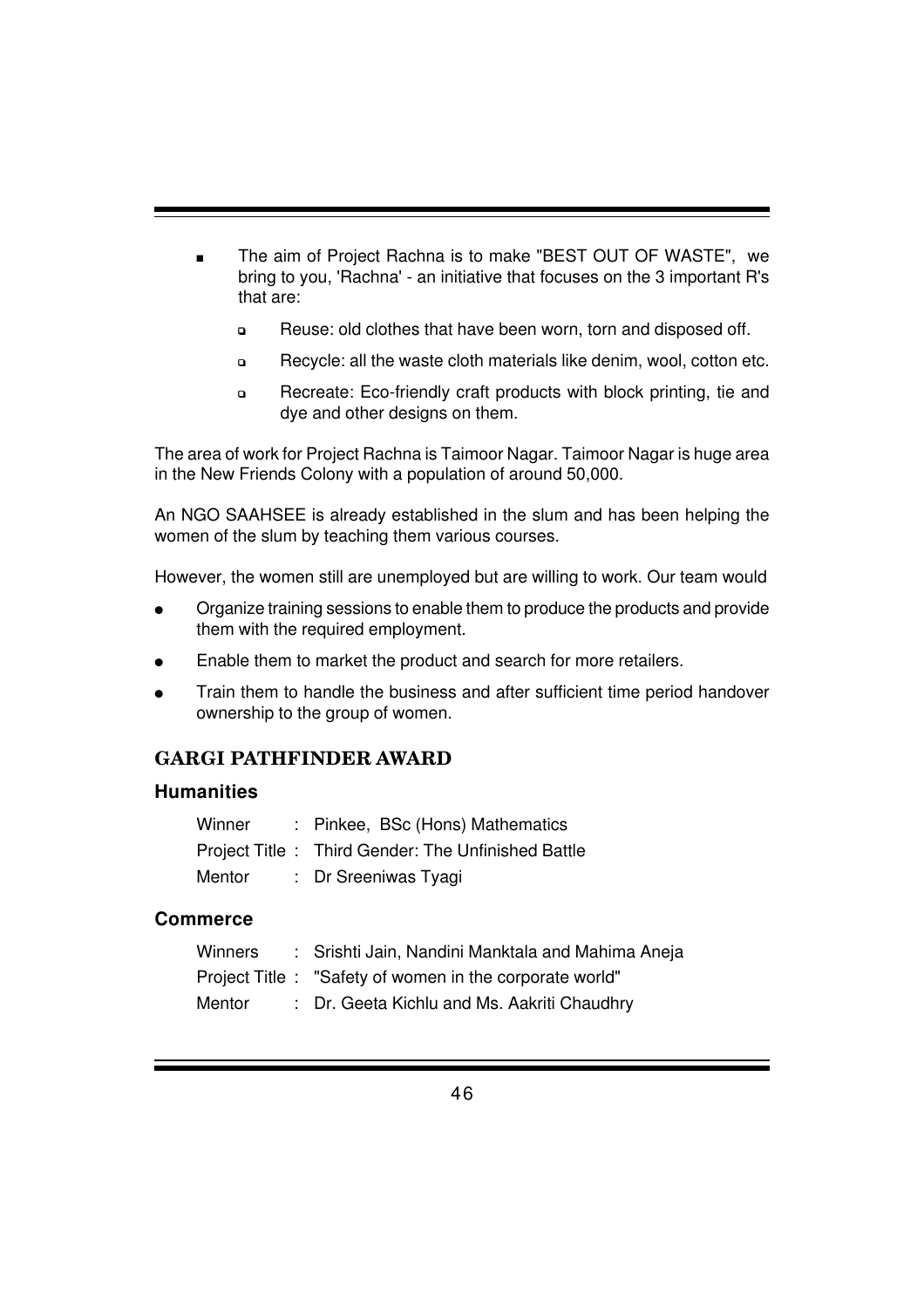- The aim of Project Rachna is to make "BEST OUT OF WASTE", we bring to you, 'Rachna' - an initiative that focuses on the 3 important R's that are:
  - Reuse: old clothes that have been worn, torn and disposed off.
  - Recycle: all the waste cloth materials like denim, wool, cotton etc.
  - Recreate: Eco-friendly craft products with block printing, tie and dye and other designs on them.

The area of work for Project Rachna is Taimoor Nagar. Taimoor Nagar is huge area in the New Friends Colony with a population of around 50,000.

An NGO SAAHSEE is already established in the slum and has been helping the women of the slum by teaching them various courses.

However, the women still are unemployed but are willing to work. Our team would

- Organize training sessions to enable them to produce the products and provide them with the required employment.
- Enable them to market the product and search for more retailers.
- Train them to handle the business and after sufficient time period handover ownership to the group of women.

## GARGI PATHFINDER AWARD

### Humanities

Winner : Pinkee, BSc (Hons) Mathematics
Project Title : Third Gender: The Unfinished Battle
Mentor : Dr Sreeniwas Tyagi

### Commerce

Winners : Srishti Jain, Nandini Manktala and Mahima Aneja
Project Title : "Safety of women in the corporate world"
Mentor : Dr. Geeta Kichlu and Ms. Aakriti Chaudhry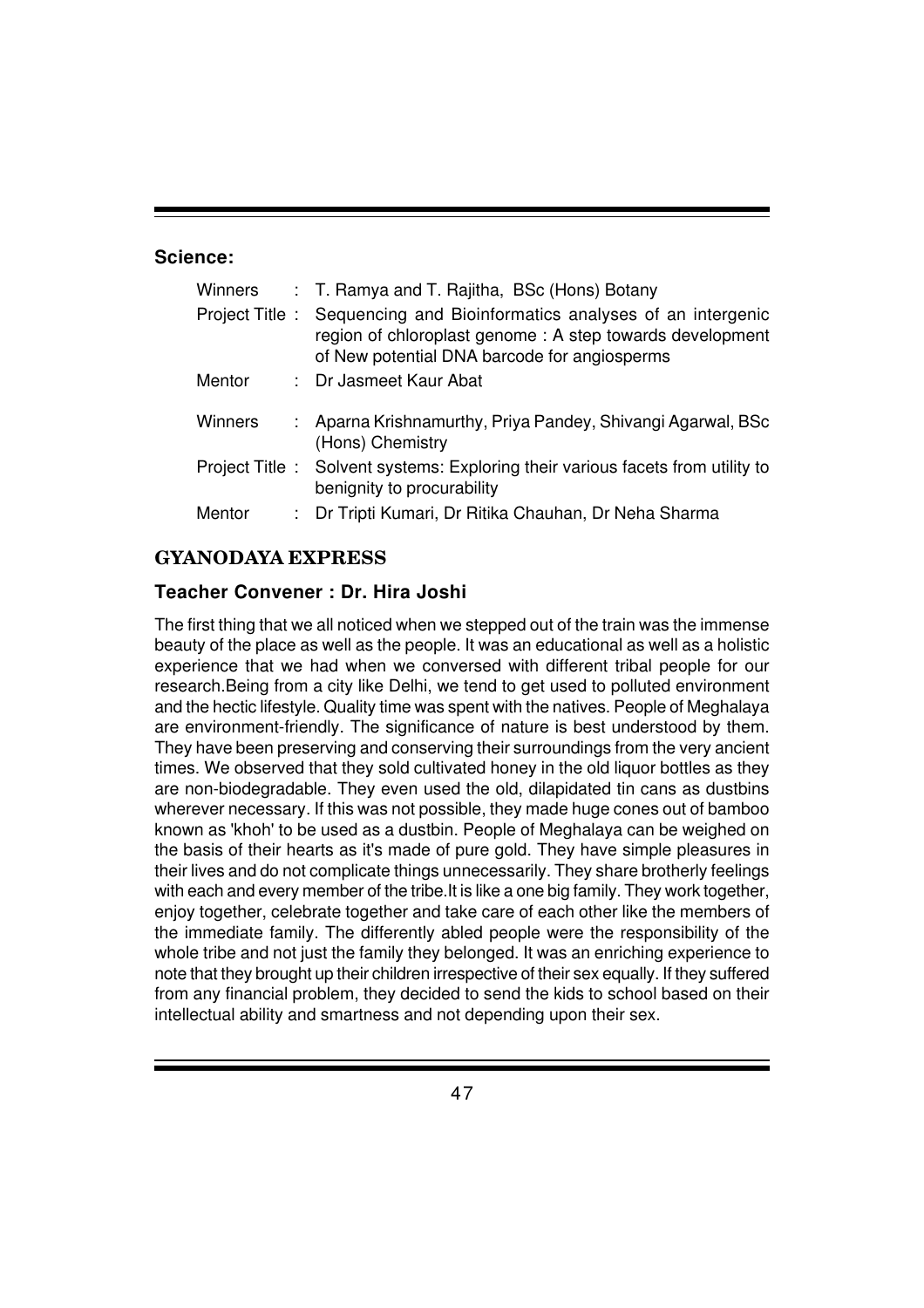**Science:**

| | | |
|---|---|---|
| Winners | : | T. Ramya and T. Rajitha, BSc (Hons) Botany |
| Project Title | : | Sequencing and Bioinformatics analyses of an intergenic region of chloroplast genome : A step towards development of New potential DNA barcode for angiosperms |
| Mentor | : | Dr Jasmeet Kaur Abat |
| Winners | : | Aparna Krishnamurthy, Priya Pandey, Shivangi Agarwal, BSc (Hons) Chemistry |
| Project Title | : | Solvent systems: Exploring their various facets from utility to benignity to procurability |
| Mentor | : | Dr Tripti Kumari, Dr Ritika Chauhan, Dr Neha Sharma |

## GYANODAYA EXPRESS

**Teacher Convener : Dr. Hira Joshi**

The first thing that we all noticed when we stepped out of the train was the immense beauty of the place as well as the people. It was an educational as well as a holistic experience that we had when we conversed with different tribal people for our research.Being from a city like Delhi, we tend to get used to polluted environment and the hectic lifestyle. Quality time was spent with the natives. People of Meghalaya are environment-friendly. The significance of nature is best understood by them. They have been preserving and conserving their surroundings from the very ancient times. We observed that they sold cultivated honey in the old liquor bottles as they are non-biodegradable. They even used the old, dilapidated tin cans as dustbins wherever necessary. If this was not possible, they made huge cones out of bamboo known as 'khoh' to be used as a dustbin. People of Meghalaya can be weighed on the basis of their hearts as it's made of pure gold. They have simple pleasures in their lives and do not complicate things unnecessarily. They share brotherly feelings with each and every member of the tribe.It is like a one big family. They work together, enjoy together, celebrate together and take care of each other like the members of the immediate family. The differently abled people were the responsibility of the whole tribe and not just the family they belonged. It was an enriching experience to note that they brought up their children irrespective of their sex equally. If they suffered from any financial problem, they decided to send the kids to school based on their intellectual ability and smartness and not depending upon their sex.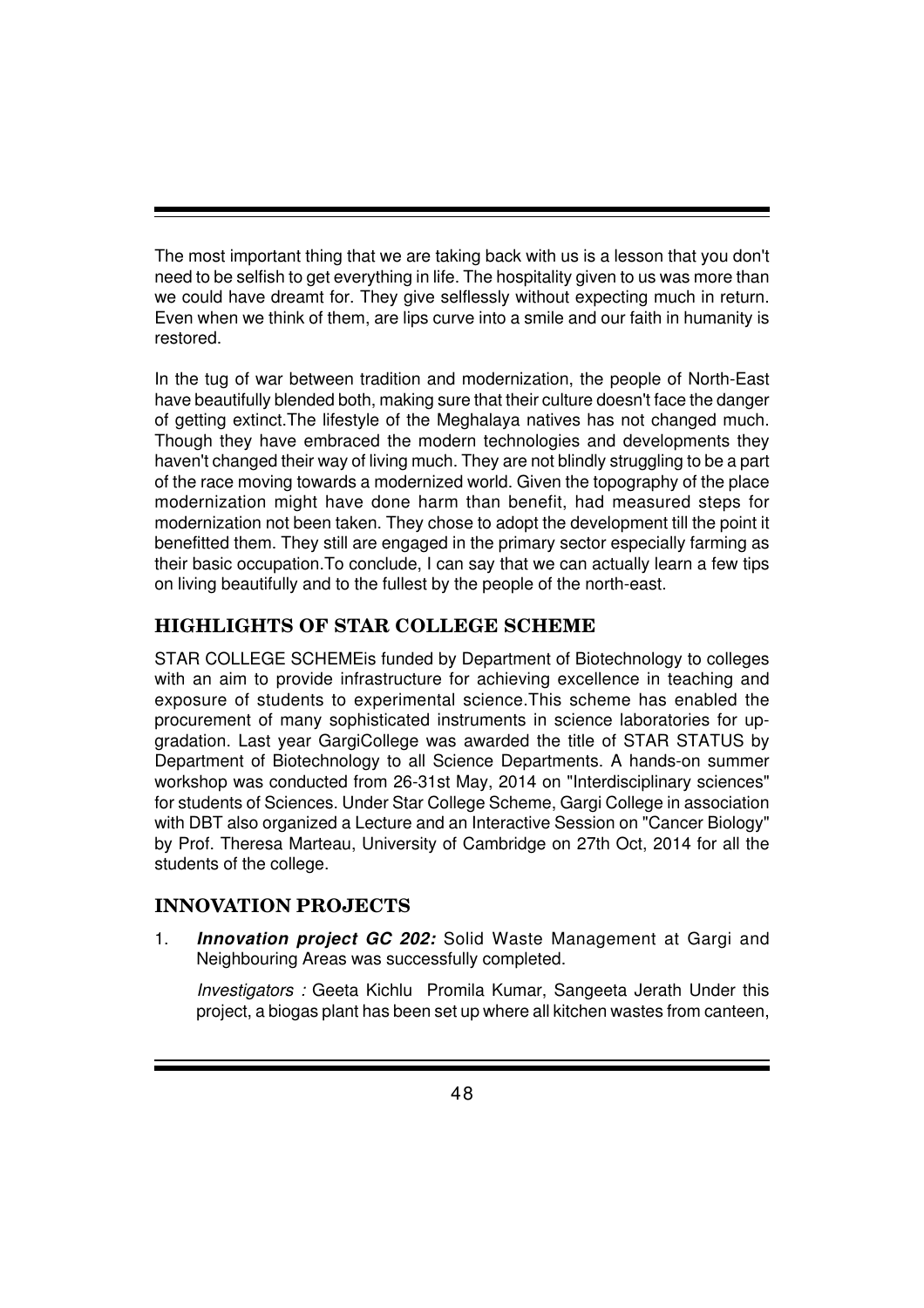The most important thing that we are taking back with us is a lesson that you don't need to be selfish to get everything in life. The hospitality given to us was more than we could have dreamt for. They give selflessly without expecting much in return. Even when we think of them, are lips curve into a smile and our faith in humanity is restored.

In the tug of war between tradition and modernization, the people of North-East have beautifully blended both, making sure that their culture doesn't face the danger of getting extinct.The lifestyle of the Meghalaya natives has not changed much. Though they have embraced the modern technologies and developments they haven't changed their way of living much. They are not blindly struggling to be a part of the race moving towards a modernized world. Given the topography of the place modernization might have done harm than benefit, had measured steps for modernization not been taken. They chose to adopt the development till the point it benefitted them. They still are engaged in the primary sector especially farming as their basic occupation.To conclude, I can say that we can actually learn a few tips on living beautifully and to the fullest by the people of the north-east.

## HIGHLIGHTS OF STAR COLLEGE SCHEME

STAR COLLEGE SCHEMEis funded by Department of Biotechnology to colleges with an aim to provide infrastructure for achieving excellence in teaching and exposure of students to experimental science.This scheme has enabled the procurement of many sophisticated instruments in science laboratories for up-gradation. Last year GargiCollege was awarded the title of STAR STATUS by Department of Biotechnology to all Science Departments. A hands-on summer workshop was conducted from 26-31st May, 2014 on "Interdisciplinary sciences" for students of Sciences. Under Star College Scheme, Gargi College in association with DBT also organized a Lecture and an Interactive Session on "Cancer Biology" by Prof. Theresa Marteau, University of Cambridge on 27th Oct, 2014 for all the students of the college.

## INNOVATION PROJECTS

1. ***Innovation project GC 202:*** Solid Waste Management at Gargi and Neighbouring Areas was successfully completed.

   *Investigators :* Geeta Kichlu Promila Kumar, Sangeeta Jerath Under this project, a biogas plant has been set up where all kitchen wastes from canteen,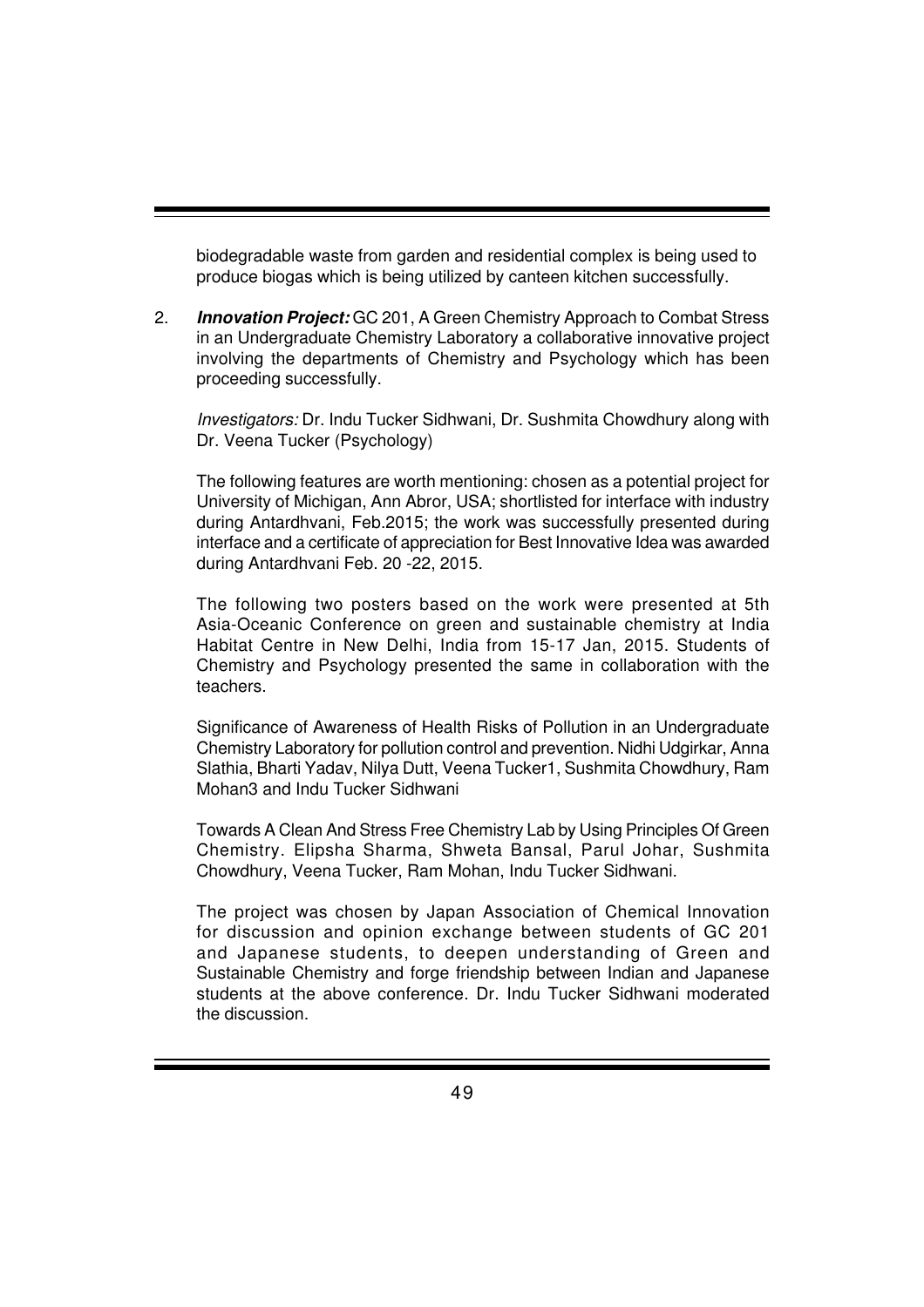biodegradable waste from garden and residential complex is being used to produce biogas which is being utilized by canteen kitchen successfully.

2. ***Innovation Project:*** GC 201, A Green Chemistry Approach to Combat Stress in an Undergraduate Chemistry Laboratory a collaborative innovative project involving the departments of Chemistry and Psychology which has been proceeding successfully.

   *Investigators:* Dr. Indu Tucker Sidhwani, Dr. Sushmita Chowdhury along with Dr. Veena Tucker (Psychology)

   The following features are worth mentioning: chosen as a potential project for University of Michigan, Ann Abror, USA; shortlisted for interface with industry during Antardhvani, Feb.2015; the work was successfully presented during interface and a certificate of appreciation for Best Innovative Idea was awarded during Antardhvani Feb. 20 -22, 2015.

   The following two posters based on the work were presented at 5th Asia-Oceanic Conference on green and sustainable chemistry at India Habitat Centre in New Delhi, India from 15-17 Jan, 2015. Students of Chemistry and Psychology presented the same in collaboration with the teachers.

   Significance of Awareness of Health Risks of Pollution in an Undergraduate Chemistry Laboratory for pollution control and prevention. Nidhi Udgirkar, Anna Slathia, Bharti Yadav, Nilya Dutt, Veena Tucker1, Sushmita Chowdhury, Ram Mohan3 and Indu Tucker Sidhwani

   Towards A Clean And Stress Free Chemistry Lab by Using Principles Of Green Chemistry. Elipsha Sharma, Shweta Bansal, Parul Johar, Sushmita Chowdhury, Veena Tucker, Ram Mohan, Indu Tucker Sidhwani.

   The project was chosen by Japan Association of Chemical Innovation for discussion and opinion exchange between students of GC 201 and Japanese students, to deepen understanding of Green and Sustainable Chemistry and forge friendship between Indian and Japanese students at the above conference. Dr. Indu Tucker Sidhwani moderated the discussion.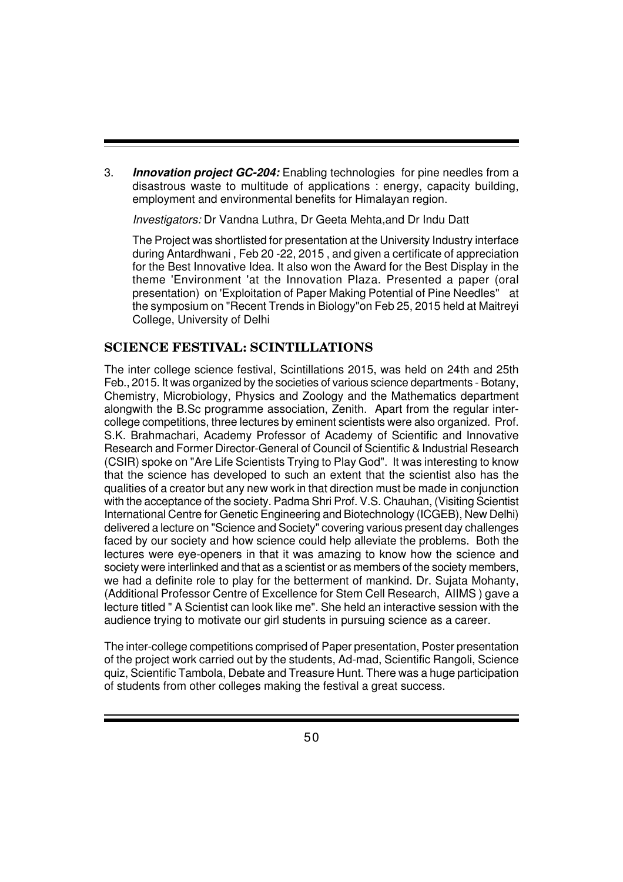3. ***Innovation project GC-204:*** Enabling technologies for pine needles from a disastrous waste to multitude of applications : energy, capacity building, employment and environmental benefits for Himalayan region.

   *Investigators:* Dr Vandna Luthra, Dr Geeta Mehta,and Dr Indu Datt

   The Project was shortlisted for presentation at the University Industry interface during Antardhwani , Feb 20 -22, 2015 , and given a certificate of appreciation for the Best Innovative Idea. It also won the Award for the Best Display in the theme 'Environment 'at the Innovation Plaza. Presented a paper (oral presentation) on 'Exploitation of Paper Making Potential of Pine Needles" at the symposium on "Recent Trends in Biology"on Feb 25, 2015 held at Maitreyi College, University of Delhi

## SCIENCE FESTIVAL: SCINTILLATIONS

The inter college science festival, Scintillations 2015, was held on 24th and 25th Feb., 2015. It was organized by the societies of various science departments - Botany, Chemistry, Microbiology, Physics and Zoology and the Mathematics department alongwith the B.Sc programme association, Zenith. Apart from the regular inter-college competitions, three lectures by eminent scientists were also organized. Prof. S.K. Brahmachari, Academy Professor of Academy of Scientific and Innovative Research and Former Director-General of Council of Scientific & Industrial Research (CSIR) spoke on "Are Life Scientists Trying to Play God". It was interesting to know that the science has developed to such an extent that the scientist also has the qualities of a creator but any new work in that direction must be made in conjunction with the acceptance of the society. Padma Shri Prof. V.S. Chauhan, (Visiting Scientist International Centre for Genetic Engineering and Biotechnology (ICGEB), New Delhi) delivered a lecture on "Science and Society" covering various present day challenges faced by our society and how science could help alleviate the problems. Both the lectures were eye-openers in that it was amazing to know how the science and society were interlinked and that as a scientist or as members of the society members, we had a definite role to play for the betterment of mankind. Dr. Sujata Mohanty, (Additional Professor Centre of Excellence for Stem Cell Research, AIIMS ) gave a lecture titled " A Scientist can look like me". She held an interactive session with the audience trying to motivate our girl students in pursuing science as a career.

The inter-college competitions comprised of Paper presentation, Poster presentation of the project work carried out by the students, Ad-mad, Scientific Rangoli, Science quiz, Scientific Tambola, Debate and Treasure Hunt. There was a huge participation of students from other colleges making the festival a great success.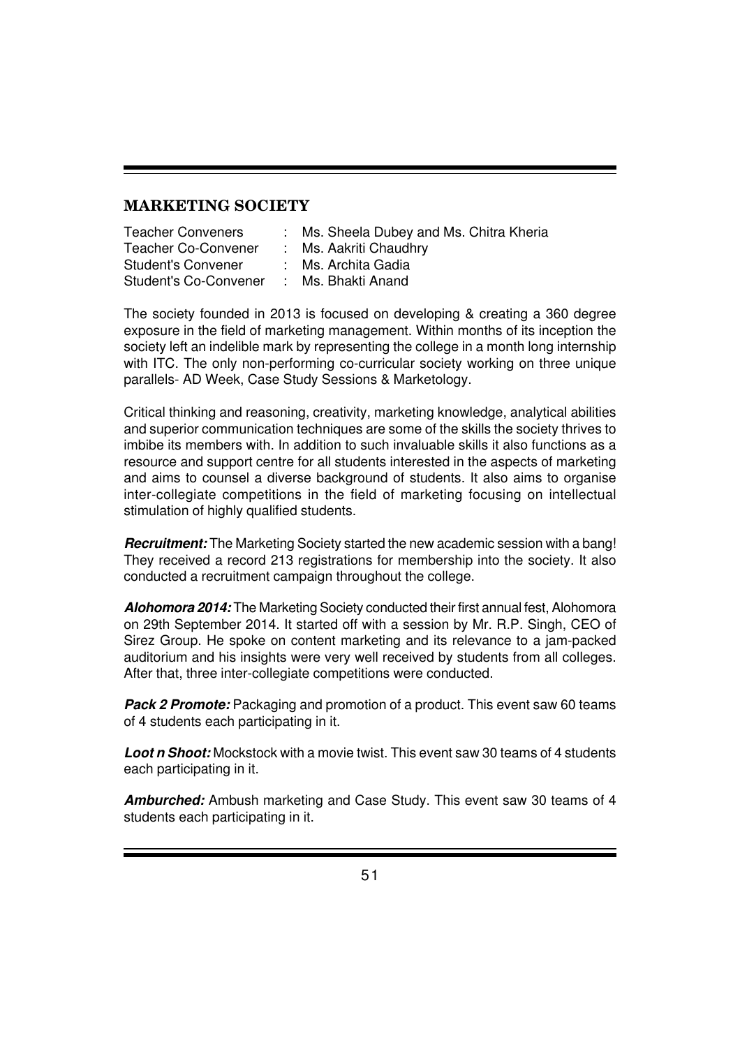## MARKETING SOCIETY

| | | |
|---|---|---|
| Teacher Conveners | : | Ms. Sheela Dubey and Ms. Chitra Kheria |
| Teacher Co-Convener | : | Ms. Aakriti Chaudhry |
| Student's Convener | : | Ms. Archita Gadia |
| Student's Co-Convener | : | Ms. Bhakti Anand |

The society founded in 2013 is focused on developing & creating a 360 degree exposure in the field of marketing management. Within months of its inception the society left an indelible mark by representing the college in a month long internship with ITC. The only non-performing co-curricular society working on three unique parallels- AD Week, Case Study Sessions & Marketology.

Critical thinking and reasoning, creativity, marketing knowledge, analytical abilities and superior communication techniques are some of the skills the society thrives to imbibe its members with. In addition to such invaluable skills it also functions as a resource and support centre for all students interested in the aspects of marketing and aims to counsel a diverse background of students. It also aims to organise inter-collegiate competitions in the field of marketing focusing on intellectual stimulation of highly qualified students.

***Recruitment:*** The Marketing Society started the new academic session with a bang! They received a record 213 registrations for membership into the society. It also conducted a recruitment campaign throughout the college.

***Alohomora 2014:*** The Marketing Society conducted their first annual fest, Alohomora on 29th September 2014. It started off with a session by Mr. R.P. Singh, CEO of Sirez Group. He spoke on content marketing and its relevance to a jam-packed auditorium and his insights were very well received by students from all colleges. After that, three inter-collegiate competitions were conducted.

***Pack 2 Promote:*** Packaging and promotion of a product. This event saw 60 teams of 4 students each participating in it.

***Loot n Shoot:*** Mockstock with a movie twist. This event saw 30 teams of 4 students each participating in it.

***Amburched:*** Ambush marketing and Case Study. This event saw 30 teams of 4 students each participating in it.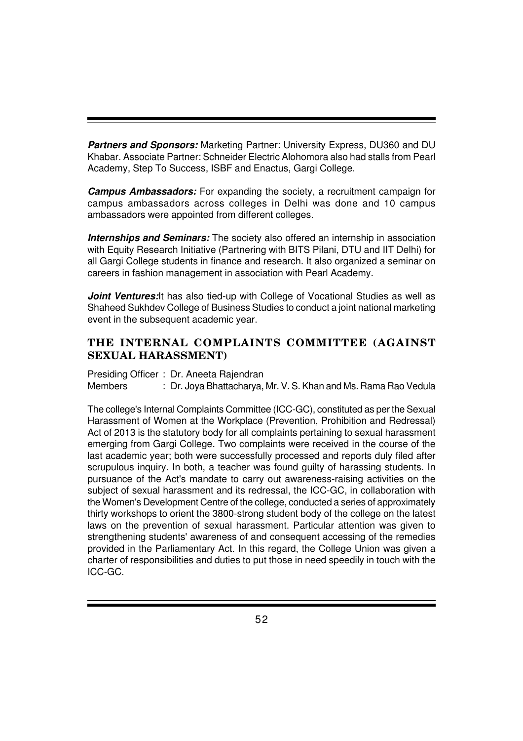***Partners and Sponsors:*** Marketing Partner: University Express, DU360 and DU Khabar. Associate Partner: Schneider Electric Alohomora also had stalls from Pearl Academy, Step To Success, ISBF and Enactus, Gargi College.

***Campus Ambassadors:*** For expanding the society, a recruitment campaign for campus ambassadors across colleges in Delhi was done and 10 campus ambassadors were appointed from different colleges.

***Internships and Seminars:*** The society also offered an internship in association with Equity Research Initiative (Partnering with BITS Pilani, DTU and IIT Delhi) for all Gargi College students in finance and research. It also organized a seminar on careers in fashion management in association with Pearl Academy.

***Joint Ventures:***It has also tied-up with College of Vocational Studies as well as Shaheed Sukhdev College of Business Studies to conduct a joint national marketing event in the subsequent academic year.

## THE INTERNAL COMPLAINTS COMMITTEE (AGAINST SEXUAL HARASSMENT)

Presiding Officer : Dr. Aneeta Rajendran
Members : Dr. Joya Bhattacharya, Mr. V. S. Khan and Ms. Rama Rao Vedula

The college's Internal Complaints Committee (ICC-GC), constituted as per the Sexual Harassment of Women at the Workplace (Prevention, Prohibition and Redressal) Act of 2013 is the statutory body for all complaints pertaining to sexual harassment emerging from Gargi College. Two complaints were received in the course of the last academic year; both were successfully processed and reports duly filed after scrupulous inquiry. In both, a teacher was found guilty of harassing students. In pursuance of the Act's mandate to carry out awareness-raising activities on the subject of sexual harassment and its redressal, the ICC-GC, in collaboration with the Women's Development Centre of the college, conducted a series of approximately thirty workshops to orient the 3800-strong student body of the college on the latest laws on the prevention of sexual harassment. Particular attention was given to strengthening students' awareness of and consequent accessing of the remedies provided in the Parliamentary Act. In this regard, the College Union was given a charter of responsibilities and duties to put those in need speedily in touch with the ICC-GC.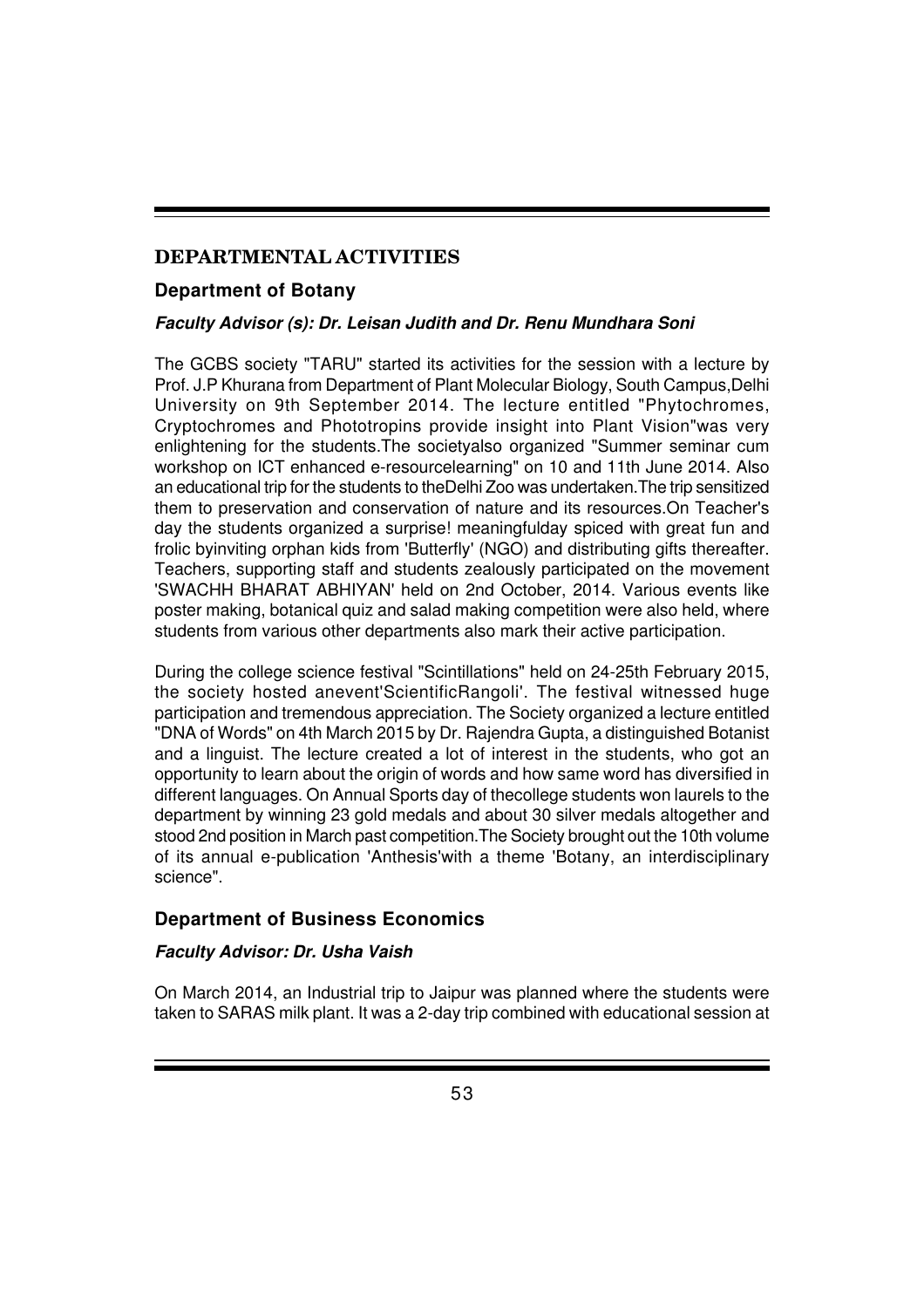## DEPARTMENTAL ACTIVITIES

### Department of Botany

***Faculty Advisor (s): Dr. Leisan Judith and Dr. Renu Mundhara Soni***

The GCBS society "TARU" started its activities for the session with a lecture by Prof. J.P Khurana from Department of Plant Molecular Biology, South Campus,Delhi University on 9th September 2014. The lecture entitled "Phytochromes, Cryptochromes and Phototropins provide insight into Plant Vision"was very enlightening for the students.The societyalso organized "Summer seminar cum workshop on ICT enhanced e-resourcelearning" on 10 and 11th June 2014. Also an educational trip for the students to theDelhi Zoo was undertaken.The trip sensitized them to preservation and conservation of nature and its resources.On Teacher's day the students organized a surprise! meaningfulday spiced with great fun and frolic byinviting orphan kids from 'Butterfly' (NGO) and distributing gifts thereafter. Teachers, supporting staff and students zealously participated on the movement 'SWACHH BHARAT ABHIYAN' held on 2nd October, 2014. Various events like poster making, botanical quiz and salad making competition were also held, where students from various other departments also mark their active participation.

During the college science festival "Scintillations" held on 24-25th February 2015, the society hosted anevent'ScientificRangoli'. The festival witnessed huge participation and tremendous appreciation. The Society organized a lecture entitled "DNA of Words" on 4th March 2015 by Dr. Rajendra Gupta, a distinguished Botanist and a linguist. The lecture created a lot of interest in the students, who got an opportunity to learn about the origin of words and how same word has diversified in different languages. On Annual Sports day of thecollege students won laurels to the department by winning 23 gold medals and about 30 silver medals altogether and stood 2nd position in March past competition.The Society brought out the 10th volume of its annual e-publication 'Anthesis'with a theme 'Botany, an interdisciplinary science".

### Department of Business Economics

***Faculty Advisor: Dr. Usha Vaish***

On March 2014, an Industrial trip to Jaipur was planned where the students were taken to SARAS milk plant. It was a 2-day trip combined with educational session at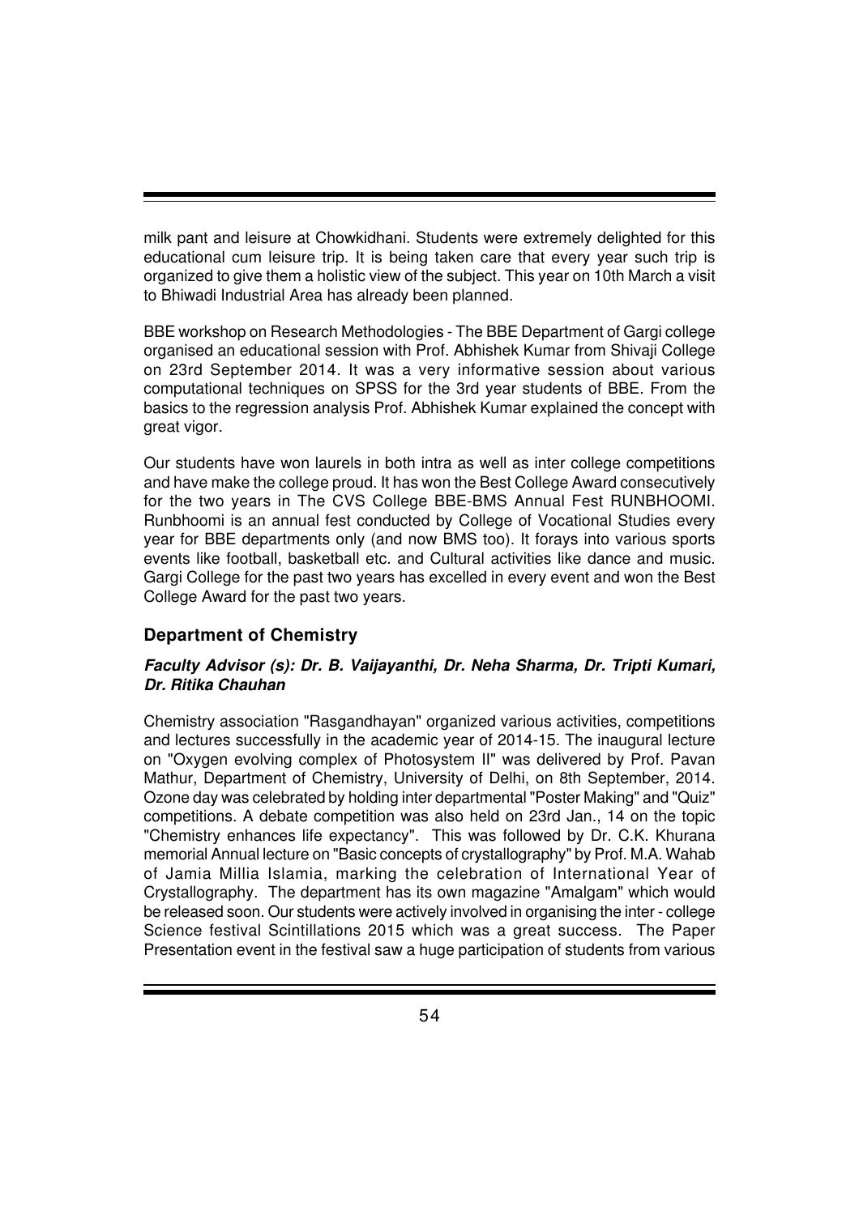milk pant and leisure at Chowkidhani. Students were extremely delighted for this educational cum leisure trip. It is being taken care that every year such trip is organized to give them a holistic view of the subject. This year on 10th March a visit to Bhiwadi Industrial Area has already been planned.

BBE workshop on Research Methodologies - The BBE Department of Gargi college organised an educational session with Prof. Abhishek Kumar from Shivaji College on 23rd September 2014. It was a very informative session about various computational techniques on SPSS for the 3rd year students of BBE. From the basics to the regression analysis Prof. Abhishek Kumar explained the concept with great vigor.

Our students have won laurels in both intra as well as inter college competitions and have make the college proud. It has won the Best College Award consecutively for the two years in The CVS College BBE-BMS Annual Fest RUNBHOOMI. Runbhoomi is an annual fest conducted by College of Vocational Studies every year for BBE departments only (and now BMS too). It forays into various sports events like football, basketball etc. and Cultural activities like dance and music. Gargi College for the past two years has excelled in every event and won the Best College Award for the past two years.

## Department of Chemistry

***Faculty Advisor (s): Dr. B. Vaijayanthi, Dr. Neha Sharma, Dr. Tripti Kumari, Dr. Ritika Chauhan***

Chemistry association "Rasgandhayan" organized various activities, competitions and lectures successfully in the academic year of 2014-15. The inaugural lecture on "Oxygen evolving complex of Photosystem II" was delivered by Prof. Pavan Mathur, Department of Chemistry, University of Delhi, on 8th September, 2014. Ozone day was celebrated by holding inter departmental "Poster Making" and "Quiz" competitions. A debate competition was also held on 23rd Jan., 14 on the topic "Chemistry enhances life expectancy". This was followed by Dr. C.K. Khurana memorial Annual lecture on "Basic concepts of crystallography" by Prof. M.A. Wahab of Jamia Millia Islamia, marking the celebration of International Year of Crystallography. The department has its own magazine "Amalgam" which would be released soon. Our students were actively involved in organising the inter - college Science festival Scintillations 2015 which was a great success. The Paper Presentation event in the festival saw a huge participation of students from various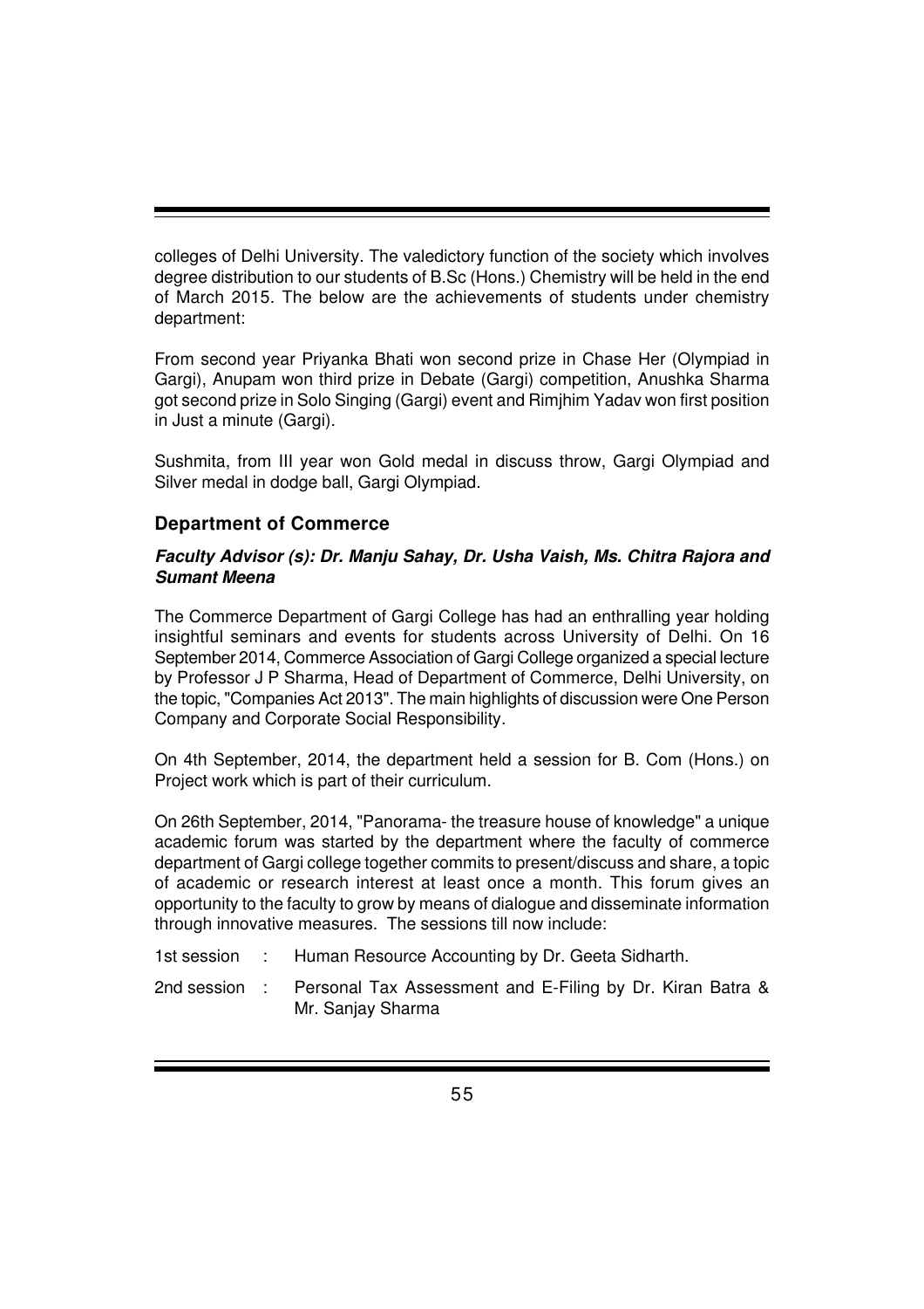colleges of Delhi University. The valedictory function of the society which involves degree distribution to our students of B.Sc (Hons.) Chemistry will be held in the end of March 2015. The below are the achievements of students under chemistry department:

From second year Priyanka Bhati won second prize in Chase Her (Olympiad in Gargi), Anupam won third prize in Debate (Gargi) competition, Anushka Sharma got second prize in Solo Singing (Gargi) event and Rimjhim Yadav won first position in Just a minute (Gargi).

Sushmita, from III year won Gold medal in discuss throw, Gargi Olympiad and Silver medal in dodge ball, Gargi Olympiad.

### Department of Commerce

***Faculty Advisor (s): Dr. Manju Sahay, Dr. Usha Vaish, Ms. Chitra Rajora and Sumant Meena***

The Commerce Department of Gargi College has had an enthralling year holding insightful seminars and events for students across University of Delhi. On 16 September 2014, Commerce Association of Gargi College organized a special lecture by Professor J P Sharma, Head of Department of Commerce, Delhi University, on the topic, "Companies Act 2013". The main highlights of discussion were One Person Company and Corporate Social Responsibility.

On 4th September, 2014, the department held a session for B. Com (Hons.) on Project work which is part of their curriculum.

On 26th September, 2014, "Panorama- the treasure house of knowledge" a unique academic forum was started by the department where the faculty of commerce department of Gargi college together commits to present/discuss and share, a topic of academic or research interest at least once a month. This forum gives an opportunity to the faculty to grow by means of dialogue and disseminate information through innovative measures. The sessions till now include:

1st session : Human Resource Accounting by Dr. Geeta Sidharth.

2nd session : Personal Tax Assessment and E-Filing by Dr. Kiran Batra & Mr. Sanjay Sharma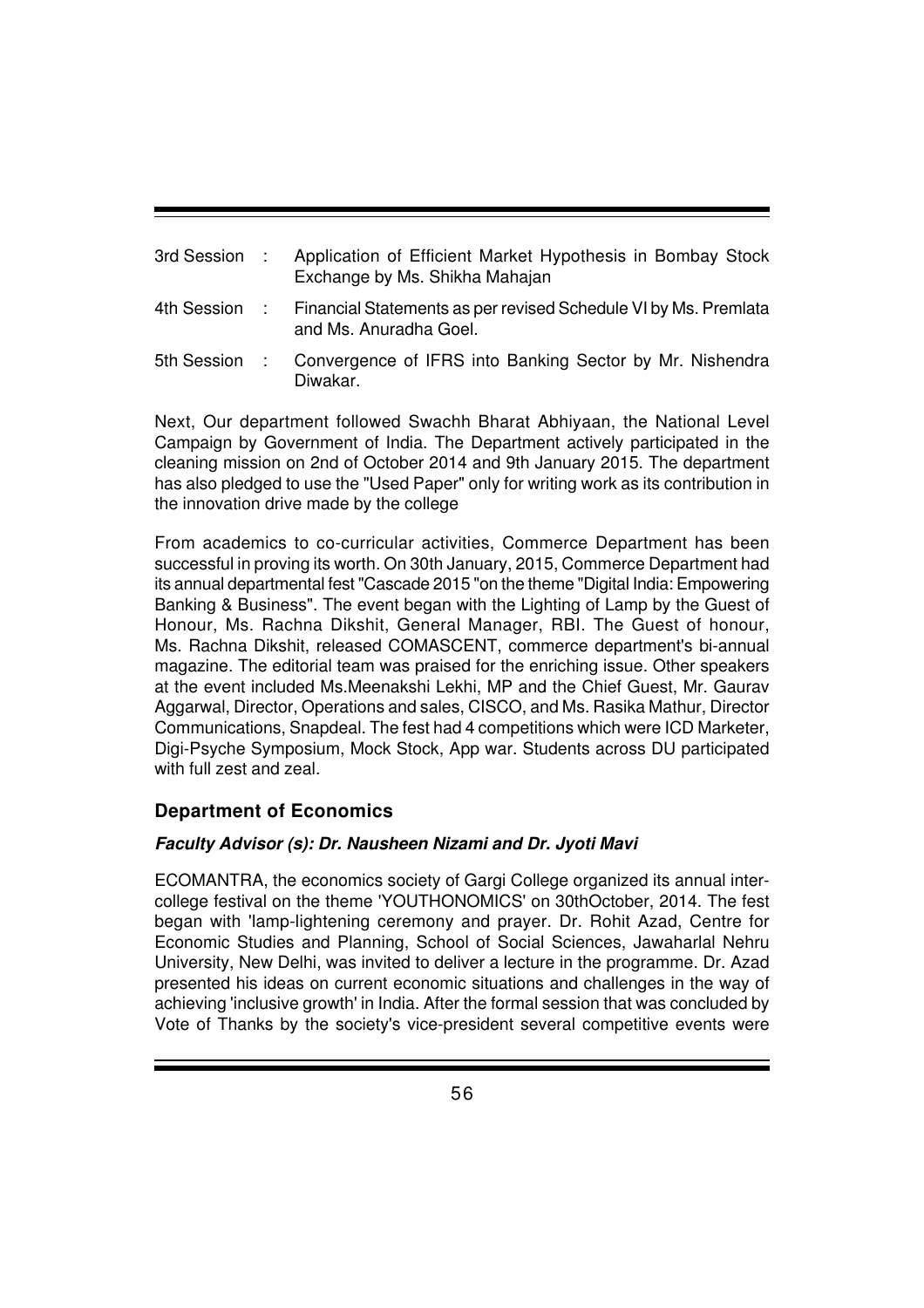3rd Session : Application of Efficient Market Hypothesis in Bombay Stock Exchange by Ms. Shikha Mahajan

4th Session : Financial Statements as per revised Schedule VI by Ms. Premlata and Ms. Anuradha Goel.

5th Session : Convergence of IFRS into Banking Sector by Mr. Nishendra Diwakar.

Next, Our department followed Swachh Bharat Abhiyaan, the National Level Campaign by Government of India. The Department actively participated in the cleaning mission on 2nd of October 2014 and 9th January 2015. The department has also pledged to use the "Used Paper" only for writing work as its contribution in the innovation drive made by the college

From academics to co-curricular activities, Commerce Department has been successful in proving its worth. On 30th January, 2015, Commerce Department had its annual departmental fest "Cascade 2015 "on the theme "Digital India: Empowering Banking & Business". The event began with the Lighting of Lamp by the Guest of Honour, Ms. Rachna Dikshit, General Manager, RBI. The Guest of honour, Ms. Rachna Dikshit, released COMASCENT, commerce department's bi-annual magazine. The editorial team was praised for the enriching issue. Other speakers at the event included Ms.Meenakshi Lekhi, MP and the Chief Guest, Mr. Gaurav Aggarwal, Director, Operations and sales, CISCO, and Ms. Rasika Mathur, Director Communications, Snapdeal. The fest had 4 competitions which were ICD Marketer, Digi-Psyche Symposium, Mock Stock, App war. Students across DU participated with full zest and zeal.

### Department of Economics

***Faculty Advisor (s): Dr. Nausheen Nizami and Dr. Jyoti Mavi***

ECOMANTRA, the economics society of Gargi College organized its annual inter-college festival on the theme 'YOUTHONOMICS' on 30thOctober, 2014. The fest began with 'lamp-lightening ceremony and prayer. Dr. Rohit Azad, Centre for Economic Studies and Planning, School of Social Sciences, Jawaharlal Nehru University, New Delhi, was invited to deliver a lecture in the programme. Dr. Azad presented his ideas on current economic situations and challenges in the way of achieving 'inclusive growth' in India. After the formal session that was concluded by Vote of Thanks by the society's vice-president several competitive events were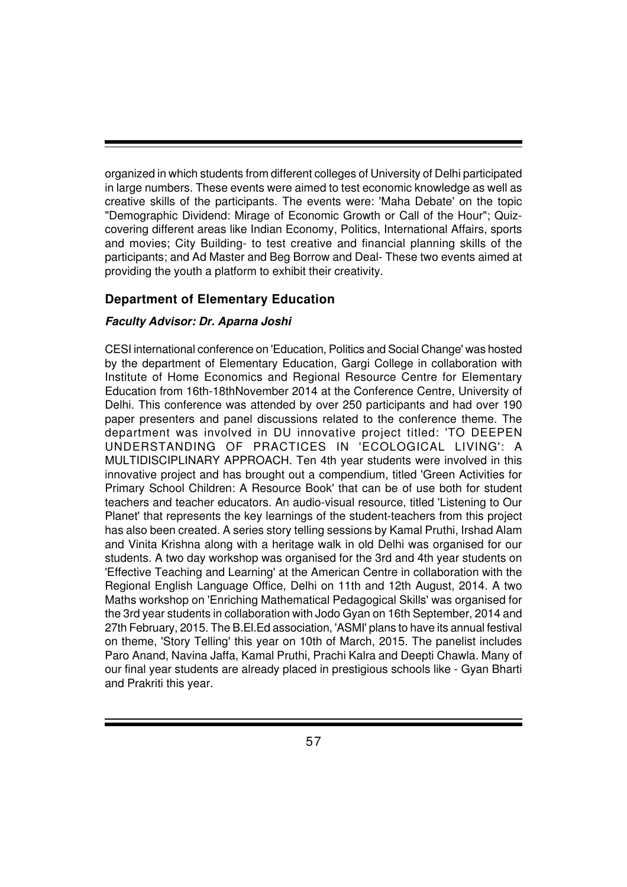organized in which students from different colleges of University of Delhi participated in large numbers. These events were aimed to test economic knowledge as well as creative skills of the participants. The events were: 'Maha Debate' on the topic "Demographic Dividend: Mirage of Economic Growth or Call of the Hour"; Quiz- covering different areas like Indian Economy, Politics, International Affairs, sports and movies; City Building- to test creative and financial planning skills of the participants; and Ad Master and Beg Borrow and Deal- These two events aimed at providing the youth a platform to exhibit their creativity.

## Department of Elementary Education

***Faculty Advisor: Dr. Aparna Joshi***

CESI international conference on 'Education, Politics and Social Change' was hosted by the department of Elementary Education, Gargi College in collaboration with Institute of Home Economics and Regional Resource Centre for Elementary Education from 16th-18thNovember 2014 at the Conference Centre, University of Delhi. This conference was attended by over 250 participants and had over 190 paper presenters and panel discussions related to the conference theme. The department was involved in DU innovative project titled: 'TO DEEPEN UNDERSTANDING OF PRACTICES IN 'ECOLOGICAL LIVING': A MULTIDISCIPLINARY APPROACH. Ten 4th year students were involved in this innovative project and has brought out a compendium, titled 'Green Activities for Primary School Children: A Resource Book' that can be of use both for student teachers and teacher educators. An audio-visual resource, titled 'Listening to Our Planet' that represents the key learnings of the student-teachers from this project has also been created. A series story telling sessions by Kamal Pruthi, Irshad Alam and Vinita Krishna along with a heritage walk in old Delhi was organised for our students. A two day workshop was organised for the 3rd and 4th year students on 'Effective Teaching and Learning' at the American Centre in collaboration with the Regional English Language Office, Delhi on 11th and 12th August, 2014. A two Maths workshop on 'Enriching Mathematical Pedagogical Skills' was organised for the 3rd year students in collaboration with Jodo Gyan on 16th September, 2014 and 27th February, 2015. The B.El.Ed association, 'ASMI' plans to have its annual festival on theme, 'Story Telling' this year on 10th of March, 2015. The panelist includes Paro Anand, Navina Jaffa, Kamal Pruthi, Prachi Kalra and Deepti Chawla. Many of our final year students are already placed in prestigious schools like - Gyan Bharti and Prakriti this year.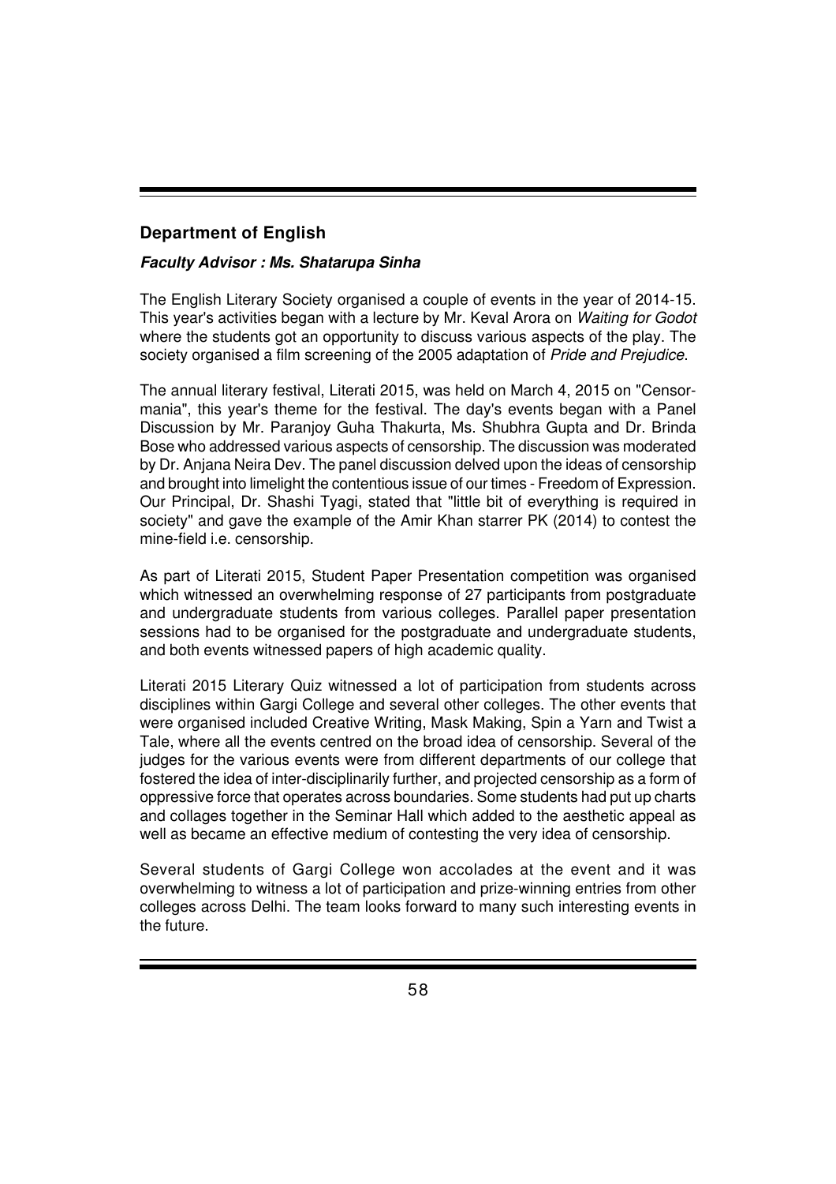## Department of English

***Faculty Advisor : Ms. Shatarupa Sinha***

The English Literary Society organised a couple of events in the year of 2014-15. This year's activities began with a lecture by Mr. Keval Arora on *Waiting for Godot* where the students got an opportunity to discuss various aspects of the play. The society organised a film screening of the 2005 adaptation of *Pride and Prejudice*.

The annual literary festival, Literati 2015, was held on March 4, 2015 on "Censor-mania", this year's theme for the festival. The day's events began with a Panel Discussion by Mr. Paranjoy Guha Thakurta, Ms. Shubhra Gupta and Dr. Brinda Bose who addressed various aspects of censorship. The discussion was moderated by Dr. Anjana Neira Dev. The panel discussion delved upon the ideas of censorship and brought into limelight the contentious issue of our times - Freedom of Expression. Our Principal, Dr. Shashi Tyagi, stated that "little bit of everything is required in society" and gave the example of the Amir Khan starrer PK (2014) to contest the mine-field i.e. censorship.

As part of Literati 2015, Student Paper Presentation competition was organised which witnessed an overwhelming response of 27 participants from postgraduate and undergraduate students from various colleges. Parallel paper presentation sessions had to be organised for the postgraduate and undergraduate students, and both events witnessed papers of high academic quality.

Literati 2015 Literary Quiz witnessed a lot of participation from students across disciplines within Gargi College and several other colleges. The other events that were organised included Creative Writing, Mask Making, Spin a Yarn and Twist a Tale, where all the events centred on the broad idea of censorship. Several of the judges for the various events were from different departments of our college that fostered the idea of inter-disciplinarily further, and projected censorship as a form of oppressive force that operates across boundaries. Some students had put up charts and collages together in the Seminar Hall which added to the aesthetic appeal as well as became an effective medium of contesting the very idea of censorship.

Several students of Gargi College won accolades at the event and it was overwhelming to witness a lot of participation and prize-winning entries from other colleges across Delhi. The team looks forward to many such interesting events in the future.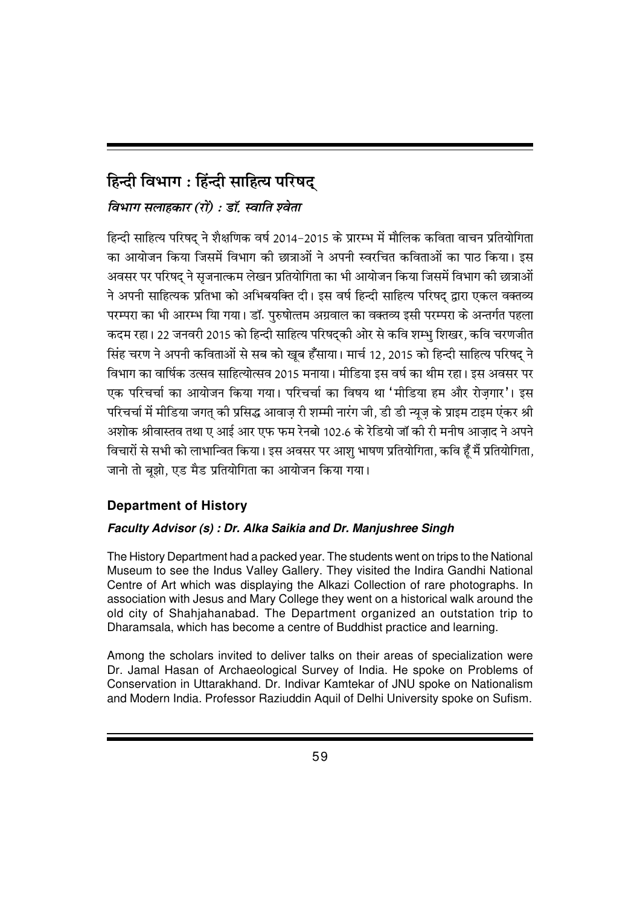## हिन्दी विभाग : हिंन्दी साहित्य परिषद्

***विभाग सलाहकार (रों) : डॉ. स्वाति श्वेता***

हिन्दी साहित्य परिषद् ने शैक्षणिक वर्ष 2014-2015 के प्रारम्भ में मौलिक कविता वाचन प्रतियोगिता का आयोजन किया जिसमें विभाग की छात्राओं ने अपनी स्वरचित कविताओं का पाठ किया। इस अवसर पर परिषद् ने सृजनात्कम लेखन प्रतियोगिता का भी आयोजन किया जिसमें विभाग की छात्राओं ने अपनी साहित्यक प्रतिभा को अभिबयक्ति दी। इस वर्ष हिन्दी साहित्य परिषद् द्वारा एकल वक्तव्य परम्परा का भी आरम्भ यिा गया। डॉ. पुरुषोत्तम अग्रवाल का वक्तव्य इसी परम्परा के अन्तर्गत पहला कदम रहा। 22 जनवरी 2015 को हिन्दी साहित्य परिषद्की ओर से कवि शम्भु शिखर, कवि चरणजीत सिंह चरण ने अपनी कविताओं से सब को खूब हँसाया। मार्च 12, 2015 को हिन्दी साहित्य परिषद् ने विभाग का वार्षिक उत्सव साहित्योत्सव 2015 मनाया। मीडिया इस वर्ष का थीम रहा। इस अवसर पर एक परिचर्चा का आयोजन किया गया। परिचर्चा का विषय था 'मीडिया हम और रोज़गार'। इस परिचर्चा में मीडिया जगत् की प्रसिद्ध आवाज़ री शम्मी नारंग जी, डी डी न्यूज़ के प्राइम टाइम एंकर श्री अशोक श्रीवास्तव तथा ए आई आर एफ फम रेनबो 102.6 के रेडियो जॉ की री मनीष आज़ाद ने अपने विचारों से सभी को लाभान्वित किया। इस अवसर पर आशु भाषण प्रतियोगिता, कवि हूँ मैं प्रतियोगिता, जानो तो बूझो, एड मैड प्रतियोगिता का आयोजन किया गया।

### Department of History

***Faculty Advisor (s) : Dr. Alka Saikia and Dr. Manjushree Singh***

The History Department had a packed year. The students went on trips to the National Museum to see the Indus Valley Gallery. They visited the Indira Gandhi National Centre of Art which was displaying the Alkazi Collection of rare photographs. In association with Jesus and Mary College they went on a historical walk around the old city of Shahjahanabad. The Department organized an outstation trip to Dharamsala, which has become a centre of Buddhist practice and learning.

Among the scholars invited to deliver talks on their areas of specialization were Dr. Jamal Hasan of Archaeological Survey of India. He spoke on Problems of Conservation in Uttarakhand. Dr. Indivar Kamtekar of JNU spoke on Nationalism and Modern India. Professor Raziuddin Aquil of Delhi University spoke on Sufism.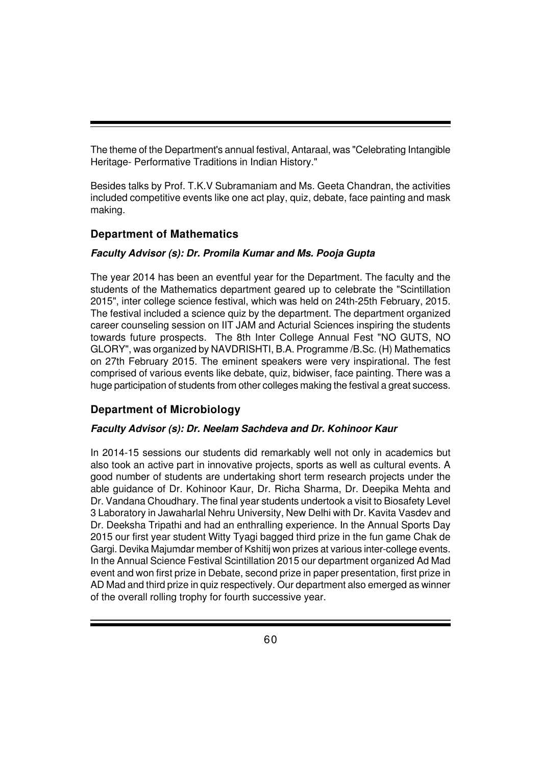The theme of the Department's annual festival, Antaraal, was "Celebrating Intangible Heritage- Performative Traditions in Indian History."

Besides talks by Prof. T.K.V Subramaniam and Ms. Geeta Chandran, the activities included competitive events like one act play, quiz, debate, face painting and mask making.

## Department of Mathematics

***Faculty Advisor (s): Dr. Promila Kumar and Ms. Pooja Gupta***

The year 2014 has been an eventful year for the Department. The faculty and the students of the Mathematics department geared up to celebrate the "Scintillation 2015", inter college science festival, which was held on 24th-25th February, 2015. The festival included a science quiz by the department. The department organized career counseling session on IIT JAM and Acturial Sciences inspiring the students towards future prospects. The 8th Inter College Annual Fest "NO GUTS, NO GLORY", was organized by NAVDRISHTI, B.A. Programme /B.Sc. (H) Mathematics on 27th February 2015. The eminent speakers were very inspirational. The fest comprised of various events like debate, quiz, bidwiser, face painting. There was a huge participation of students from other colleges making the festival a great success.

## Department of Microbiology

***Faculty Advisor (s): Dr. Neelam Sachdeva and Dr. Kohinoor Kaur***

In 2014-15 sessions our students did remarkably well not only in academics but also took an active part in innovative projects, sports as well as cultural events. A good number of students are undertaking short term research projects under the able guidance of Dr. Kohinoor Kaur, Dr. Richa Sharma, Dr. Deepika Mehta and Dr. Vandana Choudhary. The final year students undertook a visit to Biosafety Level 3 Laboratory in Jawaharlal Nehru University, New Delhi with Dr. Kavita Vasdev and Dr. Deeksha Tripathi and had an enthralling experience. In the Annual Sports Day 2015 our first year student Witty Tyagi bagged third prize in the fun game Chak de Gargi. Devika Majumdar member of Kshitij won prizes at various inter-college events. In the Annual Science Festival Scintillation 2015 our department organized Ad Mad event and won first prize in Debate, second prize in paper presentation, first prize in AD Mad and third prize in quiz respectively. Our department also emerged as winner of the overall rolling trophy for fourth successive year.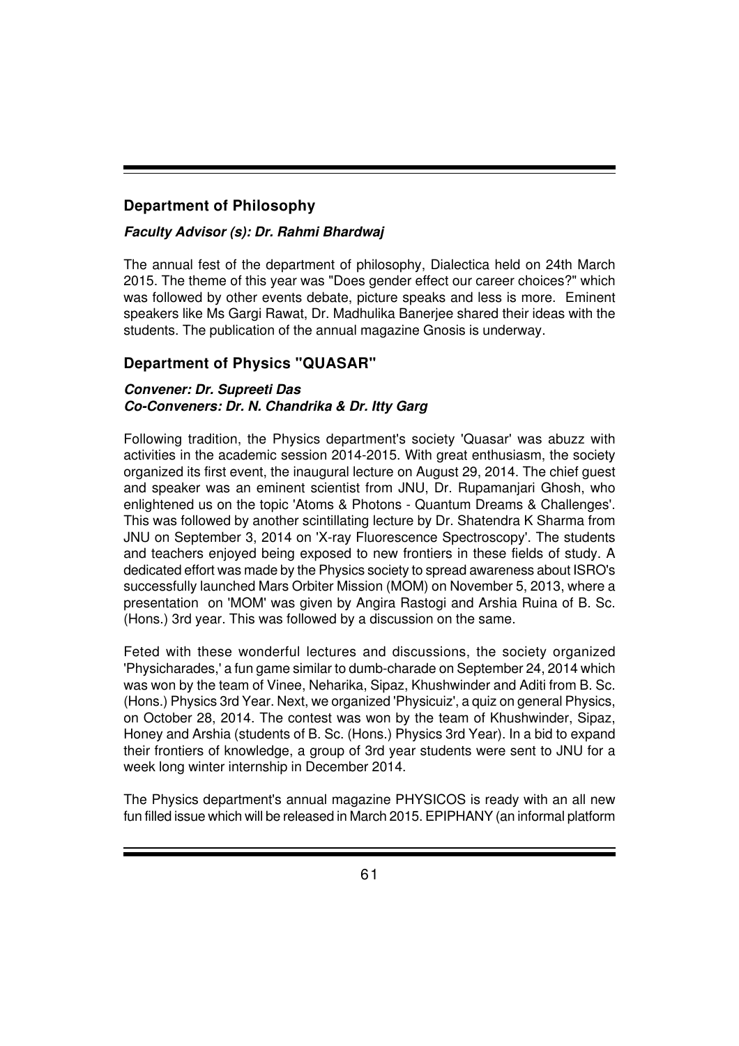## Department of Philosophy

***Faculty Advisor (s): Dr. Rahmi Bhardwaj***

The annual fest of the department of philosophy, Dialectica held on 24th March 2015. The theme of this year was "Does gender effect our career choices?" which was followed by other events debate, picture speaks and less is more. Eminent speakers like Ms Gargi Rawat, Dr. Madhulika Banerjee shared their ideas with the students. The publication of the annual magazine Gnosis is underway.

## Department of Physics "QUASAR"

***Convener: Dr. Supreeti Das***
***Co-Conveners: Dr. N. Chandrika & Dr. Itty Garg***

Following tradition, the Physics department's society 'Quasar' was abuzz with activities in the academic session 2014-2015. With great enthusiasm, the society organized its first event, the inaugural lecture on August 29, 2014. The chief guest and speaker was an eminent scientist from JNU, Dr. Rupamanjari Ghosh, who enlightened us on the topic 'Atoms & Photons - Quantum Dreams & Challenges'. This was followed by another scintillating lecture by Dr. Shatendra K Sharma from JNU on September 3, 2014 on 'X-ray Fluorescence Spectroscopy'. The students and teachers enjoyed being exposed to new frontiers in these fields of study. A dedicated effort was made by the Physics society to spread awareness about ISRO's successfully launched Mars Orbiter Mission (MOM) on November 5, 2013, where a presentation on 'MOM' was given by Angira Rastogi and Arshia Ruina of B. Sc. (Hons.) 3rd year. This was followed by a discussion on the same.

Feted with these wonderful lectures and discussions, the society organized 'Physicharades,' a fun game similar to dumb-charade on September 24, 2014 which was won by the team of Vinee, Neharika, Sipaz, Khushwinder and Aditi from B. Sc. (Hons.) Physics 3rd Year. Next, we organized 'Physicuiz', a quiz on general Physics, on October 28, 2014. The contest was won by the team of Khushwinder, Sipaz, Honey and Arshia (students of B. Sc. (Hons.) Physics 3rd Year). In a bid to expand their frontiers of knowledge, a group of 3rd year students were sent to JNU for a week long winter internship in December 2014.

The Physics department's annual magazine PHYSICOS is ready with an all new fun filled issue which will be released in March 2015. EPIPHANY (an informal platform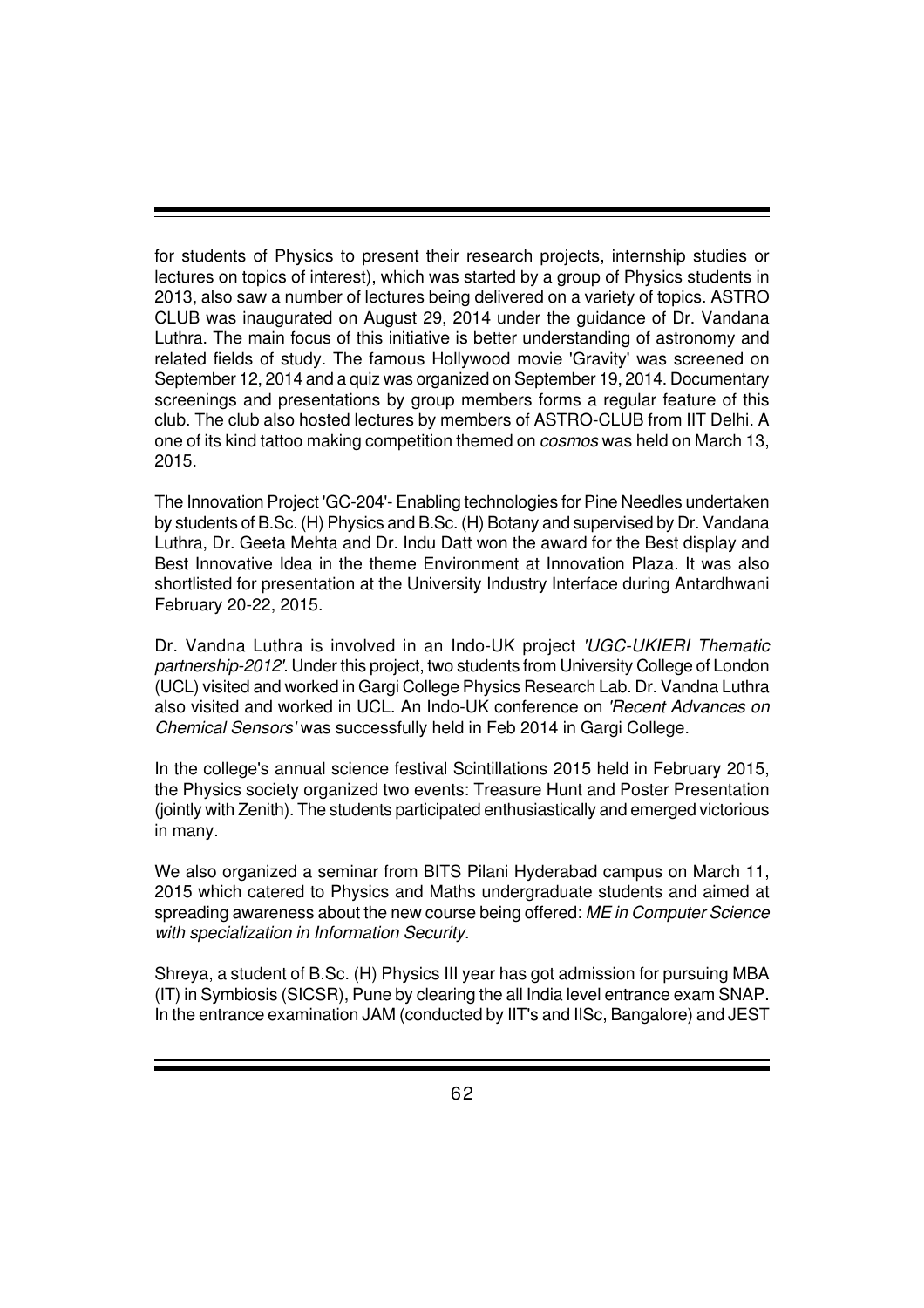for students of Physics to present their research projects, internship studies or lectures on topics of interest), which was started by a group of Physics students in 2013, also saw a number of lectures being delivered on a variety of topics. ASTRO CLUB was inaugurated on August 29, 2014 under the guidance of Dr. Vandana Luthra. The main focus of this initiative is better understanding of astronomy and related fields of study. The famous Hollywood movie 'Gravity' was screened on September 12, 2014 and a quiz was organized on September 19, 2014. Documentary screenings and presentations by group members forms a regular feature of this club. The club also hosted lectures by members of ASTRO-CLUB from IIT Delhi. A one of its kind tattoo making competition themed on *cosmos* was held on March 13, 2015.

The Innovation Project 'GC-204'- Enabling technologies for Pine Needles undertaken by students of B.Sc. (H) Physics and B.Sc. (H) Botany and supervised by Dr. Vandana Luthra, Dr. Geeta Mehta and Dr. Indu Datt won the award for the Best display and Best Innovative Idea in the theme Environment at Innovation Plaza. It was also shortlisted for presentation at the University Industry Interface during Antardhwani February 20-22, 2015.

Dr. Vandna Luthra is involved in an Indo-UK project *'UGC-UKIERI Thematic partnership-2012'*. Under this project, two students from University College of London (UCL) visited and worked in Gargi College Physics Research Lab. Dr. Vandna Luthra also visited and worked in UCL. An Indo-UK conference on *'Recent Advances on Chemical Sensors'* was successfully held in Feb 2014 in Gargi College.

In the college's annual science festival Scintillations 2015 held in February 2015, the Physics society organized two events: Treasure Hunt and Poster Presentation (jointly with Zenith). The students participated enthusiastically and emerged victorious in many.

We also organized a seminar from BITS Pilani Hyderabad campus on March 11, 2015 which catered to Physics and Maths undergraduate students and aimed at spreading awareness about the new course being offered: *ME in Computer Science with specialization in Information Security*.

Shreya, a student of B.Sc. (H) Physics III year has got admission for pursuing MBA (IT) in Symbiosis (SICSR), Pune by clearing the all India level entrance exam SNAP. In the entrance examination JAM (conducted by IIT's and IISc, Bangalore) and JEST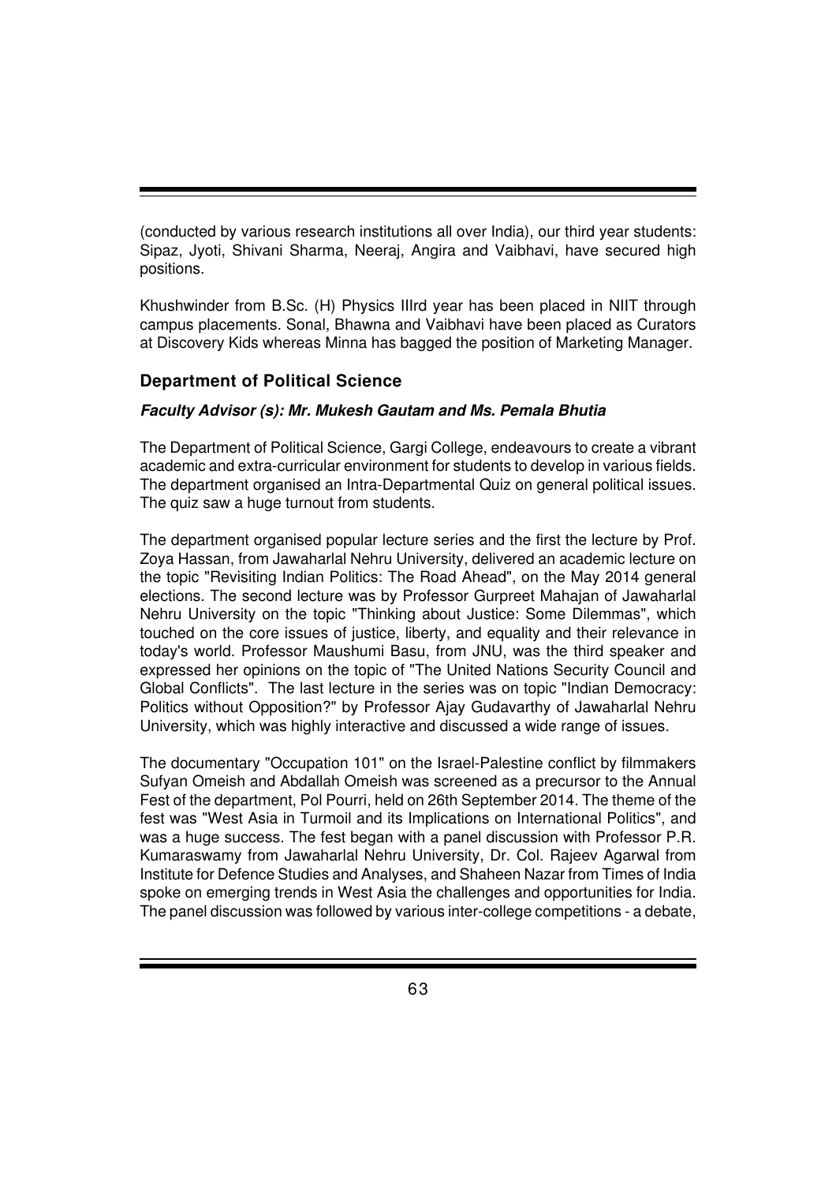(conducted by various research institutions all over India), our third year students: Sipaz, Jyoti, Shivani Sharma, Neeraj, Angira and Vaibhavi, have secured high positions.

Khushwinder from B.Sc. (H) Physics IIIrd year has been placed in NIIT through campus placements. Sonal, Bhawna and Vaibhavi have been placed as Curators at Discovery Kids whereas Minna has bagged the position of Marketing Manager.

### Department of Political Science

***Faculty Advisor (s): Mr. Mukesh Gautam and Ms. Pemala Bhutia***

The Department of Political Science, Gargi College, endeavours to create a vibrant academic and extra-curricular environment for students to develop in various fields. The department organised an Intra-Departmental Quiz on general political issues. The quiz saw a huge turnout from students.

The department organised popular lecture series and the first the lecture by Prof. Zoya Hassan, from Jawaharlal Nehru University, delivered an academic lecture on the topic "Revisiting Indian Politics: The Road Ahead", on the May 2014 general elections. The second lecture was by Professor Gurpreet Mahajan of Jawaharlal Nehru University on the topic "Thinking about Justice: Some Dilemmas", which touched on the core issues of justice, liberty, and equality and their relevance in today's world. Professor Maushumi Basu, from JNU, was the third speaker and expressed her opinions on the topic of "The United Nations Security Council and Global Conflicts". The last lecture in the series was on topic "Indian Democracy: Politics without Opposition?" by Professor Ajay Gudavarthy of Jawaharlal Nehru University, which was highly interactive and discussed a wide range of issues.

The documentary "Occupation 101" on the Israel-Palestine conflict by filmmakers Sufyan Omeish and Abdallah Omeish was screened as a precursor to the Annual Fest of the department, Pol Pourri, held on 26th September 2014. The theme of the fest was "West Asia in Turmoil and its Implications on International Politics", and was a huge success. The fest began with a panel discussion with Professor P.R. Kumaraswamy from Jawaharlal Nehru University, Dr. Col. Rajeev Agarwal from Institute for Defence Studies and Analyses, and Shaheen Nazar from Times of India spoke on emerging trends in West Asia the challenges and opportunities for India. The panel discussion was followed by various inter-college competitions - a debate,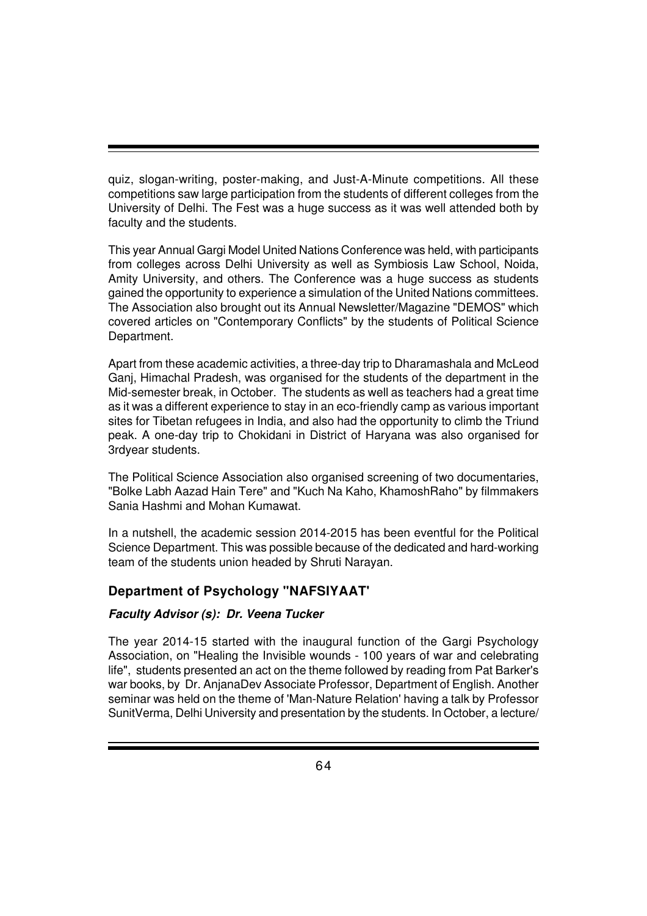quiz, slogan-writing, poster-making, and Just-A-Minute competitions. All these competitions saw large participation from the students of different colleges from the University of Delhi. The Fest was a huge success as it was well attended both by faculty and the students.

This year Annual Gargi Model United Nations Conference was held, with participants from colleges across Delhi University as well as Symbiosis Law School, Noida, Amity University, and others. The Conference was a huge success as students gained the opportunity to experience a simulation of the United Nations committees. The Association also brought out its Annual Newsletter/Magazine "DEMOS" which covered articles on "Contemporary Conflicts" by the students of Political Science Department.

Apart from these academic activities, a three-day trip to Dharamashala and McLeod Ganj, Himachal Pradesh, was organised for the students of the department in the Mid-semester break, in October. The students as well as teachers had a great time as it was a different experience to stay in an eco-friendly camp as various important sites for Tibetan refugees in India, and also had the opportunity to climb the Triund peak. A one-day trip to Chokidani in District of Haryana was also organised for 3rdyear students.

The Political Science Association also organised screening of two documentaries, "Bolke Labh Aazad Hain Tere" and "Kuch Na Kaho, KhamoshRaho" by filmmakers Sania Hashmi and Mohan Kumawat.

In a nutshell, the academic session 2014-2015 has been eventful for the Political Science Department. This was possible because of the dedicated and hard-working team of the students union headed by Shruti Narayan.

## Department of Psychology "NAFSIYAAT'

***Faculty Advisor (s): Dr. Veena Tucker***

The year 2014-15 started with the inaugural function of the Gargi Psychology Association, on "Healing the Invisible wounds - 100 years of war and celebrating life", students presented an act on the theme followed by reading from Pat Barker's war books, by Dr. AnjanaDev Associate Professor, Department of English. Another seminar was held on the theme of 'Man-Nature Relation' having a talk by Professor SunitVerma, Delhi University and presentation by the students. In October, a lecture/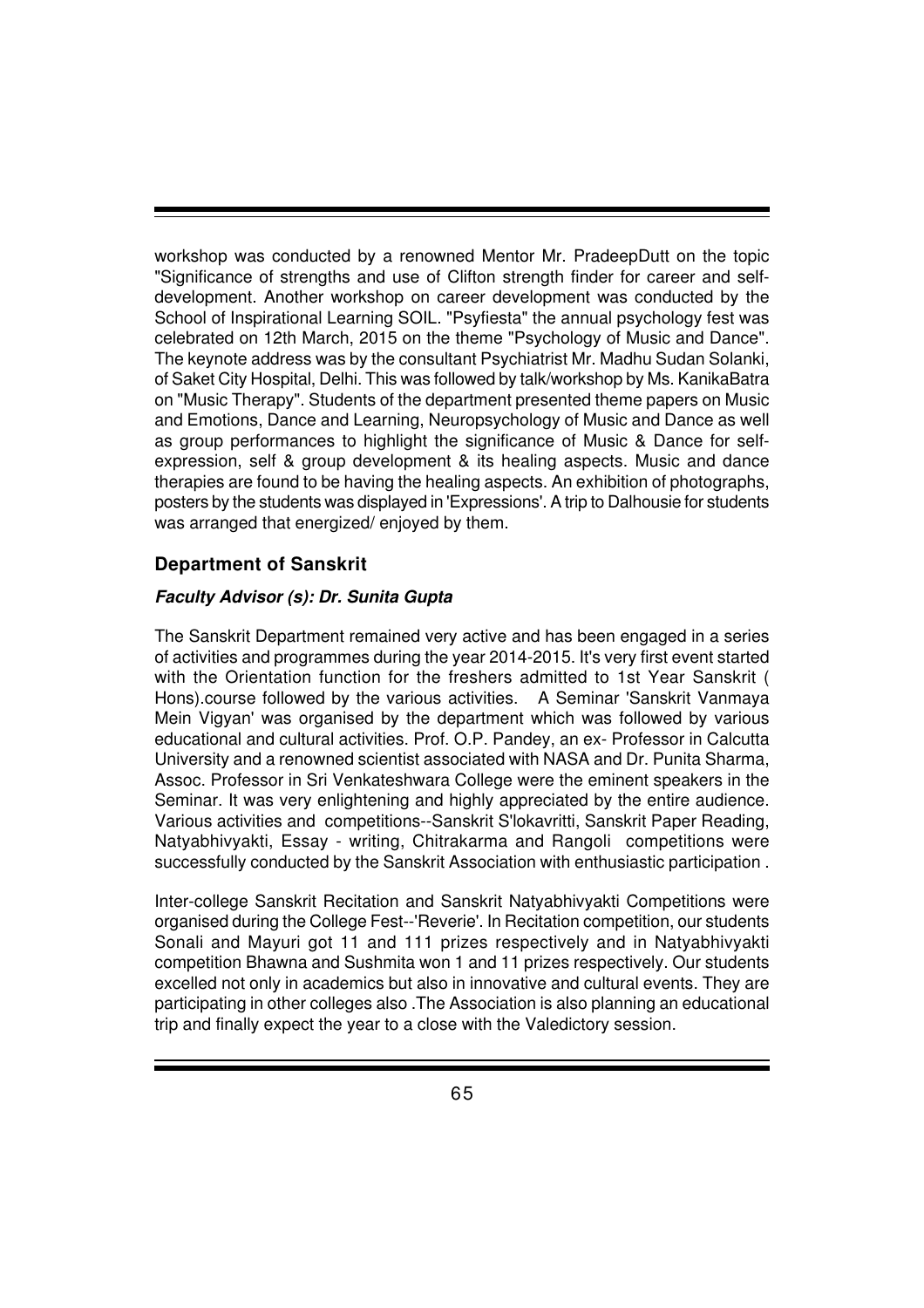workshop was conducted by a renowned Mentor Mr. PradeepDutt on the topic "Significance of strengths and use of Clifton strength finder for career and self-development. Another workshop on career development was conducted by the School of Inspirational Learning SOIL. "Psyfiesta" the annual psychology fest was celebrated on 12th March, 2015 on the theme "Psychology of Music and Dance". The keynote address was by the consultant Psychiatrist Mr. Madhu Sudan Solanki, of Saket City Hospital, Delhi. This was followed by talk/workshop by Ms. KanikaBatra on "Music Therapy". Students of the department presented theme papers on Music and Emotions, Dance and Learning, Neuropsychology of Music and Dance as well as group performances to highlight the significance of Music & Dance for self-expression, self & group development & its healing aspects. Music and dance therapies are found to be having the healing aspects. An exhibition of photographs, posters by the students was displayed in 'Expressions'. A trip to Dalhousie for students was arranged that energized/ enjoyed by them.

### Department of Sanskrit

***Faculty Advisor (s): Dr. Sunita Gupta***

The Sanskrit Department remained very active and has been engaged in a series of activities and programmes during the year 2014-2015. It's very first event started with the Orientation function for the freshers admitted to 1st Year Sanskrit ( Hons).course followed by the various activities. A Seminar 'Sanskrit Vanmaya Mein Vigyan' was organised by the department which was followed by various educational and cultural activities. Prof. O.P. Pandey, an ex- Professor in Calcutta University and a renowned scientist associated with NASA and Dr. Punita Sharma, Assoc. Professor in Sri Venkateshwara College were the eminent speakers in the Seminar. It was very enlightening and highly appreciated by the entire audience. Various activities and competitions--Sanskrit S'lokavritti, Sanskrit Paper Reading, Natyabhivyakti, Essay - writing, Chitrakarma and Rangoli competitions were successfully conducted by the Sanskrit Association with enthusiastic participation .

Inter-college Sanskrit Recitation and Sanskrit Natyabhivyakti Competitions were organised during the College Fest--'Reverie'. In Recitation competition, our students Sonali and Mayuri got 11 and 111 prizes respectively and in Natyabhivyakti competition Bhawna and Sushmita won 1 and 11 prizes respectively. Our students excelled not only in academics but also in innovative and cultural events. They are participating in other colleges also .The Association is also planning an educational trip and finally expect the year to a close with the Valedictory session.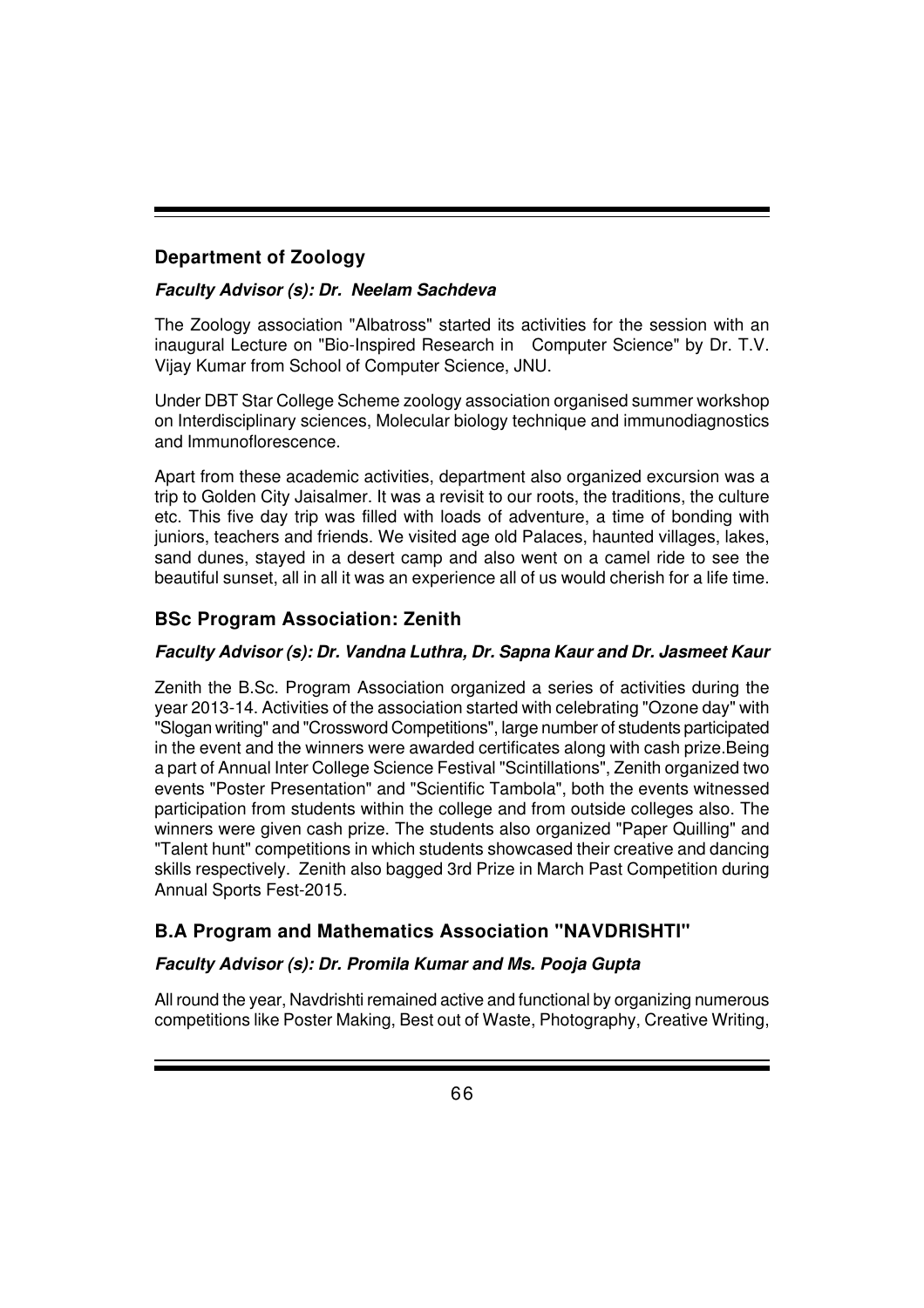## Department of Zoology

***Faculty Advisor (s): Dr. Neelam Sachdeva***

The Zoology association "Albatross" started its activities for the session with an inaugural Lecture on "Bio-Inspired Research in Computer Science" by Dr. T.V. Vijay Kumar from School of Computer Science, JNU.

Under DBT Star College Scheme zoology association organised summer workshop on Interdisciplinary sciences, Molecular biology technique and immunodiagnostics and Immunoflorescence.

Apart from these academic activities, department also organized excursion was a trip to Golden City Jaisalmer. It was a revisit to our roots, the traditions, the culture etc. This five day trip was filled with loads of adventure, a time of bonding with juniors, teachers and friends. We visited age old Palaces, haunted villages, lakes, sand dunes, stayed in a desert camp and also went on a camel ride to see the beautiful sunset, all in all it was an experience all of us would cherish for a life time.

## BSc Program Association: Zenith

***Faculty Advisor (s): Dr. Vandna Luthra, Dr. Sapna Kaur and Dr. Jasmeet Kaur***

Zenith the B.Sc. Program Association organized a series of activities during the year 2013-14. Activities of the association started with celebrating "Ozone day" with "Slogan writing" and "Crossword Competitions", large number of students participated in the event and the winners were awarded certificates along with cash prize.Being a part of Annual Inter College Science Festival "Scintillations", Zenith organized two events "Poster Presentation" and "Scientific Tambola", both the events witnessed participation from students within the college and from outside colleges also. The winners were given cash prize. The students also organized "Paper Quilling" and "Talent hunt" competitions in which students showcased their creative and dancing skills respectively. Zenith also bagged 3rd Prize in March Past Competition during Annual Sports Fest-2015.

## B.A Program and Mathematics Association "NAVDRISHTI"

***Faculty Advisor (s): Dr. Promila Kumar and Ms. Pooja Gupta***

All round the year, Navdrishti remained active and functional by organizing numerous competitions like Poster Making, Best out of Waste, Photography, Creative Writing,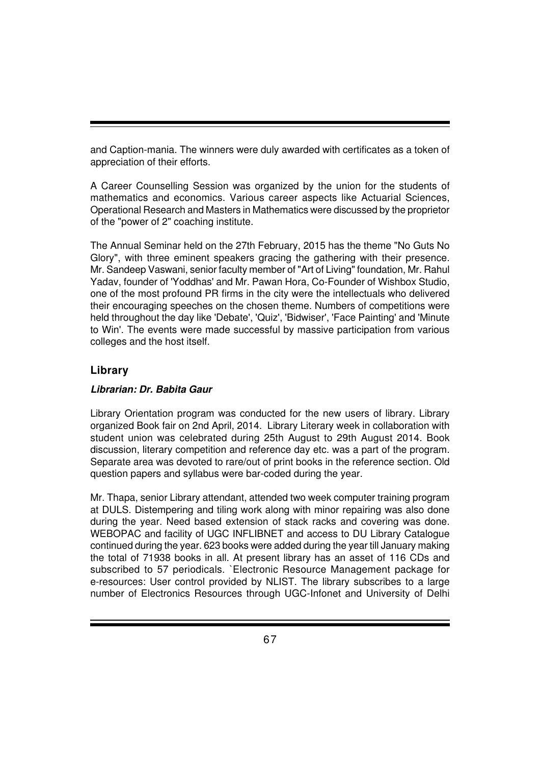and Caption-mania. The winners were duly awarded with certificates as a token of appreciation of their efforts.

A Career Counselling Session was organized by the union for the students of mathematics and economics. Various career aspects like Actuarial Sciences, Operational Research and Masters in Mathematics were discussed by the proprietor of the "power of 2" coaching institute.

The Annual Seminar held on the 27th February, 2015 has the theme "No Guts No Glory", with three eminent speakers gracing the gathering with their presence. Mr. Sandeep Vaswani, senior faculty member of "Art of Living" foundation, Mr. Rahul Yadav, founder of 'Yoddhas' and Mr. Pawan Hora, Co-Founder of Wishbox Studio, one of the most profound PR firms in the city were the intellectuals who delivered their encouraging speeches on the chosen theme. Numbers of competitions were held throughout the day like 'Debate', 'Quiz', 'Bidwiser', 'Face Painting' and 'Minute to Win'. The events were made successful by massive participation from various colleges and the host itself.

## Library

***Librarian: Dr. Babita Gaur***

Library Orientation program was conducted for the new users of library. Library organized Book fair on 2nd April, 2014. Library Literary week in collaboration with student union was celebrated during 25th August to 29th August 2014. Book discussion, literary competition and reference day etc. was a part of the program. Separate area was devoted to rare/out of print books in the reference section. Old question papers and syllabus were bar-coded during the year.

Mr. Thapa, senior Library attendant, attended two week computer training program at DULS. Distempering and tiling work along with minor repairing was also done during the year. Need based extension of stack racks and covering was done. WEBOPAC and facility of UGC INFLIBNET and access to DU Library Catalogue continued during the year. 623 books were added during the year till January making the total of 71938 books in all. At present library has an asset of 116 CDs and subscribed to 57 periodicals. `Electronic Resource Management package for e-resources: User control provided by NLIST. The library subscribes to a large number of Electronics Resources through UGC-Infonet and University of Delhi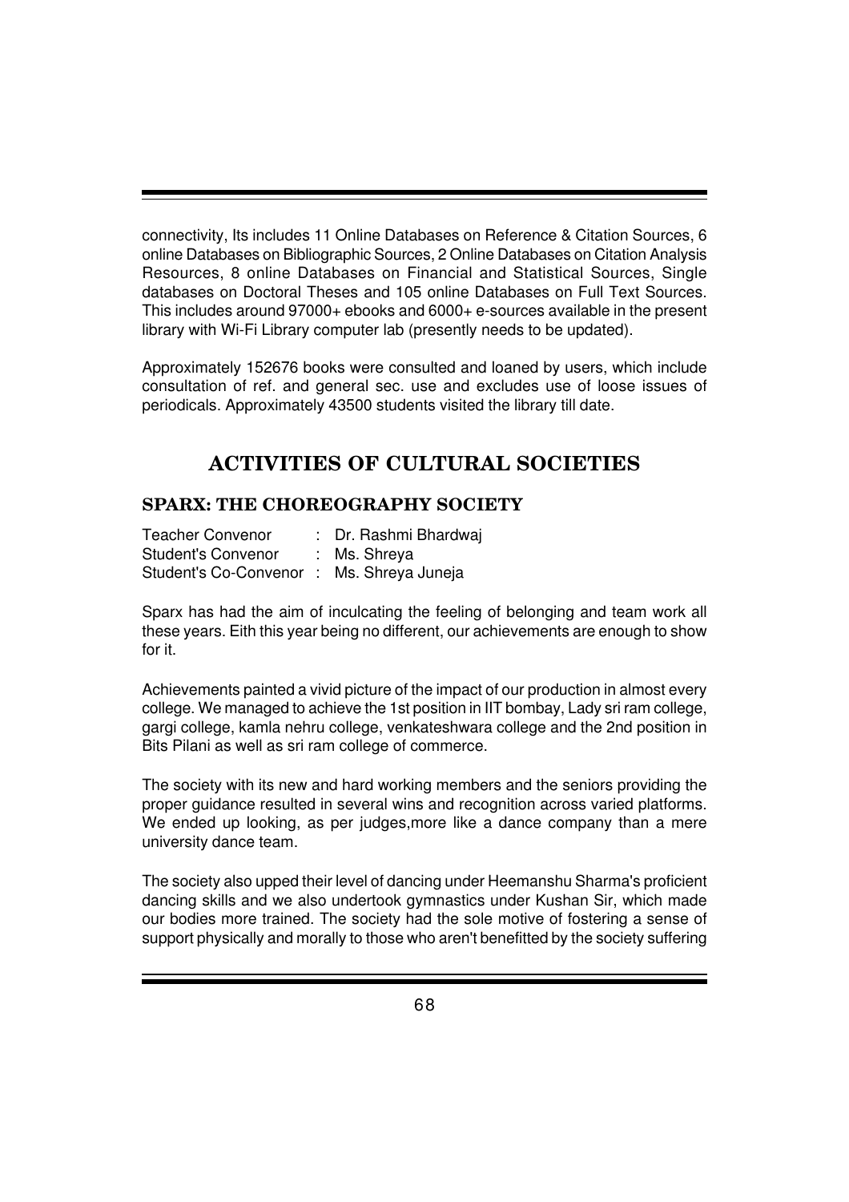connectivity, Its includes 11 Online Databases on Reference & Citation Sources, 6 online Databases on Bibliographic Sources, 2 Online Databases on Citation Analysis Resources, 8 online Databases on Financial and Statistical Sources, Single databases on Doctoral Theses and 105 online Databases on Full Text Sources. This includes around 97000+ ebooks and 6000+ e-sources available in the present library with Wi-Fi Library computer lab (presently needs to be updated).

Approximately 152676 books were consulted and loaned by users, which include consultation of ref. and general sec. use and excludes use of loose issues of periodicals. Approximately 43500 students visited the library till date.

## ACTIVITIES OF CULTURAL SOCIETIES

### SPARX: THE CHOREOGRAPHY SOCIETY

Teacher Convenor : Dr. Rashmi Bhardwaj
Student's Convenor : Ms. Shreya
Student's Co-Convenor : Ms. Shreya Juneja

Sparx has had the aim of inculcating the feeling of belonging and team work all these years. Eith this year being no different, our achievements are enough to show for it.

Achievements painted a vivid picture of the impact of our production in almost every college. We managed to achieve the 1st position in IIT bombay, Lady sri ram college, gargi college, kamla nehru college, venkateshwara college and the 2nd position in Bits Pilani as well as sri ram college of commerce.

The society with its new and hard working members and the seniors providing the proper guidance resulted in several wins and recognition across varied platforms. We ended up looking, as per judges,more like a dance company than a mere university dance team.

The society also upped their level of dancing under Heemanshu Sharma's proficient dancing skills and we also undertook gymnastics under Kushan Sir, which made our bodies more trained. The society had the sole motive of fostering a sense of support physically and morally to those who aren't benefitted by the society suffering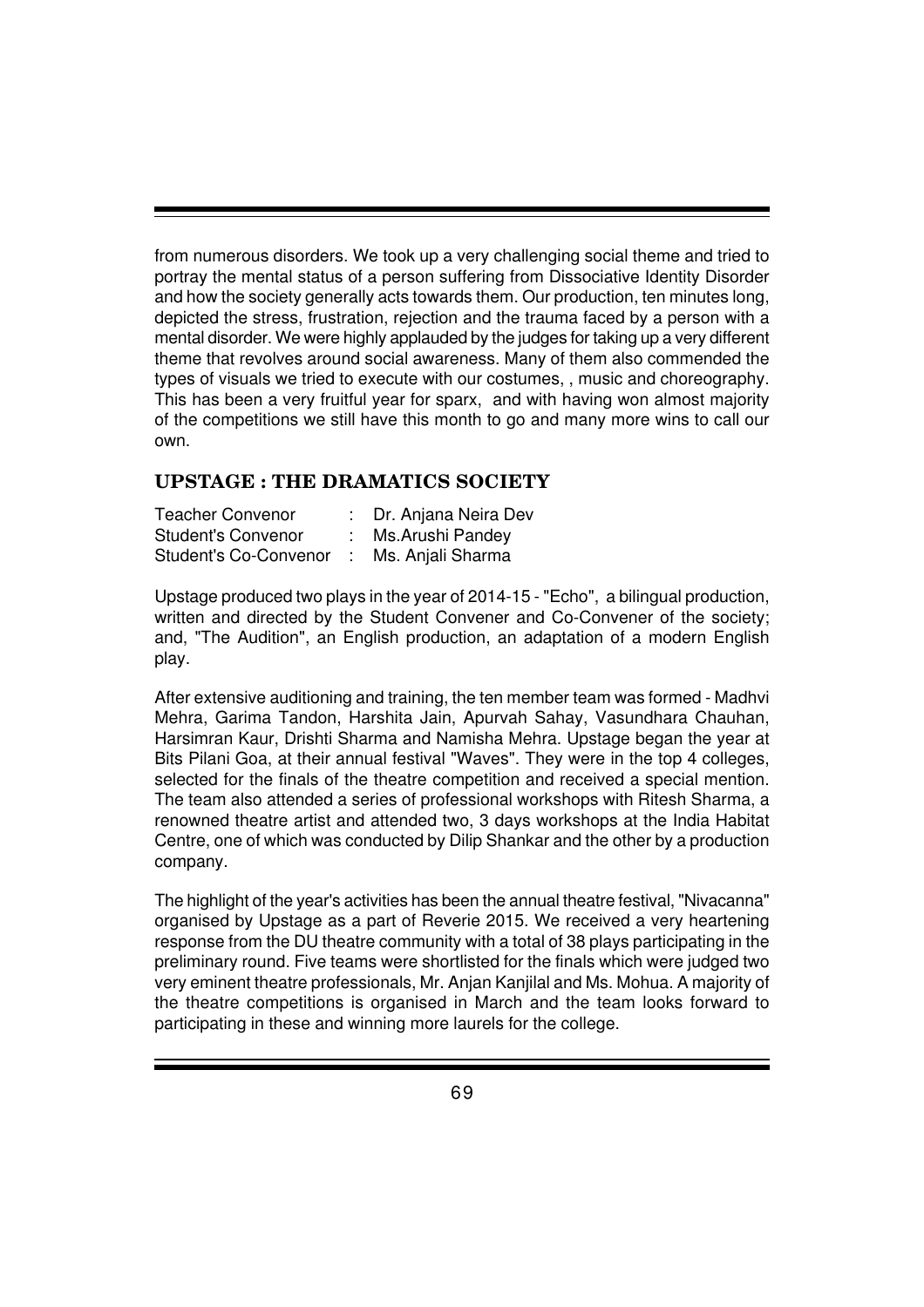from numerous disorders. We took up a very challenging social theme and tried to portray the mental status of a person suffering from Dissociative Identity Disorder and how the society generally acts towards them. Our production, ten minutes long, depicted the stress, frustration, rejection and the trauma faced by a person with a mental disorder. We were highly applauded by the judges for taking up a very different theme that revolves around social awareness. Many of them also commended the types of visuals we tried to execute with our costumes, , music and choreography. This has been a very fruitful year for sparx, and with having won almost majority of the competitions we still have this month to go and many more wins to call our own.

## UPSTAGE : THE DRAMATICS SOCIETY

Teacher Convenor : Dr. Anjana Neira Dev
Student's Convenor : Ms.Arushi Pandey
Student's Co-Convenor : Ms. Anjali Sharma

Upstage produced two plays in the year of 2014-15 - "Echo", a bilingual production, written and directed by the Student Convener and Co-Convener of the society; and, "The Audition", an English production, an adaptation of a modern English play.

After extensive auditioning and training, the ten member team was formed - Madhvi Mehra, Garima Tandon, Harshita Jain, Apurvah Sahay, Vasundhara Chauhan, Harsimran Kaur, Drishti Sharma and Namisha Mehra. Upstage began the year at Bits Pilani Goa, at their annual festival "Waves". They were in the top 4 colleges, selected for the finals of the theatre competition and received a special mention. The team also attended a series of professional workshops with Ritesh Sharma, a renowned theatre artist and attended two, 3 days workshops at the India Habitat Centre, one of which was conducted by Dilip Shankar and the other by a production company.

The highlight of the year's activities has been the annual theatre festival, "Nivacanna" organised by Upstage as a part of Reverie 2015. We received a very heartening response from the DU theatre community with a total of 38 plays participating in the preliminary round. Five teams were shortlisted for the finals which were judged two very eminent theatre professionals, Mr. Anjan Kanjilal and Ms. Mohua. A majority of the theatre competitions is organised in March and the team looks forward to participating in these and winning more laurels for the college.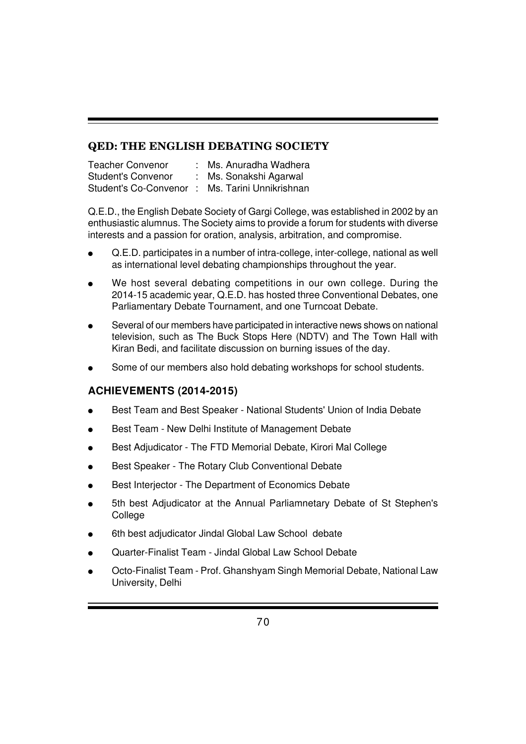## QED: THE ENGLISH DEBATING SOCIETY

Teacher Convenor : Ms. Anuradha Wadhera
Student's Convenor : Ms. Sonakshi Agarwal
Student's Co-Convenor : Ms. Tarini Unnikrishnan

Q.E.D., the English Debate Society of Gargi College, was established in 2002 by an enthusiastic alumnus. The Society aims to provide a forum for students with diverse interests and a passion for oration, analysis, arbitration, and compromise.

- Q.E.D. participates in a number of intra-college, inter-college, national as well as international level debating championships throughout the year.
- We host several debating competitions in our own college. During the 2014-15 academic year, Q.E.D. has hosted three Conventional Debates, one Parliamentary Debate Tournament, and one Turncoat Debate.
- Several of our members have participated in interactive news shows on national television, such as The Buck Stops Here (NDTV) and The Town Hall with Kiran Bedi, and facilitate discussion on burning issues of the day.
- Some of our members also hold debating workshops for school students.

### ACHIEVEMENTS (2014-2015)

- Best Team and Best Speaker - National Students' Union of India Debate
- Best Team - New Delhi Institute of Management Debate
- Best Adjudicator - The FTD Memorial Debate, Kirori Mal College
- Best Speaker - The Rotary Club Conventional Debate
- Best Interjector - The Department of Economics Debate
- 5th best Adjudicator at the Annual Parliamnetary Debate of St Stephen's College
- 6th best adjudicator Jindal Global Law School debate
- Quarter-Finalist Team - Jindal Global Law School Debate
- Octo-Finalist Team - Prof. Ghanshyam Singh Memorial Debate, National Law University, Delhi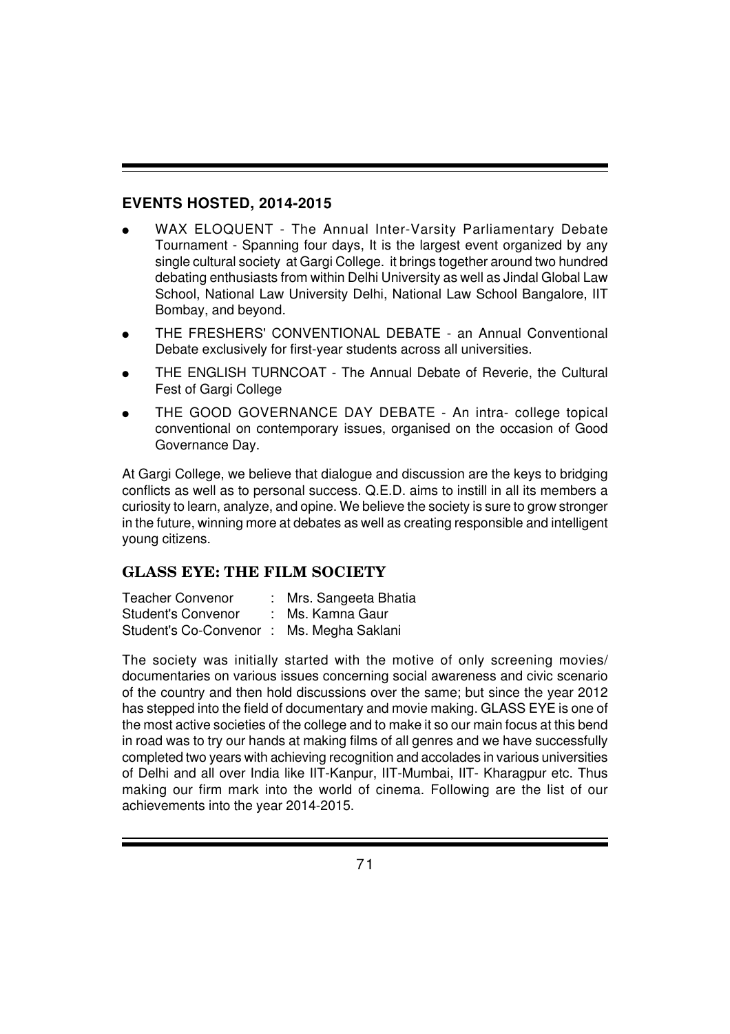## EVENTS HOSTED, 2014-2015

- WAX ELOQUENT - The Annual Inter-Varsity Parliamentary Debate Tournament - Spanning four days, It is the largest event organized by any single cultural society at Gargi College. it brings together around two hundred debating enthusiasts from within Delhi University as well as Jindal Global Law School, National Law University Delhi, National Law School Bangalore, IIT Bombay, and beyond.
- THE FRESHERS' CONVENTIONAL DEBATE - an Annual Conventional Debate exclusively for first-year students across all universities.
- THE ENGLISH TURNCOAT - The Annual Debate of Reverie, the Cultural Fest of Gargi College
- THE GOOD GOVERNANCE DAY DEBATE - An intra- college topical conventional on contemporary issues, organised on the occasion of Good Governance Day.

At Gargi College, we believe that dialogue and discussion are the keys to bridging conflicts as well as to personal success. Q.E.D. aims to instill in all its members a curiosity to learn, analyze, and opine. We believe the society is sure to grow stronger in the future, winning more at debates as well as creating responsible and intelligent young citizens.

## GLASS EYE: THE FILM SOCIETY

Teacher Convenor : Mrs. Sangeeta Bhatia
Student's Convenor : Ms. Kamna Gaur
Student's Co-Convenor : Ms. Megha Saklani

The society was initially started with the motive of only screening movies/ documentaries on various issues concerning social awareness and civic scenario of the country and then hold discussions over the same; but since the year 2012 has stepped into the field of documentary and movie making. GLASS EYE is one of the most active societies of the college and to make it so our main focus at this bend in road was to try our hands at making films of all genres and we have successfully completed two years with achieving recognition and accolades in various universities of Delhi and all over India like IIT-Kanpur, IIT-Mumbai, IIT- Kharagpur etc. Thus making our firm mark into the world of cinema. Following are the list of our achievements into the year 2014-2015.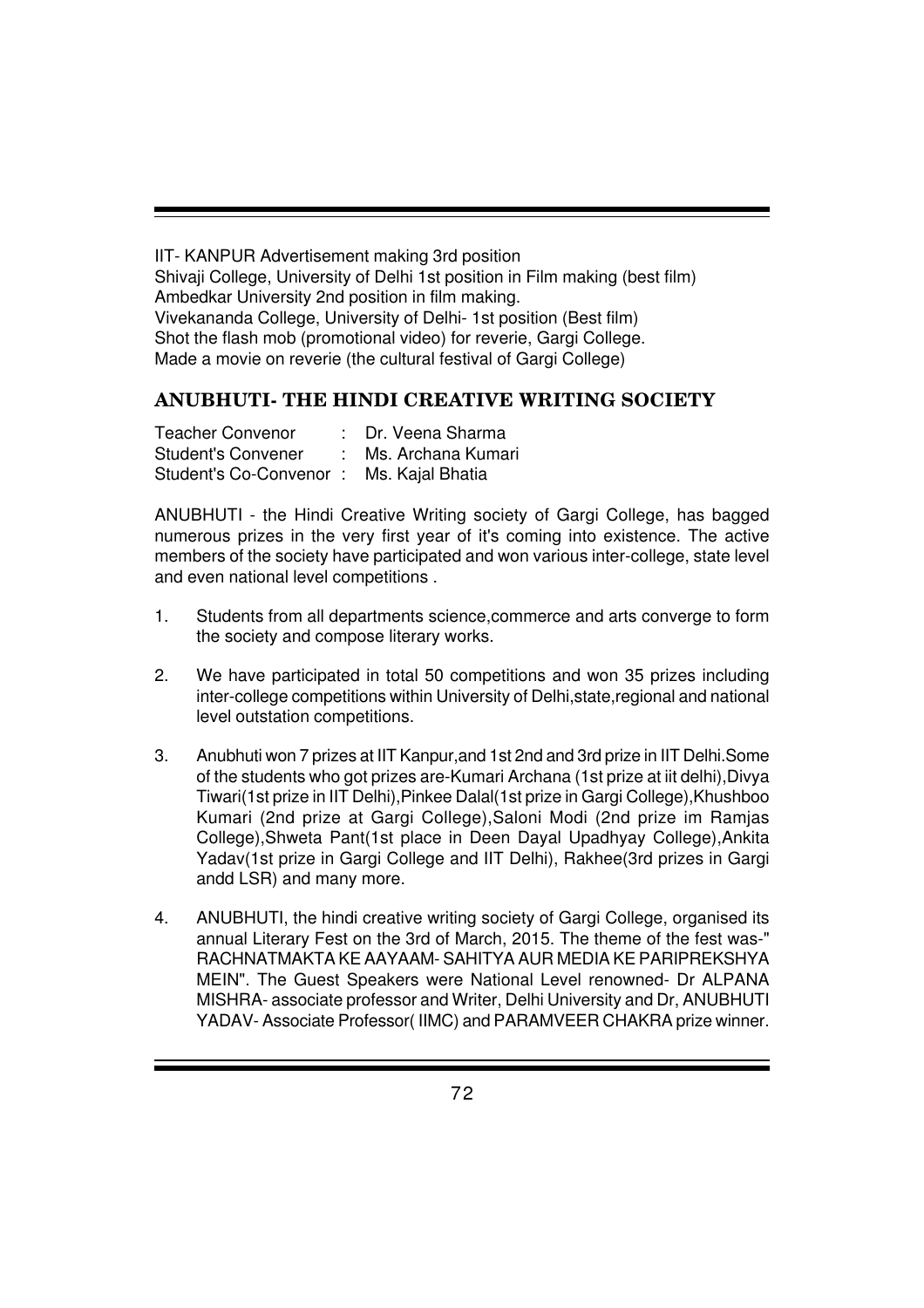IIT- KANPUR Advertisement making 3rd position
Shivaji College, University of Delhi 1st position in Film making (best film)
Ambedkar University 2nd position in film making.
Vivekananda College, University of Delhi- 1st position (Best film)
Shot the flash mob (promotional video) for reverie, Gargi College.
Made a movie on reverie (the cultural festival of Gargi College)

## ANUBHUTI- THE HINDI CREATIVE WRITING SOCIETY

Teacher Convenor : Dr. Veena Sharma
Student's Convener : Ms. Archana Kumari
Student's Co-Convenor : Ms. Kajal Bhatia

ANUBHUTI - the Hindi Creative Writing society of Gargi College, has bagged numerous prizes in the very first year of it's coming into existence. The active members of the society have participated and won various inter-college, state level and even national level competitions .

1. Students from all departments science,commerce and arts converge to form the society and compose literary works.

2. We have participated in total 50 competitions and won 35 prizes including inter-college competitions within University of Delhi,state,regional and national level outstation competitions.

3. Anubhuti won 7 prizes at IIT Kanpur,and 1st 2nd and 3rd prize in IIT Delhi.Some of the students who got prizes are-Kumari Archana (1st prize at iit delhi),Divya Tiwari(1st prize in IIT Delhi),Pinkee Dalal(1st prize in Gargi College),Khushboo Kumari (2nd prize at Gargi College),Saloni Modi (2nd prize im Ramjas College),Shweta Pant(1st place in Deen Dayal Upadhyay College),Ankita Yadav(1st prize in Gargi College and IIT Delhi), Rakhee(3rd prizes in Gargi andd LSR) and many more.

4. ANUBHUTI, the hindi creative writing society of Gargi College, organised its annual Literary Fest on the 3rd of March, 2015. The theme of the fest was-" RACHNATMAKTA KE AAYAAM- SAHITYA AUR MEDIA KE PARIPREKSHYA MEIN". The Guest Speakers were National Level renowned- Dr ALPANA MISHRA- associate professor and Writer, Delhi University and Dr, ANUBHUTI YADAV- Associate Professor( IIMC) and PARAMVEER CHAKRA prize winner.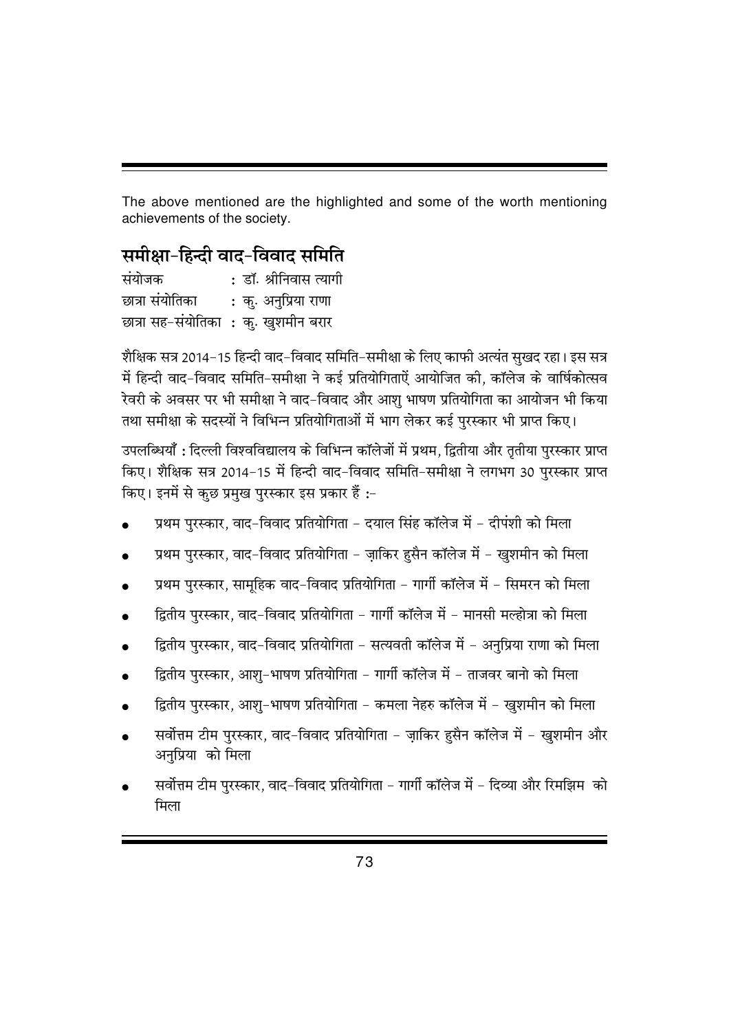The above mentioned are the highlighted and some of the worth mentioning achievements of the society.

## समीक्षा-हिन्दी वाद-विवाद समिति

संयोजक : डॉ. श्रीनिवास त्यागी
छात्रा संयोतिका : कु. अनुप्रिया राणा
छात्रा सह-संयोतिका : कु. खुशमीन बरार

शैक्षिक सत्र 2014-15 हिन्दी वाद-विवाद समिति-समीक्षा के लिए काफी अत्यंत सुखद रहा। इस सत्र में हिन्दी वाद-विवाद समिति-समीक्षा ने कई प्रतियोगिताऐं आयोजित की, कॉलेज के वार्षिकोत्सव रेवरी के अवसर पर भी समीक्षा ने वाद-विवाद और आशु भाषण प्रतियोगिता का आयोजन भी किया तथा समीक्षा के सदस्यों ने विभिन्न प्रतियोगिताओं में भाग लेकर कई पुरस्कार भी प्राप्त किए।

उपलब्धियाँ : दिल्ली विश्वविद्यालय के विभिन्न कॉलेजों में प्रथम, द्वितीया और तृतीया पुरस्कार प्राप्त किए। शैक्षिक सत्र 2014-15 में हिन्दी वाद-विवाद समिति-समीक्षा ने लगभग 30 पुरस्कार प्राप्त किए। इनमें से कुछ प्रमुख पुरस्कार इस प्रकार हैं :-

- प्रथम पुरस्कार, वाद-विवाद प्रतियोगिता - दयाल सिंह कॉलेज में - दीपंशी को मिला
- प्रथम पुरस्कार, वाद-विवाद प्रतियोगिता - ज़ाकिर हुसैन कॉलेज में - खुशमीन को मिला
- प्रथम पुरस्कार, सामूहिक वाद-विवाद प्रतियोगिता - गार्गी कॉलेज में - सिमरन को मिला
- द्वितीय पुरस्कार, वाद-विवाद प्रतियोगिता - गार्गी कॉलेज में - मानसी मल्होत्रा को मिला
- द्वितीय पुरस्कार, वाद-विवाद प्रतियोगिता - सत्यवती कॉलेज में - अनुप्रिया राणा को मिला
- द्वितीय पुरस्कार, आशु-भाषण प्रतियोगिता - गार्गी कॉलेज में - ताजवर बानो को मिला
- द्वितीय पुरस्कार, आशु-भाषण प्रतियोगिता - कमला नेहरु कॉलेज में - खुशमीन को मिला
- सर्वोत्तम टीम पुरस्कार, वाद-विवाद प्रतियोगिता - ज़ाकिर हुसैन कॉलेज में - खुशमीन और अनुप्रिया को मिला
- सर्वोत्तम टीम पुरस्कार, वाद-विवाद प्रतियोगिता - गार्गी कॉलेज में - दिव्या और रिमझिम को मिला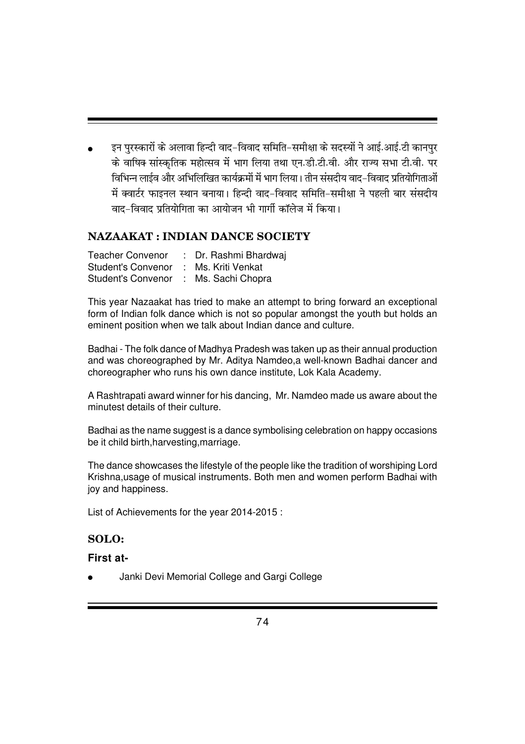- इन पुरस्कारों के अलावा हिन्दी वाद-विवाद समिति-समीक्षा के सदस्यों ने आई.आई.टी कानपुर के वाषिक सांस्कृतिक महोत्सव में भाग लिया तथा एन.डी.टी.वी. और राज्य सभा टी.वी. पर विभिन्न लाईव और अभिलिखित कार्यक्रमों में भाग लिया। तीन संसदीय वाद-विवाद प्रतियोगिताओं में क्वार्टर फाइनल स्थान बनाया। हिन्दी वाद-विवाद समिति-समीक्षा ने पहली बार संसदीय वाद-विवाद प्रतियोगिता का आयोजन भी गार्गी कॉलेज में किया।

## NAZAAKAT : INDIAN DANCE SOCIETY

Teacher Convenor : Dr. Rashmi Bhardwaj
Student's Convenor : Ms. Kriti Venkat
Student's Convenor : Ms. Sachi Chopra

This year Nazaakat has tried to make an attempt to bring forward an exceptional form of Indian folk dance which is not so popular amongst the youth but holds an eminent position when we talk about Indian dance and culture.

Badhai - The folk dance of Madhya Pradesh was taken up as their annual production and was choreographed by Mr. Aditya Namdeo,a well-known Badhai dancer and choreographer who runs his own dance institute, Lok Kala Academy.

A Rashtrapati award winner for his dancing, Mr. Namdeo made us aware about the minutest details of their culture.

Badhai as the name suggest is a dance symbolising celebration on happy occasions be it child birth,harvesting,marriage.

The dance showcases the lifestyle of the people like the tradition of worshiping Lord Krishna,usage of musical instruments. Both men and women perform Badhai with joy and happiness.

List of Achievements for the year 2014-2015 :

### SOLO:

**First at-**

- Janki Devi Memorial College and Gargi College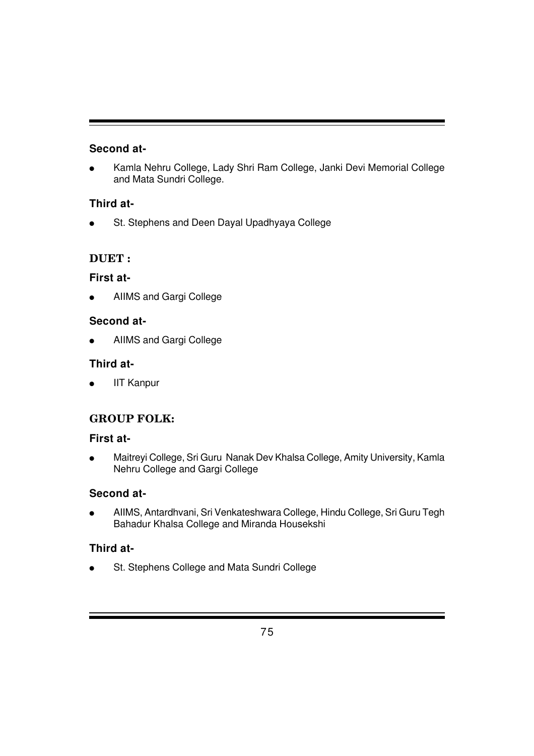**Second at-**

- Kamla Nehru College, Lady Shri Ram College, Janki Devi Memorial College and Mata Sundri College.

**Third at-**

- St. Stephens and Deen Dayal Upadhyaya College

## DUET :

**First at-**

- AIIMS and Gargi College

**Second at-**

- AIIMS and Gargi College

**Third at-**

- IIT Kanpur

## GROUP FOLK:

**First at-**

- Maitreyi College, Sri Guru Nanak Dev Khalsa College, Amity University, Kamla Nehru College and Gargi College

**Second at-**

- AIIMS, Antardhvani, Sri Venkateshwara College, Hindu College, Sri Guru Tegh Bahadur Khalsa College and Miranda Housekshi

**Third at-**

- St. Stephens College and Mata Sundri College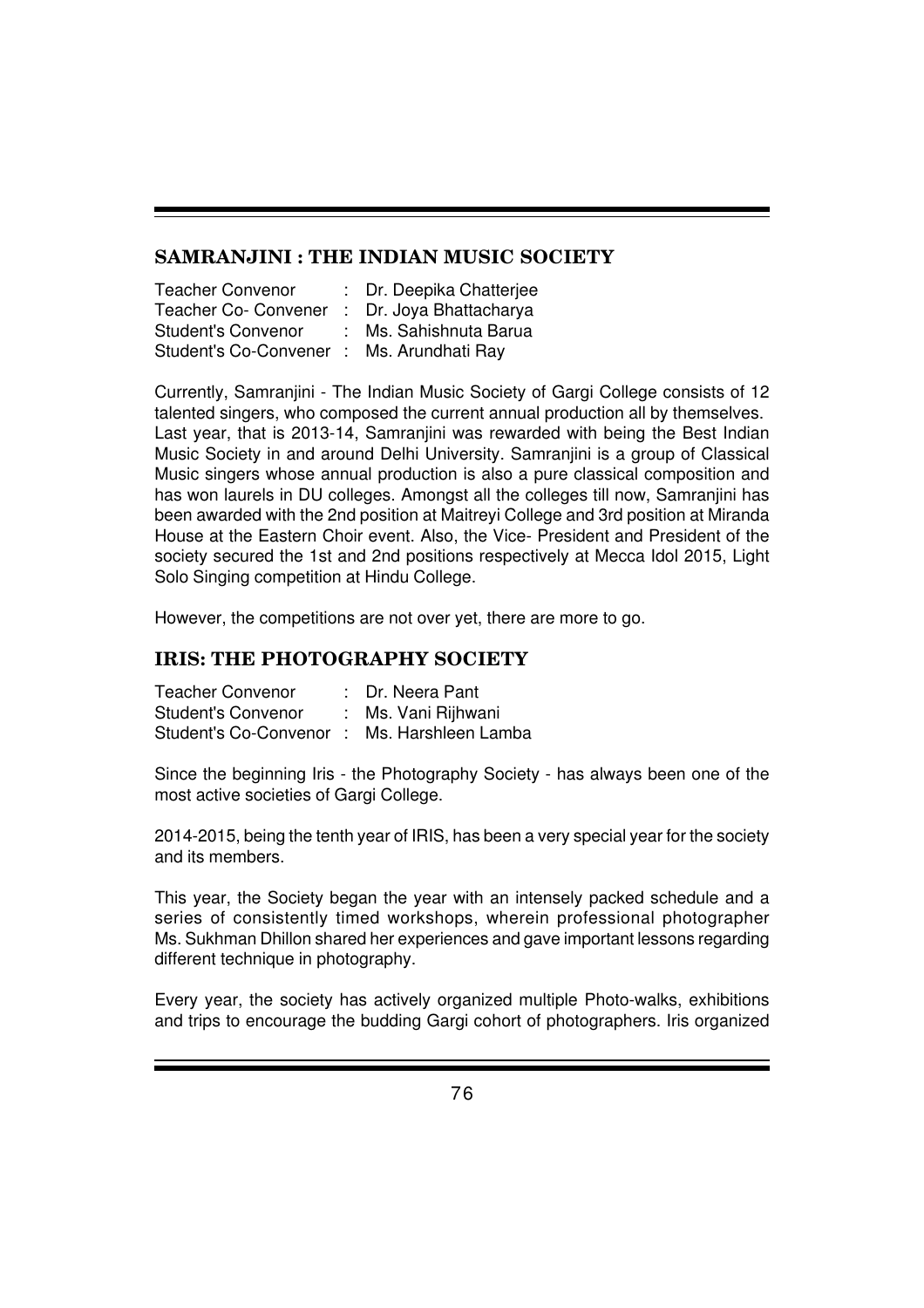## SAMRANJINI : THE INDIAN MUSIC SOCIETY

Teacher Convenor : Dr. Deepika Chatterjee
Teacher Co- Convener : Dr. Joya Bhattacharya
Student's Convenor : Ms. Sahishnuta Barua
Student's Co-Convener : Ms. Arundhati Ray

Currently, Samranjini - The Indian Music Society of Gargi College consists of 12 talented singers, who composed the current annual production all by themselves. Last year, that is 2013-14, Samranjini was rewarded with being the Best Indian Music Society in and around Delhi University. Samranjini is a group of Classical Music singers whose annual production is also a pure classical composition and has won laurels in DU colleges. Amongst all the colleges till now, Samranjini has been awarded with the 2nd position at Maitreyi College and 3rd position at Miranda House at the Eastern Choir event. Also, the Vice- President and President of the society secured the 1st and 2nd positions respectively at Mecca Idol 2015, Light Solo Singing competition at Hindu College.

However, the competitions are not over yet, there are more to go.

## IRIS: THE PHOTOGRAPHY SOCIETY

Teacher Convenor : Dr. Neera Pant
Student's Convenor : Ms. Vani Rijhwani
Student's Co-Convenor : Ms. Harshleen Lamba

Since the beginning Iris - the Photography Society - has always been one of the most active societies of Gargi College.

2014-2015, being the tenth year of IRIS, has been a very special year for the society and its members.

This year, the Society began the year with an intensely packed schedule and a series of consistently timed workshops, wherein professional photographer Ms. Sukhman Dhillon shared her experiences and gave important lessons regarding different technique in photography.

Every year, the society has actively organized multiple Photo-walks, exhibitions and trips to encourage the budding Gargi cohort of photographers. Iris organized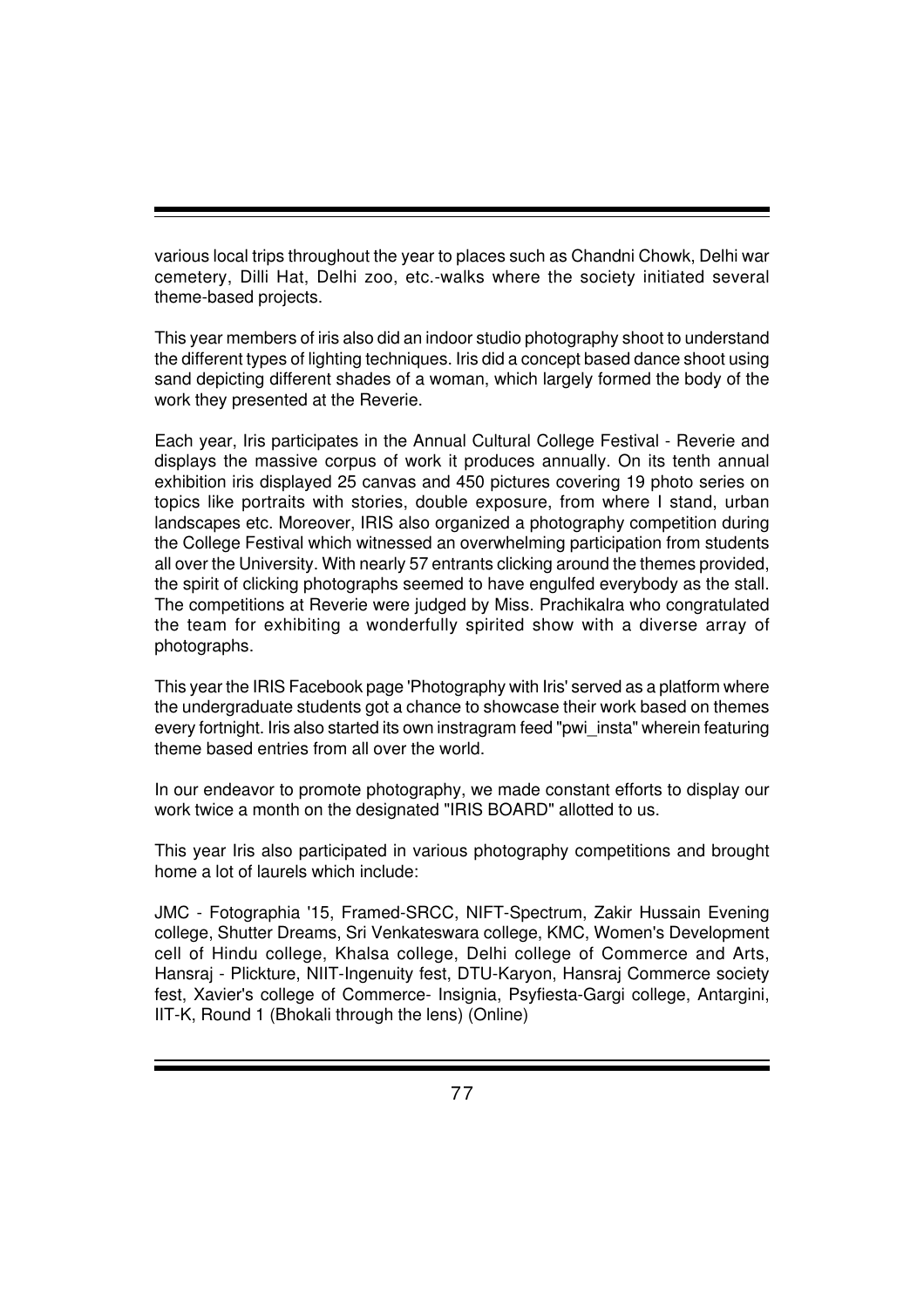various local trips throughout the year to places such as Chandni Chowk, Delhi war cemetery, Dilli Hat, Delhi zoo, etc.-walks where the society initiated several theme-based projects.

This year members of iris also did an indoor studio photography shoot to understand the different types of lighting techniques. Iris did a concept based dance shoot using sand depicting different shades of a woman, which largely formed the body of the work they presented at the Reverie.

Each year, Iris participates in the Annual Cultural College Festival - Reverie and displays the massive corpus of work it produces annually. On its tenth annual exhibition iris displayed 25 canvas and 450 pictures covering 19 photo series on topics like portraits with stories, double exposure, from where I stand, urban landscapes etc. Moreover, IRIS also organized a photography competition during the College Festival which witnessed an overwhelming participation from students all over the University. With nearly 57 entrants clicking around the themes provided, the spirit of clicking photographs seemed to have engulfed everybody as the stall. The competitions at Reverie were judged by Miss. Prachikalra who congratulated the team for exhibiting a wonderfully spirited show with a diverse array of photographs.

This year the IRIS Facebook page 'Photography with Iris' served as a platform where the undergraduate students got a chance to showcase their work based on themes every fortnight. Iris also started its own instragram feed "pwi_insta" wherein featuring theme based entries from all over the world.

In our endeavor to promote photography, we made constant efforts to display our work twice a month on the designated "IRIS BOARD" allotted to us.

This year Iris also participated in various photography competitions and brought home a lot of laurels which include:

JMC - Fotographia '15, Framed-SRCC, NIFT-Spectrum, Zakir Hussain Evening college, Shutter Dreams, Sri Venkateswara college, KMC, Women's Development cell of Hindu college, Khalsa college, Delhi college of Commerce and Arts, Hansraj - Plickture, NIIT-Ingenuity fest, DTU-Karyon, Hansraj Commerce society fest, Xavier's college of Commerce- Insignia, Psyfiesta-Gargi college, Antargini, IIT-K, Round 1 (Bhokali through the lens) (Online)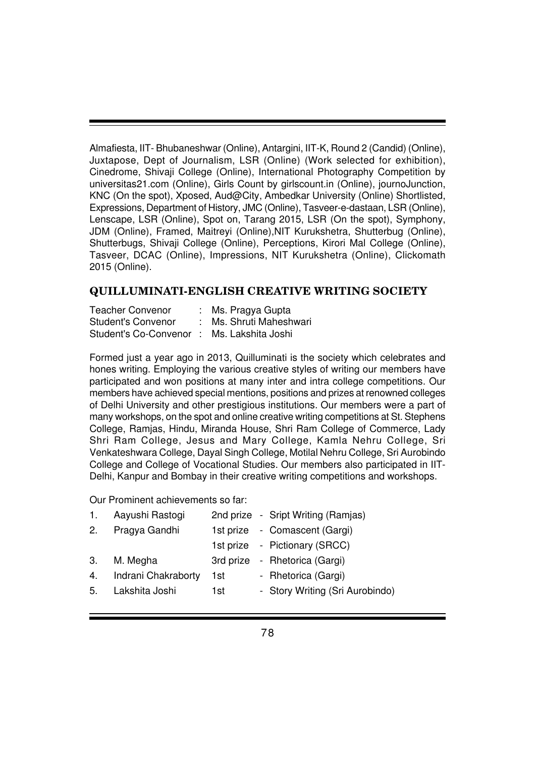Almafiesta, IIT- Bhubaneshwar (Online), Antargini, IIT-K, Round 2 (Candid) (Online), Juxtapose, Dept of Journalism, LSR (Online) (Work selected for exhibition), Cinedrome, Shivaji College (Online), International Photography Competition by universitas21.com (Online), Girls Count by girlscount.in (Online), journoJunction, KNC (On the spot), Xposed, Aud@City, Ambedkar University (Online) Shortlisted, Expressions, Department of History, JMC (Online), Tasveer-e-dastaan, LSR (Online), Lenscape, LSR (Online), Spot on, Tarang 2015, LSR (On the spot), Symphony, JDM (Online), Framed, Maitreyi (Online),NIT Kurukshetra, Shutterbug (Online), Shutterbugs, Shivaji College (Online), Perceptions, Kirori Mal College (Online), Tasveer, DCAC (Online), Impressions, NIT Kurukshetra (Online), Clickomath 2015 (Online).

## QUILLUMINATI-ENGLISH CREATIVE WRITING SOCIETY

Teacher Convenor : Ms. Pragya Gupta
Student's Convenor : Ms. Shruti Maheshwari
Student's Co-Convenor : Ms. Lakshita Joshi

Formed just a year ago in 2013, Quilluminati is the society which celebrates and hones writing. Employing the various creative styles of writing our members have participated and won positions at many inter and intra college competitions. Our members have achieved special mentions, positions and prizes at renowned colleges of Delhi University and other prestigious institutions. Our members were a part of many workshops, on the spot and online creative writing competitions at St. Stephens College, Ramjas, Hindu, Miranda House, Shri Ram College of Commerce, Lady Shri Ram College, Jesus and Mary College, Kamla Nehru College, Sri Venkateshwara College, Dayal Singh College, Motilal Nehru College, Sri Aurobindo College and College of Vocational Studies. Our members also participated in IIT-Delhi, Kanpur and Bombay in their creative writing competitions and workshops.

Our Prominent achievements so far:

| | | | |
|---|---|---|---|
| 1. | Aayushi Rastogi | 2nd prize | - Sript Writing (Ramjas) |
| 2. | Pragya Gandhi | 1st prize | - Comascent (Gargi) |
| | | 1st prize | - Pictionary (SRCC) |
| 3. | M. Megha | 3rd prize | - Rhetorica (Gargi) |
| 4. | Indrani Chakraborty | 1st | - Rhetorica (Gargi) |
| 5. | Lakshita Joshi | 1st | - Story Writing (Sri Aurobindo) |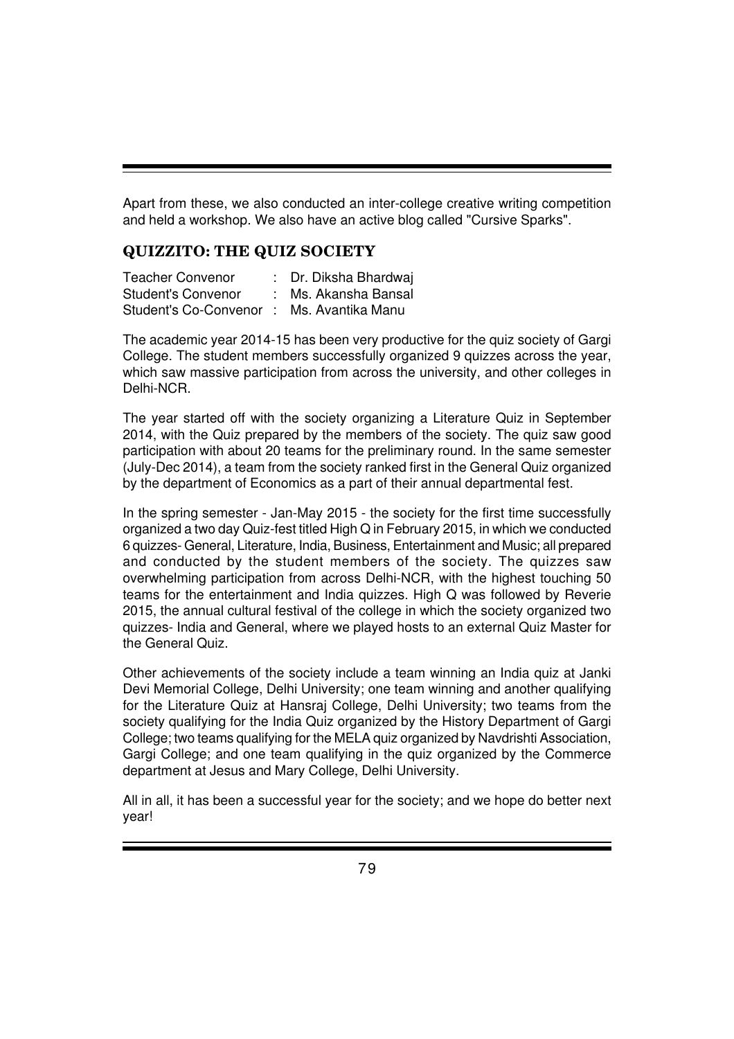Apart from these, we also conducted an inter-college creative writing competition and held a workshop. We also have an active blog called "Cursive Sparks".

## QUIZZITO: THE QUIZ SOCIETY

Teacher Convenor : Dr. Diksha Bhardwaj
Student's Convenor : Ms. Akansha Bansal
Student's Co-Convenor : Ms. Avantika Manu

The academic year 2014-15 has been very productive for the quiz society of Gargi College. The student members successfully organized 9 quizzes across the year, which saw massive participation from across the university, and other colleges in Delhi-NCR.

The year started off with the society organizing a Literature Quiz in September 2014, with the Quiz prepared by the members of the society. The quiz saw good participation with about 20 teams for the preliminary round. In the same semester (July-Dec 2014), a team from the society ranked first in the General Quiz organized by the department of Economics as a part of their annual departmental fest.

In the spring semester - Jan-May 2015 - the society for the first time successfully organized a two day Quiz-fest titled High Q in February 2015, in which we conducted 6 quizzes- General, Literature, India, Business, Entertainment and Music; all prepared and conducted by the student members of the society. The quizzes saw overwhelming participation from across Delhi-NCR, with the highest touching 50 teams for the entertainment and India quizzes. High Q was followed by Reverie 2015, the annual cultural festival of the college in which the society organized two quizzes- India and General, where we played hosts to an external Quiz Master for the General Quiz.

Other achievements of the society include a team winning an India quiz at Janki Devi Memorial College, Delhi University; one team winning and another qualifying for the Literature Quiz at Hansraj College, Delhi University; two teams from the society qualifying for the India Quiz organized by the History Department of Gargi College; two teams qualifying for the MELA quiz organized by Navdrishti Association, Gargi College; and one team qualifying in the quiz organized by the Commerce department at Jesus and Mary College, Delhi University.

All in all, it has been a successful year for the society; and we hope do better next year!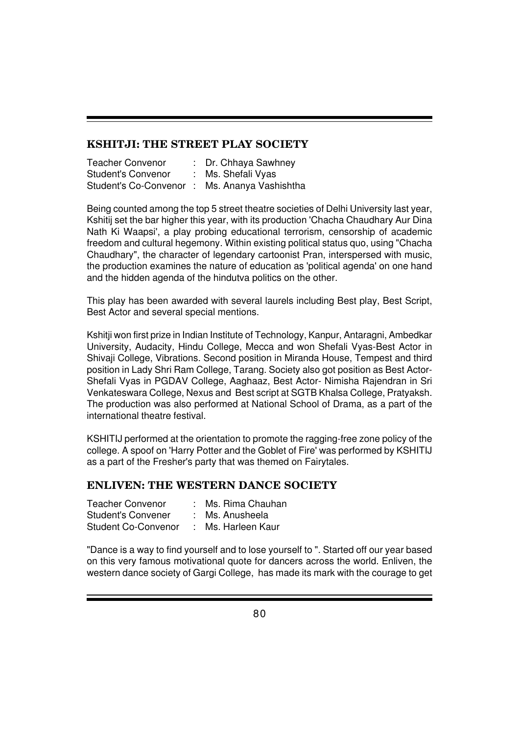## KSHITJI: THE STREET PLAY SOCIETY

Teacher Convenor : Dr. Chhaya Sawhney
Student's Convenor : Ms. Shefali Vyas
Student's Co-Convenor : Ms. Ananya Vashishtha

Being counted among the top 5 street theatre societies of Delhi University last year, Kshitij set the bar higher this year, with its production 'Chacha Chaudhary Aur Dina Nath Ki Waapsi', a play probing educational terrorism, censorship of academic freedom and cultural hegemony. Within existing political status quo, using "Chacha Chaudhary", the character of legendary cartoonist Pran, interspersed with music, the production examines the nature of education as 'political agenda' on one hand and the hidden agenda of the hindutva politics on the other.

This play has been awarded with several laurels including Best play, Best Script, Best Actor and several special mentions.

Kshitji won first prize in Indian Institute of Technology, Kanpur, Antaragni, Ambedkar University, Audacity, Hindu College, Mecca and won Shefali Vyas-Best Actor in Shivaji College, Vibrations. Second position in Miranda House, Tempest and third position in Lady Shri Ram College, Tarang. Society also got position as Best Actor-Shefali Vyas in PGDAV College, Aaghaaz, Best Actor- Nimisha Rajendran in Sri Venkateswara College, Nexus and Best script at SGTB Khalsa College, Pratyaksh. The production was also performed at National School of Drama, as a part of the international theatre festival.

KSHITIJ performed at the orientation to promote the ragging-free zone policy of the college. A spoof on 'Harry Potter and the Goblet of Fire' was performed by KSHITIJ as a part of the Fresher's party that was themed on Fairytales.

## ENLIVEN: THE WESTERN DANCE SOCIETY

Teacher Convenor : Ms. Rima Chauhan
Student's Convener : Ms. Anusheela
Student Co-Convenor : Ms. Harleen Kaur

"Dance is a way to find yourself and to lose yourself to ". Started off our year based on this very famous motivational quote for dancers across the world. Enliven, the western dance society of Gargi College, has made its mark with the courage to get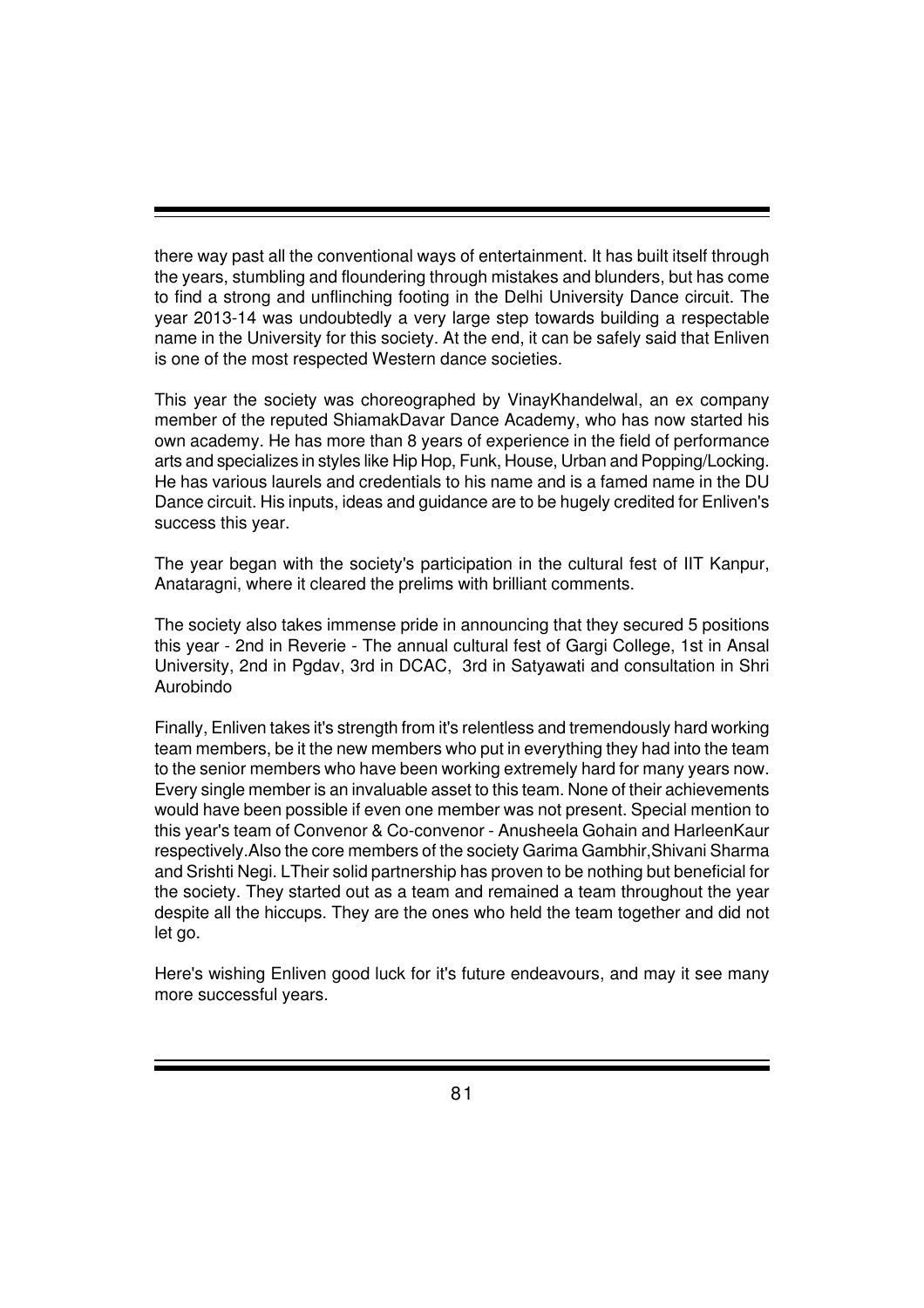there way past all the conventional ways of entertainment. It has built itself through the years, stumbling and floundering through mistakes and blunders, but has come to find a strong and unflinching footing in the Delhi University Dance circuit. The year 2013-14 was undoubtedly a very large step towards building a respectable name in the University for this society. At the end, it can be safely said that Enliven is one of the most respected Western dance societies.

This year the society was choreographed by VinayKhandelwal, an ex company member of the reputed ShiamakDavar Dance Academy, who has now started his own academy. He has more than 8 years of experience in the field of performance arts and specializes in styles like Hip Hop, Funk, House, Urban and Popping/Locking. He has various laurels and credentials to his name and is a famed name in the DU Dance circuit. His inputs, ideas and guidance are to be hugely credited for Enliven's success this year.

The year began with the society's participation in the cultural fest of IIT Kanpur, Anataragni, where it cleared the prelims with brilliant comments.

The society also takes immense pride in announcing that they secured 5 positions this year - 2nd in Reverie - The annual cultural fest of Gargi College, 1st in Ansal University, 2nd in Pgdav, 3rd in DCAC,  3rd in Satyawati and consultation in Shri Aurobindo

Finally, Enliven takes it's strength from it's relentless and tremendously hard working team members, be it the new members who put in everything they had into the team to the senior members who have been working extremely hard for many years now. Every single member is an invaluable asset to this team. None of their achievements would have been possible if even one member was not present. Special mention to this year's team of Convenor & Co-convenor - Anusheela Gohain and HarleenKaur respectively.Also the core members of the society Garima Gambhir,Shivani Sharma and Srishti Negi. LTheir solid partnership has proven to be nothing but beneficial for the society. They started out as a team and remained a team throughout the year despite all the hiccups. They are the ones who held the team together and did not let go.

Here's wishing Enliven good luck for it's future endeavours, and may it see many more successful years.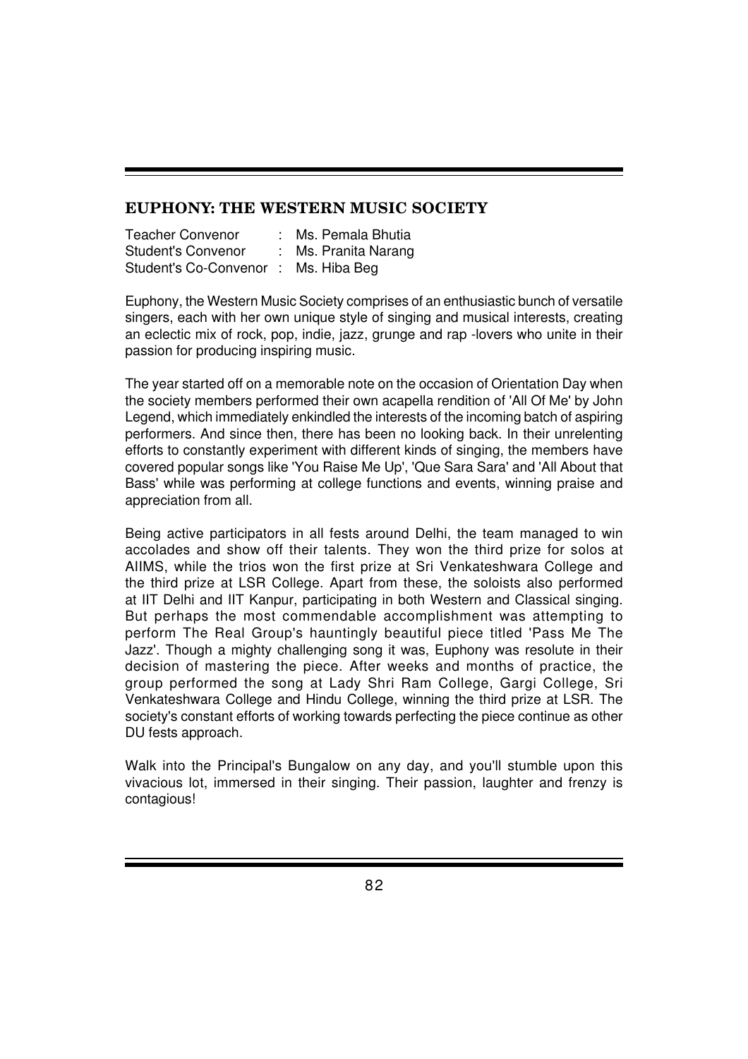## EUPHONY: THE WESTERN MUSIC SOCIETY

Teacher Convenor : Ms. Pemala Bhutia
Student's Convenor : Ms. Pranita Narang
Student's Co-Convenor : Ms. Hiba Beg

Euphony, the Western Music Society comprises of an enthusiastic bunch of versatile singers, each with her own unique style of singing and musical interests, creating an eclectic mix of rock, pop, indie, jazz, grunge and rap -lovers who unite in their passion for producing inspiring music.

The year started off on a memorable note on the occasion of Orientation Day when the society members performed their own acapella rendition of 'All Of Me' by John Legend, which immediately enkindled the interests of the incoming batch of aspiring performers. And since then, there has been no looking back. In their unrelenting efforts to constantly experiment with different kinds of singing, the members have covered popular songs like 'You Raise Me Up', 'Que Sara Sara' and 'All About that Bass' while was performing at college functions and events, winning praise and appreciation from all.

Being active participators in all fests around Delhi, the team managed to win accolades and show off their talents. They won the third prize for solos at AIIMS, while the trios won the first prize at Sri Venkateshwara College and the third prize at LSR College. Apart from these, the soloists also performed at IIT Delhi and IIT Kanpur, participating in both Western and Classical singing. But perhaps the most commendable accomplishment was attempting to perform The Real Group's hauntingly beautiful piece titled 'Pass Me The Jazz'. Though a mighty challenging song it was, Euphony was resolute in their decision of mastering the piece. After weeks and months of practice, the group performed the song at Lady Shri Ram College, Gargi College, Sri Venkateshwara College and Hindu College, winning the third prize at LSR. The society's constant efforts of working towards perfecting the piece continue as other DU fests approach.

Walk into the Principal's Bungalow on any day, and you'll stumble upon this vivacious lot, immersed in their singing. Their passion, laughter and frenzy is contagious!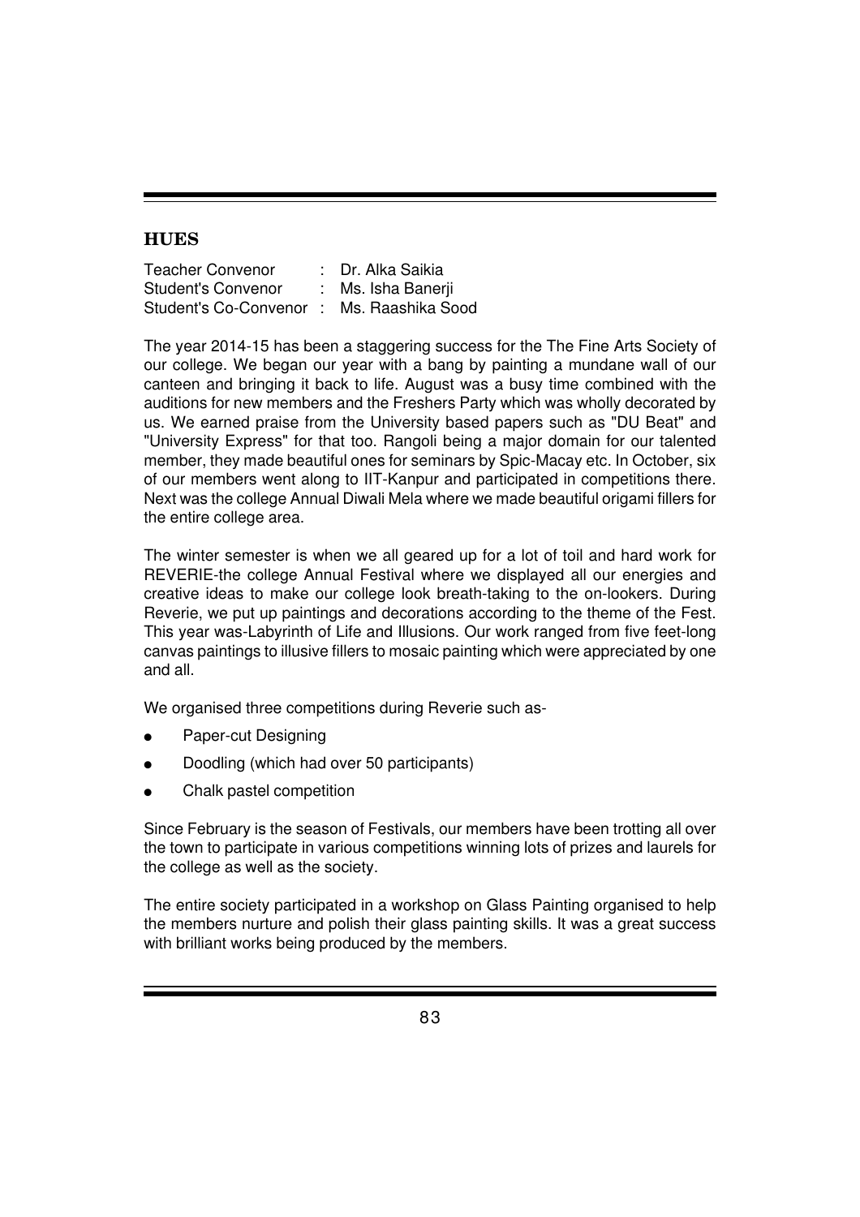## HUES

Teacher Convenor : Dr. Alka Saikia
Student's Convenor : Ms. Isha Banerji
Student's Co-Convenor : Ms. Raashika Sood

The year 2014-15 has been a staggering success for the The Fine Arts Society of our college. We began our year with a bang by painting a mundane wall of our canteen and bringing it back to life. August was a busy time combined with the auditions for new members and the Freshers Party which was wholly decorated by us. We earned praise from the University based papers such as "DU Beat" and "University Express" for that too. Rangoli being a major domain for our talented member, they made beautiful ones for seminars by Spic-Macay etc. In October, six of our members went along to IIT-Kanpur and participated in competitions there. Next was the college Annual Diwali Mela where we made beautiful origami fillers for the entire college area.

The winter semester is when we all geared up for a lot of toil and hard work for REVERIE-the college Annual Festival where we displayed all our energies and creative ideas to make our college look breath-taking to the on-lookers. During Reverie, we put up paintings and decorations according to the theme of the Fest. This year was-Labyrinth of Life and Illusions. Our work ranged from five feet-long canvas paintings to illusive fillers to mosaic painting which were appreciated by one and all.

We organised three competitions during Reverie such as-

- Paper-cut Designing
- Doodling (which had over 50 participants)
- Chalk pastel competition

Since February is the season of Festivals, our members have been trotting all over the town to participate in various competitions winning lots of prizes and laurels for the college as well as the society.

The entire society participated in a workshop on Glass Painting organised to help the members nurture and polish their glass painting skills. It was a great success with brilliant works being produced by the members.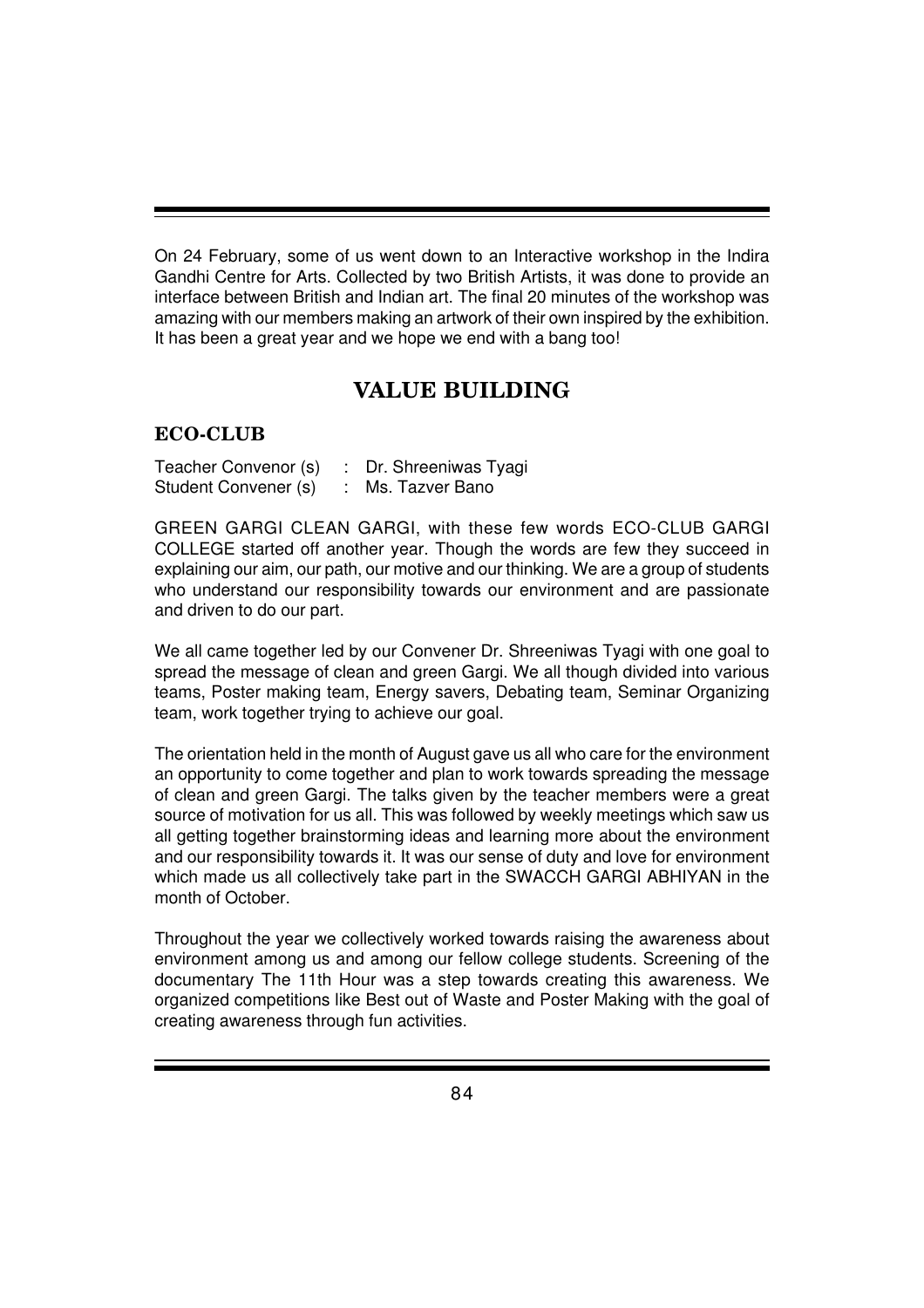On 24 February, some of us went down to an Interactive workshop in the Indira Gandhi Centre for Arts. Collected by two British Artists, it was done to provide an interface between British and Indian art. The final 20 minutes of the workshop was amazing with our members making an artwork of their own inspired by the exhibition. It has been a great year and we hope we end with a bang too!

## VALUE BUILDING

### ECO-CLUB

Teacher Convenor (s) : Dr. Shreeniwas Tyagi
Student Convener (s) : Ms. Tazver Bano

GREEN GARGI CLEAN GARGI, with these few words ECO-CLUB GARGI COLLEGE started off another year. Though the words are few they succeed in explaining our aim, our path, our motive and our thinking. We are a group of students who understand our responsibility towards our environment and are passionate and driven to do our part.

We all came together led by our Convener Dr. Shreeniwas Tyagi with one goal to spread the message of clean and green Gargi. We all though divided into various teams, Poster making team, Energy savers, Debating team, Seminar Organizing team, work together trying to achieve our goal.

The orientation held in the month of August gave us all who care for the environment an opportunity to come together and plan to work towards spreading the message of clean and green Gargi. The talks given by the teacher members were a great source of motivation for us all. This was followed by weekly meetings which saw us all getting together brainstorming ideas and learning more about the environment and our responsibility towards it. It was our sense of duty and love for environment which made us all collectively take part in the SWACCH GARGI ABHIYAN in the month of October.

Throughout the year we collectively worked towards raising the awareness about environment among us and among our fellow college students. Screening of the documentary The 11th Hour was a step towards creating this awareness. We organized competitions like Best out of Waste and Poster Making with the goal of creating awareness through fun activities.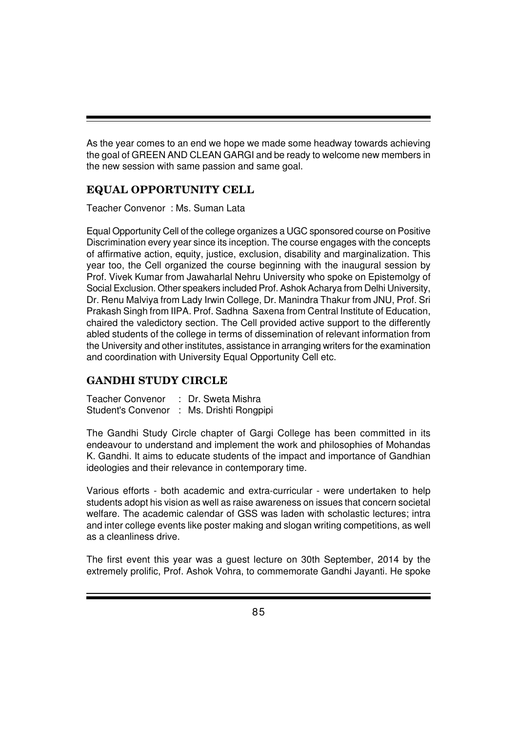As the year comes to an end we hope we made some headway towards achieving the goal of GREEN AND CLEAN GARGI and be ready to welcome new members in the new session with same passion and same goal.

## EQUAL OPPORTUNITY CELL

Teacher Convenor : Ms. Suman Lata

Equal Opportunity Cell of the college organizes a UGC sponsored course on Positive Discrimination every year since its inception. The course engages with the concepts of affirmative action, equity, justice, exclusion, disability and marginalization. This year too, the Cell organized the course beginning with the inaugural session by Prof. Vivek Kumar from Jawaharlal Nehru University who spoke on Epistemolgy of Social Exclusion. Other speakers included Prof. Ashok Acharya from Delhi University, Dr. Renu Malviya from Lady Irwin College, Dr. Manindra Thakur from JNU, Prof. Sri Prakash Singh from IIPA. Prof. Sadhna Saxena from Central Institute of Education, chaired the valedictory section. The Cell provided active support to the differently abled students of the college in terms of dissemination of relevant information from the University and other institutes, assistance in arranging writers for the examination and coordination with University Equal Opportunity Cell etc.

## GANDHI STUDY CIRCLE

Teacher Convenor : Dr. Sweta Mishra
Student's Convenor : Ms. Drishti Rongpipi

The Gandhi Study Circle chapter of Gargi College has been committed in its endeavour to understand and implement the work and philosophies of Mohandas K. Gandhi. It aims to educate students of the impact and importance of Gandhian ideologies and their relevance in contemporary time.

Various efforts - both academic and extra-curricular - were undertaken to help students adopt his vision as well as raise awareness on issues that concern societal welfare. The academic calendar of GSS was laden with scholastic lectures; intra and inter college events like poster making and slogan writing competitions, as well as a cleanliness drive.

The first event this year was a guest lecture on 30th September, 2014 by the extremely prolific, Prof. Ashok Vohra, to commemorate Gandhi Jayanti. He spoke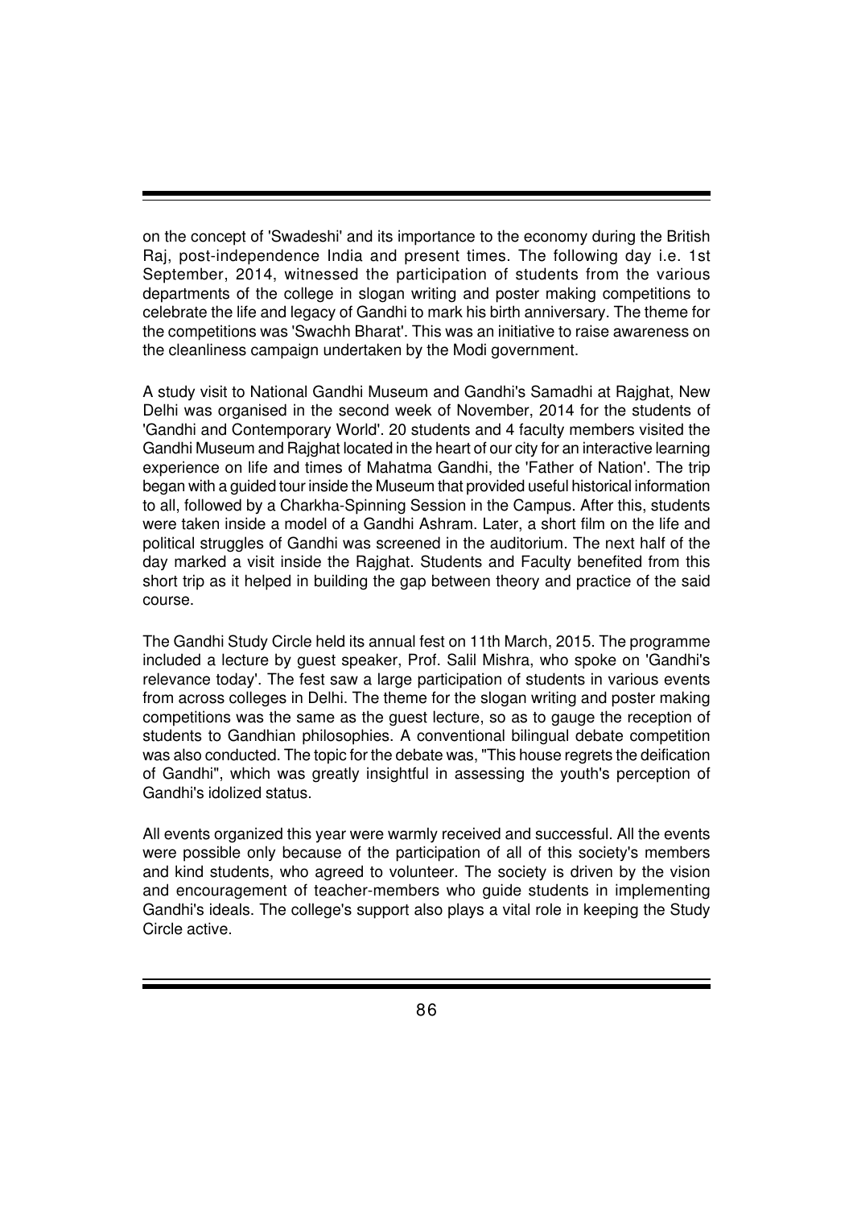on the concept of 'Swadeshi' and its importance to the economy during the British Raj, post-independence India and present times. The following day i.e. 1st September, 2014, witnessed the participation of students from the various departments of the college in slogan writing and poster making competitions to celebrate the life and legacy of Gandhi to mark his birth anniversary. The theme for the competitions was 'Swachh Bharat'. This was an initiative to raise awareness on the cleanliness campaign undertaken by the Modi government.

A study visit to National Gandhi Museum and Gandhi's Samadhi at Rajghat, New Delhi was organised in the second week of November, 2014 for the students of 'Gandhi and Contemporary World'. 20 students and 4 faculty members visited the Gandhi Museum and Rajghat located in the heart of our city for an interactive learning experience on life and times of Mahatma Gandhi, the 'Father of Nation'. The trip began with a guided tour inside the Museum that provided useful historical information to all, followed by a Charkha-Spinning Session in the Campus. After this, students were taken inside a model of a Gandhi Ashram. Later, a short film on the life and political struggles of Gandhi was screened in the auditorium. The next half of the day marked a visit inside the Rajghat. Students and Faculty benefited from this short trip as it helped in building the gap between theory and practice of the said course.

The Gandhi Study Circle held its annual fest on 11th March, 2015. The programme included a lecture by guest speaker, Prof. Salil Mishra, who spoke on 'Gandhi's relevance today'. The fest saw a large participation of students in various events from across colleges in Delhi. The theme for the slogan writing and poster making competitions was the same as the guest lecture, so as to gauge the reception of students to Gandhian philosophies. A conventional bilingual debate competition was also conducted. The topic for the debate was, "This house regrets the deification of Gandhi", which was greatly insightful in assessing the youth's perception of Gandhi's idolized status.

All events organized this year were warmly received and successful. All the events were possible only because of the participation of all of this society's members and kind students, who agreed to volunteer. The society is driven by the vision and encouragement of teacher-members who guide students in implementing Gandhi's ideals. The college's support also plays a vital role in keeping the Study Circle active.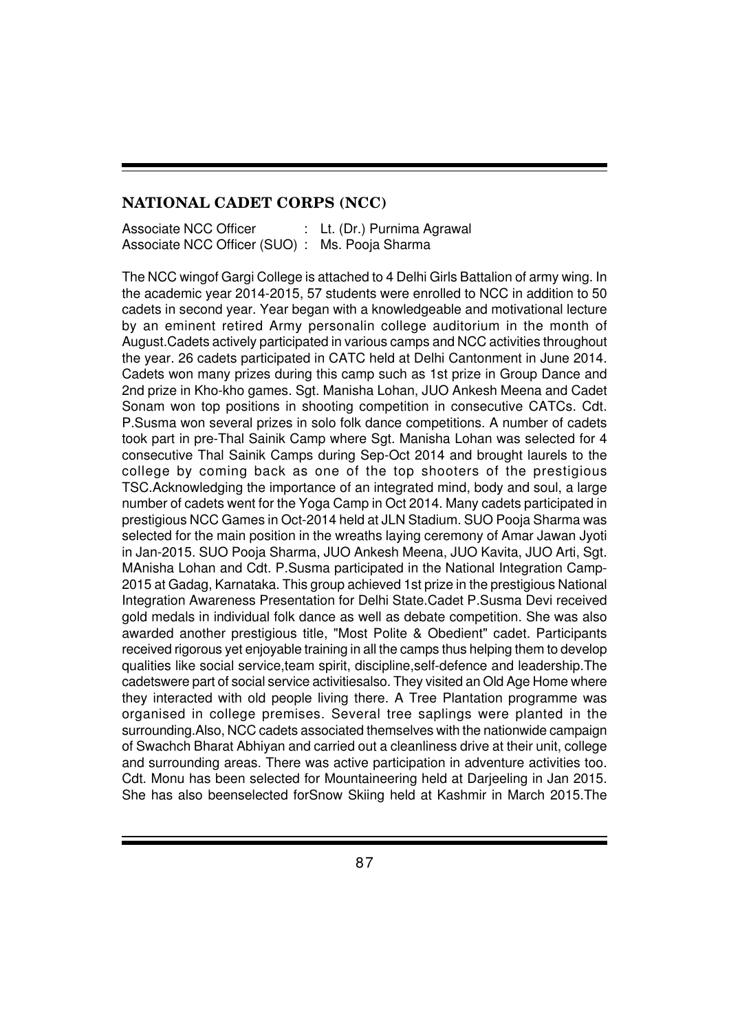## NATIONAL CADET CORPS (NCC)

Associate NCC Officer : Lt. (Dr.) Purnima Agrawal
Associate NCC Officer (SUO) : Ms. Pooja Sharma

The NCC wingof Gargi College is attached to 4 Delhi Girls Battalion of army wing. In the academic year 2014-2015, 57 students were enrolled to NCC in addition to 50 cadets in second year. Year began with a knowledgeable and motivational lecture by an eminent retired Army personalin college auditorium in the month of August.Cadets actively participated in various camps and NCC activities throughout the year. 26 cadets participated in CATC held at Delhi Cantonment in June 2014. Cadets won many prizes during this camp such as 1st prize in Group Dance and 2nd prize in Kho-kho games. Sgt. Manisha Lohan, JUO Ankesh Meena and Cadet Sonam won top positions in shooting competition in consecutive CATCs. Cdt. P.Susma won several prizes in solo folk dance competitions. A number of cadets took part in pre-Thal Sainik Camp where Sgt. Manisha Lohan was selected for 4 consecutive Thal Sainik Camps during Sep-Oct 2014 and brought laurels to the college by coming back as one of the top shooters of the prestigious TSC.Acknowledging the importance of an integrated mind, body and soul, a large number of cadets went for the Yoga Camp in Oct 2014. Many cadets participated in prestigious NCC Games in Oct-2014 held at JLN Stadium. SUO Pooja Sharma was selected for the main position in the wreaths laying ceremony of Amar Jawan Jyoti in Jan-2015. SUO Pooja Sharma, JUO Ankesh Meena, JUO Kavita, JUO Arti, Sgt. MAnisha Lohan and Cdt. P.Susma participated in the National Integration Camp-2015 at Gadag, Karnataka. This group achieved 1st prize in the prestigious National Integration Awareness Presentation for Delhi State.Cadet P.Susma Devi received gold medals in individual folk dance as well as debate competition. She was also awarded another prestigious title, "Most Polite & Obedient" cadet. Participants received rigorous yet enjoyable training in all the camps thus helping them to develop qualities like social service,team spirit, discipline,self-defence and leadership.The cadetswere part of social service activitiesalso. They visited an Old Age Home where they interacted with old people living there. A Tree Plantation programme was organised in college premises. Several tree saplings were planted in the surrounding.Also, NCC cadets associated themselves with the nationwide campaign of Swachch Bharat Abhiyan and carried out a cleanliness drive at their unit, college and surrounding areas. There was active participation in adventure activities too. Cdt. Monu has been selected for Mountaineering held at Darjeeling in Jan 2015. She has also beenselected forSnow Skiing held at Kashmir in March 2015.The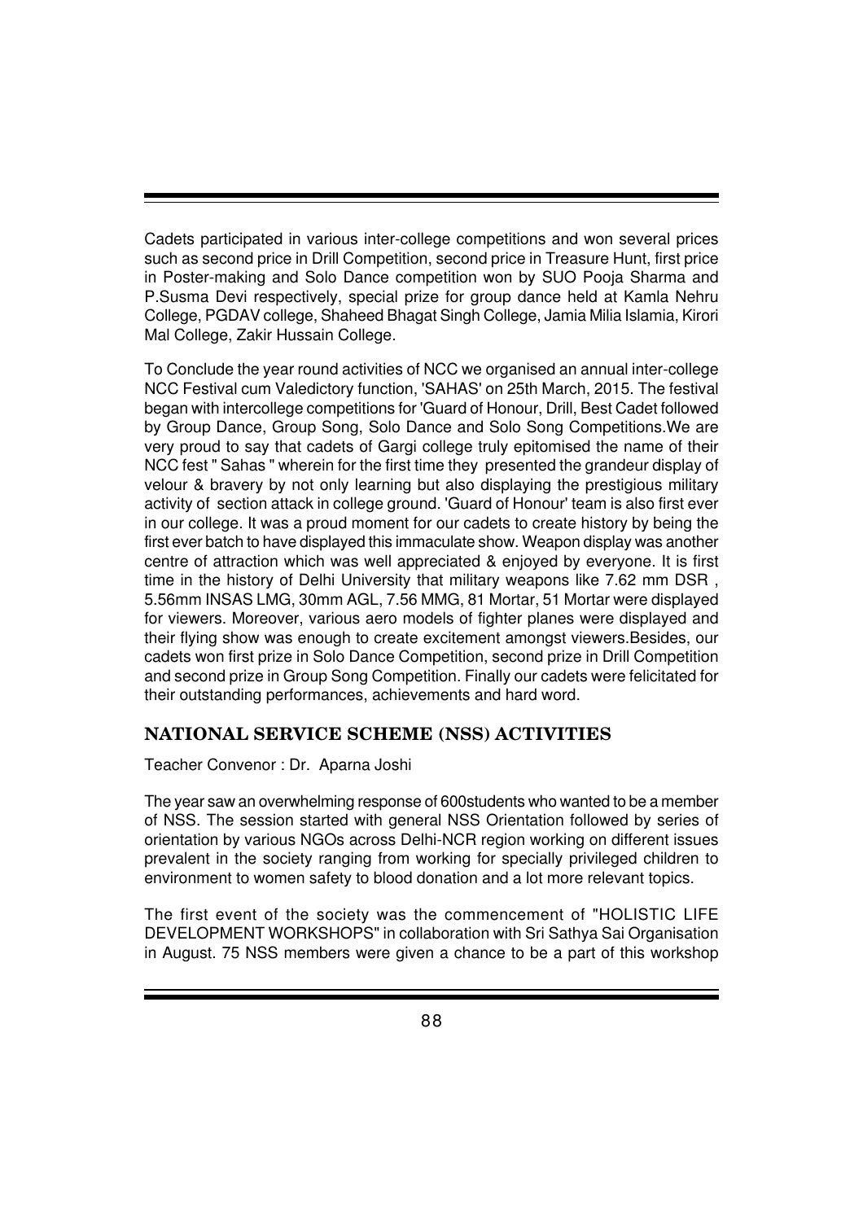Cadets participated in various inter-college competitions and won several prices such as second price in Drill Competition, second price in Treasure Hunt, first price in Poster-making and Solo Dance competition won by SUO Pooja Sharma and P.Susma Devi respectively, special prize for group dance held at Kamla Nehru College, PGDAV college, Shaheed Bhagat Singh College, Jamia Milia Islamia, Kirori Mal College, Zakir Hussain College.

To Conclude the year round activities of NCC we organised an annual inter-college NCC Festival cum Valedictory function, 'SAHAS' on 25th March, 2015. The festival began with intercollege competitions for 'Guard of Honour, Drill, Best Cadet followed by Group Dance, Group Song, Solo Dance and Solo Song Competitions.We are very proud to say that cadets of Gargi college truly epitomised the name of their NCC fest " Sahas " wherein for the first time they presented the grandeur display of velour & bravery by not only learning but also displaying the prestigious military activity of section attack in college ground. 'Guard of Honour' team is also first ever in our college. It was a proud moment for our cadets to create history by being the first ever batch to have displayed this immaculate show. Weapon display was another centre of attraction which was well appreciated & enjoyed by everyone. It is first time in the history of Delhi University that military weapons like 7.62 mm DSR , 5.56mm INSAS LMG, 30mm AGL, 7.56 MMG, 81 Mortar, 51 Mortar were displayed for viewers. Moreover, various aero models of fighter planes were displayed and their flying show was enough to create excitement amongst viewers.Besides, our cadets won first prize in Solo Dance Competition, second prize in Drill Competition and second prize in Group Song Competition. Finally our cadets were felicitated for their outstanding performances, achievements and hard word.

## NATIONAL SERVICE SCHEME (NSS) ACTIVITIES

Teacher Convenor : Dr. Aparna Joshi

The year saw an overwhelming response of 600students who wanted to be a member of NSS. The session started with general NSS Orientation followed by series of orientation by various NGOs across Delhi-NCR region working on different issues prevalent in the society ranging from working for specially privileged children to environment to women safety to blood donation and a lot more relevant topics.

The first event of the society was the commencement of "HOLISTIC LIFE DEVELOPMENT WORKSHOPS" in collaboration with Sri Sathya Sai Organisation in August. 75 NSS members were given a chance to be a part of this workshop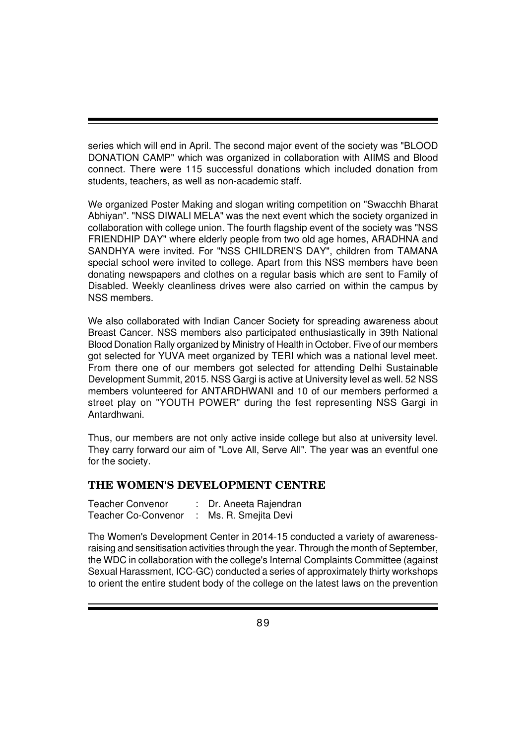series which will end in April. The second major event of the society was "BLOOD DONATION CAMP" which was organized in collaboration with AIIMS and Blood connect. There were 115 successful donations which included donation from students, teachers, as well as non-academic staff.

We organized Poster Making and slogan writing competition on "Swacchh Bharat Abhiyan". "NSS DIWALI MELA" was the next event which the society organized in collaboration with college union. The fourth flagship event of the society was "NSS FRIENDHIP DAY" where elderly people from two old age homes, ARADHNA and SANDHYA were invited. For "NSS CHILDREN'S DAY", children from TAMANA special school were invited to college. Apart from this NSS members have been donating newspapers and clothes on a regular basis which are sent to Family of Disabled. Weekly cleanliness drives were also carried on within the campus by NSS members.

We also collaborated with Indian Cancer Society for spreading awareness about Breast Cancer. NSS members also participated enthusiastically in 39th National Blood Donation Rally organized by Ministry of Health in October. Five of our members got selected for YUVA meet organized by TERI which was a national level meet. From there one of our members got selected for attending Delhi Sustainable Development Summit, 2015. NSS Gargi is active at University level as well. 52 NSS members volunteered for ANTARDHWANI and 10 of our members performed a street play on "YOUTH POWER" during the fest representing NSS Gargi in Antardhwani.

Thus, our members are not only active inside college but also at university level. They carry forward our aim of "Love All, Serve All". The year was an eventful one for the society.

## THE WOMEN'S DEVELOPMENT CENTRE

Teacher Convenor : Dr. Aneeta Rajendran
Teacher Co-Convenor : Ms. R. Smejita Devi

The Women's Development Center in 2014-15 conducted a variety of awareness-raising and sensitisation activities through the year. Through the month of September, the WDC in collaboration with the college's Internal Complaints Committee (against Sexual Harassment, ICC-GC) conducted a series of approximately thirty workshops to orient the entire student body of the college on the latest laws on the prevention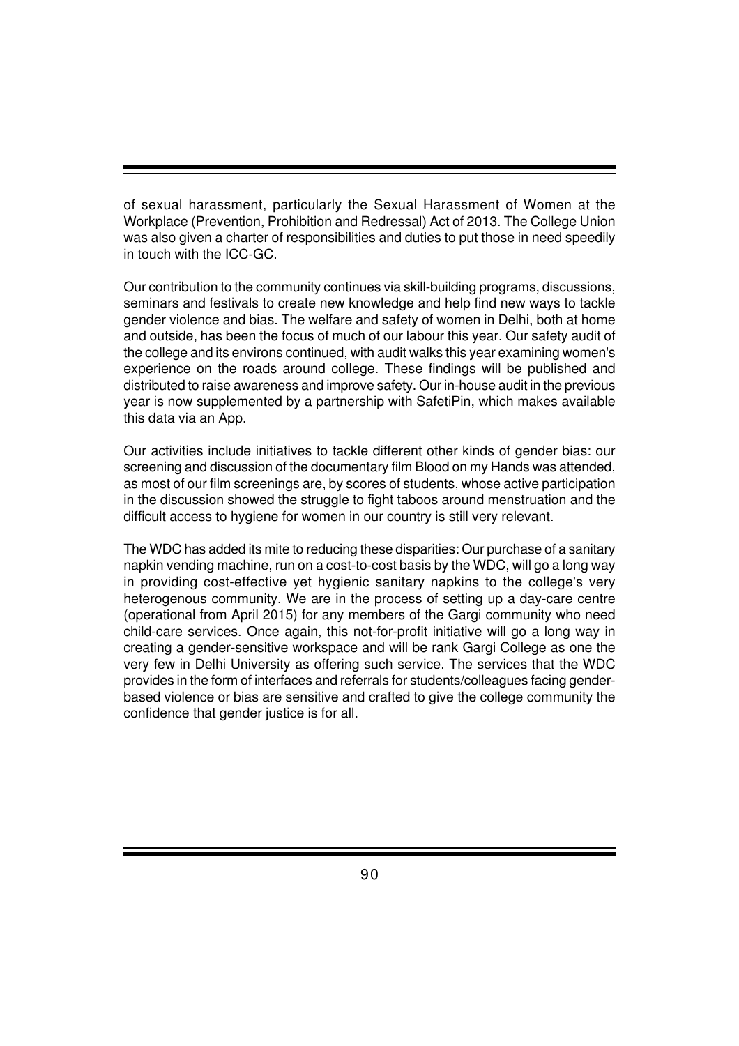of sexual harassment, particularly the Sexual Harassment of Women at the Workplace (Prevention, Prohibition and Redressal) Act of 2013. The College Union was also given a charter of responsibilities and duties to put those in need speedily in touch with the ICC-GC.

Our contribution to the community continues via skill-building programs, discussions, seminars and festivals to create new knowledge and help find new ways to tackle gender violence and bias. The welfare and safety of women in Delhi, both at home and outside, has been the focus of much of our labour this year. Our safety audit of the college and its environs continued, with audit walks this year examining women's experience on the roads around college. These findings will be published and distributed to raise awareness and improve safety. Our in-house audit in the previous year is now supplemented by a partnership with SafetiPin, which makes available this data via an App.

Our activities include initiatives to tackle different other kinds of gender bias: our screening and discussion of the documentary film Blood on my Hands was attended, as most of our film screenings are, by scores of students, whose active participation in the discussion showed the struggle to fight taboos around menstruation and the difficult access to hygiene for women in our country is still very relevant.

The WDC has added its mite to reducing these disparities: Our purchase of a sanitary napkin vending machine, run on a cost-to-cost basis by the WDC, will go a long way in providing cost-effective yet hygienic sanitary napkins to the college's very heterogenous community. We are in the process of setting up a day-care centre (operational from April 2015) for any members of the Gargi community who need child-care services. Once again, this not-for-profit initiative will go a long way in creating a gender-sensitive workspace and will be rank Gargi College as one the very few in Delhi University as offering such service. The services that the WDC provides in the form of interfaces and referrals for students/colleagues facing gender-based violence or bias are sensitive and crafted to give the college community the confidence that gender justice is for all.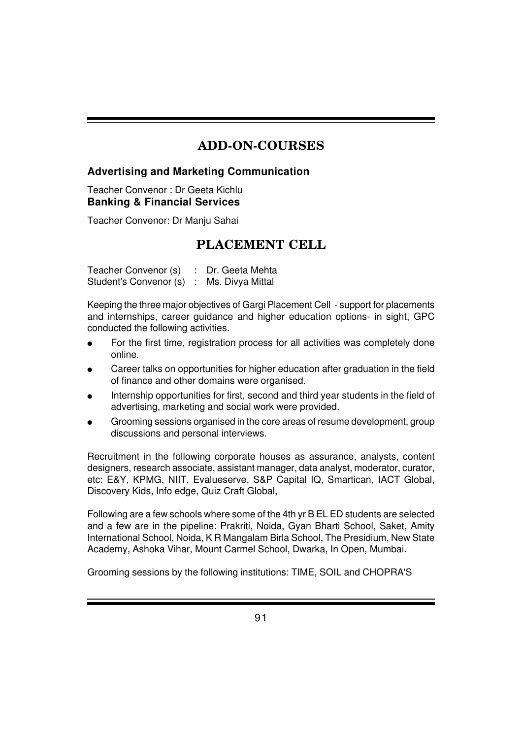# ADD-ON-COURSES

### Advertising and Marketing Communication

Teacher Convenor : Dr Geeta Kichlu

### Banking & Financial Services

Teacher Convenor: Dr Manju Sahai

# PLACEMENT CELL

Teacher Convenor (s) : Dr. Geeta Mehta
Student's Convenor (s) : Ms. Divya Mittal

Keeping the three major objectives of Gargi Placement Cell - support for placements and internships, career guidance and higher education options- in sight, GPC conducted the following activities.

- For the first time, registration process for all activities was completely done online.
- Career talks on opportunities for higher education after graduation in the field of finance and other domains were organised.
- Internship opportunities for first, second and third year students in the field of advertising, marketing and social work were provided.
- Grooming sessions organised in the core areas of resume development, group discussions and personal interviews.

Recruitment in the following corporate houses as assurance, analysts, content designers, research associate, assistant manager, data analyst, moderator, curator, etc: E&Y, KPMG, NIIT, Evalueserve, S&P Capital IQ, Smartican, IACT Global, Discovery Kids, Info edge, Quiz Craft Global,

Following are a few schools where some of the 4th yr B EL ED students are selected and a few are in the pipeline: Prakriti, Noida, Gyan Bharti School, Saket, Amity International School, Noida, K R Mangalam Birla School, The Presidium, New State Academy, Ashoka Vihar, Mount Carmel School, Dwarka, In Open, Mumbai.

Grooming sessions by the following institutions: TIME, SOIL and CHOPRA'S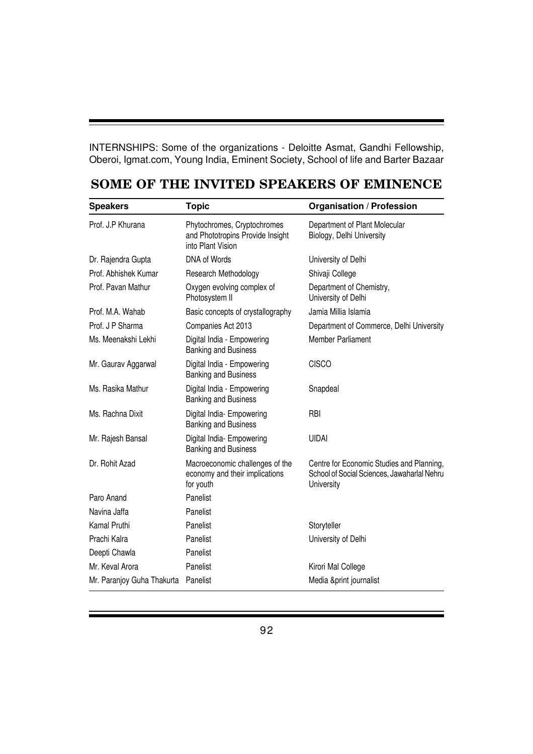INTERNSHIPS: Some of the organizations - Deloitte Asmat, Gandhi Fellowship, Oberoi, Igmat.com, Young India, Eminent Society, School of life and Barter Bazaar

## SOME OF THE INVITED SPEAKERS OF EMINENCE

| Speakers | Topic | Organisation / Profession |
|---|---|---|
| Prof. J.P Khurana | Phytochromes, Cryptochromes and Phototropins Provide Insight into Plant Vision | Department of Plant Molecular Biology, Delhi University |
| Dr. Rajendra Gupta | DNA of Words | University of Delhi |
| Prof. Abhishek Kumar | Research Methodology | Shivaji College |
| Prof. Pavan Mathur | Oxygen evolving complex of Photosystem II | Department of Chemistry, University of Delhi |
| Prof. M.A. Wahab | Basic concepts of crystallography | Jamia Millia Islamia |
| Prof. J P Sharma | Companies Act 2013 | Department of Commerce, Delhi University |
| Ms. Meenakshi Lekhi | Digital India - Empowering Banking and Business | Member Parliament |
| Mr. Gaurav Aggarwal | Digital India - Empowering Banking and Business | CISCO |
| Ms. Rasika Mathur | Digital India - Empowering Banking and Business | Snapdeal |
| Ms. Rachna Dixit | Digital India- Empowering Banking and Business | RBI |
| Mr. Rajesh Bansal | Digital India- Empowering Banking and Business | UIDAI |
| Dr. Rohit Azad | Macroeconomic challenges of the economy and their implications for youth | Centre for Economic Studies and Planning, School of Social Sciences, Jawaharlal Nehru University |
| Paro Anand | Panelist | |
| Navina Jaffa | Panelist | |
| Kamal Pruthi | Panelist | Storyteller |
| Prachi Kalra | Panelist | University of Delhi |
| Deepti Chawla | Panelist | |
| Mr. Keval Arora | Panelist | Kirori Mal College |
| Mr. Paranjoy Guha Thakurta | Panelist | Media &print journalist |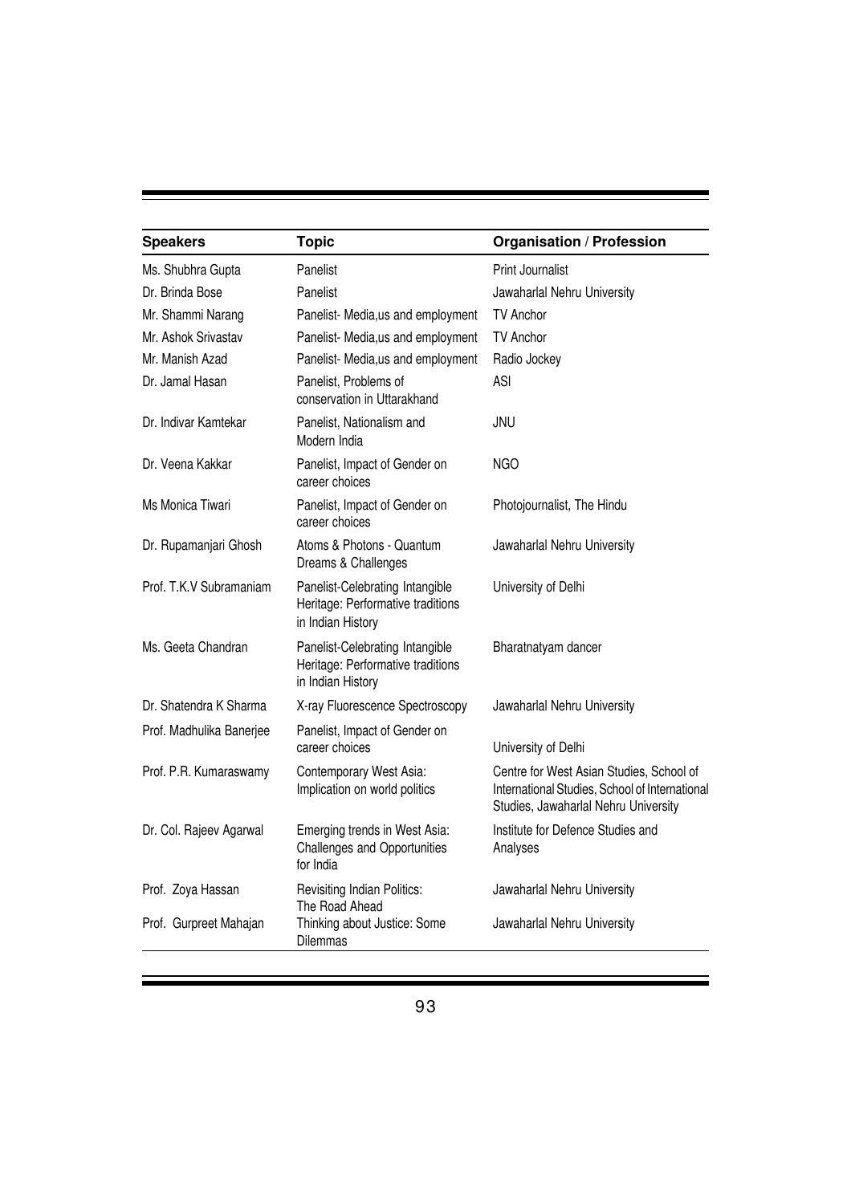| Speakers | Topic | Organisation / Profession |
|---|---|---|
| Ms. Shubhra Gupta | Panelist | Print Journalist |
| Dr. Brinda Bose | Panelist | Jawaharlal Nehru University |
| Mr. Shammi Narang | Panelist- Media,us and employment | TV Anchor |
| Mr. Ashok Srivastav | Panelist- Media,us and employment | TV Anchor |
| Mr. Manish Azad | Panelist- Media,us and employment | Radio Jockey |
| Dr. Jamal Hasan | Panelist, Problems of conservation in Uttarakhand | ASI |
| Dr. Indivar Kamtekar | Panelist, Nationalism and Modern India | JNU |
| Dr. Veena Kakkar | Panelist, Impact of Gender on career choices | NGO |
| Ms Monica Tiwari | Panelist, Impact of Gender on career choices | Photojournalist, The Hindu |
| Dr. Rupamanjari Ghosh | Atoms & Photons - Quantum Dreams & Challenges | Jawaharlal Nehru University |
| Prof. T.K.V Subramaniam | Panelist-Celebrating Intangible Heritage: Performative traditions in Indian History | University of Delhi |
| Ms. Geeta Chandran | Panelist-Celebrating Intangible Heritage: Performative traditions in Indian History | Bharatnatyam dancer |
| Dr. Shatendra K Sharma | X-ray Fluorescence Spectroscopy | Jawaharlal Nehru University |
| Prof. Madhulika Banerjee | Panelist, Impact of Gender on career choices | University of Delhi |
| Prof. P.R. Kumaraswamy | Contemporary West Asia: Implication on world politics | Centre for West Asian Studies, School of International Studies, School of International Studies, Jawaharlal Nehru University |
| Dr. Col. Rajeev Agarwal | Emerging trends in West Asia: Challenges and Opportunities for India | Institute for Defence Studies and Analyses |
| Prof. Zoya Hassan | Revisiting Indian Politics: The Road Ahead | Jawaharlal Nehru University |
| Prof. Gurpreet Mahajan | Thinking about Justice: Some Dilemmas | Jawaharlal Nehru University |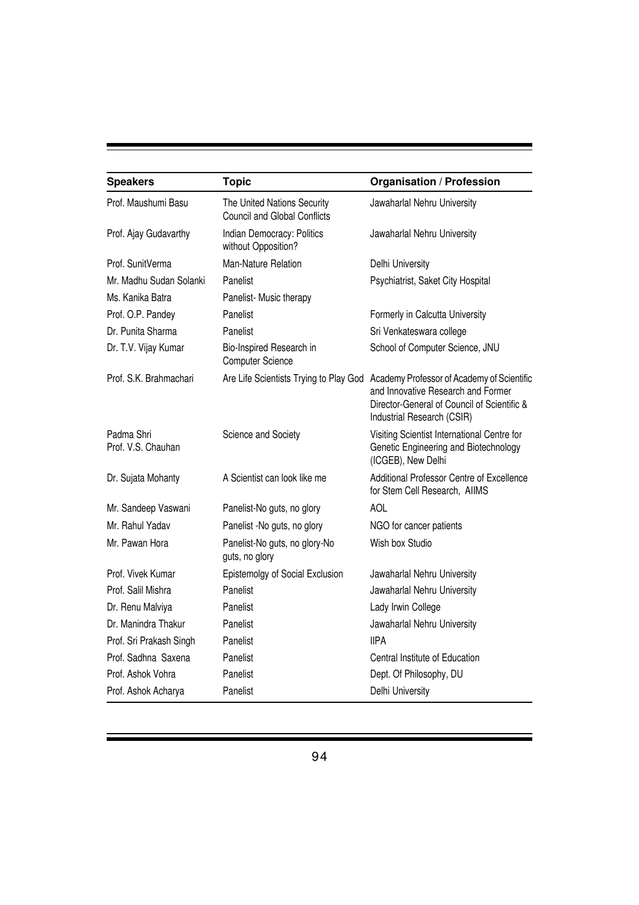| Speakers | Topic | Organisation / Profession |
|---|---|---|
| Prof. Maushumi Basu | The United Nations Security Council and Global Conflicts | Jawaharlal Nehru University |
| Prof. Ajay Gudavarthy | Indian Democracy: Politics without Opposition? | Jawaharlal Nehru University |
| Prof. SunitVerma | Man-Nature Relation | Delhi University |
| Mr. Madhu Sudan Solanki | Panelist | Psychiatrist, Saket City Hospital |
| Ms. Kanika Batra | Panelist- Music therapy | |
| Prof. O.P. Pandey | Panelist | Formerly in Calcutta University |
| Dr. Punita Sharma | Panelist | Sri Venkateswara college |
| Dr. T.V. Vijay Kumar | Bio-Inspired Research in Computer Science | School of Computer Science, JNU |
| Prof. S.K. Brahmachari | Are Life Scientists Trying to Play God | Academy Professor of Academy of Scientific and Innovative Research and Former Director-General of Council of Scientific & Industrial Research (CSIR) |
| Padma Shri Prof. V.S. Chauhan | Science and Society | Visiting Scientist International Centre for Genetic Engineering and Biotechnology (ICGEB), New Delhi |
| Dr. Sujata Mohanty | A Scientist can look like me | Additional Professor Centre of Excellence for Stem Cell Research, AIIMS |
| Mr. Sandeep Vaswani | Panelist-No guts, no glory | AOL |
| Mr. Rahul Yadav | Panelist -No guts, no glory | NGO for cancer patients |
| Mr. Pawan Hora | Panelist-No guts, no glory-No guts, no glory | Wish box Studio |
| Prof. Vivek Kumar | Epistemolgy of Social Exclusion | Jawaharlal Nehru University |
| Prof. Salil Mishra | Panelist | Jawaharlal Nehru University |
| Dr. Renu Malviya | Panelist | Lady Irwin College |
| Dr. Manindra Thakur | Panelist | Jawaharlal Nehru University |
| Prof. Sri Prakash Singh | Panelist | IIPA |
| Prof. Sadhna Saxena | Panelist | Central Institute of Education |
| Prof. Ashok Vohra | Panelist | Dept. Of Philosophy, DU |
| Prof. Ashok Acharya | Panelist | Delhi University |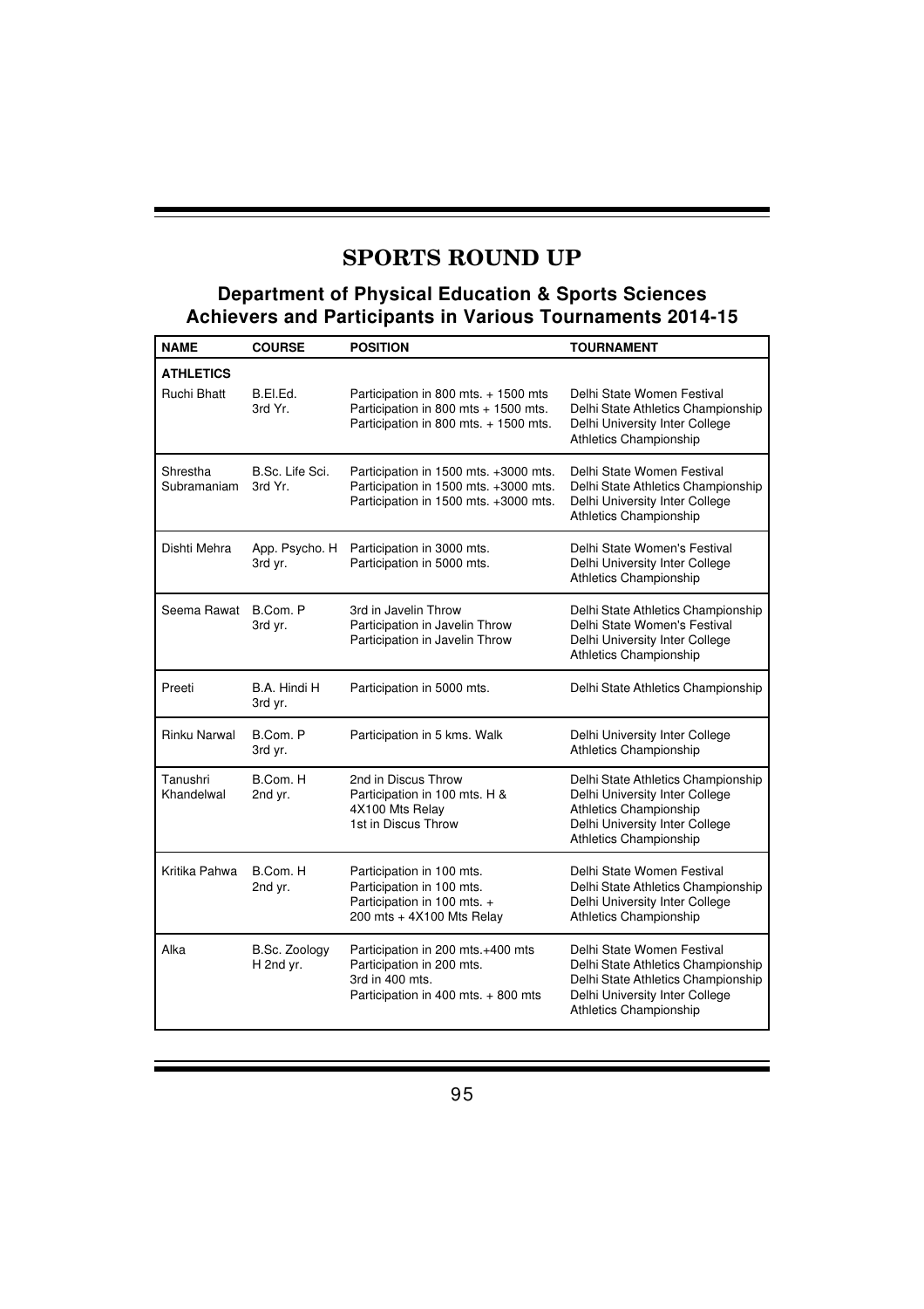# SPORTS ROUND UP

## Department of Physical Education & Sports Sciences
## Achievers and Participants in Various Tournaments 2014-15

| NAME | COURSE | POSITION | TOURNAMENT |
|---|---|---|---|
| **ATHLETICS** | | | |
| Ruchi Bhatt | B.El.Ed. 3rd Yr. | Participation in 800 mts. + 1500 mts<br>Participation in 800 mts + 1500 mts.<br>Participation in 800 mts. + 1500 mts. | Delhi State Women Festival<br>Delhi State Athletics Championship<br>Delhi University Inter College Athletics Championship |
| Shrestha Subramaniam | B.Sc. Life Sci. 3rd Yr. | Participation in 1500 mts. +3000 mts.<br>Participation in 1500 mts. +3000 mts.<br>Participation in 1500 mts. +3000 mts. | Delhi State Women Festival<br>Delhi State Athletics Championship<br>Delhi University Inter College Athletics Championship |
| Dishti Mehra | App. Psycho. H 3rd yr. | Participation in 3000 mts.<br>Participation in 5000 mts. | Delhi State Women's Festival<br>Delhi University Inter College Athletics Championship |
| Seema Rawat | B.Com. P 3rd yr. | 3rd in Javelin Throw<br>Participation in Javelin Throw<br>Participation in Javelin Throw | Delhi State Athletics Championship<br>Delhi State Women's Festival<br>Delhi University Inter College Athletics Championship |
| Preeti | B.A. Hindi H 3rd yr. | Participation in 5000 mts. | Delhi State Athletics Championship |
| Rinku Narwal | B.Com. P 3rd yr. | Participation in 5 kms. Walk | Delhi University Inter College Athletics Championship |
| Tanushri Khandelwal | B.Com. H 2nd yr. | 2nd in Discus Throw<br>Participation in 100 mts. H & 4X100 Mts Relay<br>1st in Discus Throw | Delhi State Athletics Championship<br>Delhi University Inter College Athletics Championship<br>Delhi University Inter College Athletics Championship |
| Kritika Pahwa | B.Com. H 2nd yr. | Participation in 100 mts.<br>Participation in 100 mts.<br>Participation in 100 mts. + 200 mts + 4X100 Mts Relay | Delhi State Women Festival<br>Delhi State Athletics Championship<br>Delhi University Inter College Athletics Championship |
| Alka | B.Sc. Zoology H 2nd yr. | Participation in 200 mts.+400 mts<br>Participation in 200 mts.<br>3rd in 400 mts.<br>Participation in 400 mts. + 800 mts | Delhi State Women Festival<br>Delhi State Athletics Championship<br>Delhi State Athletics Championship<br>Delhi University Inter College Athletics Championship |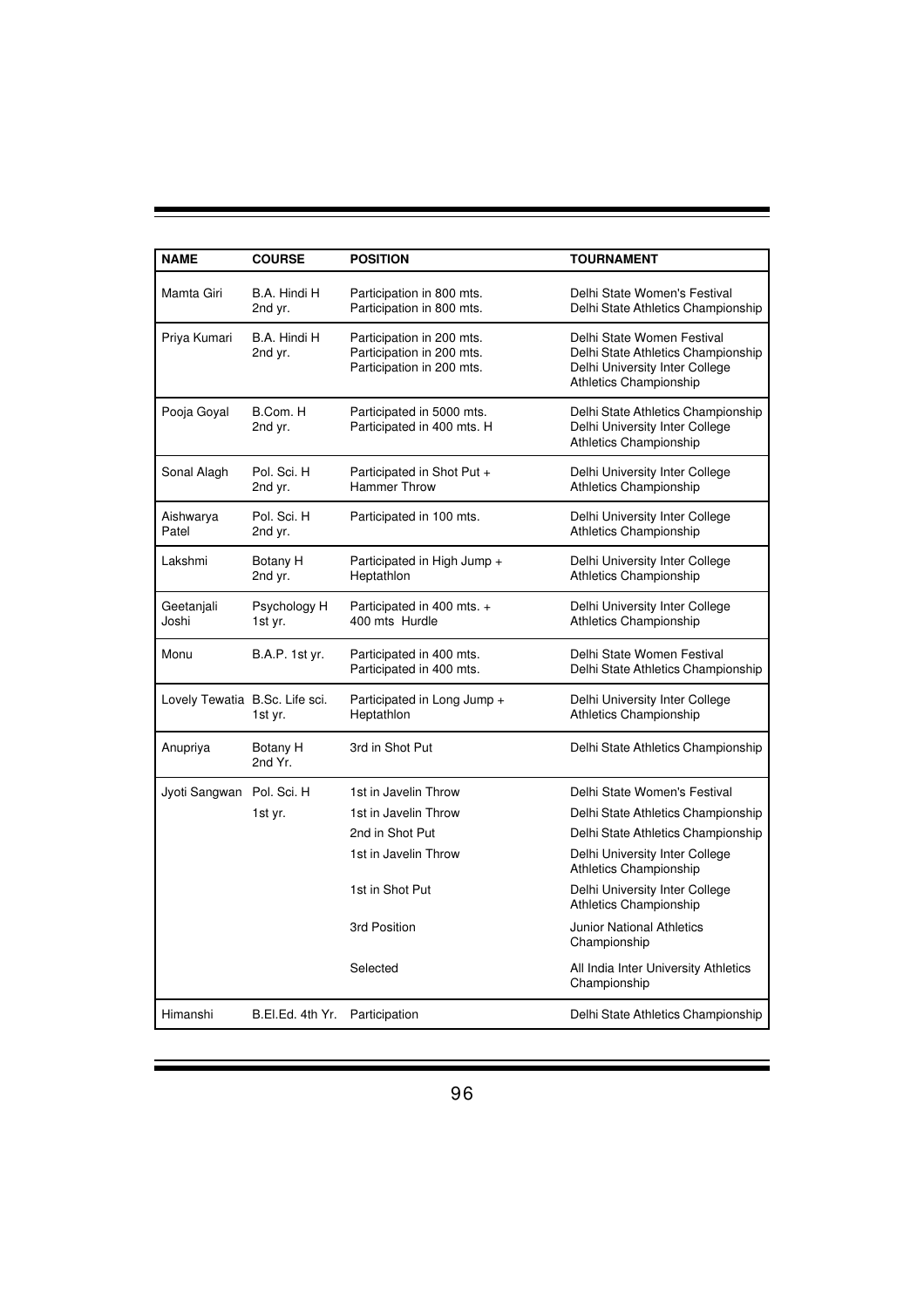| NAME | COURSE | POSITION | TOURNAMENT |
|---|---|---|---|
| Mamta Giri | B.A. Hindi H 2nd yr. | Participation in 800 mts.<br>Participation in 800 mts. | Delhi State Women's Festival<br>Delhi State Athletics Championship |
| Priya Kumari | B.A. Hindi H 2nd yr. | Participation in 200 mts.<br>Participation in 200 mts.<br>Participation in 200 mts. | Delhi State Women Festival<br>Delhi State Athletics Championship<br>Delhi University Inter College Athletics Championship |
| Pooja Goyal | B.Com. H 2nd yr. | Participated in 5000 mts.<br>Participated in 400 mts. H | Delhi State Athletics Championship<br>Delhi University Inter College Athletics Championship |
| Sonal Alagh | Pol. Sci. H 2nd yr. | Participated in Shot Put + Hammer Throw | Delhi University Inter College Athletics Championship |
| Aishwarya Patel | Pol. Sci. H 2nd yr. | Participated in 100 mts. | Delhi University Inter College Athletics Championship |
| Lakshmi | Botany H 2nd yr. | Participated in High Jump + Heptathlon | Delhi University Inter College Athletics Championship |
| Geetanjali Joshi | Psychology H 1st yr. | Participated in 400 mts. + 400 mts Hurdle | Delhi University Inter College Athletics Championship |
| Monu | B.A.P. 1st yr. | Participated in 400 mts.<br>Participated in 400 mts. | Delhi State Women Festival<br>Delhi State Athletics Championship |
| Lovely Tewatia | B.Sc. Life sci. 1st yr. | Participated in Long Jump + Heptathlon | Delhi University Inter College Athletics Championship |
| Anupriya | Botany H 2nd Yr. | 3rd in Shot Put | Delhi State Athletics Championship |
| Jyoti Sangwan | Pol. Sci. H 1st yr. | 1st in Javelin Throw<br>1st in Javelin Throw<br>2nd in Shot Put<br>1st in Javelin Throw<br>1st in Shot Put<br>3rd Position<br>Selected | Delhi State Women's Festival<br>Delhi State Athletics Championship<br>Delhi State Athletics Championship<br>Delhi University Inter College Athletics Championship<br>Delhi University Inter College Athletics Championship<br>Junior National Athletics Championship<br>All India Inter University Athletics Championship |
| Himanshi | B.El.Ed. 4th Yr. | Participation | Delhi State Athletics Championship |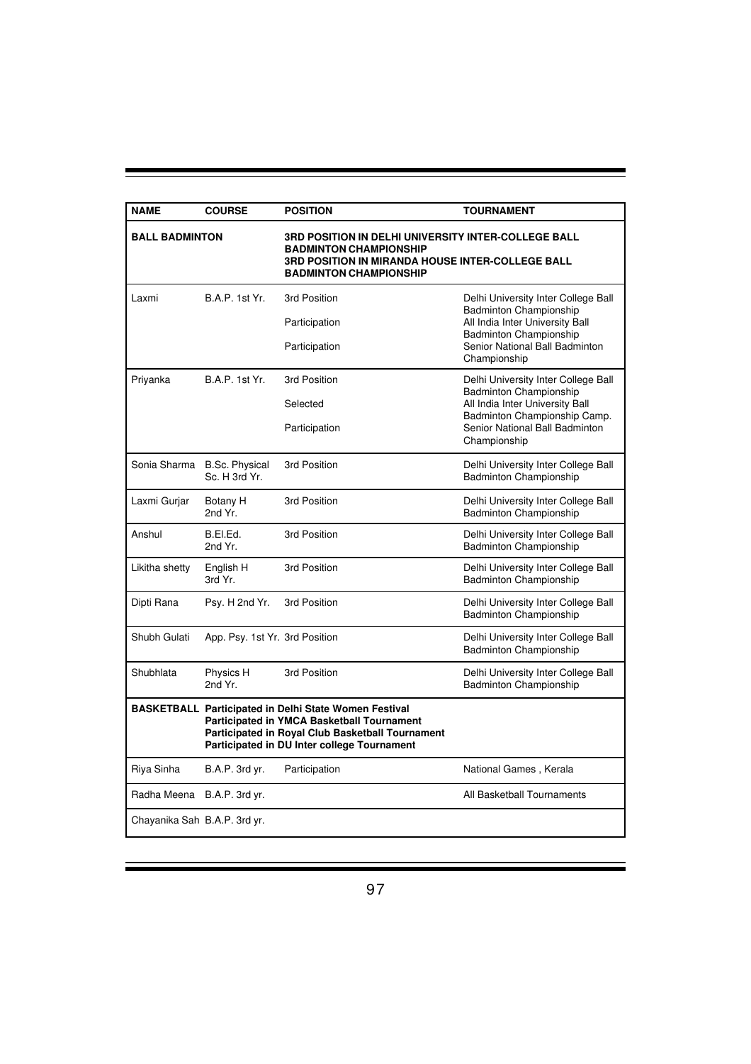| NAME | COURSE | POSITION | TOURNAMENT |
|---|---|---|---|
| **BALL BADMINTON** | | **3RD POSITION IN DELHI UNIVERSITY INTER-COLLEGE BALL BADMINTON CHAMPIONSHIP**<br>**3RD POSITION IN MIRANDA HOUSE INTER-COLLEGE BALL BADMINTON CHAMPIONSHIP** | |
| Laxmi | B.A.P. 1st Yr. | 3rd Position<br>Participation<br>Participation | Delhi University Inter College Ball Badminton Championship<br>All India Inter University Ball Badminton Championship<br>Senior National Ball Badminton Championship |
| Priyanka | B.A.P. 1st Yr. | 3rd Position<br>Selected<br>Participation | Delhi University Inter College Ball Badminton Championship<br>All India Inter University Ball Badminton Championship Camp.<br>Senior National Ball Badminton Championship |
| Sonia Sharma | B.Sc. Physical Sc. H 3rd Yr. | 3rd Position | Delhi University Inter College Ball Badminton Championship |
| Laxmi Gurjar | Botany H 2nd Yr. | 3rd Position | Delhi University Inter College Ball Badminton Championship |
| Anshul | B.El.Ed. 2nd Yr. | 3rd Position | Delhi University Inter College Ball Badminton Championship |
| Likitha shetty | English H 3rd Yr. | 3rd Position | Delhi University Inter College Ball Badminton Championship |
| Dipti Rana | Psy. H 2nd Yr. | 3rd Position | Delhi University Inter College Ball Badminton Championship |
| Shubh Gulati | App. Psy. 1st Yr. | 3rd Position | Delhi University Inter College Ball Badminton Championship |
| Shubhlata | Physics H 2nd Yr. | 3rd Position | Delhi University Inter College Ball Badminton Championship |
| **BASKETBALL** | **Participated in Delhi State Women Festival**<br>**Participated in YMCA Basketball Tournament**<br>**Participated in Royal Club Basketball Tournament**<br>**Participated in DU Inter college Tournament** | | |
| Riya Sinha | B.A.P. 3rd yr. | Participation | National Games , Kerala |
| Radha Meena | B.A.P. 3rd yr. | | All Basketball Tournaments |
| Chayanika Sah | B.A.P. 3rd yr. | | |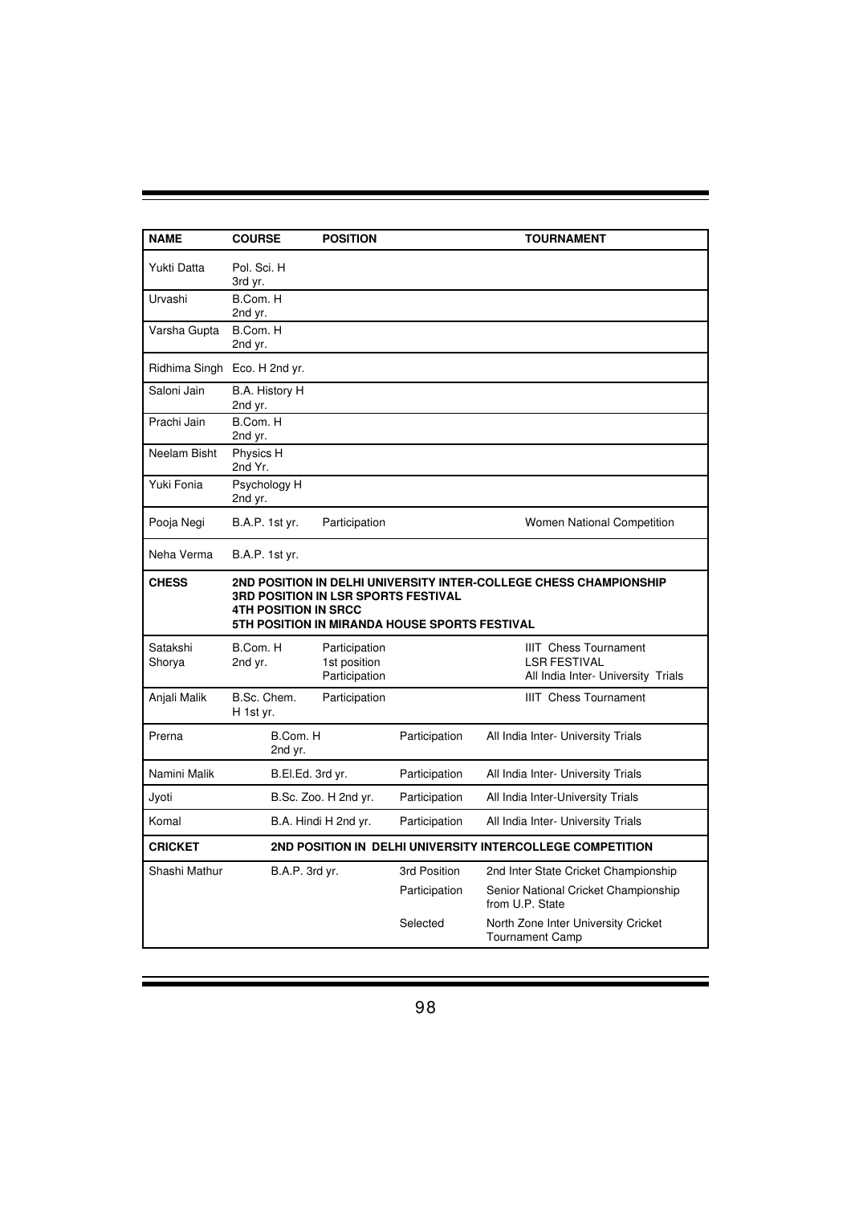| NAME | COURSE | POSITION | TOURNAMENT |
|---|---|---|---|
| Yukti Datta | Pol. Sci. H 3rd yr. | | |
| Urvashi | B.Com. H 2nd yr. | | |
| Varsha Gupta | B.Com. H 2nd yr. | | |
| Ridhima Singh | Eco. H 2nd yr. | | |
| Saloni Jain | B.A. History H 2nd yr. | | |
| Prachi Jain | B.Com. H 2nd yr. | | |
| Neelam Bisht | Physics H 2nd Yr. | | |
| Yuki Fonia | Psychology H 2nd yr. | | |
| Pooja Negi | B.A.P. 1st yr. | Participation | Women National Competition |
| Neha Verma | B.A.P. 1st yr. | | |
| **CHESS** | **2ND POSITION IN DELHI UNIVERSITY INTER-COLLEGE CHESS CHAMPIONSHIP 3RD POSITION IN LSR SPORTS FESTIVAL 4TH POSITION IN SRCC 5TH POSITION IN MIRANDA HOUSE SPORTS FESTIVAL** | | |
| Satakshi Shorya | B.Com. H 2nd yr. | Participation<br>1st position<br>Participation | IIIT Chess Tournament<br>LSR FESTIVAL<br>All India Inter- University Trials |
| Anjali Malik | B.Sc. Chem. H 1st yr. | Participation | IIIT Chess Tournament |
| Prerna | B.Com. H 2nd yr. | Participation | All India Inter- University Trials |
| Namini Malik | B.El.Ed. 3rd yr. | Participation | All India Inter- University Trials |
| Jyoti | B.Sc. Zoo. H 2nd yr. | Participation | All India Inter-University Trials |
| Komal | B.A. Hindi H 2nd yr. | Participation | All India Inter- University Trials |
| **CRICKET** | **2ND POSITION IN DELHI UNIVERSITY INTERCOLLEGE COMPETITION** | | |
| Shashi Mathur | B.A.P. 3rd yr. | 3rd Position<br>Participation<br>Selected | 2nd Inter State Cricket Championship<br>Senior National Cricket Championship from U.P. State<br>North Zone Inter University Cricket Tournament Camp |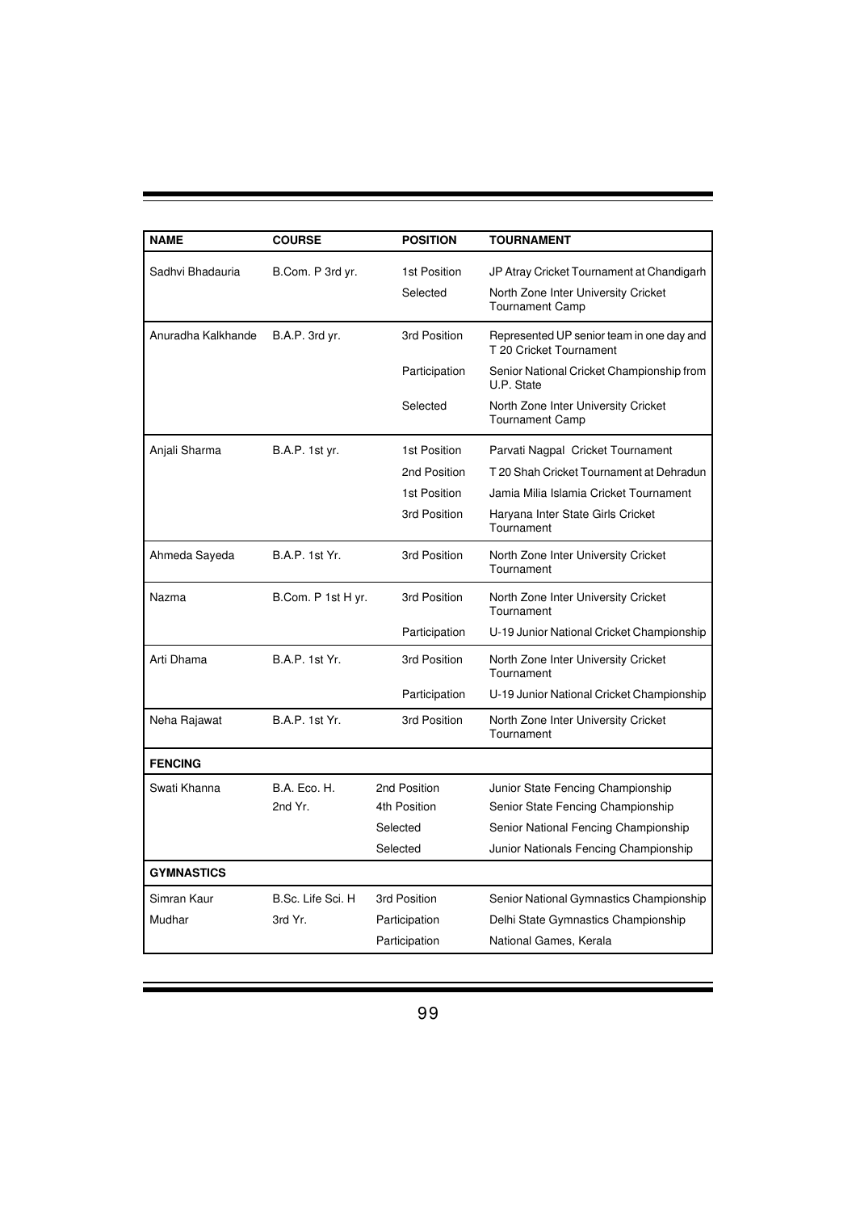| NAME | COURSE | POSITION | TOURNAMENT |
|---|---|---|---|
| Sadhvi Bhadauria | B.Com. P 3rd yr. | 1st Position | JP Atray Cricket Tournament at Chandigarh |
| | | Selected | North Zone Inter University Cricket Tournament Camp |
| Anuradha Kalkhande | B.A.P. 3rd yr. | 3rd Position | Represented UP senior team in one day and T 20 Cricket Tournament |
| | | Participation | Senior National Cricket Championship from U.P. State |
| | | Selected | North Zone Inter University Cricket Tournament Camp |
| Anjali Sharma | B.A.P. 1st yr. | 1st Position | Parvati Nagpal Cricket Tournament |
| | | 2nd Position | T 20 Shah Cricket Tournament at Dehradun |
| | | 1st Position | Jamia Milia Islamia Cricket Tournament |
| | | 3rd Position | Haryana Inter State Girls Cricket Tournament |
| Ahmeda Sayeda | B.A.P. 1st Yr. | 3rd Position | North Zone Inter University Cricket Tournament |
| Nazma | B.Com. P 1st H yr. | 3rd Position | North Zone Inter University Cricket Tournament |
| | | Participation | U-19 Junior National Cricket Championship |
| Arti Dhama | B.A.P. 1st Yr. | 3rd Position | North Zone Inter University Cricket Tournament |
| | | Participation | U-19 Junior National Cricket Championship |
| Neha Rajawat | B.A.P. 1st Yr. | 3rd Position | North Zone Inter University Cricket Tournament |
| **FENCING** | | | |
| Swati Khanna | B.A. Eco. H. | 2nd Position | Junior State Fencing Championship |
| | 2nd Yr. | 4th Position | Senior State Fencing Championship |
| | | Selected | Senior National Fencing Championship |
| | | Selected | Junior Nationals Fencing Championship |
| **GYMNASTICS** | | | |
| Simran Kaur | B.Sc. Life Sci. H | 3rd Position | Senior National Gymnastics Championship |
| Mudhar | 3rd Yr. | Participation | Delhi State Gymnastics Championship |
| | | Participation | National Games, Kerala |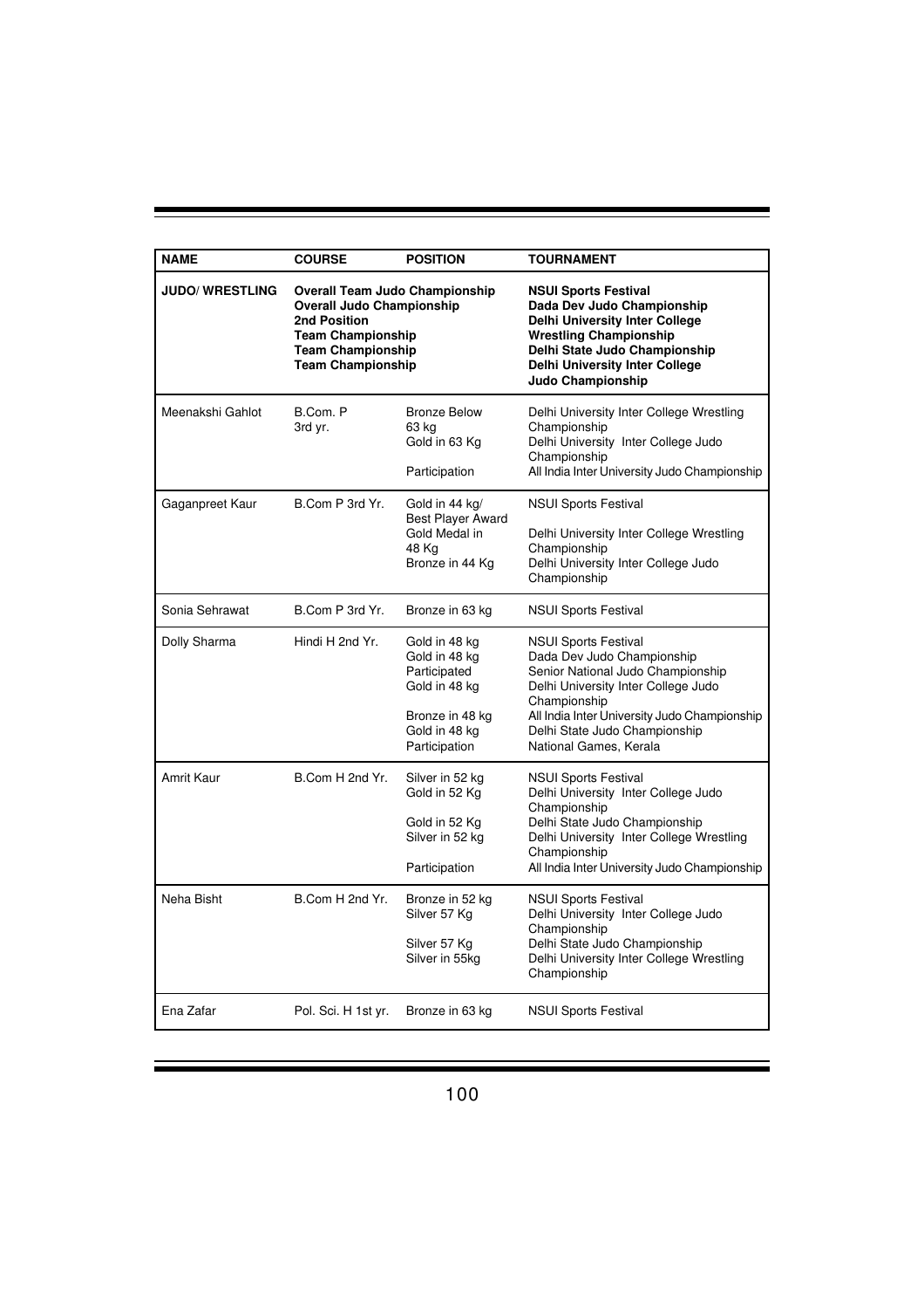| NAME | COURSE | POSITION | TOURNAMENT |
|---|---|---|---|
| **JUDO/ WRESTLING** | **Overall Team Judo Championship**<br>**Overall Judo Championship**<br>**2nd Position**<br>**Team Championship**<br>**Team Championship**<br>**Team Championship** | | **NSUI Sports Festival**<br>**Dada Dev Judo Championship**<br>**Delhi University Inter College Wrestling Championship**<br>**Delhi State Judo Championship**<br>**Delhi University Inter College Judo Championship** |
| Meenakshi Gahlot | B.Com. P 3rd yr. | Bronze Below 63 kg<br>Gold in 63 Kg<br>Participation | Delhi University Inter College Wrestling Championship<br>Delhi University Inter College Judo Championship<br>All India Inter University Judo Championship |
| Gaganpreet Kaur | B.Com P 3rd Yr. | Gold in 44 kg/ Best Player Award<br>Gold Medal in 48 Kg<br>Bronze in 44 Kg | NSUI Sports Festival<br>Delhi University Inter College Wrestling Championship<br>Delhi University Inter College Judo Championship |
| Sonia Sehrawat | B.Com P 3rd Yr. | Bronze in 63 kg | NSUI Sports Festival |
| Dolly Sharma | Hindi H 2nd Yr. | Gold in 48 kg<br>Gold in 48 kg<br>Participated<br>Gold in 48 kg<br>Bronze in 48 kg<br>Gold in 48 kg<br>Participation | NSUI Sports Festival<br>Dada Dev Judo Championship<br>Senior National Judo Championship<br>Delhi University Inter College Judo Championship<br>All India Inter University Judo Championship<br>Delhi State Judo Championship<br>National Games, Kerala |
| Amrit Kaur | B.Com H 2nd Yr. | Silver in 52 kg<br>Gold in 52 Kg<br>Gold in 52 Kg<br>Silver in 52 kg<br>Participation | NSUI Sports Festival<br>Delhi University Inter College Judo Championship<br>Delhi State Judo Championship<br>Delhi University Inter College Wrestling Championship<br>All India Inter University Judo Championship |
| Neha Bisht | B.Com H 2nd Yr. | Bronze in 52 kg<br>Silver 57 Kg<br>Silver 57 Kg<br>Silver in 55kg | NSUI Sports Festival<br>Delhi University Inter College Judo Championship<br>Delhi State Judo Championship<br>Delhi University Inter College Wrestling Championship |
| Ena Zafar | Pol. Sci. H 1st yr. | Bronze in 63 kg | NSUI Sports Festival |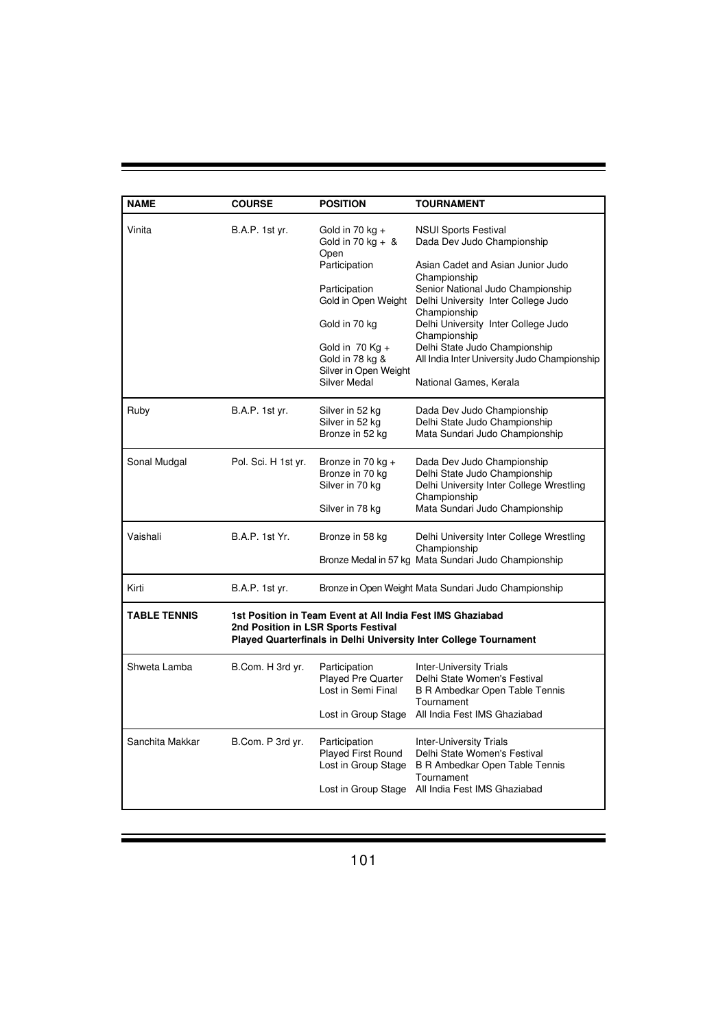| NAME | COURSE | POSITION | TOURNAMENT |
|---|---|---|---|
| Vinita | B.A.P. 1st yr. | Gold in 70 kg + | NSUI Sports Festival |
| | | Gold in 70 kg + & Open | Dada Dev Judo Championship |
| | | Participation | Asian Cadet and Asian Junior Judo Championship |
| | | Participation | Senior National Judo Championship |
| | | Gold in Open Weight | Delhi University Inter College Judo Championship |
| | | Gold in 70 kg | Delhi University Inter College Judo Championship |
| | | Gold in 70 Kg + | Delhi State Judo Championship |
| | | Gold in 78 kg & Silver in Open Weight | All India Inter University Judo Championship |
| | | Silver Medal | National Games, Kerala |
| Ruby | B.A.P. 1st yr. | Silver in 52 kg | Dada Dev Judo Championship |
| | | Silver in 52 kg | Delhi State Judo Championship |
| | | Bronze in 52 kg | Mata Sundari Judo Championship |
| Sonal Mudgal | Pol. Sci. H 1st yr. | Bronze in 70 kg + | Dada Dev Judo Championship |
| | | Bronze in 70 kg | Delhi State Judo Championship |
| | | Silver in 70 kg | Delhi University Inter College Wrestling Championship |
| | | Silver in 78 kg | Mata Sundari Judo Championship |
| Vaishali | B.A.P. 1st Yr. | Bronze in 58 kg | Delhi University Inter College Wrestling Championship |
| | | Bronze Medal in 57 kg | Mata Sundari Judo Championship |
| Kirti | B.A.P. 1st yr. | Bronze in Open Weight | Mata Sundari Judo Championship |
| **TABLE TENNIS** | **1st Position in Team Event at All India Fest IMS Ghaziabad** <br> **2nd Position in LSR Sports Festival** <br> **Played Quarterfinals in Delhi University Inter College Tournament** | | |
| Shweta Lamba | B.Com. H 3rd yr. | Participation | Inter-University Trials |
| | | Played Pre Quarter | Delhi State Women's Festival |
| | | Lost in Semi Final | B R Ambedkar Open Table Tennis Tournament |
| | | Lost in Group Stage | All India Fest IMS Ghaziabad |
| Sanchita Makkar | B.Com. P 3rd yr. | Participation | Inter-University Trials |
| | | Played First Round | Delhi State Women's Festival |
| | | Lost in Group Stage | B R Ambedkar Open Table Tennis Tournament |
| | | Lost in Group Stage | All India Fest IMS Ghaziabad |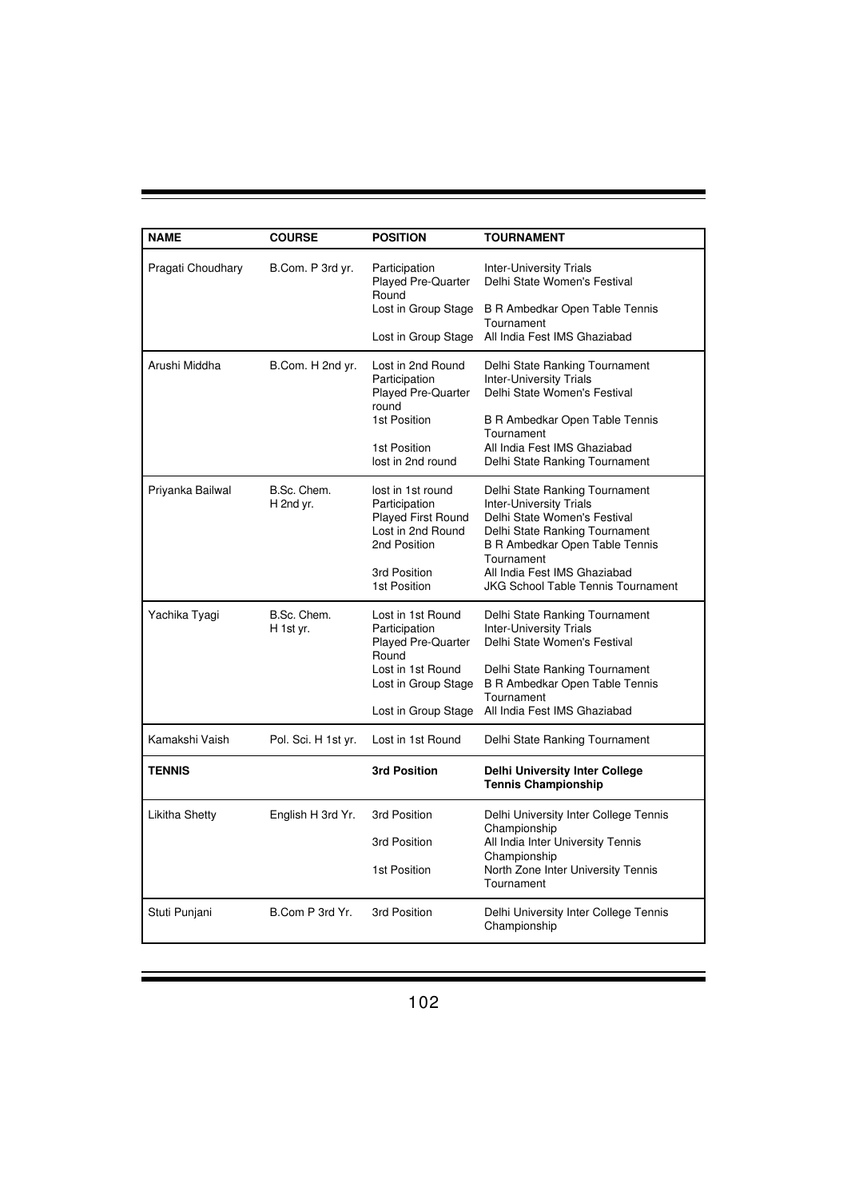| NAME | COURSE | POSITION | TOURNAMENT |
|---|---|---|---|
| Pragati Choudhary | B.Com. P 3rd yr. | Participation<br>Played Pre-Quarter Round<br>Lost in Group Stage<br>Lost in Group Stage | Inter-University Trials<br>Delhi State Women's Festival<br>B R Ambedkar Open Table Tennis Tournament<br>All India Fest IMS Ghaziabad |
| Arushi Middha | B.Com. H 2nd yr. | Lost in 2nd Round<br>Participation<br>Played Pre-Quarter round<br>1st Position<br>1st Position<br>lost in 2nd round | Delhi State Ranking Tournament<br>Inter-University Trials<br>Delhi State Women's Festival<br>B R Ambedkar Open Table Tennis Tournament<br>All India Fest IMS Ghaziabad<br>Delhi State Ranking Tournament |
| Priyanka Bailwal | B.Sc. Chem. H 2nd yr. | lost in 1st round<br>Participation<br>Played First Round<br>Lost in 2nd Round<br>2nd Position<br>3rd Position<br>1st Position | Delhi State Ranking Tournament<br>Inter-University Trials<br>Delhi State Women's Festival<br>Delhi State Ranking Tournament<br>B R Ambedkar Open Table Tennis Tournament<br>All India Fest IMS Ghaziabad<br>JKG School Table Tennis Tournament |
| Yachika Tyagi | B.Sc. Chem. H 1st yr. | Lost in 1st Round<br>Participation<br>Played Pre-Quarter Round<br>Lost in 1st Round<br>Lost in Group Stage<br>Lost in Group Stage | Delhi State Ranking Tournament<br>Inter-University Trials<br>Delhi State Women's Festival<br>Delhi State Ranking Tournament<br>B R Ambedkar Open Table Tennis Tournament<br>All India Fest IMS Ghaziabad |
| Kamakshi Vaish | Pol. Sci. H 1st yr. | Lost in 1st Round | Delhi State Ranking Tournament |
| **TENNIS** | | **3rd Position** | **Delhi University Inter College Tennis Championship** |
| Likitha Shetty | English H 3rd Yr. | 3rd Position<br>3rd Position<br>1st Position | Delhi University Inter College Tennis Championship<br>All India Inter University Tennis Championship<br>North Zone Inter University Tennis Tournament |
| Stuti Punjani | B.Com P 3rd Yr. | 3rd Position | Delhi University Inter College Tennis Championship |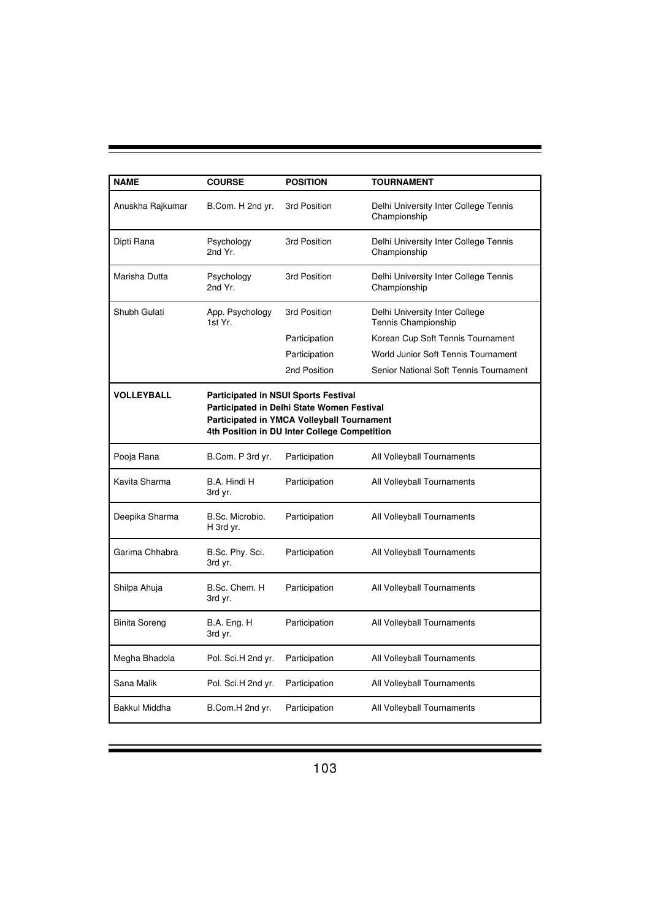| NAME | COURSE | POSITION | TOURNAMENT |
|---|---|---|---|
| Anuskha Rajkumar | B.Com. H 2nd yr. | 3rd Position | Delhi University Inter College Tennis Championship |
| Dipti Rana | Psychology 2nd Yr. | 3rd Position | Delhi University Inter College Tennis Championship |
| Marisha Dutta | Psychology 2nd Yr. | 3rd Position | Delhi University Inter College Tennis Championship |
| Shubh Gulati | App. Psychology 1st Yr. | 3rd Position | Delhi University Inter College Tennis Championship |
| | | Participation | Korean Cup Soft Tennis Tournament |
| | | Participation | World Junior Soft Tennis Tournament |
| | | 2nd Position | Senior National Soft Tennis Tournament |
| **VOLLEYBALL** | **Participated in NSUI Sports Festival<br>Participated in Delhi State Women Festival<br>Participated in YMCA Volleyball Tournament<br>4th Position in DU Inter College Competition** | | |
| Pooja Rana | B.Com. P 3rd yr. | Participation | All Volleyball Tournaments |
| Kavita Sharma | B.A. Hindi H 3rd yr. | Participation | All Volleyball Tournaments |
| Deepika Sharma | B.Sc. Microbio. H 3rd yr. | Participation | All Volleyball Tournaments |
| Garima Chhabra | B.Sc. Phy. Sci. 3rd yr. | Participation | All Volleyball Tournaments |
| Shilpa Ahuja | B.Sc. Chem. H 3rd yr. | Participation | All Volleyball Tournaments |
| Binita Soreng | B.A. Eng. H 3rd yr. | Participation | All Volleyball Tournaments |
| Megha Bhadola | Pol. Sci.H 2nd yr. | Participation | All Volleyball Tournaments |
| Sana Malik | Pol. Sci.H 2nd yr. | Participation | All Volleyball Tournaments |
| Bakkul Middha | B.Com.H 2nd yr. | Participation | All Volleyball Tournaments |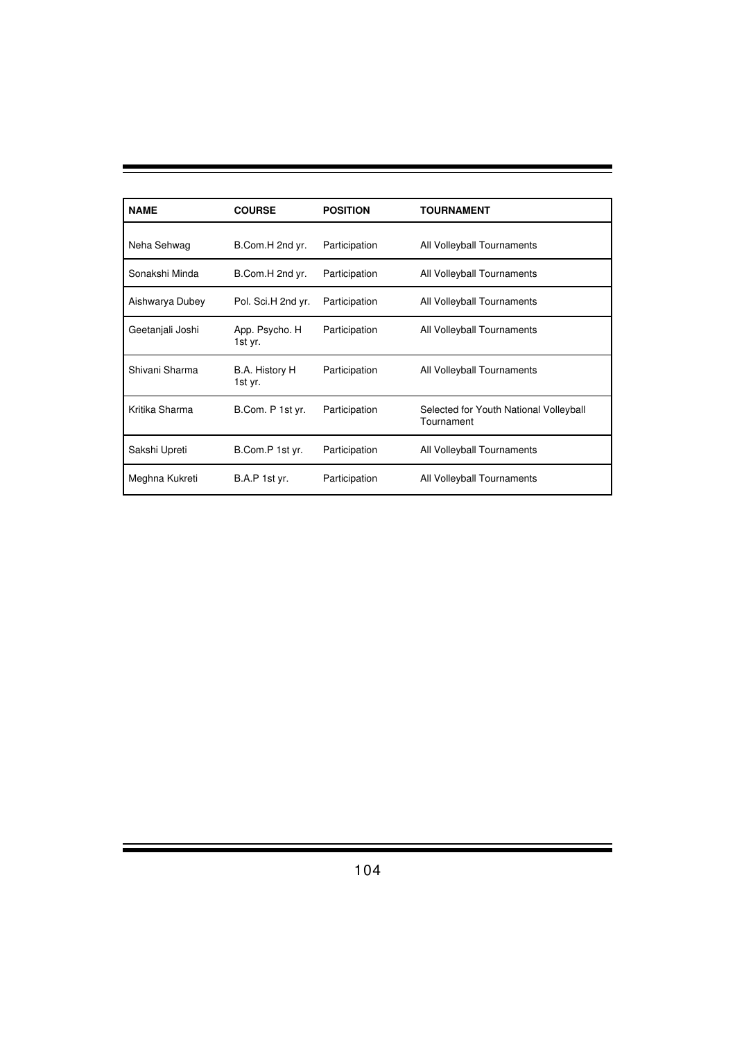| NAME | COURSE | POSITION | TOURNAMENT |
|---|---|---|---|
| Neha Sehwag | B.Com.H 2nd yr. | Participation | All Volleyball Tournaments |
| Sonakshi Minda | B.Com.H 2nd yr. | Participation | All Volleyball Tournaments |
| Aishwarya Dubey | Pol. Sci.H 2nd yr. | Participation | All Volleyball Tournaments |
| Geetanjali Joshi | App. Psycho. H 1st yr. | Participation | All Volleyball Tournaments |
| Shivani Sharma | B.A. History H 1st yr. | Participation | All Volleyball Tournaments |
| Kritika Sharma | B.Com. P 1st yr. | Participation | Selected for Youth National Volleyball Tournament |
| Sakshi Upreti | B.Com.P 1st yr. | Participation | All Volleyball Tournaments |
| Meghna Kukreti | B.A.P 1st yr. | Participation | All Volleyball Tournaments |